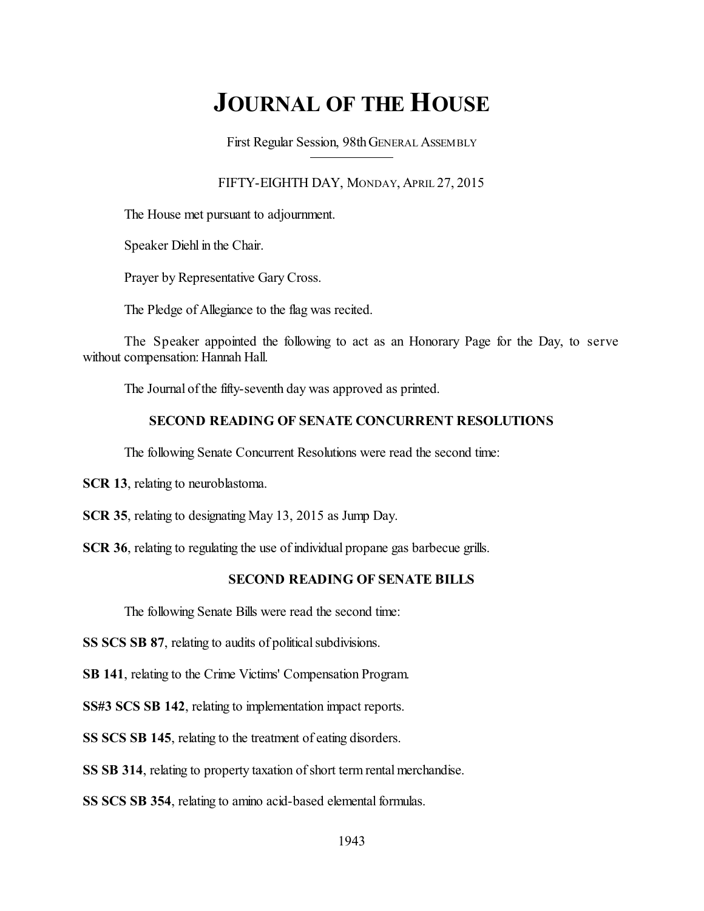# JOURNAL OF THE HOUSE

First Regular Session, 98th GENERAL ASSEMBLY

FIFTY-EIGHTH DAY, MONDAY, APRIL 27, 2015

The House met pursuant to adjournment.

Speaker Diehl in the Chair.

Prayer by Representative Gary Cross.

The Pledge of Allegiance to the flag was recited.

The Speaker appointed the following to act as an Honorary Page for the Day, to serve without compensation: Hannah Hall.

The Journal of the fifty-seventh day was approved as printed.

### SECOND READING OF SENATE CONCURRENT RESOLUTIONS

The following Senate Concurrent Resolutions were read the second time:

**SCR 13**, relating to neuroblastoma.

**SCR 35**, relating to designating May 13, 2015 as Jump Day.

**SCR 36**, relating to regulating the use of individual propane gas barbecue grills.

### SECOND READING OF SENATE BILLS

The following Senate Bills were read the second time:

**SS SCS SB 87**, relating to audits of political subdivisions.

**SB 141**, relating to the Crime Victims' Compensation Program.

**SS#3 SCS SB 142**, relating to implementation impact reports.

**SS SCS SB 145**, relating to the treatment of eating disorders.

**SS SB 314**, relating to property taxation of short term rental merchandise.

**SS SCS SB 354**, relating to amino acid-based elemental formulas.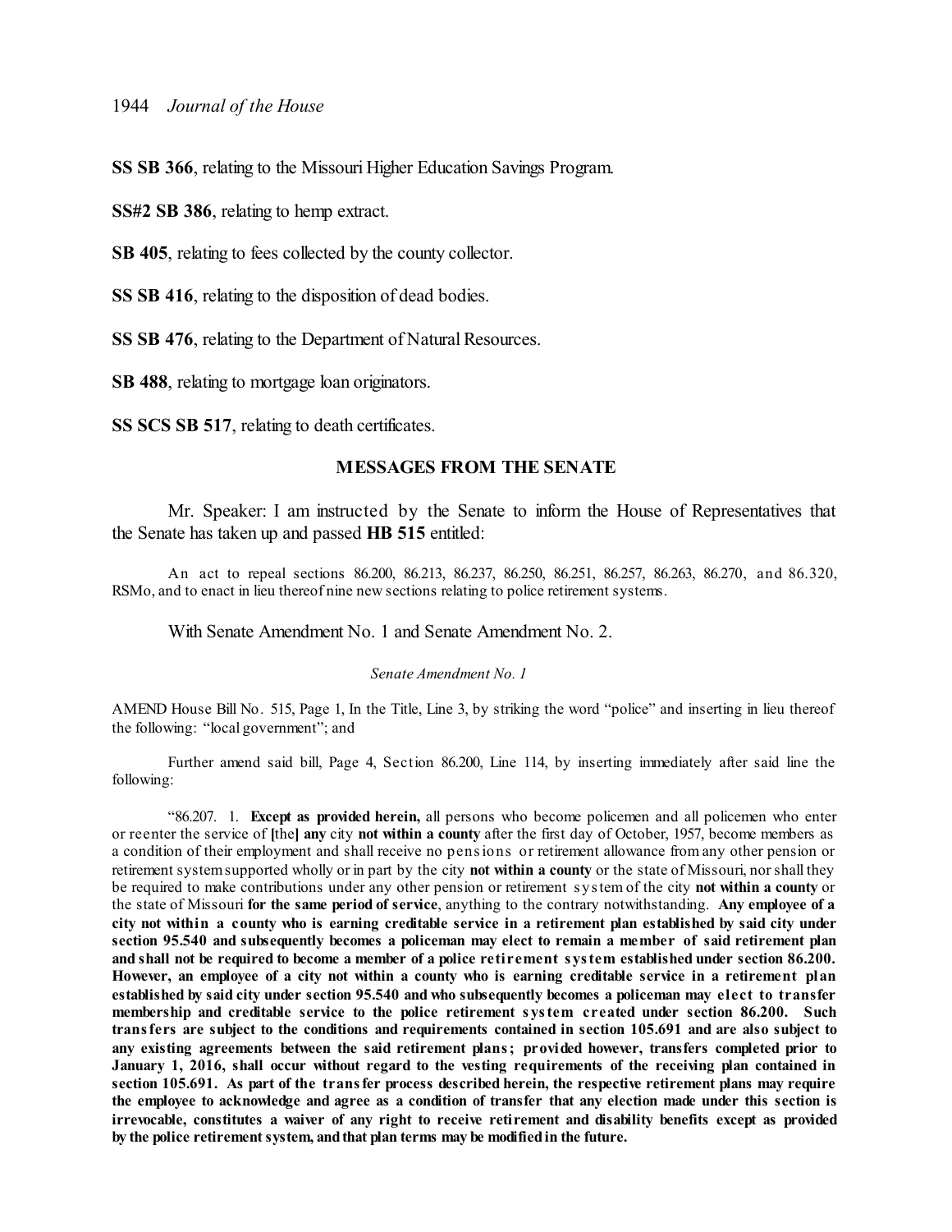**SS SB 366**, relating to the Missouri Higher Education Savings Program.

**SS#2 SB 386**, relating to hemp extract.

**SB 405**, relating to fees collected by the county collector.

**SS SB 416**, relating to the disposition of dead bodies.

**SS SB 476**, relating to the Department of Natural Resources.

**SB 488**, relating to mortgage loan originators.

**SS SCS SB 517**, relating to death certificates.

## MESSAGES FROM THE SENATE

Mr. Speaker: I am instructed by the Senate to inform the House of Representatives that the Senate has taken up and passed **HB 515** entitled:

An act to repeal sections 86.200, 86.213, 86.237, 86.250, 86.251, 86.257, 86.263, 86.270, and 86.320, RSMo, and to enact in lieu thereof nine new sections relating to police retirement systems.

With Senate Amendment No. 1 and Senate Amendment No. 2.

*Senate Amendment No. 1*

AMEND House Bill No. 515, Page 1, In the Title, Line 3, by striking the word "police" and inserting in lieu thereof the following: "local government"; and

Further amend said bill, Page 4, Section 86.200, Line 114, by inserting immediately after said line the following:

"86.207. 1. **Except as provided herein,** all persons who become policemen and all policemen who enter or reenter the service of [the] **any** city **not within a county** after the first day of October, 1957, become members as a condition of their employment and shall receive no pensions or retirement allowance from any other pension or retirement system supported wholly or in part by the city **not within a county** or the state of Missouri, nor shall they be required to make contributions under any other pension or retirement system of the city **not within a county** or the state of Missouri **for the same period of service**, anything to the contrary notwithstanding. **Any employee of a city not within a county who is earning creditable service in a retirement plan established by said city under section 95.540 and subsequently becomes a policeman may elect to remain a member of said retirement plan and shall not be required to become a member of a police retirement system established under section 86.200. However, an employee of a city not within a county who is earning creditable service in a retirement plan established by said city under section 95.540 and who subsequently becomes a policeman may elect to transfer membership and creditable service to the police retirement system created under section 86.200. Such transfers are subject to the conditions and requirements contained in section 105.691 and are also subject to any existing agreements between the said retirement plans; provided however, transfers completed prior to January 1, 2016, shall occur without regard to the vesting requirements of the receiving plan contained in section 105.691. As part of the transfer process described herein, the respective retirement plans may require the employee to acknowledge and agree as a condition of transfer that any election made under this section is irrevocable, constitutes a waiver of any right to receive retirement and disability benefits except as provided by the police retirement system, and that plan terms may be modified in the future.**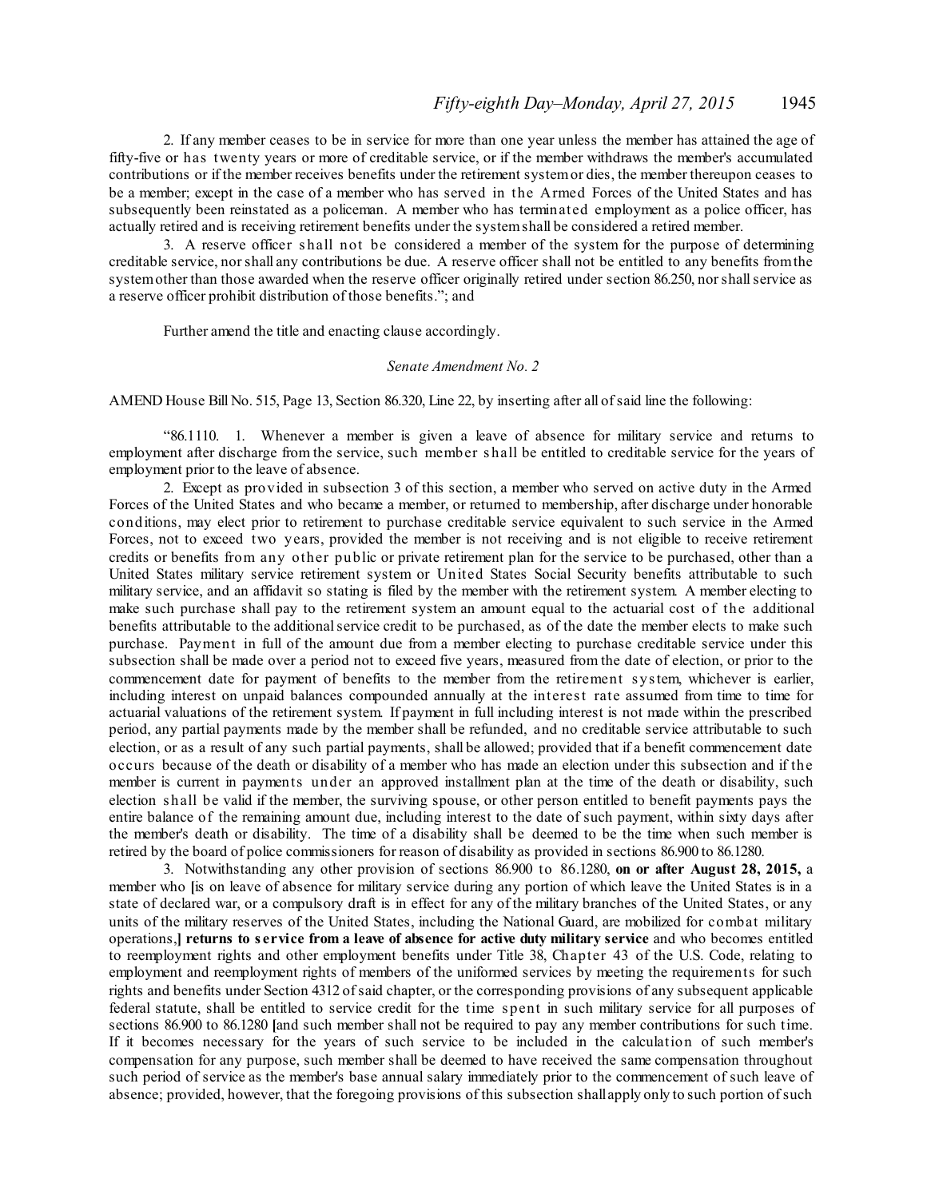2. If any member ceases to be in service for more than one year unless the member has attained the age of fifty-five or has twenty years or more of creditable service, or if the member withdraws the member's accumulated contributions or if the member receives benefits under the retirement system or dies, the member thereupon ceases to be a member; except in the case of a member who has served in the Armed Forces of the United States and has subsequently been reinstated as a policeman. A member who has terminated employment as a police officer, has actually retired and is receiving retirement benefits under the system shall be considered a retired member.

3. A reserve officer shall not be considered a member of the system for the purpose of determining creditable service, nor shall any contributions be due. A reserve officer shall not be entitled to any benefits from the system other than those awarded when the reserve officer originally retired under section 86.250, nor shall service as a reserve officer prohibit distribution of those benefits."; and

Further amend the title and enacting clause accordingly.

*Senate Amendment No. 2*

AMEND House Bill No. 515, Page 13, Section 86.320, Line 22, by inserting after all of said line the following:

"86.1110. 1. Whenever a member is given a leave of absence for military service and returns to employment after discharge from the service, such member shall be entitled to creditable service for the years of employment prior to the leave of absence.

2. Except as provided in subsection 3 of this section, a member who served on active duty in the Armed Forces of the United States and who became a member, or returned to membership, after discharge under honorable conditions, may elect prior to retirement to purchase creditable service equivalent to such service in the Armed Forces, not to exceed two years, provided the member is not receiving and is not eligible to receive retirement credits or benefits from any other public or private retirement plan for the service to be purchased, other than a United States military service retirement system or United States Social Security benefits attributable to such military service, and an affidavit so stating is filed by the member with the retirement system. A member electing to make such purchase shall pay to the retirement system an amount equal to the actuarial cost of the additional benefits attributable to the additional service credit to be purchased, as of the date the member elects to make such purchase. Payment in full of the amount due from a member electing to purchase creditable service under this subsection shall be made over a period not to exceed five years, measured from the date of election, or prior to the commencement date for payment of benefits to the member from the retirement system, whichever is earlier, including interest on unpaid balances compounded annually at the interest rate assumed from time to time for actuarial valuations of the retirement system. If payment in full including interest is not made within the prescribed period, any partial payments made by the member shall be refunded, and no creditable service attributable to such election, or as a result of any such partial payments, shall be allowed; provided that if a benefit commencement date occurs because of the death or disability of a member who has made an election under this subsection and if the member is current in payments under an approved installment plan at the time of the death or disability, such election shall be valid if the member, the surviving spouse, or other person entitled to benefit payments pays the entire balance of the remaining amount due, including interest to the date of such payment, within sixty days after the member's death or disability. The time of a disability shall be deemed to be the time when such member is retired by the board of police commissioners for reason of disability as provided in sections 86.900 to 86.1280.

3. Notwithstanding any other provision of sections 86.900 to 86.1280, **on or after August 28, 2015,** a member who [is on leave of absence for military service during any portion of which leave the United States is in a state of declared war, or a compulsory draft is in effect for any of the military branches of the United States, or any units of the military reserves of the United States, including the National Guard, are mobilized for combat military operations,] **returns to service from a leave of absence for active duty military service** and who becomes entitled to reemployment rights and other employment benefits under Title 38, Chapter 43 of the U.S. Code, relating to employment and reemployment rights of members of the uniformed services by meeting the requirements for such rights and benefits under Section 4312 of said chapter, or the corresponding provisions of any subsequent applicable federal statute, shall be entitled to service credit for the time spent in such military service for all purposes of sections 86.900 to 86.1280 [and such member shall not be required to pay any member contributions for such time. If it becomes necessary for the years of such service to be included in the calculation of such member's compensation for any purpose, such member shall be deemed to have received the same compensation throughout such period of service as the member's base annual salary immediately prior to the commencement of such leave of absence; provided, however, that the foregoing provisions of this subsection shall apply only to such portion of such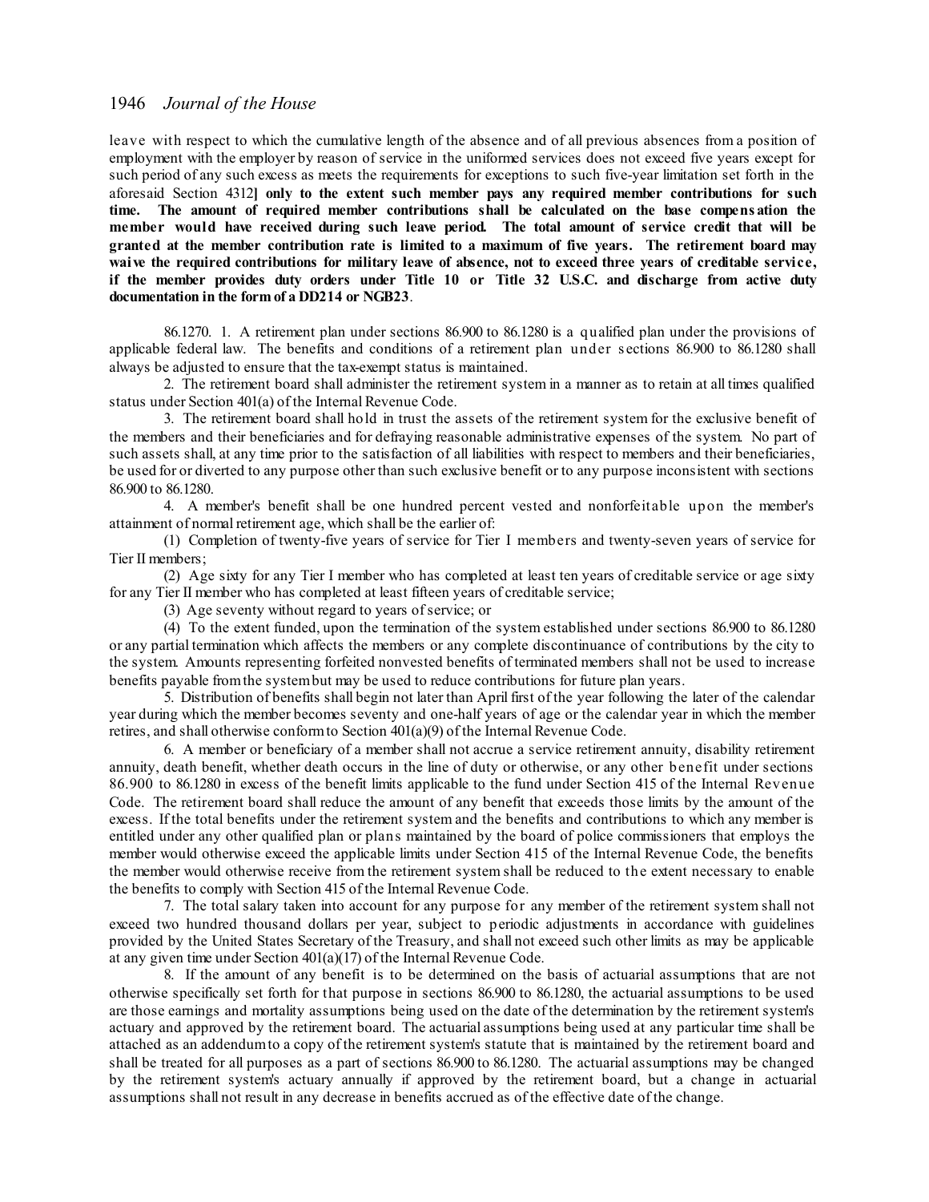leave with respect to which the cumulative length of the absence and of all previous absences from a position of employment with the employer by reason of service in the uniformed services does not exceed five years except for such period of any such excess as meets the requirements for exceptions to such five-year limitation set forth in the aforesaid Section 4312] **only to the extent such member pays any required member contributions for such time. The amount of required member contributions shall be calculated on the base compensation the member would have received during such leave period. The total amount of service credit that will be granted at the member contribution rate is limited to a maximum of five years. The retirement board may waive the required contributions for military leave of absence, not to exceed three years of creditable service, if the member provides duty orders under Title 10 or Title 32 U.S.C. and discharge from active duty documentation in the form of a DD214 or NGB23**.

86.1270. 1. A retirement plan under sections 86.900 to 86.1280 is a qualified plan under the provisions of applicable federal law. The benefits and conditions of a retirement plan under sections 86.900 to 86.1280 shall always be adjusted to ensure that the tax-exempt status is maintained.

2. The retirement board shall administer the retirement system in a manner as to retain at all times qualified status under Section 401(a) of the Internal Revenue Code.

3. The retirement board shall hold in trust the assets of the retirement system for the exclusive benefit of the members and their beneficiaries and for defraying reasonable administrative expenses of the system. No part of such assets shall, at any time prior to the satisfaction of all liabilities with respect to members and their beneficiaries, be used for or diverted to any purpose other than such exclusive benefit or to any purpose inconsistent with sections 86.900 to 86.1280.

4. A member's benefit shall be one hundred percent vested and nonforfeitable upon the member's attainment of normal retirement age, which shall be the earlier of:

(1) Completion of twenty-five years of service for Tier I members and twenty-seven years of service for Tier II members;

(2) Age sixty for any Tier I member who has completed at least ten years of creditable service or age sixty for any Tier II member who has completed at least fifteen years of creditable service;

(3) Age seventy without regard to years of service; or

(4) To the extent funded, upon the termination of the system established under sections 86.900 to 86.1280 or any partial termination which affects the members or any complete discontinuance of contributions by the city to the system. Amounts representing forfeited nonvested benefits of terminated members shall not be used to increase benefits payable from the system but may be used to reduce contributions for future plan years.

5. Distribution of benefits shall begin not later than April first of the year following the later of the calendar year during which the member becomes seventy and one-half years of age or the calendar year in which the member retires, and shall otherwise conform to Section 401(a)(9) of the Internal Revenue Code.

6. A member or beneficiary of a member shall not accrue a service retirement annuity, disability retirement annuity, death benefit, whether death occurs in the line of duty or otherwise, or any other benefit under sections 86.900 to 86.1280 in excess of the benefit limits applicable to the fund under Section 415 of the Internal Revenue Code. The retirement board shall reduce the amount of any benefit that exceeds those limits by the amount of the excess. If the total benefits under the retirement system and the benefits and contributions to which any member is entitled under any other qualified plan or plans maintained by the board of police commissioners that employs the member would otherwise exceed the applicable limits under Section 415 of the Internal Revenue Code, the benefits the member would otherwise receive from the retirement system shall be reduced to the extent necessary to enable the benefits to comply with Section 415 of the Internal Revenue Code.

7. The total salary taken into account for any purpose for any member of the retirement system shall not exceed two hundred thousand dollars per year, subject to periodic adjustments in accordance with guidelines provided by the United States Secretary of the Treasury, and shall not exceed such other limits as may be applicable at any given time under Section 401(a)(17) of the Internal Revenue Code.

8. If the amount of any benefit is to be determined on the basis of actuarial assumptions that are not otherwise specifically set forth for that purpose in sections 86.900 to 86.1280, the actuarial assumptions to be used are those earnings and mortality assumptions being used on the date of the determination by the retirement system's actuary and approved by the retirement board. The actuarial assumptions being used at any particular time shall be attached as an addendum to a copy of the retirement system's statute that is maintained by the retirement board and shall be treated for all purposes as a part of sections 86.900 to 86.1280. The actuarial assumptions may be changed by the retirement system's actuary annually if approved by the retirement board, but a change in actuarial assumptions shall not result in any decrease in benefits accrued as of the effective date of the change.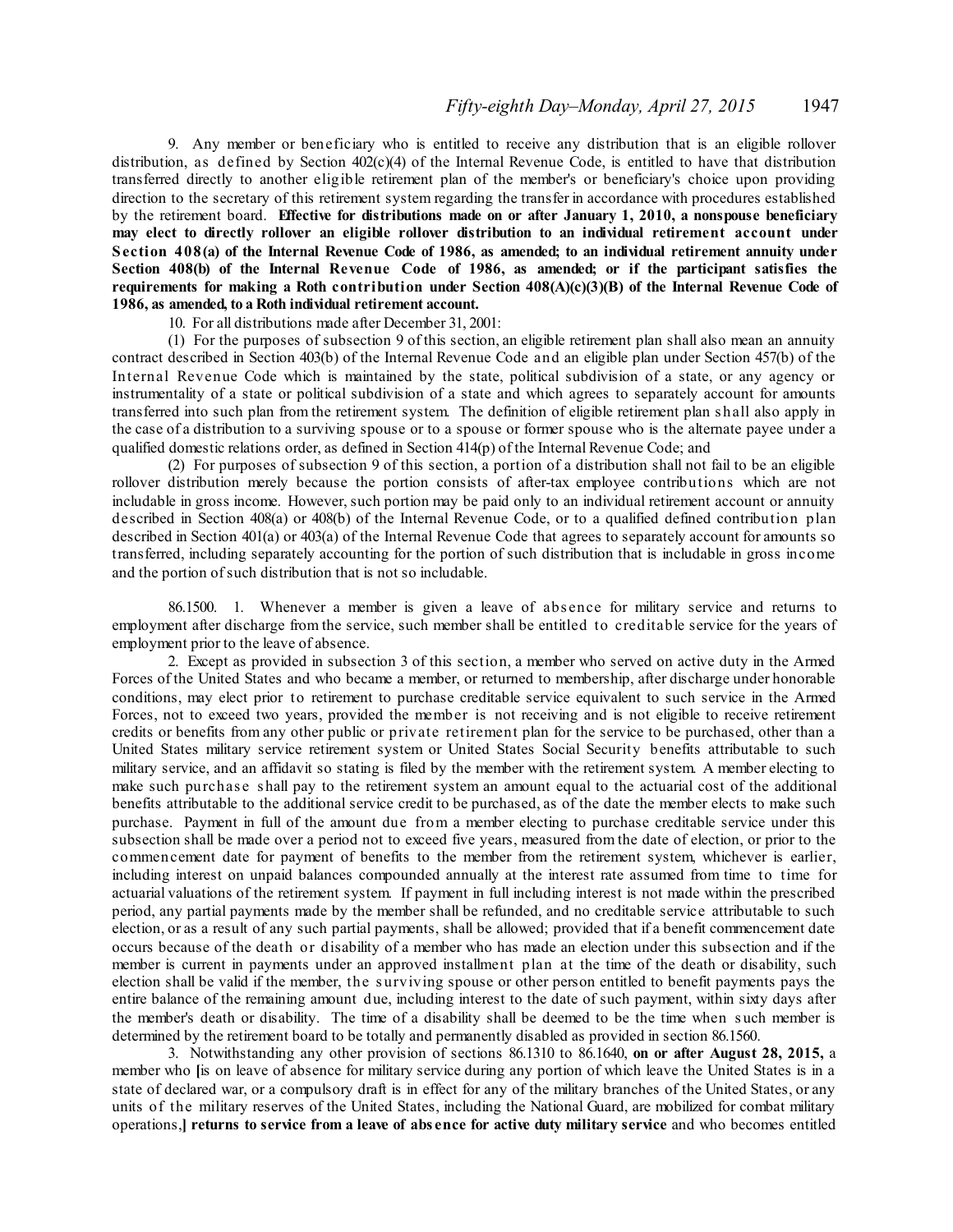9. Any member or beneficiary who is entitled to receive any distribution that is an eligible rollover distribution, as defined by Section 402(c)(4) of the Internal Revenue Code, is entitled to have that distribution transferred directly to another eligible retirement plan of the member's or beneficiary's choice upon providing direction to the secretary of this retirement system regarding the transfer in accordance with procedures established by the retirement board. **Effective for distributions made on or after January 1, 2010, a nonspouse beneficiary may elect to directly rollover an eligible rollover distribution to an individual retirement account under Section 408(a) of the Internal Revenue Code of 1986, as amended; to an individual retirement annuity under Section 408(b) of the Internal Revenue Code of 1986, as amended; or if the participant satisfies the requirements for making a Roth contribution under Section 408(A)(c)(3)(B) of the Internal Revenue Code of 1986, as amended, to a Roth individual retirement account.**

10. For all distributions made after December 31, 2001:

(1) For the purposes of subsection 9 of this section, an eligible retirement plan shall also mean an annuity contract described in Section 403(b) of the Internal Revenue Code and an eligible plan under Section 457(b) of the Internal Revenue Code which is maintained by the state, political subdivision of a state, or any agency or instrumentality of a state or political subdivision of a state and which agrees to separately account for amounts transferred into such plan from the retirement system. The definition of eligible retirement plan shall also apply in the case of a distribution to a surviving spouse or to a spouse or former spouse who is the alternate payee under a qualified domestic relations order, as defined in Section 414(p) of the Internal Revenue Code; and

(2) For purposes of subsection 9 of this section, a portion of a distribution shall not fail to be an eligible rollover distribution merely because the portion consists of after-tax employee contributions which are not includable in gross income. However, such portion may be paid only to an individual retirement account or annuity described in Section 408(a) or 408(b) of the Internal Revenue Code, or to a qualified defined contribution plan described in Section 401(a) or 403(a) of the Internal Revenue Code that agrees to separately account for amounts so transferred, including separately accounting for the portion of such distribution that is includable in gross income and the portion of such distribution that is not so includable.

86.1500. 1. Whenever a member is given a leave of absence for military service and returns to employment after discharge from the service, such member shall be entitled to creditable service for the years of employment prior to the leave of absence.

2. Except as provided in subsection 3 of this section, a member who served on active duty in the Armed Forces of the United States and who became a member, or returned to membership, after discharge under honorable conditions, may elect prior to retirement to purchase creditable service equivalent to such service in the Armed Forces, not to exceed two years, provided the member is not receiving and is not eligible to receive retirement credits or benefits from any other public or private retirement plan for the service to be purchased, other than a United States military service retirement system or United States Social Security benefits attributable to such military service, and an affidavit so stating is filed by the member with the retirement system. A member electing to make such purchase shall pay to the retirement system an amount equal to the actuarial cost of the additional benefits attributable to the additional service credit to be purchased, as of the date the member elects to make such purchase. Payment in full of the amount due from a member electing to purchase creditable service under this subsection shall be made over a period not to exceed five years, measured from the date of election, or prior to the commencement date for payment of benefits to the member from the retirement system, whichever is earlier, including interest on unpaid balances compounded annually at the interest rate assumed from time to time for actuarial valuations of the retirement system. If payment in full including interest is not made within the prescribed period, any partial payments made by the member shall be refunded, and no creditable service attributable to such election, or as a result of any such partial payments, shall be allowed; provided that if a benefit commencement date occurs because of the death or disability of a member who has made an election under this subsection and if the member is current in payments under an approved installment plan at the time of the death or disability, such election shall be valid if the member, the surviving spouse or other person entitled to benefit payments pays the entire balance of the remaining amount due, including interest to the date of such payment, within sixty days after the member's death or disability. The time of a disability shall be deemed to be the time when such member is determined by the retirement board to be totally and permanently disabled as provided in section 86.1560.

3. Notwithstanding any other provision of sections 86.1310 to 86.1640, **on or after August 28, 2015,** a member who [is on leave of absence for military service during any portion of which leave the United States is in a state of declared war, or a compulsory draft is in effect for any of the military branches of the United States, or any units of the military reserves of the United States, including the National Guard, are mobilized for combat military operations,] **returns to service from a leave of absence for active duty military service** and who becomes entitled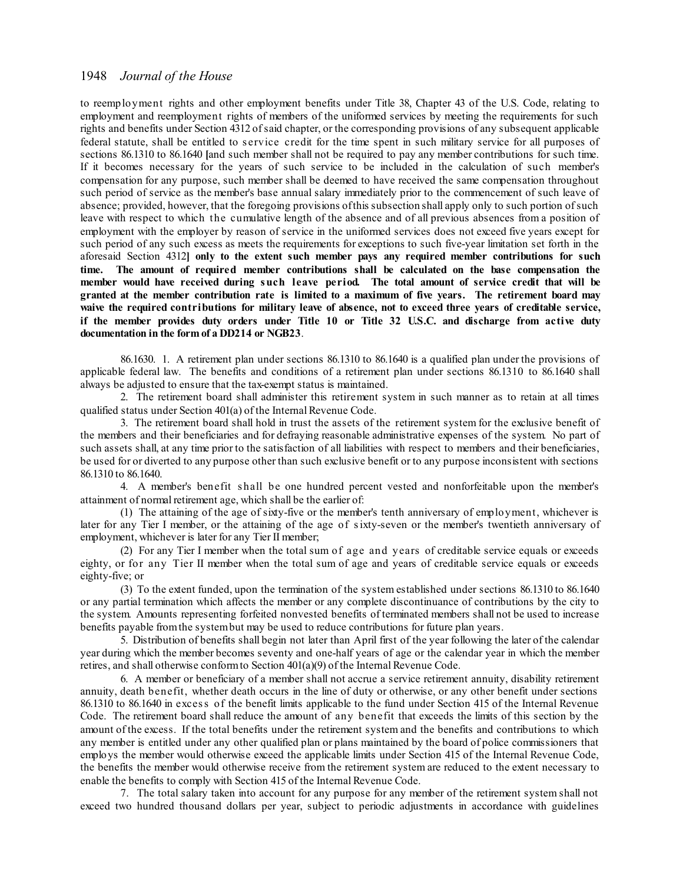to reemployment rights and other employment benefits under Title 38, Chapter 43 of the U.S. Code, relating to employment and reemployment rights of members of the uniformed services by meeting the requirements for such rights and benefits under Section 4312 of said chapter, or the corresponding provisions of any subsequent applicable federal statute, shall be entitled to service credit for the time spent in such military service for all purposes of sections 86.1310 to 86.1640 [and such member shall not be required to pay any member contributions for such time. If it becomes necessary for the years of such service to be included in the calculation of such member's compensation for any purpose, such member shall be deemed to have received the same compensation throughout such period of service as the member's base annual salary immediately prior to the commencement of such leave of absence; provided, however, that the foregoing provisions of this subsection shall apply only to such portion of such leave with respect to which the cumulative length of the absence and of all previous absences from a position of employment with the employer by reason of service in the uniformed services does not exceed five years except for such period of any such excess as meets the requirements for exceptions to such five-year limitation set forth in the aforesaid Section 4312] **only to the extent such member pays any required member contributions for such time. The amount of required member contributions shall be calculated on the base compensation the member would have received during such leave period. The total amount of service credit that will be granted at the member contribution rate is limited to a maximum of five years. The retirement board may waive the required contributions for military leave of absence, not to exceed three years of creditable service, if the member provides duty orders under Title 10 or Title 32 U.S.C. and discharge from active duty documentation in the form of a DD214 or NGB23**.

86.1630. 1. A retirement plan under sections 86.1310 to 86.1640 is a qualified plan under the provisions of applicable federal law. The benefits and conditions of a retirement plan under sections 86.1310 to 86.1640 shall always be adjusted to ensure that the tax-exempt status is maintained.

2. The retirement board shall administer this retirement system in such manner as to retain at all times qualified status under Section 401(a) of the Internal Revenue Code.

3. The retirement board shall hold in trust the assets of the retirement system for the exclusive benefit of the members and their beneficiaries and for defraying reasonable administrative expenses of the system. No part of such assets shall, at any time prior to the satisfaction of all liabilities with respect to members and their beneficiaries, be used for or diverted to any purpose other than such exclusive benefit or to any purpose inconsistent with sections 86.1310 to 86.1640.

4. A member's benefit shall be one hundred percent vested and nonforfeitable upon the member's attainment of normal retirement age, which shall be the earlier of:

(1) The attaining of the age of sixty-five or the member's tenth anniversary of employment, whichever is later for any Tier I member, or the attaining of the age of sixty-seven or the member's twentieth anniversary of employment, whichever is later for any Tier II member;

(2) For any Tier I member when the total sum of age and years of creditable service equals or exceeds eighty, or for any Tier II member when the total sum of age and years of creditable service equals or exceeds eighty-five; or

(3) To the extent funded, upon the termination of the system established under sections 86.1310 to 86.1640 or any partial termination which affects the member or any complete discontinuance of contributions by the city to the system. Amounts representing forfeited nonvested benefits of terminated members shall not be used to increase benefits payable from the system but may be used to reduce contributions for future plan years.

5. Distribution of benefits shall begin not later than April first of the year following the later of the calendar year during which the member becomes seventy and one-half years of age or the calendar year in which the member retires, and shall otherwise conform to Section 401(a)(9) of the Internal Revenue Code.

6. A member or beneficiary of a member shall not accrue a service retirement annuity, disability retirement annuity, death benefit, whether death occurs in the line of duty or otherwise, or any other benefit under sections 86.1310 to 86.1640 in excess of the benefit limits applicable to the fund under Section 415 of the Internal Revenue Code. The retirement board shall reduce the amount of any benefit that exceeds the limits of this section by the amount of the excess. If the total benefits under the retirement system and the benefits and contributions to which any member is entitled under any other qualified plan or plans maintained by the board of police commissioners that employs the member would otherwise exceed the applicable limits under Section 415 of the Internal Revenue Code, the benefits the member would otherwise receive from the retirement system are reduced to the extent necessary to enable the benefits to comply with Section 415 of the Internal Revenue Code.

7. The total salary taken into account for any purpose for any member of the retirement system shall not exceed two hundred thousand dollars per year, subject to periodic adjustments in accordance with guidelines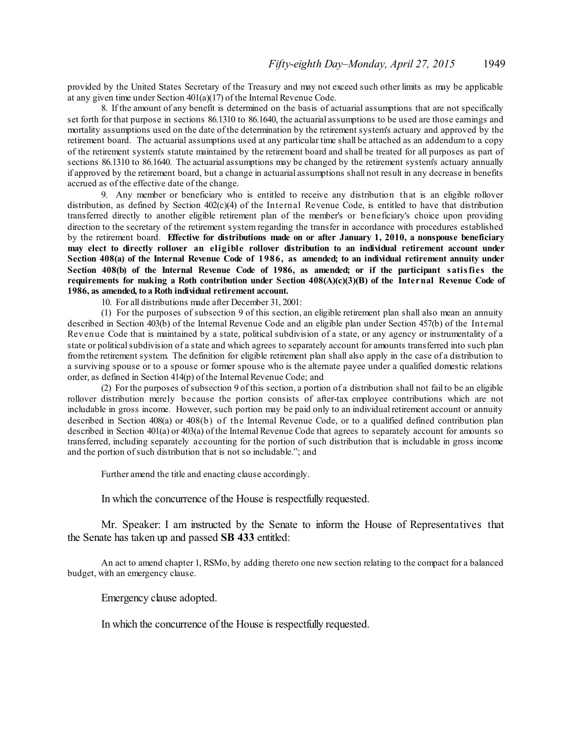provided by the United States Secretary of the Treasury and may not exceed such other limits as may be applicable at any given time under Section 401(a)(17) of the Internal Revenue Code.

8. If the amount of any benefit is determined on the basis of actuarial assumptions that are not specifically set forth for that purpose in sections 86.1310 to 86.1640, the actuarial assumptions to be used are those earnings and mortality assumptions used on the date of the determination by the retirement system's actuary and approved by the retirement board. The actuarial assumptions used at any particular time shall be attached as an addendum to a copy of the retirement system's statute maintained by the retirement board and shall be treated for all purposes as part of sections 86.1310 to 86.1640. The actuarial assumptions may be changed by the retirement system's actuary annually if approved by the retirement board, but a change in actuarial assumptions shall not result in any decrease in benefits accrued as of the effective date of the change.

9. Any member or beneficiary who is entitled to receive any distribution that is an eligible rollover distribution, as defined by Section 402(c)(4) of the Internal Revenue Code, is entitled to have that distribution transferred directly to another eligible retirement plan of the member's or beneficiary's choice upon providing direction to the secretary of the retirement system regarding the transfer in accordance with procedures established by the retirement board. **Effective for distributions made on or after January 1, 2010, a nonspouse beneficiary may elect to directly rollover an eligible rollover distribution to an individual retirement account under Section 408(a) of the Internal Revenue Code of 1986, as amended; to an individual retirement annuity under Section 408(b) of the Internal Revenue Code of 1986, as amended; or if the participant satisfies the requirements for making a Roth contribution under Section 408(A)(c)(3)(B) of the Internal Revenue Code of 1986, as amended, to a Roth individual retirement account.**

10. For all distributions made after December 31, 2001:

(1) For the purposes of subsection 9 of this section, an eligible retirement plan shall also mean an annuity described in Section 403(b) of the Internal Revenue Code and an eligible plan under Section 457(b) of the Internal Revenue Code that is maintained by a state, political subdivision of a state, or any agency or instrumentality of a state or political subdivision of a state and which agrees to separately account for amounts transferred into such plan from the retirement system. The definition for eligible retirement plan shall also apply in the case of a distribution to a surviving spouse or to a spouse or former spouse who is the alternate payee under a qualified domestic relations order, as defined in Section 414(p) of the Internal Revenue Code; and

(2) For the purposes of subsection 9 of this section, a portion of a distribution shall not fail to be an eligible rollover distribution merely because the portion consists of after-tax employee contributions which are not includable in gross income. However, such portion may be paid only to an individual retirement account or annuity described in Section 408(a) or 408(b) of the Internal Revenue Code, or to a qualified defined contribution plan described in Section 401(a) or 403(a) of the Internal Revenue Code that agrees to separately account for amounts so transferred, including separately accounting for the portion of such distribution that is includable in gross income and the portion of such distribution that is not so includable."; and

Further amend the title and enacting clause accordingly.

In which the concurrence of the House is respectfully requested.

Mr. Speaker: I am instructed by the Senate to inform the House of Representatives that the Senate has taken up and passed **SB 433** entitled:

An act to amend chapter 1, RSMo, by adding thereto one new section relating to the compact for a balanced budget, with an emergency clause.

Emergency clause adopted.

In which the concurrence of the House is respectfully requested.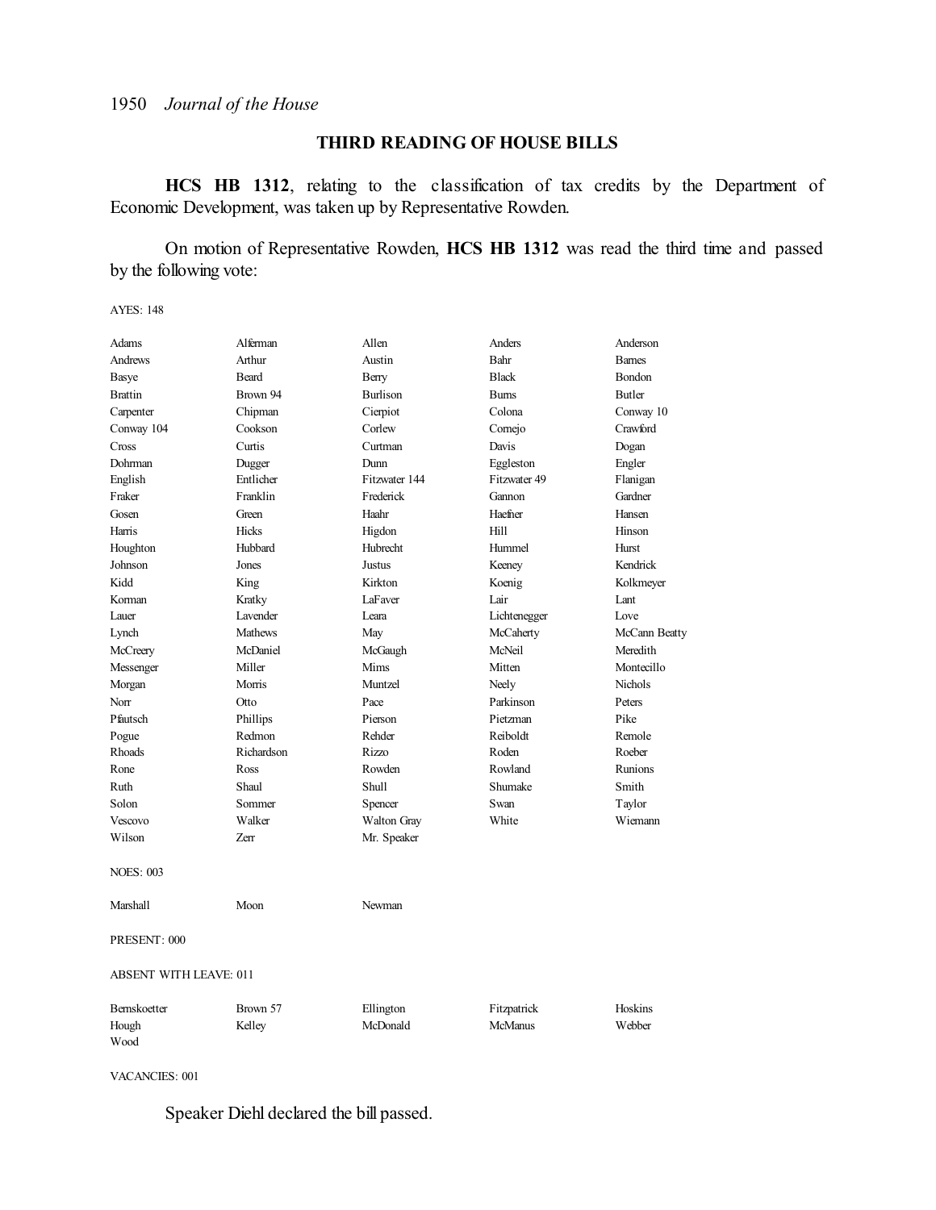## THIRD READING OF HOUSE BILLS

**HCS HB 1312**, relating to the classification of tax credits by the Department of Economic Development, was taken up by Representative Rowden.

On motion of Representative Rowden, **HCS HB 1312** was read the third time and passed by the following vote:

AYES: 148

| | | | | |
|---|---|---|---|---|
| Adams | Alferman | Allen | Anders | Anderson |
| Andrews | Arthur | Austin | Bahr | Barnes |
| Basye | Beard | Berry | Black | Bondon |
| Brattin | Brown 94 | Burlison | Burns | Butler |
| Carpenter | Chipman | Cierpiot | Colona | Conway 10 |
| Conway 104 | Cookson | Corlew | Cornejo | Crawford |
| Cross | Curtis | Curtman | Davis | Dogan |
| Dohrman | Dugger | Dunn | Eggleston | Engler |
| English | Entlicher | Fitzwater 144 | Fitzwater 49 | Flanigan |
| Fraker | Franklin | Frederick | Gannon | Gardner |
| Gosen | Green | Haahr | Haefner | Hansen |
| Harris | Hicks | Higdon | Hill | Hinson |
| Houghton | Hubbard | Hubrecht | Hummel | Hurst |
| Johnson | Jones | Justus | Keeney | Kendrick |
| Kidd | King | Kirkton | Koenig | Kolkmeyer |
| Korman | Kratky | LaFaver | Lair | Lant |
| Lauer | Lavender | Leara | Lichtenegger | Love |
| Lynch | Mathews | May | McCaherty | McCann Beatty |
| McCreery | McDaniel | McGaugh | McNeil | Meredith |
| Messenger | Miller | Mims | Mitten | Montecillo |
| Morgan | Morris | Muntzel | Neely | Nichols |
| Norr | Otto | Pace | Parkinson | Peters |
| Pfautsch | Phillips | Pierson | Pietzman | Pike |
| Pogue | Redmon | Rehder | Reiboldt | Remole |
| Rhoads | Richardson | Rizzo | Roden | Roeber |
| Rone | Ross | Rowden | Rowland | Runions |
| Ruth | Shaul | Shull | Shumake | Smith |
| Solon | Sommer | Spencer | Swan | Taylor |
| Vescovo | Walker | Walton Gray | White | Wiemann |
| Wilson | Zerr | Mr. Speaker | | |

NOES: 003

| | | |
|---|---|---|
| Marshall | Moon | Newman |

PRESENT: 000

ABSENT WITH LEAVE: 011

| | | | | |
|---|---|---|---|---|
| Bernskoetter | Brown 57 | Ellington | Fitzpatrick | Hoskins |
| Hough | Kelley | McDonald | McManus | Webber |
| Wood | | | | |

VACANCIES: 001

Speaker Diehl declared the bill passed.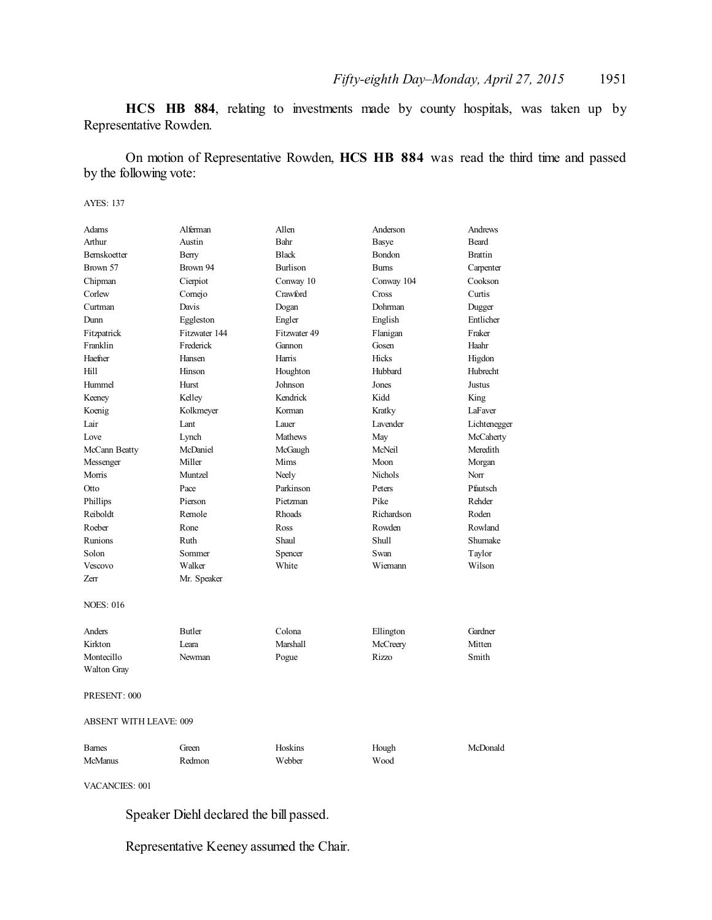**HCS HB 884**, relating to investments made by county hospitals, was taken up by Representative Rowden.

On motion of Representative Rowden, **HCS HB 884** was read the third time and passed by the following vote:

AYES: 137

| | | | | |
|---|---|---|---|---|
| Adams | Alferman | Allen | Anderson | Andrews |
| Arthur | Austin | Bahr | Basye | Beard |
| Bernskoetter | Berry | Black | Bondon | Brattin |
| Brown 57 | Brown 94 | Burlison | Burns | Carpenter |
| Chipman | Cierpiot | Conway 10 | Conway 104 | Cookson |
| Corlew | Cornejo | Crawford | Cross | Curtis |
| Curtman | Davis | Dogan | Dohrman | Dugger |
| Dunn | Eggleston | Engler | English | Entlicher |
| Fitzpatrick | Fitzwater 144 | Fitzwater 49 | Flanigan | Fraker |
| Franklin | Frederick | Gannon | Gosen | Haahr |
| Haefner | Hansen | Harris | Hicks | Higdon |
| Hill | Hinson | Houghton | Hubbard | Hubrecht |
| Hummel | Hurst | Johnson | Jones | Justus |
| Keeney | Kelley | Kendrick | Kidd | King |
| Koenig | Kolkmeyer | Korman | Kratky | LaFaver |
| Lair | Lant | Lauer | Lavender | Lichtenegger |
| Love | Lynch | Mathews | May | McCaherty |
| McCann Beatty | McDaniel | McGaugh | McNeil | Meredith |
| Messenger | Miller | Mims | Moon | Morgan |
| Morris | Muntzel | Neely | Nichols | Norr |
| Otto | Pace | Parkinson | Peters | Pfautsch |
| Phillips | Pierson | Pietzman | Pike | Rehder |
| Reiboldt | Remole | Rhoads | Richardson | Roden |
| Roeber | Rone | Ross | Rowden | Rowland |
| Runions | Ruth | Shaul | Shull | Shumake |
| Solon | Sommer | Spencer | Swan | Taylor |
| Vescovo | Walker | White | Wiemann | Wilson |
| Zerr | Mr. Speaker | | | |

NOES: 016

| | | | | |
|---|---|---|---|---|
| Anders | Butler | Colona | Ellington | Gardner |
| Kirkton | Leara | Marshall | McCreery | Mitten |
| Montecillo | Newman | Pogue | Rizzo | Smith |
| Walton Gray | | | | |

PRESENT: 000

ABSENT WITH LEAVE: 009

| | | | | |
|---|---|---|---|---|
| Barnes | Green | Hoskins | Hough | McDonald |
| McManus | Redmon | Webber | Wood | |

VACANCIES: 001

Speaker Diehl declared the bill passed.

Representative Keeney assumed the Chair.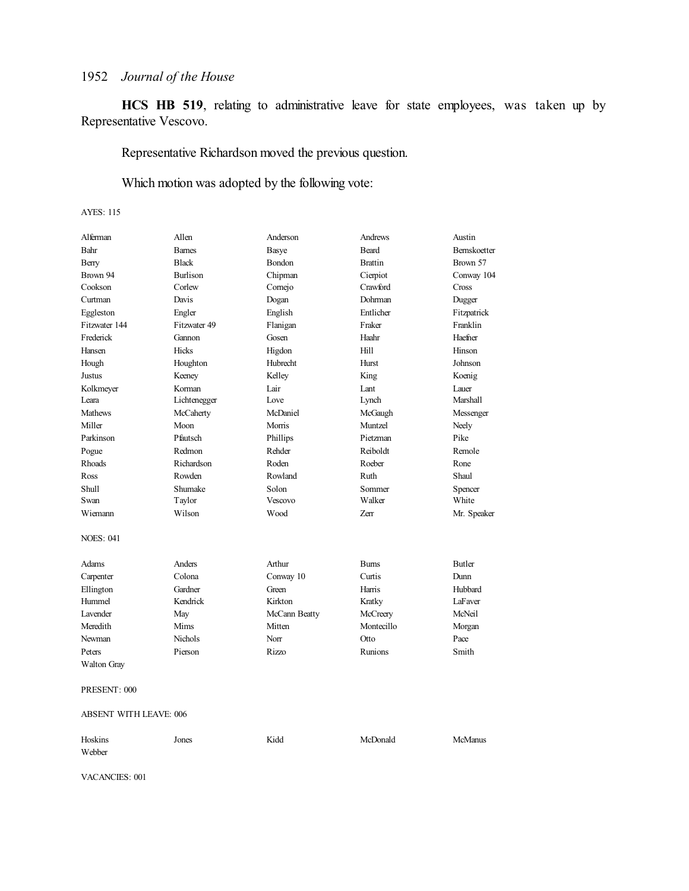**HCS HB 519**, relating to administrative leave for state employees, was taken up by Representative Vescovo.

Representative Richardson moved the previous question.

Which motion was adopted by the following vote:

AYES: 115

| | | | | |
|---|---|---|---|---|
| Alferman | Allen | Anderson | Andrews | Austin |
| Bahr | Barnes | Basye | Beard | Bernskoetter |
| Berry | Black | Bondon | Brattin | Brown 57 |
| Brown 94 | Burlison | Chipman | Cierpiot | Conway 104 |
| Cookson | Corlew | Cornejo | Crawford | Cross |
| Curtman | Davis | Dogan | Dohrman | Dugger |
| Eggleston | Engler | English | Entlicher | Fitzpatrick |
| Fitzwater 144 | Fitzwater 49 | Flanigan | Fraker | Franklin |
| Frederick | Gannon | Gosen | Haahr | Haefner |
| Hansen | Hicks | Higdon | Hill | Hinson |
| Hough | Houghton | Hubrecht | Hurst | Johnson |
| Justus | Keeney | Kelley | King | Koenig |
| Kolkmeyer | Korman | Lair | Lant | Lauer |
| Leara | Lichtenegger | Love | Lynch | Marshall |
| Mathews | McCaherty | McDaniel | McGaugh | Messenger |
| Miller | Moon | Morris | Muntzel | Neely |
| Parkinson | Pfautsch | Phillips | Pietzman | Pike |
| Pogue | Redmon | Rehder | Reiboldt | Remole |
| Rhoads | Richardson | Roden | Roeber | Rone |
| Ross | Rowden | Rowland | Ruth | Shaul |
| Shull | Shumake | Solon | Sommer | Spencer |
| Swan | Taylor | Vescovo | Walker | White |
| Wiemann | Wilson | Wood | Zerr | Mr. Speaker |

NOES: 041

| | | | | |
|---|---|---|---|---|
| Adams | Anders | Arthur | Burns | Butler |
| Carpenter | Colona | Conway 10 | Curtis | Dunn |
| Ellington | Gardner | Green | Harris | Hubbard |
| Hummel | Kendrick | Kirkton | Kratky | LaFaver |
| Lavender | May | McCann Beatty | McCreery | McNeil |
| Meredith | Mims | Mitten | Montecillo | Morgan |
| Newman | Nichols | Norr | Otto | Pace |
| Peters | Pierson | Rizzo | Runions | Smith |
| Walton Gray | | | | |

PRESENT: 000

ABSENT WITH LEAVE: 006

| | | | | |
|---|---|---|---|---|
| Hoskins | Jones | Kidd | McDonald | McManus |
| Webber | | | | |

VACANCIES: 001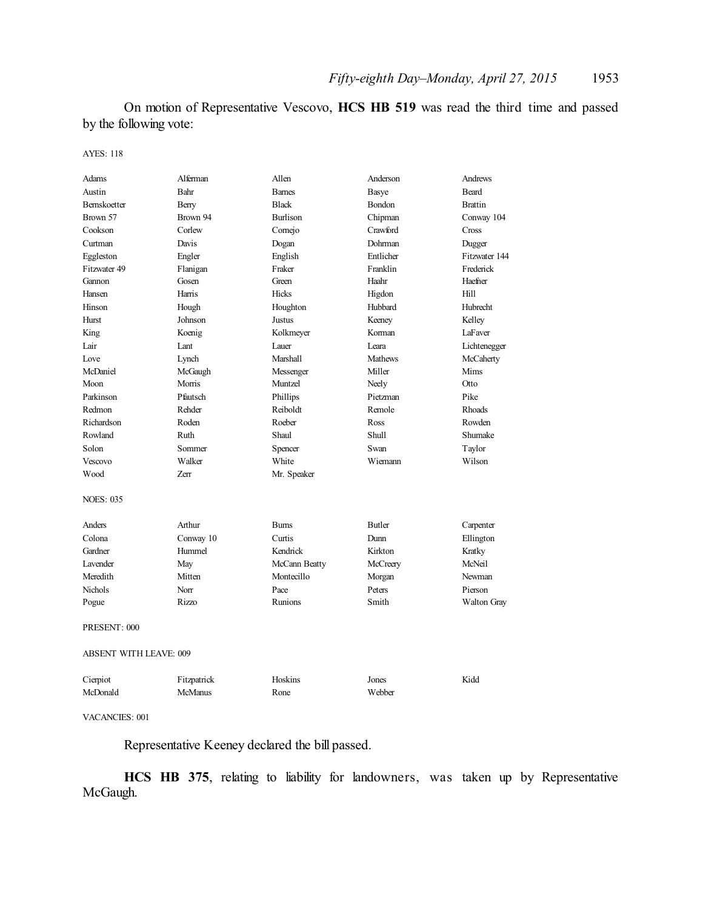On motion of Representative Vescovo, **HCS HB 519** was read the third time and passed by the following vote:

AYES: 118

| | | | | |
|---|---|---|---|---|
| Adams | Alferman | Allen | Anderson | Andrews |
| Austin | Bahr | Barnes | Basye | Beard |
| Bernskoetter | Berry | Black | Bondon | Brattin |
| Brown 57 | Brown 94 | Burlison | Chipman | Conway 104 |
| Cookson | Corlew | Cornejo | Crawford | Cross |
| Curtman | Davis | Dogan | Dohrman | Dugger |
| Eggleston | Engler | English | Entlicher | Fitzwater 144 |
| Fitzwater 49 | Flanigan | Fraker | Franklin | Frederick |
| Gannon | Gosen | Green | Haahr | Haefner |
| Hansen | Harris | Hicks | Higdon | Hill |
| Hinson | Hough | Houghton | Hubbard | Hubrecht |
| Hurst | Johnson | Justus | Keeney | Kelley |
| King | Koenig | Kolkmeyer | Korman | LaFaver |
| Lair | Lant | Lauer | Leara | Lichtenegger |
| Love | Lynch | Marshall | Mathews | McCaherty |
| McDaniel | McGaugh | Messenger | Miller | Mims |
| Moon | Morris | Muntzel | Neely | Otto |
| Parkinson | Pfautsch | Phillips | Pietzman | Pike |
| Redmon | Rehder | Reiboldt | Remole | Rhoads |
| Richardson | Roden | Roeber | Ross | Rowden |
| Rowland | Ruth | Shaul | Shull | Shumake |
| Solon | Sommer | Spencer | Swan | Taylor |
| Vescovo | Walker | White | Wiemann | Wilson |
| Wood | Zerr | Mr. Speaker | | |

NOES: 035

| | | | | |
|---|---|---|---|---|
| Anders | Arthur | Burns | Butler | Carpenter |
| Colona | Conway 10 | Curtis | Dunn | Ellington |
| Gardner | Hummel | Kendrick | Kirkton | Kratky |
| Lavender | May | McCann Beatty | McCreery | McNeil |
| Meredith | Mitten | Montecillo | Morgan | Newman |
| Nichols | Norr | Pace | Peters | Pierson |
| Pogue | Rizzo | Runions | Smith | Walton Gray |

PRESENT: 000

ABSENT WITH LEAVE: 009

| | | | | |
|---|---|---|---|---|
| Cierpiot | Fitzpatrick | Hoskins | Jones | Kidd |
| McDonald | McManus | Rone | Webber | |

VACANCIES: 001

Representative Keeney declared the bill passed.

**HCS HB 375**, relating to liability for landowners, was taken up by Representative McGaugh.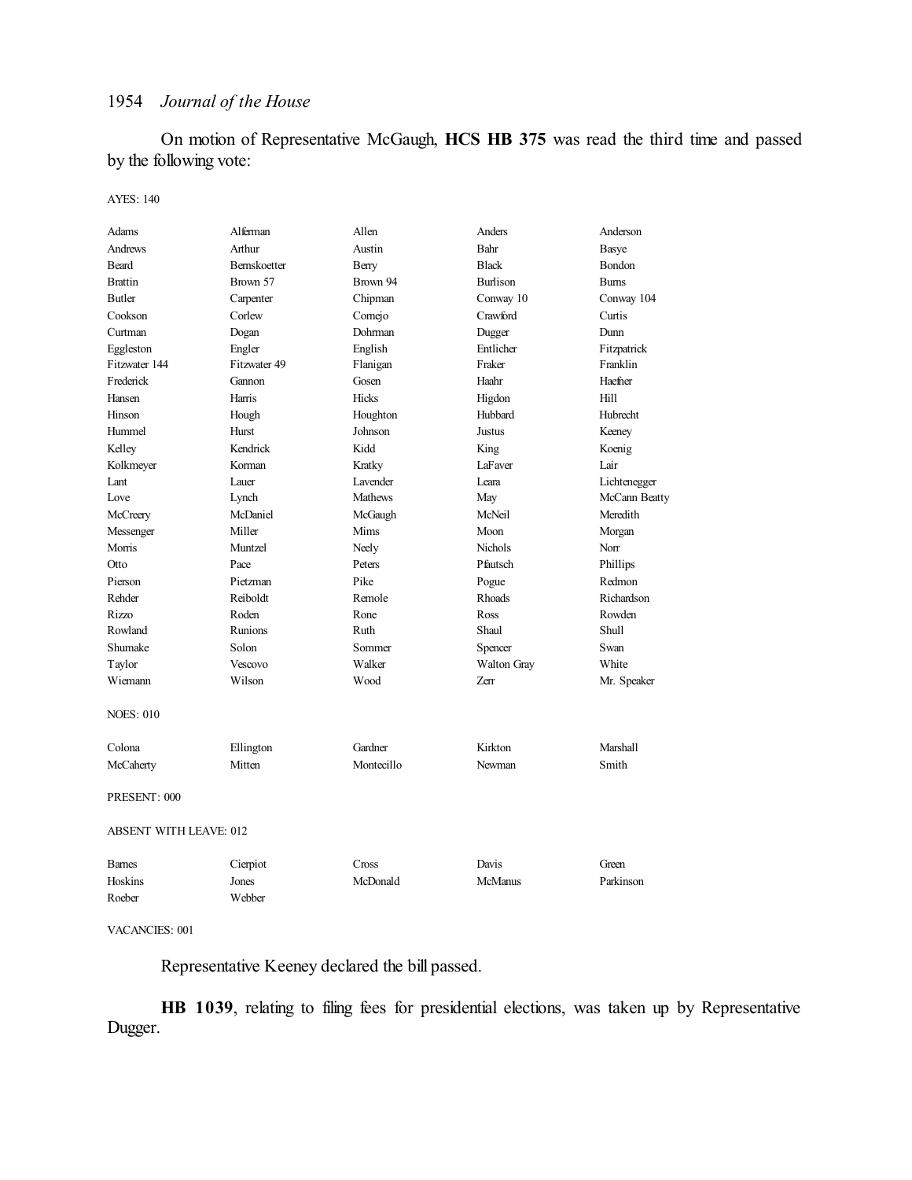On motion of Representative McGaugh, **HCS HB 375** was read the third time and passed by the following vote:

AYES: 140

| | | | | |
|---|---|---|---|---|
| Adams | Alferman | Allen | Anders | Anderson |
| Andrews | Arthur | Austin | Bahr | Basye |
| Beard | Bernskoetter | Berry | Black | Bondon |
| Brattin | Brown 57 | Brown 94 | Burlison | Burns |
| Butler | Carpenter | Chipman | Conway 10 | Conway 104 |
| Cookson | Corlew | Cornejo | Crawford | Curtis |
| Curtman | Dogan | Dohrman | Dugger | Dunn |
| Eggleston | Engler | English | Entlicher | Fitzpatrick |
| Fitzwater 144 | Fitzwater 49 | Flanigan | Fraker | Franklin |
| Frederick | Gannon | Gosen | Haahr | Haefner |
| Hansen | Harris | Hicks | Higdon | Hill |
| Hinson | Hough | Houghton | Hubbard | Hubrecht |
| Hummel | Hurst | Johnson | Justus | Keeney |
| Kelley | Kendrick | Kidd | King | Koenig |
| Kolkmeyer | Korman | Kratky | LaFaver | Lair |
| Lant | Lauer | Lavender | Leara | Lichtenegger |
| Love | Lynch | Mathews | May | McCann Beatty |
| McCreery | McDaniel | McGaugh | McNeil | Meredith |
| Messenger | Miller | Mims | Moon | Morgan |
| Morris | Muntzel | Neely | Nichols | Norr |
| Otto | Pace | Peters | Pfautsch | Phillips |
| Pierson | Pietzman | Pike | Pogue | Redmon |
| Rehder | Reiboldt | Remole | Rhoads | Richardson |
| Rizzo | Roden | Rone | Ross | Rowden |
| Rowland | Runions | Ruth | Shaul | Shull |
| Shumake | Solon | Sommer | Spencer | Swan |
| Taylor | Vescovo | Walker | Walton Gray | White |
| Wiemann | Wilson | Wood | Zerr | Mr. Speaker |

NOES: 010

| | | | | |
|---|---|---|---|---|
| Colona | Ellington | Gardner | Kirkton | Marshall |
| McCaherty | Mitten | Montecillo | Newman | Smith |

PRESENT: 000

ABSENT WITH LEAVE: 012

| | | | | |
|---|---|---|---|---|
| Barnes | Cierpiot | Cross | Davis | Green |
| Hoskins | Jones | McDonald | McManus | Parkinson |
| Roeber | Webber | | | |

VACANCIES: 001

Representative Keeney declared the bill passed.

**HB 1039**, relating to filing fees for presidential elections, was taken up by Representative Dugger.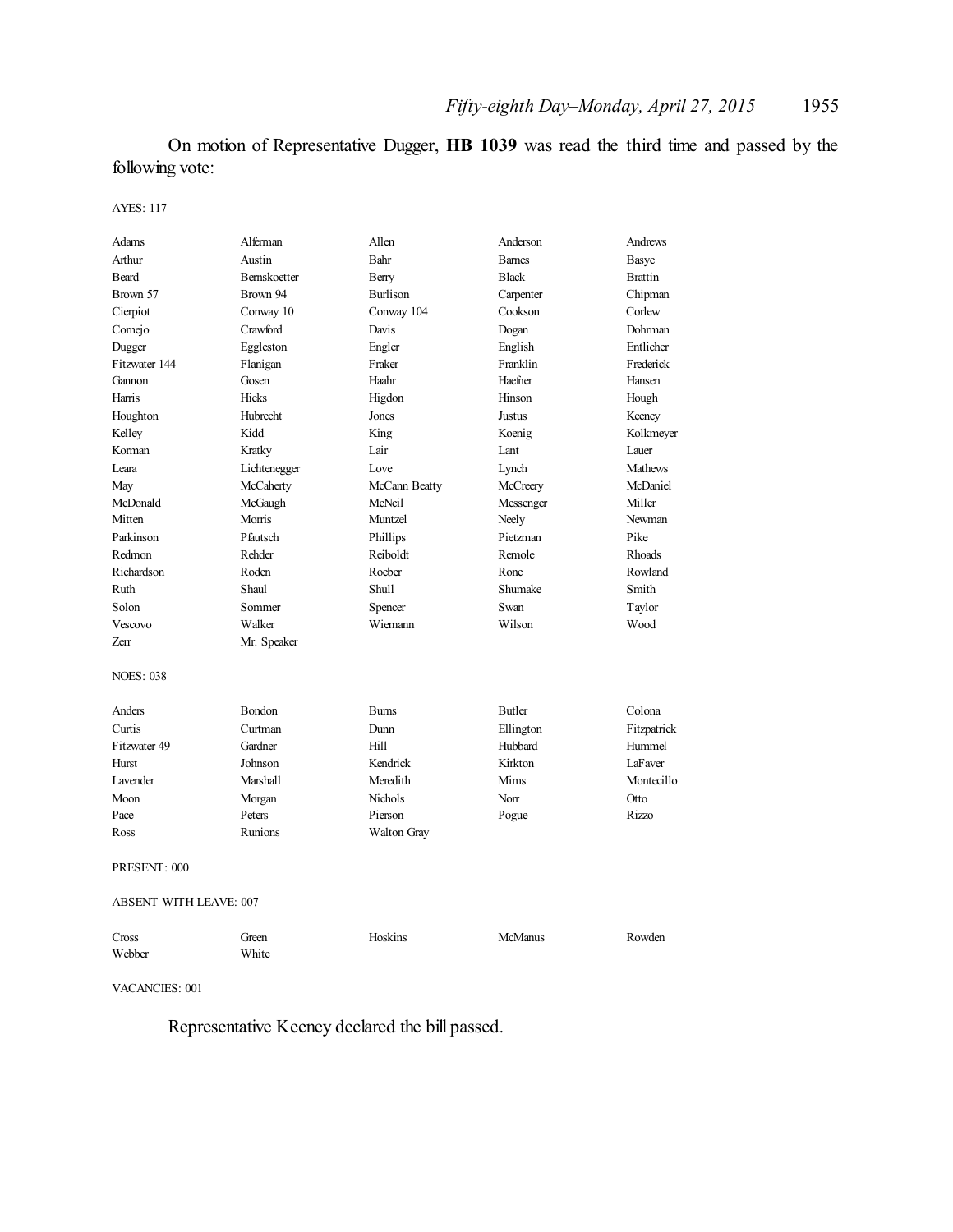On motion of Representative Dugger, **HB 1039** was read the third time and passed by the following vote:

AYES: 117

| | | | | |
|---|---|---|---|---|
| Adams | Alferman | Allen | Anderson | Andrews |
| Arthur | Austin | Bahr | Barnes | Basye |
| Beard | Bernskoetter | Berry | Black | Brattin |
| Brown 57 | Brown 94 | Burlison | Carpenter | Chipman |
| Cierpiot | Conway 10 | Conway 104 | Cookson | Corlew |
| Cornejo | Crawford | Davis | Dogan | Dohrman |
| Dugger | Eggleston | Engler | English | Entlicher |
| Fitzwater 144 | Flanigan | Fraker | Franklin | Frederick |
| Gannon | Gosen | Haahr | Haefner | Hansen |
| Harris | Hicks | Higdon | Hinson | Hough |
| Houghton | Hubrecht | Jones | Justus | Keeney |
| Kelley | Kidd | King | Koenig | Kolkmeyer |
| Korman | Kratky | Lair | Lant | Lauer |
| Leara | Lichtenegger | Love | Lynch | Mathews |
| May | McCaherty | McCann Beatty | McCreery | McDaniel |
| McDonald | McGaugh | McNeil | Messenger | Miller |
| Mitten | Morris | Muntzel | Neely | Newman |
| Parkinson | Pfautsch | Phillips | Pietzman | Pike |
| Redmon | Rehder | Reiboldt | Remole | Rhoads |
| Richardson | Roden | Roeber | Rone | Rowland |
| Ruth | Shaul | Shull | Shumake | Smith |
| Solon | Sommer | Spencer | Swan | Taylor |
| Vescovo | Walker | Wiemann | Wilson | Wood |
| Zerr | Mr. Speaker | | | |

NOES: 038

| | | | | |
|---|---|---|---|---|
| Anders | Bondon | Burns | Butler | Colona |
| Curtis | Curtman | Dunn | Ellington | Fitzpatrick |
| Fitzwater 49 | Gardner | Hill | Hubbard | Hummel |
| Hurst | Johnson | Kendrick | Kirkton | LaFaver |
| Lavender | Marshall | Meredith | Mims | Montecillo |
| Moon | Morgan | Nichols | Norr | Otto |
| Pace | Peters | Pierson | Pogue | Rizzo |
| Ross | Runions | Walton Gray | | |

PRESENT: 000

ABSENT WITH LEAVE: 007

| | | | | |
|---|---|---|---|---|
| Cross | Green | Hoskins | McManus | Rowden |
| Webber | White | | | |

VACANCIES: 001

Representative Keeney declared the bill passed.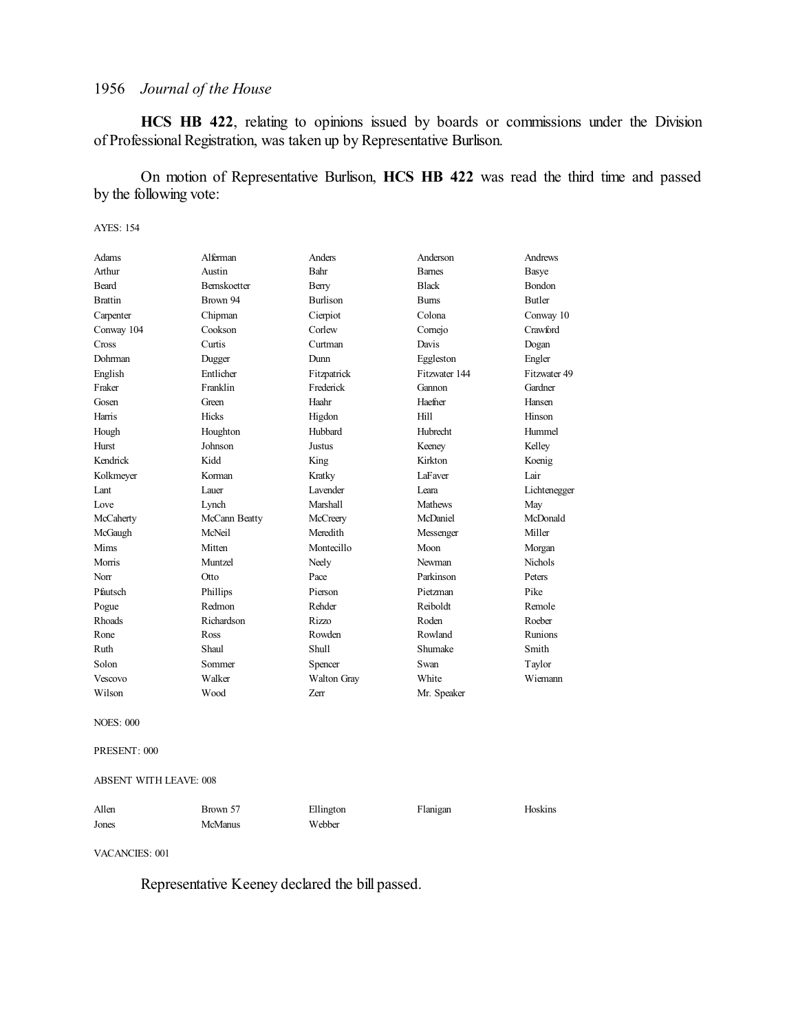**HCS HB 422**, relating to opinions issued by boards or commissions under the Division of Professional Registration, was taken up by Representative Burlison.

On motion of Representative Burlison, **HCS HB 422** was read the third time and passed by the following vote:

AYES: 154

| | | | | |
|---|---|---|---|---|
| Adams | Alferman | Anders | Anderson | Andrews |
| Arthur | Austin | Bahr | Barnes | Basye |
| Beard | Bernskoetter | Berry | Black | Bondon |
| Brattin | Brown 94 | Burlison | Burns | Butler |
| Carpenter | Chipman | Cierpiot | Colona | Conway 10 |
| Conway 104 | Cookson | Corlew | Cornejo | Crawford |
| Cross | Curtis | Curtman | Davis | Dogan |
| Dohrman | Dugger | Dunn | Eggleston | Engler |
| English | Entlicher | Fitzpatrick | Fitzwater 144 | Fitzwater 49 |
| Fraker | Franklin | Frederick | Gannon | Gardner |
| Gosen | Green | Haahr | Haefner | Hansen |
| Harris | Hicks | Higdon | Hill | Hinson |
| Hough | Houghton | Hubbard | Hubrecht | Hummel |
| Hurst | Johnson | Justus | Keeney | Kelley |
| Kendrick | Kidd | King | Kirkton | Koenig |
| Kolkmeyer | Korman | Kratky | LaFaver | Lair |
| Lant | Lauer | Lavender | Leara | Lichtenegger |
| Love | Lynch | Marshall | Mathews | May |
| McCaherty | McCann Beatty | McCreery | McDaniel | McDonald |
| McGaugh | McNeil | Meredith | Messenger | Miller |
| Mims | Mitten | Montecillo | Moon | Morgan |
| Morris | Muntzel | Neely | Newman | Nichols |
| Norr | Otto | Pace | Parkinson | Peters |
| Pfautsch | Phillips | Pierson | Pietzman | Pike |
| Pogue | Redmon | Rehder | Reiboldt | Remole |
| Rhoads | Richardson | Rizzo | Roden | Roeber |
| Rone | Ross | Rowden | Rowland | Runions |
| Ruth | Shaul | Shull | Shumake | Smith |
| Solon | Sommer | Spencer | Swan | Taylor |
| Vescovo | Walker | Walton Gray | White | Wiemann |
| Wilson | Wood | Zerr | Mr. Speaker | |

NOES: 000

PRESENT: 000

ABSENT WITH LEAVE: 008

| | | | | |
|---|---|---|---|---|
| Allen | Brown 57 | Ellington | Flanigan | Hoskins |
| Jones | McManus | Webber | | |

VACANCIES: 001

Representative Keeney declared the bill passed.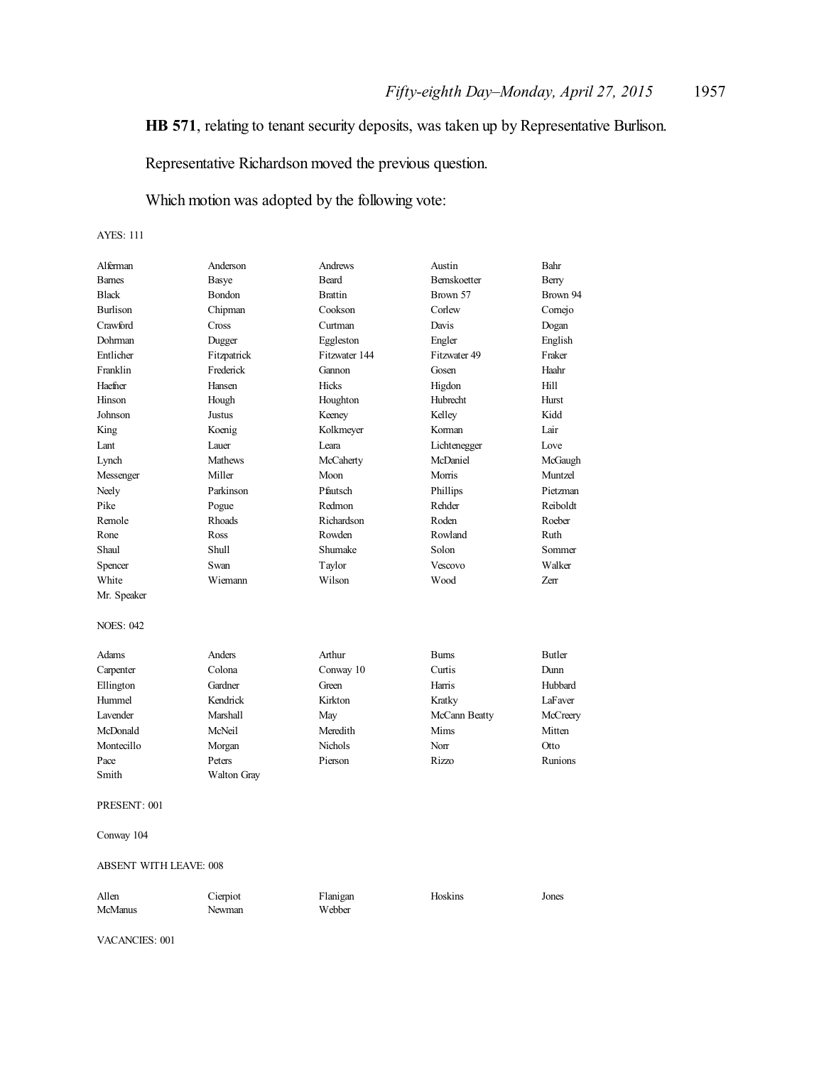**HB 571**, relating to tenant security deposits, was taken up by Representative Burlison.

Representative Richardson moved the previous question.

Which motion was adopted by the following vote:

AYES: 111

| | | | | |
|---|---|---|---|---|
| Alferman | Anderson | Andrews | Austin | Bahr |
| Barnes | Basye | Beard | Bernskoetter | Berry |
| Black | Bondon | Brattin | Brown 57 | Brown 94 |
| Burlison | Chipman | Cookson | Corlew | Cornejo |
| Crawford | Cross | Curtman | Davis | Dogan |
| Dohrman | Dugger | Eggleston | Engler | English |
| Entlicher | Fitzpatrick | Fitzwater 144 | Fitzwater 49 | Fraker |
| Franklin | Frederick | Gannon | Gosen | Haahr |
| Haefner | Hansen | Hicks | Higdon | Hill |
| Hinson | Hough | Houghton | Hubrecht | Hurst |
| Johnson | Justus | Keeney | Kelley | Kidd |
| King | Koenig | Kolkmeyer | Korman | Lair |
| Lant | Lauer | Leara | Lichtenegger | Love |
| Lynch | Mathews | McCaherty | McDaniel | McGaugh |
| Messenger | Miller | Moon | Morris | Muntzel |
| Neely | Parkinson | Pfautsch | Phillips | Pietzman |
| Pike | Pogue | Redmon | Rehder | Reiboldt |
| Remole | Rhoads | Richardson | Roden | Roeber |
| Rone | Ross | Rowden | Rowland | Ruth |
| Shaul | Shull | Shumake | Solon | Sommer |
| Spencer | Swan | Taylor | Vescovo | Walker |
| White | Wiemann | Wilson | Wood | Zerr |
| Mr. Speaker | | | | |

NOES: 042

| | | | | |
|---|---|---|---|---|
| Adams | Anders | Arthur | Burns | Butler |
| Carpenter | Colona | Conway 10 | Curtis | Dunn |
| Ellington | Gardner | Green | Harris | Hubbard |
| Hummel | Kendrick | Kirkton | Kratky | LaFaver |
| Lavender | Marshall | May | McCann Beatty | McCreery |
| McDonald | McNeil | Meredith | Mims | Mitten |
| Montecillo | Morgan | Nichols | Norr | Otto |
| Pace | Peters | Pierson | Rizzo | Runions |
| Smith | Walton Gray | | | |

PRESENT: 001

Conway 104

ABSENT WITH LEAVE: 008

| | | | | |
|---|---|---|---|---|
| Allen | Cierpiot | Flanigan | Hoskins | Jones |
| McManus | Newman | Webber | | |

VACANCIES: 001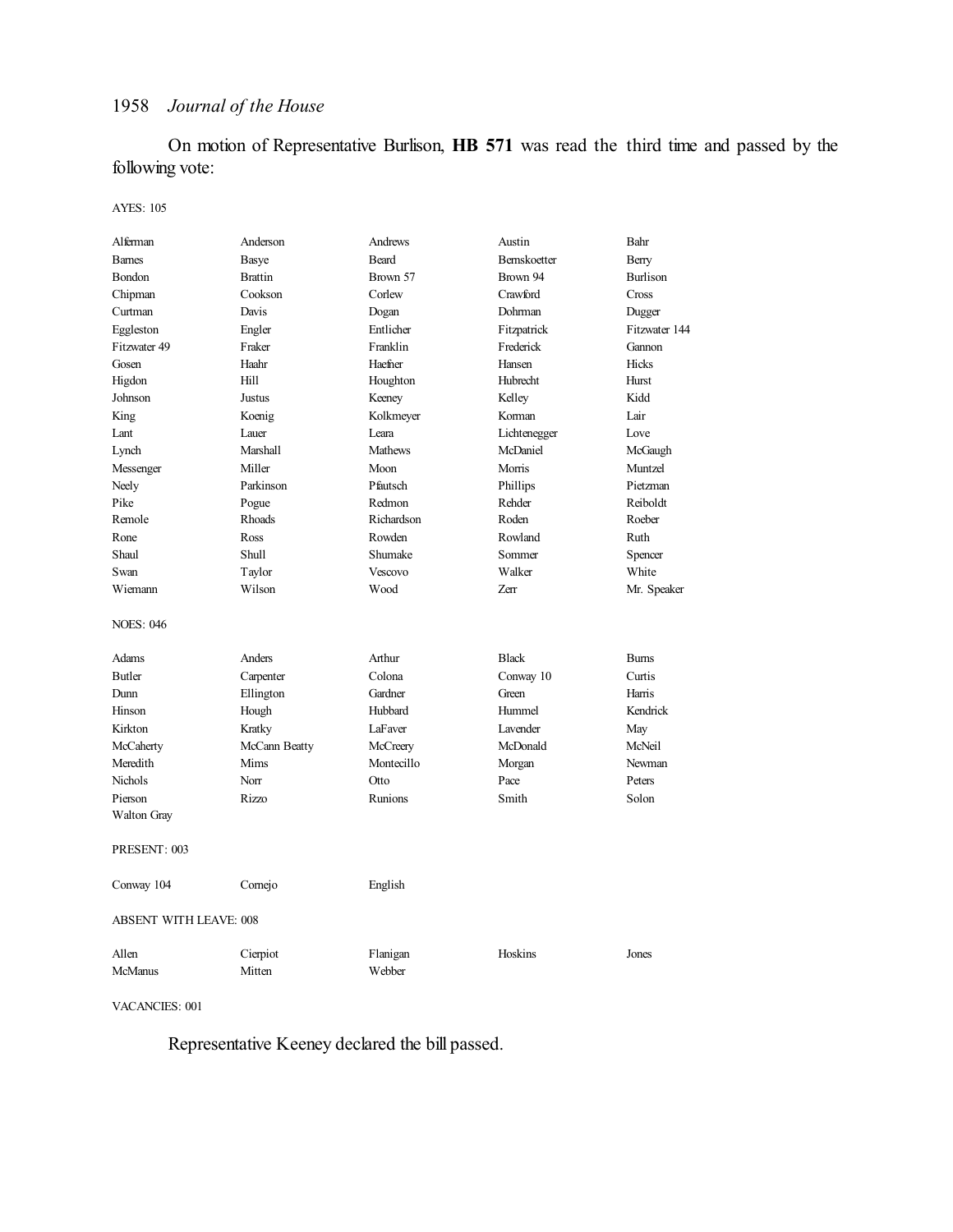On motion of Representative Burlison, **HB 571** was read the third time and passed by the following vote:

AYES: 105

| | | | | |
|---|---|---|---|---|
| Alferman | Anderson | Andrews | Austin | Bahr |
| Barnes | Basye | Beard | Bernskoetter | Berry |
| Bondon | Brattin | Brown 57 | Brown 94 | Burlison |
| Chipman | Cookson | Corlew | Crawford | Cross |
| Curtman | Davis | Dogan | Dohrman | Dugger |
| Eggleston | Engler | Entlicher | Fitzpatrick | Fitzwater 144 |
| Fitzwater 49 | Fraker | Franklin | Frederick | Gannon |
| Gosen | Haahr | Haefner | Hansen | Hicks |
| Higdon | Hill | Houghton | Hubrecht | Hurst |
| Johnson | Justus | Keeney | Kelley | Kidd |
| King | Koenig | Kolkmeyer | Korman | Lair |
| Lant | Lauer | Leara | Lichtenegger | Love |
| Lynch | Marshall | Mathews | McDaniel | McGaugh |
| Messenger | Miller | Moon | Morris | Muntzel |
| Neely | Parkinson | Pfautsch | Phillips | Pietzman |
| Pike | Pogue | Redmon | Rehder | Reiboldt |
| Remole | Rhoads | Richardson | Roden | Roeber |
| Rone | Ross | Rowden | Rowland | Ruth |
| Shaul | Shull | Shumake | Sommer | Spencer |
| Swan | Taylor | Vescovo | Walker | White |
| Wiemann | Wilson | Wood | Zerr | Mr. Speaker |

NOES: 046

| | | | | |
|---|---|---|---|---|
| Adams | Anders | Arthur | Black | Burns |
| Butler | Carpenter | Colona | Conway 10 | Curtis |
| Dunn | Ellington | Gardner | Green | Harris |
| Hinson | Hough | Hubbard | Hummel | Kendrick |
| Kirkton | Kratky | LaFaver | Lavender | May |
| McCaherty | McCann Beatty | McCreery | McDonald | McNeil |
| Meredith | Mims | Montecillo | Morgan | Newman |
| Nichols | Norr | Otto | Pace | Peters |
| Pierson | Rizzo | Runions | Smith | Solon |
| Walton Gray | | | | |

PRESENT: 003

| | | |
|---|---|---|
| Conway 104 | Cornejo | English |

ABSENT WITH LEAVE: 008

| | | | | |
|---|---|---|---|---|
| Allen | Cierpiot | Flanigan | Hoskins | Jones |
| McManus | Mitten | Webber | | |

VACANCIES: 001

Representative Keeney declared the bill passed.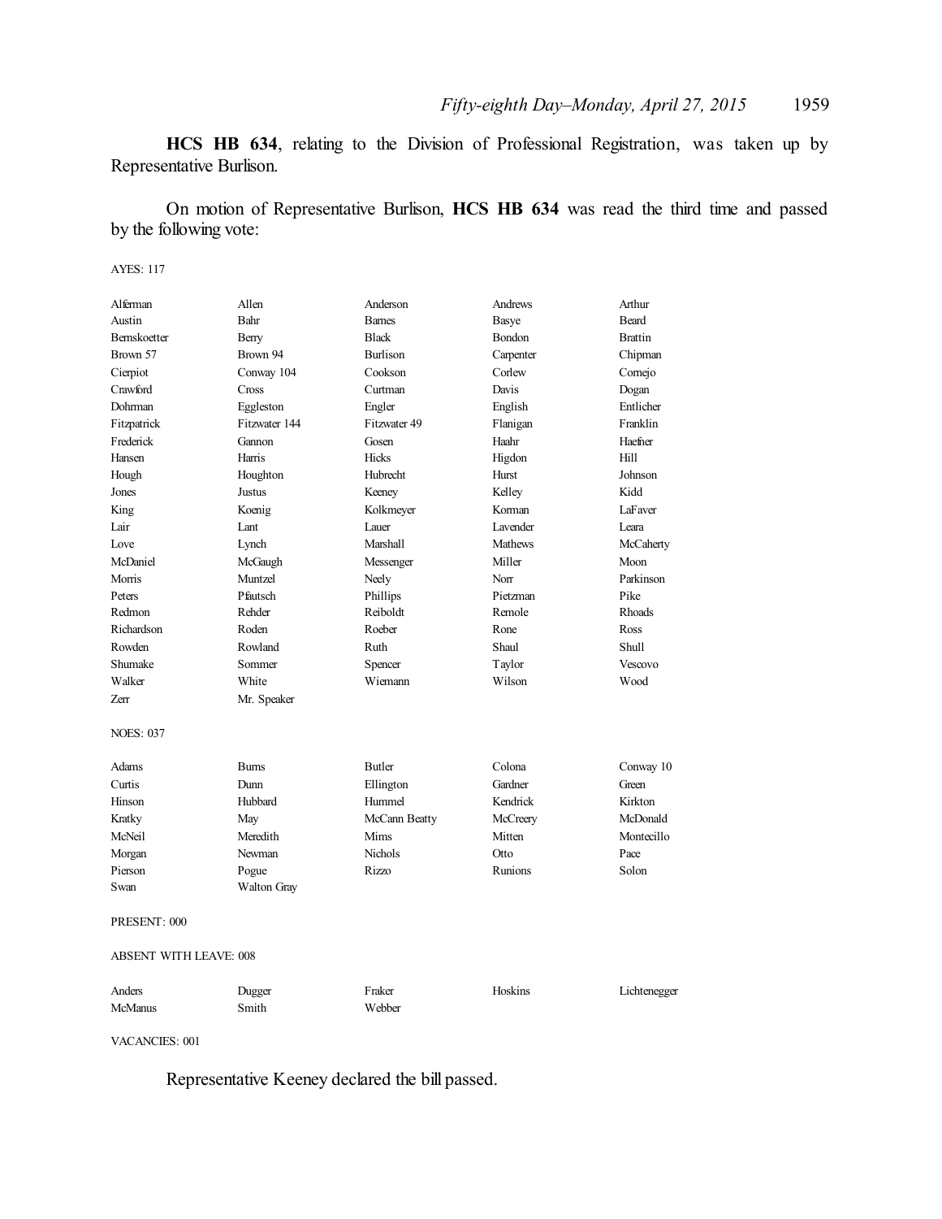**HCS HB 634**, relating to the Division of Professional Registration, was taken up by Representative Burlison.

On motion of Representative Burlison, **HCS HB 634** was read the third time and passed by the following vote:

AYES: 117

| | | | | |
|---|---|---|---|---|
| Alferman | Allen | Anderson | Andrews | Arthur |
| Austin | Bahr | Barnes | Basye | Beard |
| Bernskoetter | Berry | Black | Bondon | Brattin |
| Brown 57 | Brown 94 | Burlison | Carpenter | Chipman |
| Cierpiot | Conway 104 | Cookson | Corlew | Cornejo |
| Crawford | Cross | Curtman | Davis | Dogan |
| Dohrman | Eggleston | Engler | English | Entlicher |
| Fitzpatrick | Fitzwater 144 | Fitzwater 49 | Flanigan | Franklin |
| Frederick | Gannon | Gosen | Haahr | Haefner |
| Hansen | Harris | Hicks | Higdon | Hill |
| Hough | Houghton | Hubrecht | Hurst | Johnson |
| Jones | Justus | Keeney | Kelley | Kidd |
| King | Koenig | Kolkmeyer | Korman | LaFaver |
| Lair | Lant | Lauer | Lavender | Leara |
| Love | Lynch | Marshall | Mathews | McCaherty |
| McDaniel | McGaugh | Messenger | Miller | Moon |
| Morris | Muntzel | Neely | Norr | Parkinson |
| Peters | Pfautsch | Phillips | Pietzman | Pike |
| Redmon | Rehder | Reiboldt | Remole | Rhoads |
| Richardson | Roden | Roeber | Rone | Ross |
| Rowden | Rowland | Ruth | Shaul | Shull |
| Shumake | Sommer | Spencer | Taylor | Vescovo |
| Walker | White | Wiemann | Wilson | Wood |
| Zerr | Mr. Speaker | | | |

NOES: 037

| | | | | |
|---|---|---|---|---|
| Adams | Burns | Butler | Colona | Conway 10 |
| Curtis | Dunn | Ellington | Gardner | Green |
| Hinson | Hubbard | Hummel | Kendrick | Kirkton |
| Kratky | May | McCann Beatty | McCreery | McDonald |
| McNeil | Meredith | Mims | Mitten | Montecillo |
| Morgan | Newman | Nichols | Otto | Pace |
| Pierson | Pogue | Rizzo | Runions | Solon |
| Swan | Walton Gray | | | |

PRESENT: 000

ABSENT WITH LEAVE: 008

| | | | | |
|---|---|---|---|---|
| Anders | Dugger | Fraker | Hoskins | Lichtenegger |
| McManus | Smith | Webber | | |

VACANCIES: 001

Representative Keeney declared the bill passed.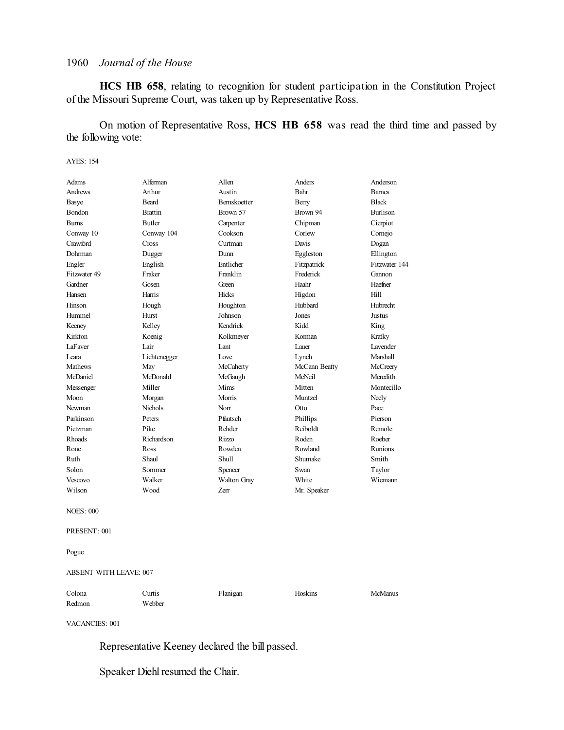**HCS HB 658**, relating to recognition for student participation in the Constitution Project of the Missouri Supreme Court, was taken up by Representative Ross.

On motion of Representative Ross, **HCS HB 658** was read the third time and passed by the following vote:

AYES: 154

| | | | | |
|---|---|---|---|---|
| Adams | Alferman | Allen | Anders | Anderson |
| Andrews | Arthur | Austin | Bahr | Barnes |
| Basye | Beard | Bernskoetter | Berry | Black |
| Bondon | Brattin | Brown 57 | Brown 94 | Burlison |
| Burns | Butler | Carpenter | Chipman | Cierpiot |
| Conway 10 | Conway 104 | Cookson | Corlew | Cornejo |
| Crawford | Cross | Curtman | Davis | Dogan |
| Dohrman | Dugger | Dunn | Eggleston | Ellington |
| Engler | English | Entlicher | Fitzpatrick | Fitzwater 144 |
| Fitzwater 49 | Fraker | Franklin | Frederick | Gannon |
| Gardner | Gosen | Green | Haahr | Haefner |
| Hansen | Harris | Hicks | Higdon | Hill |
| Hinson | Hough | Houghton | Hubbard | Hubrecht |
| Hummel | Hurst | Johnson | Jones | Justus |
| Keeney | Kelley | Kendrick | Kidd | King |
| Kirkton | Koenig | Kolkmeyer | Korman | Kratky |
| LaFaver | Lair | Lant | Lauer | Lavender |
| Leara | Lichtenegger | Love | Lynch | Marshall |
| Mathews | May | McCaherty | McCann Beatty | McCreery |
| McDaniel | McDonald | McGaugh | McNeil | Meredith |
| Messenger | Miller | Mims | Mitten | Montecillo |
| Moon | Morgan | Morris | Muntzel | Neely |
| Newman | Nichols | Norr | Otto | Pace |
| Parkinson | Peters | Pfautsch | Phillips | Pierson |
| Pietzman | Pike | Rehder | Reiboldt | Remole |
| Rhoads | Richardson | Rizzo | Roden | Roeber |
| Rone | Ross | Rowden | Rowland | Runions |
| Ruth | Shaul | Shull | Shumake | Smith |
| Solon | Sommer | Spencer | Swan | Taylor |
| Vescovo | Walker | Walton Gray | White | Wiemann |
| Wilson | Wood | Zerr | Mr. Speaker | |

NOES: 000

PRESENT: 001

Pogue

ABSENT WITH LEAVE: 007

| | | | | |
|---|---|---|---|---|
| Colona | Curtis | Flanigan | Hoskins | McManus |
| Redmon | Webber | | | |

VACANCIES: 001

Representative Keeney declared the bill passed.

Speaker Diehl resumed the Chair.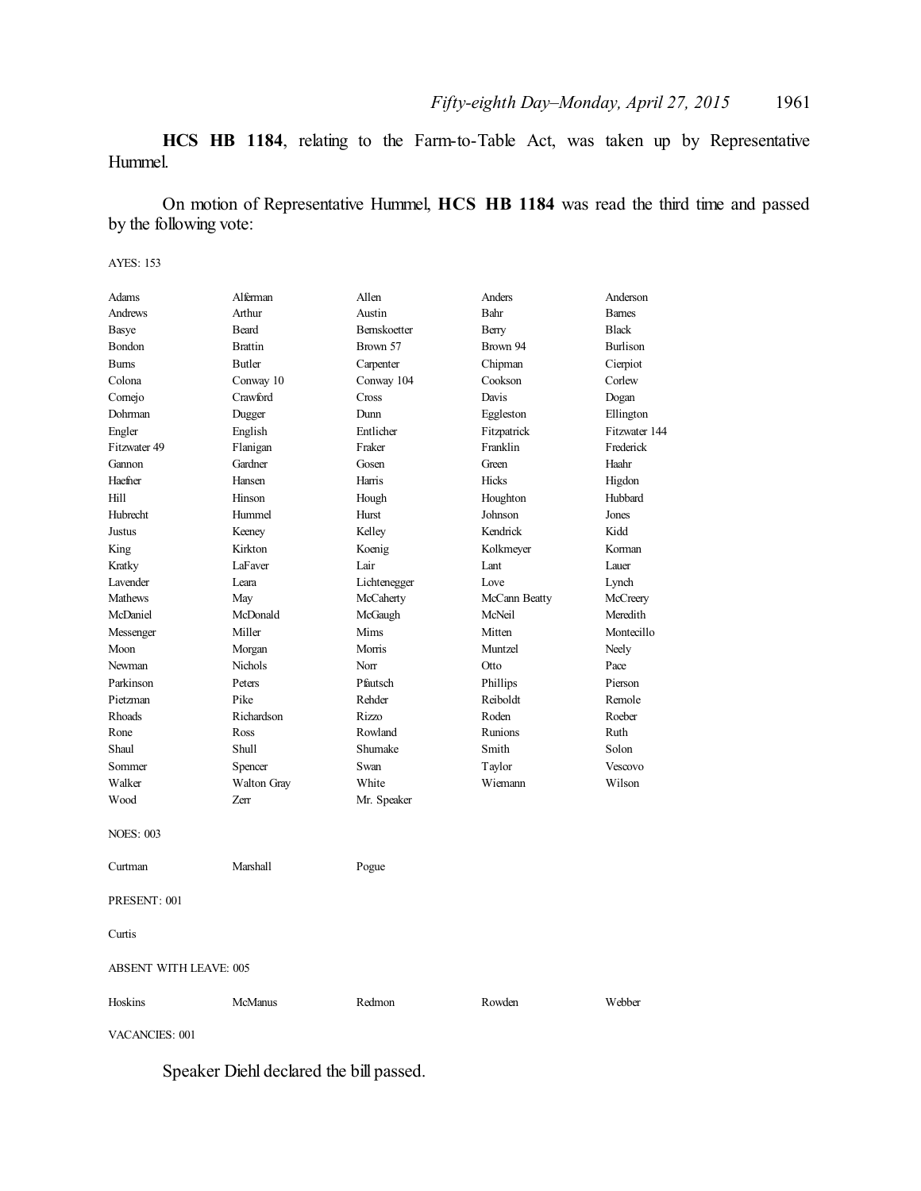**HCS HB 1184**, relating to the Farm-to-Table Act, was taken up by Representative Hummel.

On motion of Representative Hummel, **HCS HB 1184** was read the third time and passed by the following vote:

AYES: 153

| | | | | |
|---|---|---|---|---|
| Adams | Alferman | Allen | Anders | Anderson |
| Andrews | Arthur | Austin | Bahr | Barnes |
| Basye | Beard | Bernskoetter | Berry | Black |
| Bondon | Brattin | Brown 57 | Brown 94 | Burlison |
| Burns | Butler | Carpenter | Chipman | Cierpiot |
| Colona | Conway 10 | Conway 104 | Cookson | Corlew |
| Cornejo | Crawford | Cross | Davis | Dogan |
| Dohrman | Dugger | Dunn | Eggleston | Ellington |
| Engler | English | Entlicher | Fitzpatrick | Fitzwater 144 |
| Fitzwater 49 | Flanigan | Fraker | Franklin | Frederick |
| Gannon | Gardner | Gosen | Green | Haahr |
| Haefner | Hansen | Harris | Hicks | Higdon |
| Hill | Hinson | Hough | Houghton | Hubbard |
| Hubrecht | Hummel | Hurst | Johnson | Jones |
| Justus | Keeney | Kelley | Kendrick | Kidd |
| King | Kirkton | Koenig | Kolkmeyer | Korman |
| Kratky | LaFaver | Lair | Lant | Lauer |
| Lavender | Leara | Lichtenegger | Love | Lynch |
| Mathews | May | McCaherty | McCann Beatty | McCreery |
| McDaniel | McDonald | McGaugh | McNeil | Meredith |
| Messenger | Miller | Mims | Mitten | Montecillo |
| Moon | Morgan | Morris | Muntzel | Neely |
| Newman | Nichols | Norr | Otto | Pace |
| Parkinson | Peters | Pfautsch | Phillips | Pierson |
| Pietzman | Pike | Rehder | Reiboldt | Remole |
| Rhoads | Richardson | Rizzo | Roden | Roeber |
| Rone | Ross | Rowland | Runions | Ruth |
| Shaul | Shull | Shumake | Smith | Solon |
| Sommer | Spencer | Swan | Taylor | Vescovo |
| Walker | Walton Gray | White | Wiemann | Wilson |
| Wood | Zerr | Mr. Speaker | | |

NOES: 003

| | | |
|---|---|---|
| Curtman | Marshall | Pogue |

PRESENT: 001

Curtis

ABSENT WITH LEAVE: 005

| | | | | |
|---|---|---|---|---|
| Hoskins | McManus | Redmon | Rowden | Webber |

VACANCIES: 001

Speaker Diehl declared the bill passed.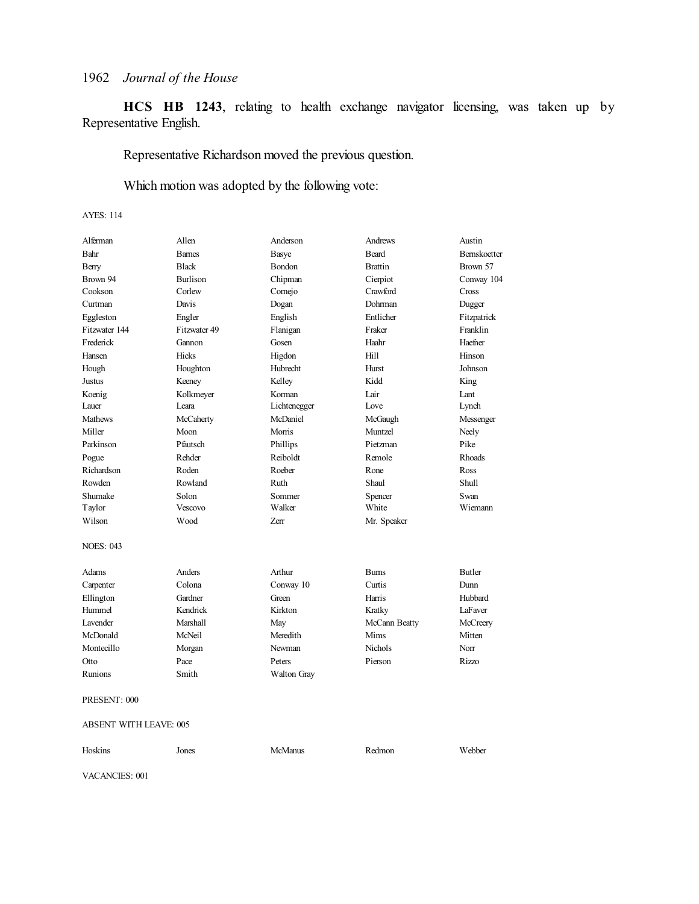**HCS HB 1243**, relating to health exchange navigator licensing, was taken up by Representative English.

Representative Richardson moved the previous question.

Which motion was adopted by the following vote:

AYES: 114

| | | | | |
|---|---|---|---|---|
| Alferman | Allen | Anderson | Andrews | Austin |
| Bahr | Barnes | Basye | Beard | Bernskoetter |
| Berry | Black | Bondon | Brattin | Brown 57 |
| Brown 94 | Burlison | Chipman | Cierpiot | Conway 104 |
| Cookson | Corlew | Cornejo | Crawford | Cross |
| Curtman | Davis | Dogan | Dohrman | Dugger |
| Eggleston | Engler | English | Entlicher | Fitzpatrick |
| Fitzwater 144 | Fitzwater 49 | Flanigan | Fraker | Franklin |
| Frederick | Gannon | Gosen | Haahr | Haefner |
| Hansen | Hicks | Higdon | Hill | Hinson |
| Hough | Houghton | Hubrecht | Hurst | Johnson |
| Justus | Keeney | Kelley | Kidd | King |
| Koenig | Kolkmeyer | Korman | Lair | Lant |
| Lauer | Leara | Lichtenegger | Love | Lynch |
| Mathews | McCaherty | McDaniel | McGaugh | Messenger |
| Miller | Moon | Morris | Muntzel | Neely |
| Parkinson | Pfautsch | Phillips | Pietzman | Pike |
| Pogue | Rehder | Reiboldt | Remole | Rhoads |
| Richardson | Roden | Roeber | Rone | Ross |
| Rowden | Rowland | Ruth | Shaul | Shull |
| Shumake | Solon | Sommer | Spencer | Swan |
| Taylor | Vescovo | Walker | White | Wiemann |
| Wilson | Wood | Zerr | Mr. Speaker | |

NOES: 043

| | | | | |
|---|---|---|---|---|
| Adams | Anders | Arthur | Burns | Butler |
| Carpenter | Colona | Conway 10 | Curtis | Dunn |
| Ellington | Gardner | Green | Harris | Hubbard |
| Hummel | Kendrick | Kirkton | Kratky | LaFaver |
| Lavender | Marshall | May | McCann Beatty | McCreery |
| McDonald | McNeil | Meredith | Mims | Mitten |
| Montecillo | Morgan | Newman | Nichols | Norr |
| Otto | Pace | Peters | Pierson | Rizzo |
| Runions | Smith | Walton Gray | | |

PRESENT: 000

ABSENT WITH LEAVE: 005

| | | | | |
|---|---|---|---|---|
| Hoskins | Jones | McManus | Redmon | Webber |

VACANCIES: 001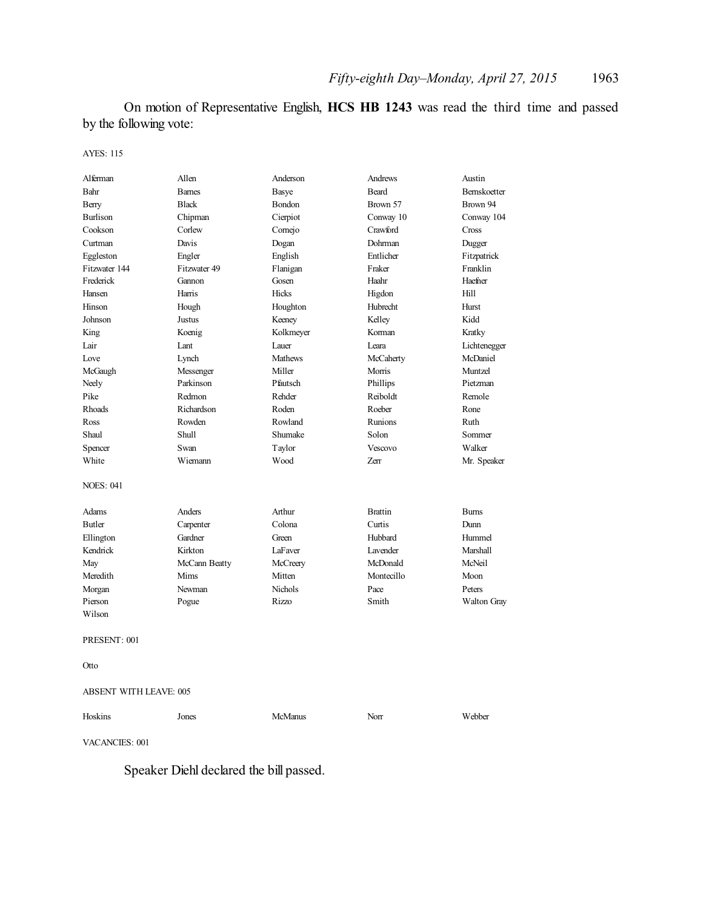On motion of Representative English, **HCS HB 1243** was read the third time and passed by the following vote:

AYES: 115

| | | | | |
|---|---|---|---|---|
| Alferman | Allen | Anderson | Andrews | Austin |
| Bahr | Barnes | Basye | Beard | Bernskoetter |
| Berry | Black | Bondon | Brown 57 | Brown 94 |
| Burlison | Chipman | Cierpiot | Conway 10 | Conway 104 |
| Cookson | Corlew | Cornejo | Crawford | Cross |
| Curtman | Davis | Dogan | Dohrman | Dugger |
| Eggleston | Engler | English | Entlicher | Fitzpatrick |
| Fitzwater 144 | Fitzwater 49 | Flanigan | Fraker | Franklin |
| Frederick | Gannon | Gosen | Haahr | Haefner |
| Hansen | Harris | Hicks | Higdon | Hill |
| Hinson | Hough | Houghton | Hubrecht | Hurst |
| Johnson | Justus | Keeney | Kelley | Kidd |
| King | Koenig | Kolkmeyer | Korman | Kratky |
| Lair | Lant | Lauer | Leara | Lichtenegger |
| Love | Lynch | Mathews | McCaherty | McDaniel |
| McGaugh | Messenger | Miller | Morris | Muntzel |
| Neely | Parkinson | Pfautsch | Phillips | Pietzman |
| Pike | Redmon | Rehder | Reiboldt | Remole |
| Rhoads | Richardson | Roden | Roeber | Rone |
| Ross | Rowden | Rowland | Runions | Ruth |
| Shaul | Shull | Shumake | Solon | Sommer |
| Spencer | Swan | Taylor | Vescovo | Walker |
| White | Wiemann | Wood | Zerr | Mr. Speaker |

NOES: 041

| | | | | |
|---|---|---|---|---|
| Adams | Anders | Arthur | Brattin | Burns |
| Butler | Carpenter | Colona | Curtis | Dunn |
| Ellington | Gardner | Green | Hubbard | Hummel |
| Kendrick | Kirkton | LaFaver | Lavender | Marshall |
| May | McCann Beatty | McCreery | McDonald | McNeil |
| Meredith | Mims | Mitten | Montecillo | Moon |
| Morgan | Newman | Nichols | Pace | Peters |
| Pierson | Pogue | Rizzo | Smith | Walton Gray |
| Wilson | | | | |

PRESENT: 001

Otto

ABSENT WITH LEAVE: 005

| | | | | |
|---|---|---|---|---|
| Hoskins | Jones | McManus | Norr | Webber |

VACANCIES: 001

Speaker Diehl declared the bill passed.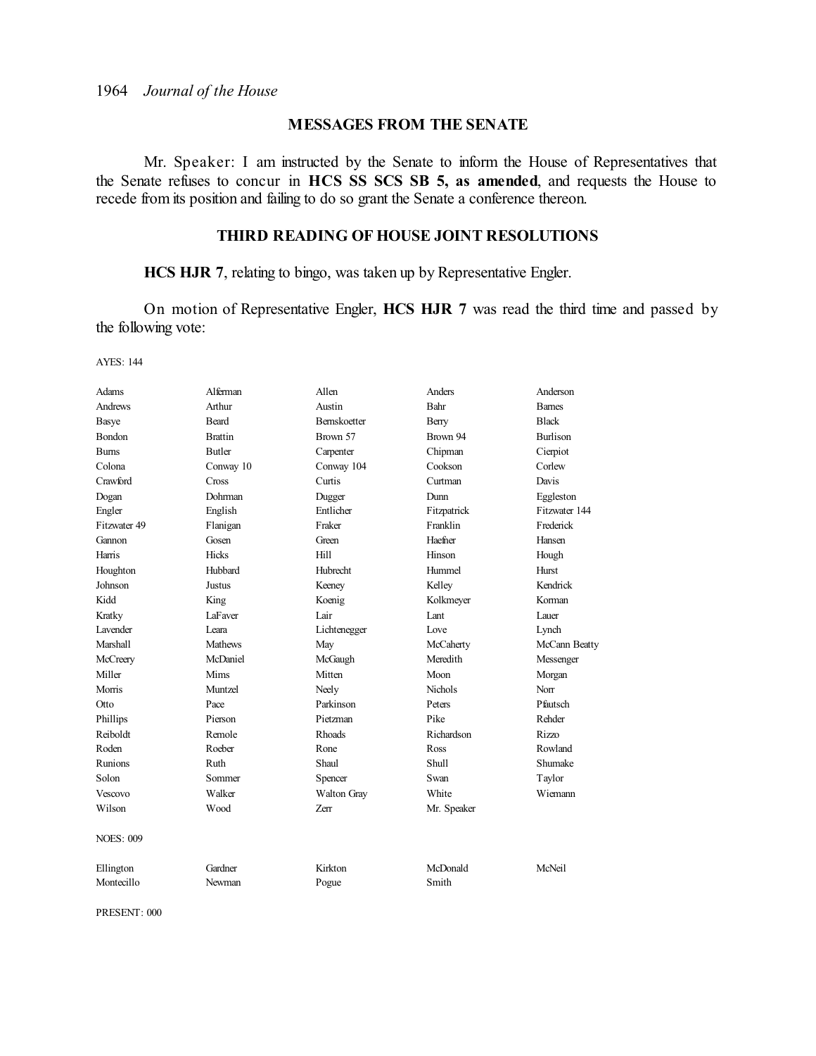## MESSAGES FROM THE SENATE

Mr. Speaker: I am instructed by the Senate to inform the House of Representatives that the Senate refuses to concur in **HCS SS SCS SB 5, as amended**, and requests the House to recede from its position and failing to do so grant the Senate a conference thereon.

## THIRD READING OF HOUSE JOINT RESOLUTIONS

**HCS HJR 7**, relating to bingo, was taken up by Representative Engler.

On motion of Representative Engler, **HCS HJR 7** was read the third time and passed by the following vote:

AYES: 144

| | | | | |
|---|---|---|---|---|
| Adams | Alferman | Allen | Anders | Anderson |
| Andrews | Arthur | Austin | Bahr | Barnes |
| Basye | Beard | Bernskoetter | Berry | Black |
| Bondon | Brattin | Brown 57 | Brown 94 | Burlison |
| Burns | Butler | Carpenter | Chipman | Cierpiot |
| Colona | Conway 10 | Conway 104 | Cookson | Corlew |
| Crawford | Cross | Curtis | Curtman | Davis |
| Dogan | Dohrman | Dugger | Dunn | Eggleston |
| Engler | English | Entlicher | Fitzpatrick | Fitzwater 144 |
| Fitzwater 49 | Flanigan | Fraker | Franklin | Frederick |
| Gannon | Gosen | Green | Haefner | Hansen |
| Harris | Hicks | Hill | Hinson | Hough |
| Houghton | Hubbard | Hubrecht | Hummel | Hurst |
| Johnson | Justus | Keeney | Kelley | Kendrick |
| Kidd | King | Koenig | Kolkmeyer | Korman |
| Kratky | LaFaver | Lair | Lant | Lauer |
| Lavender | Leara | Lichtenegger | Love | Lynch |
| Marshall | Mathews | May | McCaherty | McCann Beatty |
| McCreery | McDaniel | McGaugh | Meredith | Messenger |
| Miller | Mims | Mitten | Moon | Morgan |
| Morris | Muntzel | Neely | Nichols | Norr |
| Otto | Pace | Parkinson | Peters | Pfautsch |
| Phillips | Pierson | Pietzman | Pike | Rehder |
| Reiboldt | Remole | Rhoads | Richardson | Rizzo |
| Roden | Roeber | Rone | Ross | Rowland |
| Runions | Ruth | Shaul | Shull | Shumake |
| Solon | Sommer | Spencer | Swan | Taylor |
| Vescovo | Walker | Walton Gray | White | Wiemann |
| Wilson | Wood | Zerr | Mr. Speaker | |

NOES: 009

| | | | | |
|---|---|---|---|---|
| Ellington | Gardner | Kirkton | McDonald | McNeil |
| Montecillo | Newman | Pogue | Smith | |

PRESENT: 000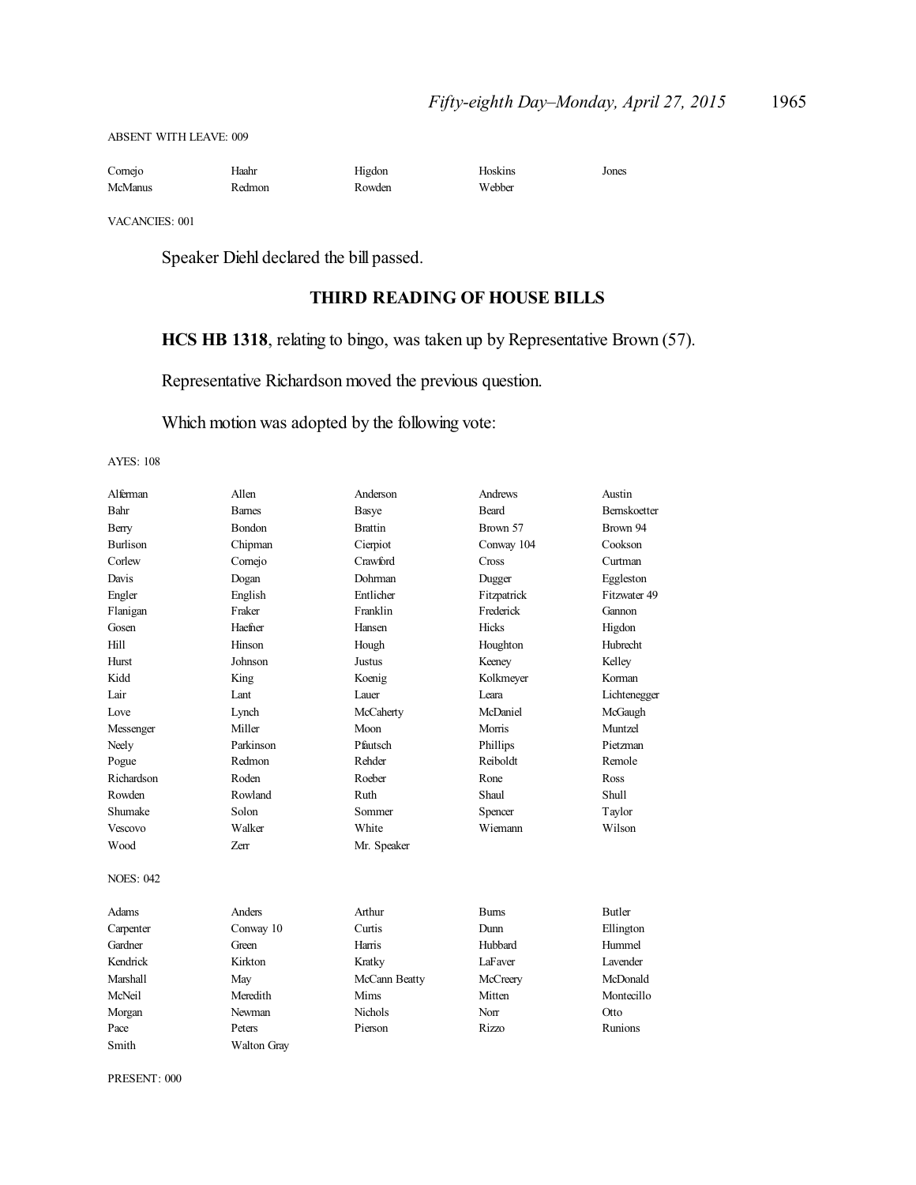ABSENT WITH LEAVE: 009

| | | | | |
|---|---|---|---|---|
| Cornejo | Haahr | Higdon | Hoskins | Jones |
| McManus | Redmon | Rowden | Webber | |

VACANCIES: 001

Speaker Diehl declared the bill passed.

## THIRD READING OF HOUSE BILLS

**HCS HB 1318**, relating to bingo, was taken up by Representative Brown (57).

Representative Richardson moved the previous question.

Which motion was adopted by the following vote:

AYES: 108

| | | | | |
|---|---|---|---|---|
| Alferman | Allen | Anderson | Andrews | Austin |
| Bahr | Barnes | Basye | Beard | Bernskoetter |
| Berry | Bondon | Brattin | Brown 57 | Brown 94 |
| Burlison | Chipman | Cierpiot | Conway 104 | Cookson |
| Corlew | Cornejo | Crawford | Cross | Curtman |
| Davis | Dogan | Dohrman | Dugger | Eggleston |
| Engler | English | Entlicher | Fitzpatrick | Fitzwater 49 |
| Flanigan | Fraker | Franklin | Frederick | Gannon |
| Gosen | Haefner | Hansen | Hicks | Higdon |
| Hill | Hinson | Hough | Houghton | Hubrecht |
| Hurst | Johnson | Justus | Keeney | Kelley |
| Kidd | King | Koenig | Kolkmeyer | Korman |
| Lair | Lant | Lauer | Leara | Lichtenegger |
| Love | Lynch | McCaherty | McDaniel | McGaugh |
| Messenger | Miller | Moon | Morris | Muntzel |
| Neely | Parkinson | Pfautsch | Phillips | Pietzman |
| Pogue | Redmon | Rehder | Reiboldt | Remole |
| Richardson | Roden | Roeber | Rone | Ross |
| Rowden | Rowland | Ruth | Shaul | Shull |
| Shumake | Solon | Sommer | Spencer | Taylor |
| Vescovo | Walker | White | Wiemann | Wilson |
| Wood | Zerr | Mr. Speaker | | |

NOES: 042

| | | | | |
|---|---|---|---|---|
| Adams | Anders | Arthur | Burns | Butler |
| Carpenter | Conway 10 | Curtis | Dunn | Ellington |
| Gardner | Green | Harris | Hubbard | Hummel |
| Kendrick | Kirkton | Kratky | LaFaver | Lavender |
| Marshall | May | McCann Beatty | McCreery | McDonald |
| McNeil | Meredith | Mims | Mitten | Montecillo |
| Morgan | Newman | Nichols | Norr | Otto |
| Pace | Peters | Pierson | Rizzo | Runions |
| Smith | Walton Gray | | | |

PRESENT: 000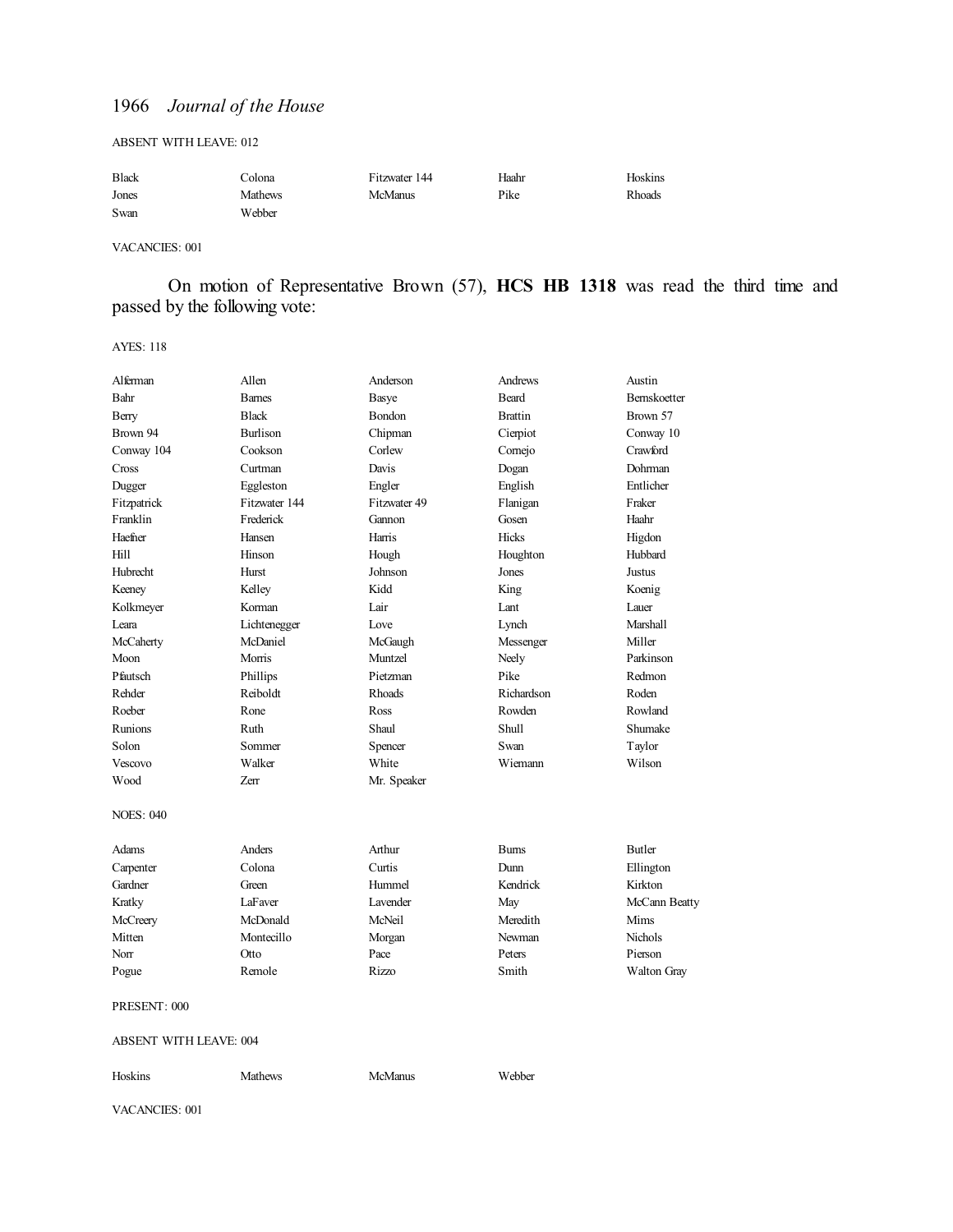ABSENT WITH LEAVE: 012

| Black | Colona | Fitzwater 144 | Haahr | Hoskins |
|---|---|---|---|---|
| Jones | Mathews | McManus | Pike | Rhoads |
| Swan | Webber | | | |

VACANCIES: 001

On motion of Representative Brown (57), **HCS HB 1318** was read the third time and passed by the following vote:

AYES: 118

| Alferman | Allen | Anderson | Andrews | Austin |
|---|---|---|---|---|
| Bahr | Barnes | Basye | Beard | Bernskoetter |
| Berry | Black | Bondon | Brattin | Brown 57 |
| Brown 94 | Burlison | Chipman | Cierpiot | Conway 10 |
| Conway 104 | Cookson | Corlew | Cornejo | Crawford |
| Cross | Curtman | Davis | Dogan | Dohrman |
| Dugger | Eggleston | Engler | English | Entlicher |
| Fitzpatrick | Fitzwater 144 | Fitzwater 49 | Flanigan | Fraker |
| Franklin | Frederick | Gannon | Gosen | Haahr |
| Haefner | Hansen | Harris | Hicks | Higdon |
| Hill | Hinson | Hough | Houghton | Hubbard |
| Hubrecht | Hurst | Johnson | Jones | Justus |
| Keeney | Kelley | Kidd | King | Koenig |
| Kolkmeyer | Korman | Lair | Lant | Lauer |
| Leara | Lichtenegger | Love | Lynch | Marshall |
| McCaherty | McDaniel | McGaugh | Messenger | Miller |
| Moon | Morris | Muntzel | Neely | Parkinson |
| Pfautsch | Phillips | Pietzman | Pike | Redmon |
| Rehder | Reiboldt | Rhoads | Richardson | Roden |
| Roeber | Rone | Ross | Rowden | Rowland |
| Runions | Ruth | Shaul | Shull | Shumake |
| Solon | Sommer | Spencer | Swan | Taylor |
| Vescovo | Walker | White | Wiemann | Wilson |
| Wood | Zerr | Mr. Speaker | | |

NOES: 040

| Adams | Anders | Arthur | Burns | Butler |
|---|---|---|---|---|
| Carpenter | Colona | Curtis | Dunn | Ellington |
| Gardner | Green | Hummel | Kendrick | Kirkton |
| Kratky | LaFaver | Lavender | May | McCann Beatty |
| McCreery | McDonald | McNeil | Meredith | Mims |
| Mitten | Montecillo | Morgan | Newman | Nichols |
| Norr | Otto | Pace | Peters | Pierson |
| Pogue | Remole | Rizzo | Smith | Walton Gray |

PRESENT: 000

ABSENT WITH LEAVE: 004

| Hoskins | Mathews | McManus | Webber |
|---|---|---|---|

VACANCIES: 001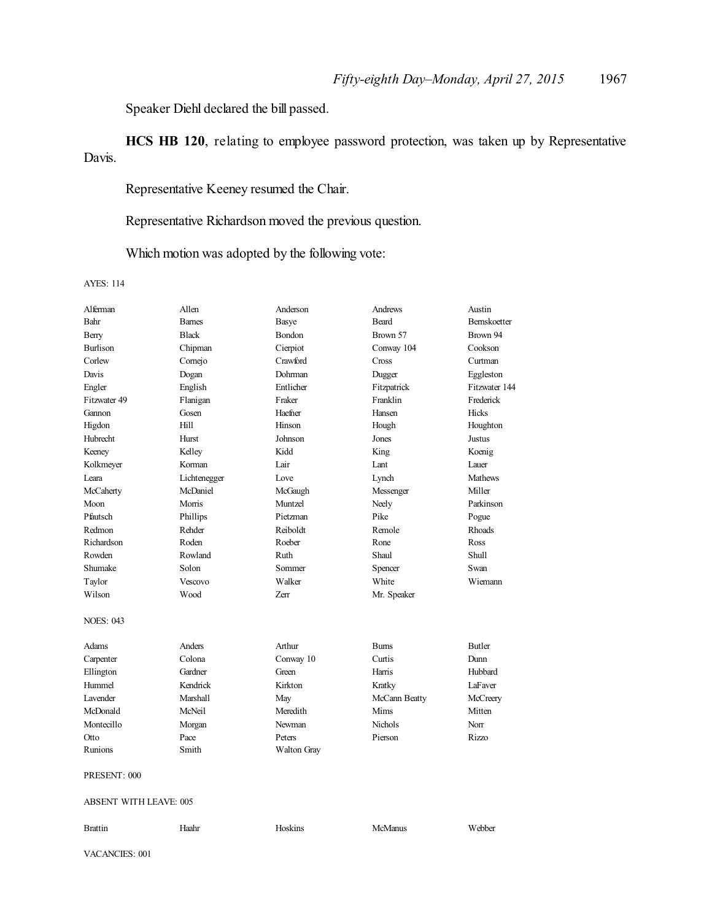Speaker Diehl declared the bill passed.

**HCS HB 120**, relating to employee password protection, was taken up by Representative Davis.

Representative Keeney resumed the Chair.

Representative Richardson moved the previous question.

Which motion was adopted by the following vote:

AYES: 114

| | | | | |
|---|---|---|---|---|
| Alferman | Allen | Anderson | Andrews | Austin |
| Bahr | Barnes | Basye | Beard | Bernskoetter |
| Berry | Black | Bondon | Brown 57 | Brown 94 |
| Burlison | Chipman | Cierpiot | Conway 104 | Cookson |
| Corlew | Cornejo | Crawford | Cross | Curtman |
| Davis | Dogan | Dohrman | Dugger | Eggleston |
| Engler | English | Entlicher | Fitzpatrick | Fitzwater 144 |
| Fitzwater 49 | Flanigan | Fraker | Franklin | Frederick |
| Gannon | Gosen | Haefner | Hansen | Hicks |
| Higdon | Hill | Hinson | Hough | Houghton |
| Hubrecht | Hurst | Johnson | Jones | Justus |
| Keeney | Kelley | Kidd | King | Koenig |
| Kolkmeyer | Korman | Lair | Lant | Lauer |
| Leara | Lichtenegger | Love | Lynch | Mathews |
| McCaherty | McDaniel | McGaugh | Messenger | Miller |
| Moon | Morris | Muntzel | Neely | Parkinson |
| Pfautsch | Phillips | Pietzman | Pike | Pogue |
| Redmon | Rehder | Reiboldt | Remole | Rhoads |
| Richardson | Roden | Roeber | Rone | Ross |
| Rowden | Rowland | Ruth | Shaul | Shull |
| Shumake | Solon | Sommer | Spencer | Swan |
| Taylor | Vescovo | Walker | White | Wiemann |
| Wilson | Wood | Zerr | Mr. Speaker | |

NOES: 043

| | | | | |
|---|---|---|---|---|
| Adams | Anders | Arthur | Burns | Butler |
| Carpenter | Colona | Conway 10 | Curtis | Dunn |
| Ellington | Gardner | Green | Harris | Hubbard |
| Hummel | Kendrick | Kirkton | Kratky | LaFaver |
| Lavender | Marshall | May | McCann Beatty | McCreery |
| McDonald | McNeil | Meredith | Mims | Mitten |
| Montecillo | Morgan | Newman | Nichols | Norr |
| Otto | Pace | Peters | Pierson | Rizzo |
| Runions | Smith | Walton Gray | | |

PRESENT: 000

ABSENT WITH LEAVE: 005

| | | | | |
|---|---|---|---|---|
| Brattin | Haahr | Hoskins | McManus | Webber |

VACANCIES: 001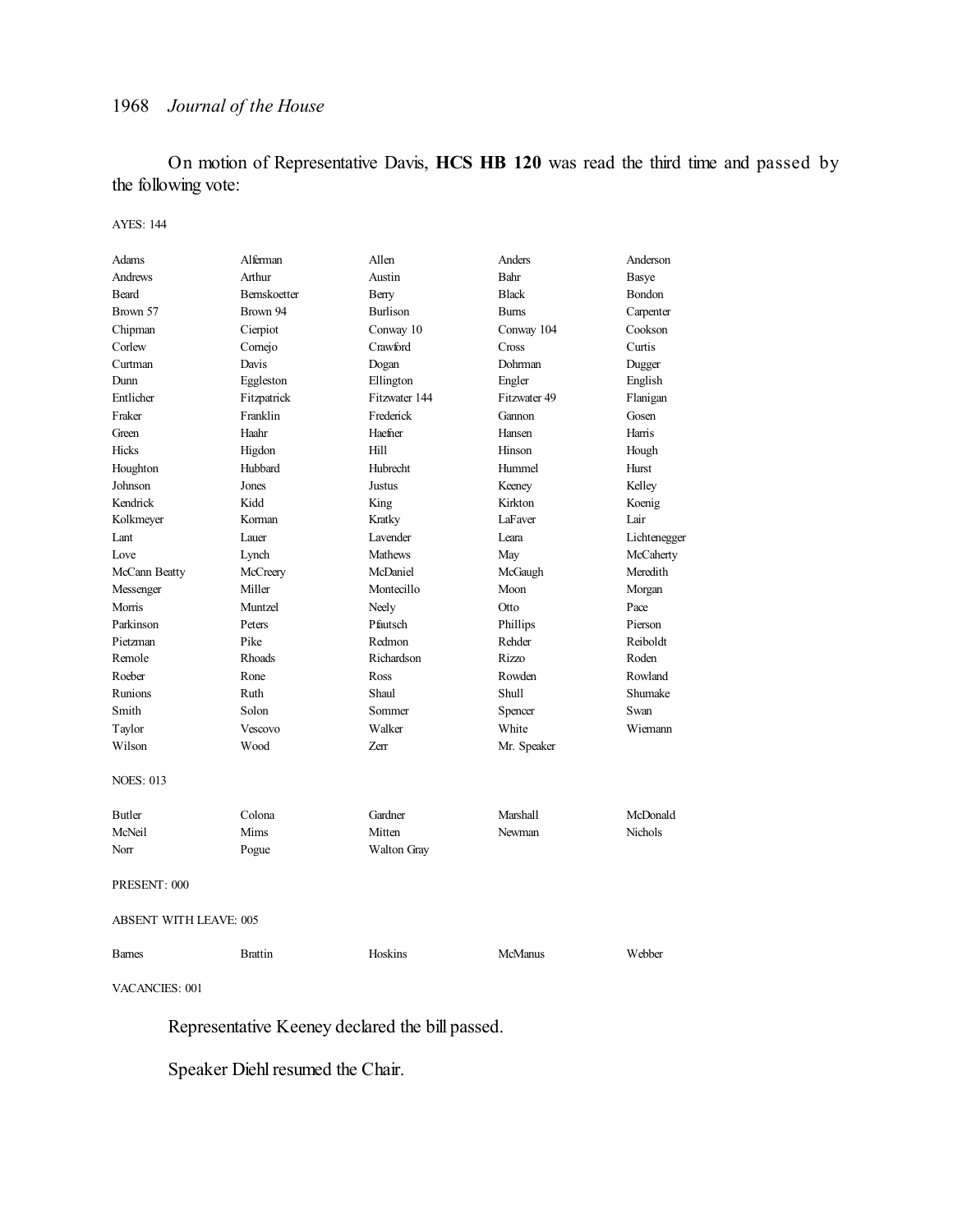On motion of Representative Davis, **HCS HB 120** was read the third time and passed by the following vote:

AYES: 144

| | | | | |
|---|---|---|---|---|
| Adams | Alferman | Allen | Anders | Anderson |
| Andrews | Arthur | Austin | Bahr | Basye |
| Beard | Bernskoetter | Berry | Black | Bondon |
| Brown 57 | Brown 94 | Burlison | Burns | Carpenter |
| Chipman | Cierpiot | Conway 10 | Conway 104 | Cookson |
| Corlew | Cornejo | Crawford | Cross | Curtis |
| Curtman | Davis | Dogan | Dohrman | Dugger |
| Dunn | Eggleston | Ellington | Engler | English |
| Entlicher | Fitzpatrick | Fitzwater 144 | Fitzwater 49 | Flanigan |
| Fraker | Franklin | Frederick | Gannon | Gosen |
| Green | Haahr | Haefner | Hansen | Harris |
| Hicks | Higdon | Hill | Hinson | Hough |
| Houghton | Hubbard | Hubrecht | Hummel | Hurst |
| Johnson | Jones | Justus | Keeney | Kelley |
| Kendrick | Kidd | King | Kirkton | Koenig |
| Kolkmeyer | Korman | Kratky | LaFaver | Lair |
| Lant | Lauer | Lavender | Leara | Lichtenegger |
| Love | Lynch | Mathews | May | McCaherty |
| McCann Beatty | McCreery | McDaniel | McGaugh | Meredith |
| Messenger | Miller | Montecillo | Moon | Morgan |
| Morris | Muntzel | Neely | Otto | Pace |
| Parkinson | Peters | Pfautsch | Phillips | Pierson |
| Pietzman | Pike | Redmon | Rehder | Reiboldt |
| Remole | Rhoads | Richardson | Rizzo | Roden |
| Roeber | Rone | Ross | Rowden | Rowland |
| Runions | Ruth | Shaul | Shull | Shumake |
| Smith | Solon | Sommer | Spencer | Swan |
| Taylor | Vescovo | Walker | White | Wiemann |
| Wilson | Wood | Zerr | Mr. Speaker | |

NOES: 013

| | | | | |
|---|---|---|---|---|
| Butler | Colona | Gardner | Marshall | McDonald |
| McNeil | Mims | Mitten | Newman | Nichols |
| Norr | Pogue | Walton Gray | | |

PRESENT: 000

ABSENT WITH LEAVE: 005

| | | | | |
|---|---|---|---|---|
| Barnes | Brattin | Hoskins | McManus | Webber |

VACANCIES: 001

Representative Keeney declared the bill passed.

Speaker Diehl resumed the Chair.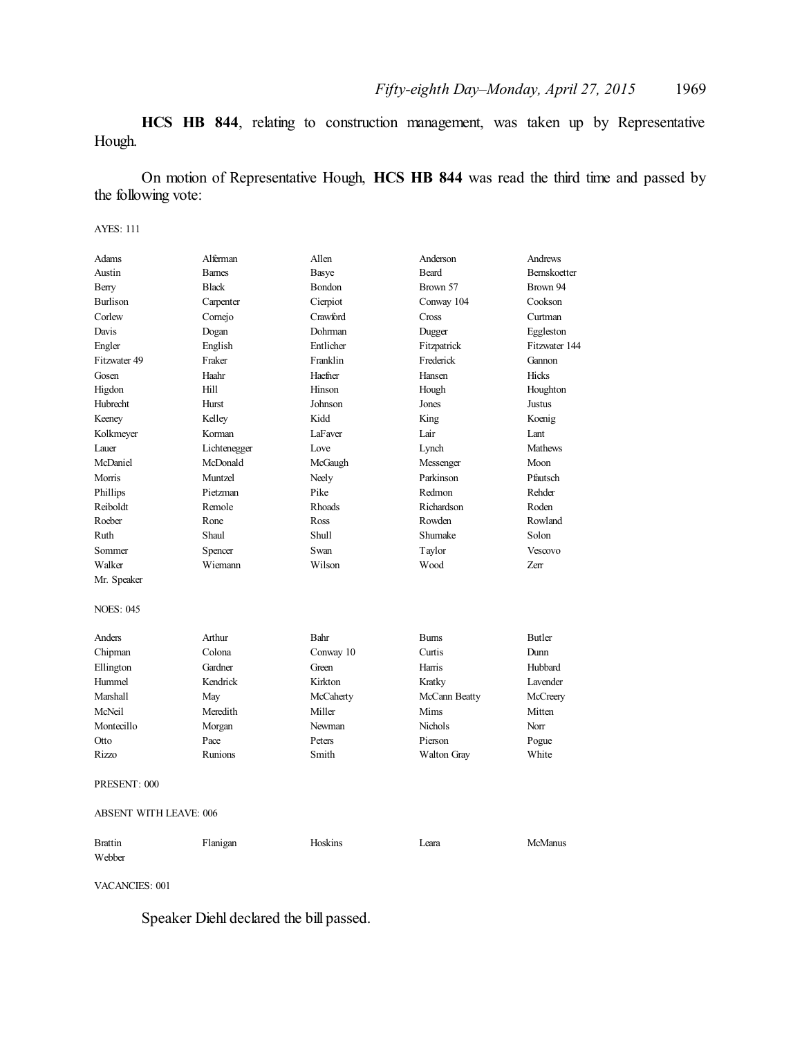**HCS HB 844**, relating to construction management, was taken up by Representative Hough.

On motion of Representative Hough, **HCS HB 844** was read the third time and passed by the following vote:

AYES: 111

| | | | | |
|---|---|---|---|---|
| Adams | Alferman | Allen | Anderson | Andrews |
| Austin | Barnes | Basye | Beard | Bernskoetter |
| Berry | Black | Bondon | Brown 57 | Brown 94 |
| Burlison | Carpenter | Cierpiot | Conway 104 | Cookson |
| Corlew | Cornejo | Crawford | Cross | Curtman |
| Davis | Dogan | Dohrman | Dugger | Eggleston |
| Engler | English | Entlicher | Fitzpatrick | Fitzwater 144 |
| Fitzwater 49 | Fraker | Franklin | Frederick | Gannon |
| Gosen | Haahr | Haefner | Hansen | Hicks |
| Higdon | Hill | Hinson | Hough | Houghton |
| Hubrecht | Hurst | Johnson | Jones | Justus |
| Keeney | Kelley | Kidd | King | Koenig |
| Kolkmeyer | Korman | LaFaver | Lair | Lant |
| Lauer | Lichtenegger | Love | Lynch | Mathews |
| McDaniel | McDonald | McGaugh | Messenger | Moon |
| Morris | Muntzel | Neely | Parkinson | Pfautsch |
| Phillips | Pietzman | Pike | Redmon | Rehder |
| Reiboldt | Remole | Rhoads | Richardson | Roden |
| Roeber | Rone | Ross | Rowden | Rowland |
| Ruth | Shaul | Shull | Shumake | Solon |
| Sommer | Spencer | Swan | Taylor | Vescovo |
| Walker | Wiemann | Wilson | Wood | Zerr |
| Mr. Speaker | | | | |

NOES: 045

| | | | | |
|---|---|---|---|---|
| Anders | Arthur | Bahr | Burns | Butler |
| Chipman | Colona | Conway 10 | Curtis | Dunn |
| Ellington | Gardner | Green | Harris | Hubbard |
| Hummel | Kendrick | Kirkton | Kratky | Lavender |
| Marshall | May | McCaherty | McCann Beatty | McCreery |
| McNeil | Meredith | Miller | Mims | Mitten |
| Montecillo | Morgan | Newman | Nichols | Norr |
| Otto | Pace | Peters | Pierson | Pogue |
| Rizzo | Runions | Smith | Walton Gray | White |

PRESENT: 000

ABSENT WITH LEAVE: 006

| | | | | |
|---|---|---|---|---|
| Brattin | Flanigan | Hoskins | Leara | McManus |
| Webber | | | | |

VACANCIES: 001

Speaker Diehl declared the bill passed.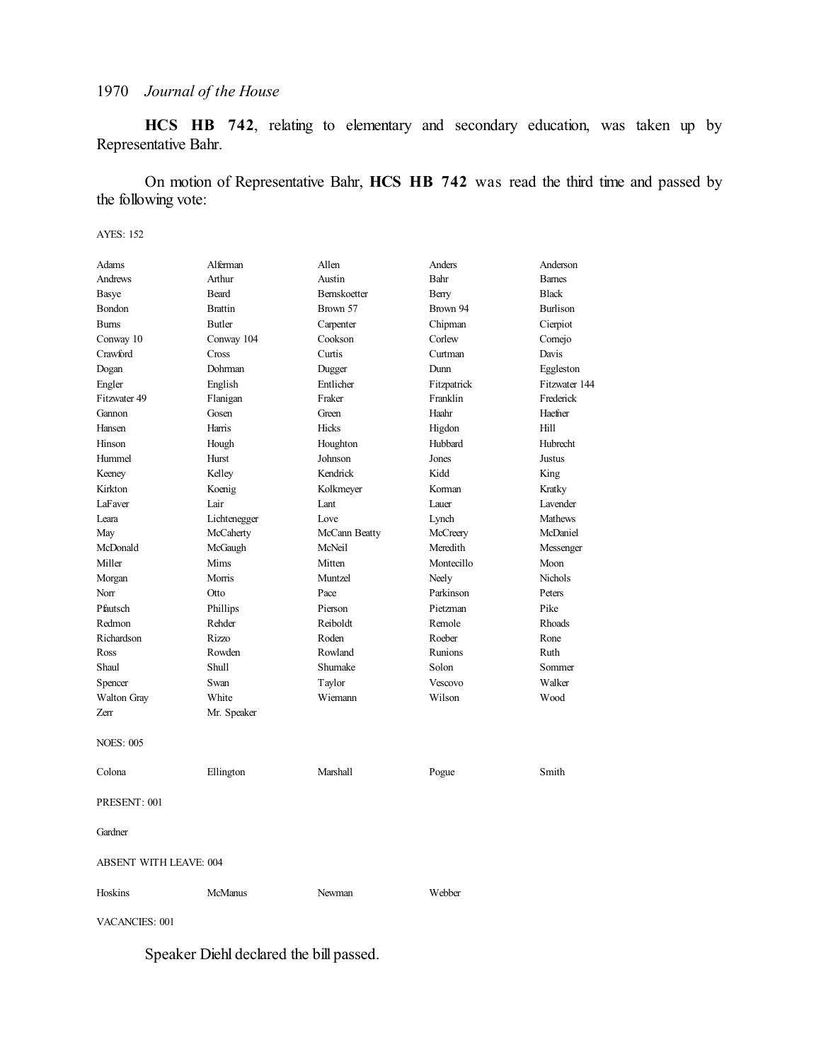**HCS HB 742**, relating to elementary and secondary education, was taken up by Representative Bahr.

On motion of Representative Bahr, **HCS HB 742** was read the third time and passed by the following vote:

AYES: 152

| | | | | |
|---|---|---|---|---|
| Adams | Alferman | Allen | Anders | Anderson |
| Andrews | Arthur | Austin | Bahr | Barnes |
| Basye | Beard | Bernskoetter | Berry | Black |
| Bondon | Brattin | Brown 57 | Brown 94 | Burlison |
| Burns | Butler | Carpenter | Chipman | Cierpiot |
| Conway 10 | Conway 104 | Cookson | Corlew | Cornejo |
| Crawford | Cross | Curtis | Curtman | Davis |
| Dogan | Dohrman | Dugger | Dunn | Eggleston |
| Engler | English | Entlicher | Fitzpatrick | Fitzwater 144 |
| Fitzwater 49 | Flanigan | Fraker | Franklin | Frederick |
| Gannon | Gosen | Green | Haahr | Haefner |
| Hansen | Harris | Hicks | Higdon | Hill |
| Hinson | Hough | Houghton | Hubbard | Hubrecht |
| Hummel | Hurst | Johnson | Jones | Justus |
| Keeney | Kelley | Kendrick | Kidd | King |
| Kirkton | Koenig | Kolkmeyer | Korman | Kratky |
| LaFaver | Lair | Lant | Lauer | Lavender |
| Leara | Lichtenegger | Love | Lynch | Mathews |
| May | McCaherty | McCann Beatty | McCreery | McDaniel |
| McDonald | McGaugh | McNeil | Meredith | Messenger |
| Miller | Mims | Mitten | Montecillo | Moon |
| Morgan | Morris | Muntzel | Neely | Nichols |
| Norr | Otto | Pace | Parkinson | Peters |
| Pfautsch | Phillips | Pierson | Pietzman | Pike |
| Redmon | Rehder | Reiboldt | Remole | Rhoads |
| Richardson | Rizzo | Roden | Roeber | Rone |
| Ross | Rowden | Rowland | Runions | Ruth |
| Shaul | Shull | Shumake | Solon | Sommer |
| Spencer | Swan | Taylor | Vescovo | Walker |
| Walton Gray | White | Wiemann | Wilson | Wood |
| Zerr | Mr. Speaker | | | |

NOES: 005

| | | | | |
|---|---|---|---|---|
| Colona | Ellington | Marshall | Pogue | Smith |

PRESENT: 001

Gardner

ABSENT WITH LEAVE: 004

| | | | |
|---|---|---|---|
| Hoskins | McManus | Newman | Webber |

VACANCIES: 001

Speaker Diehl declared the bill passed.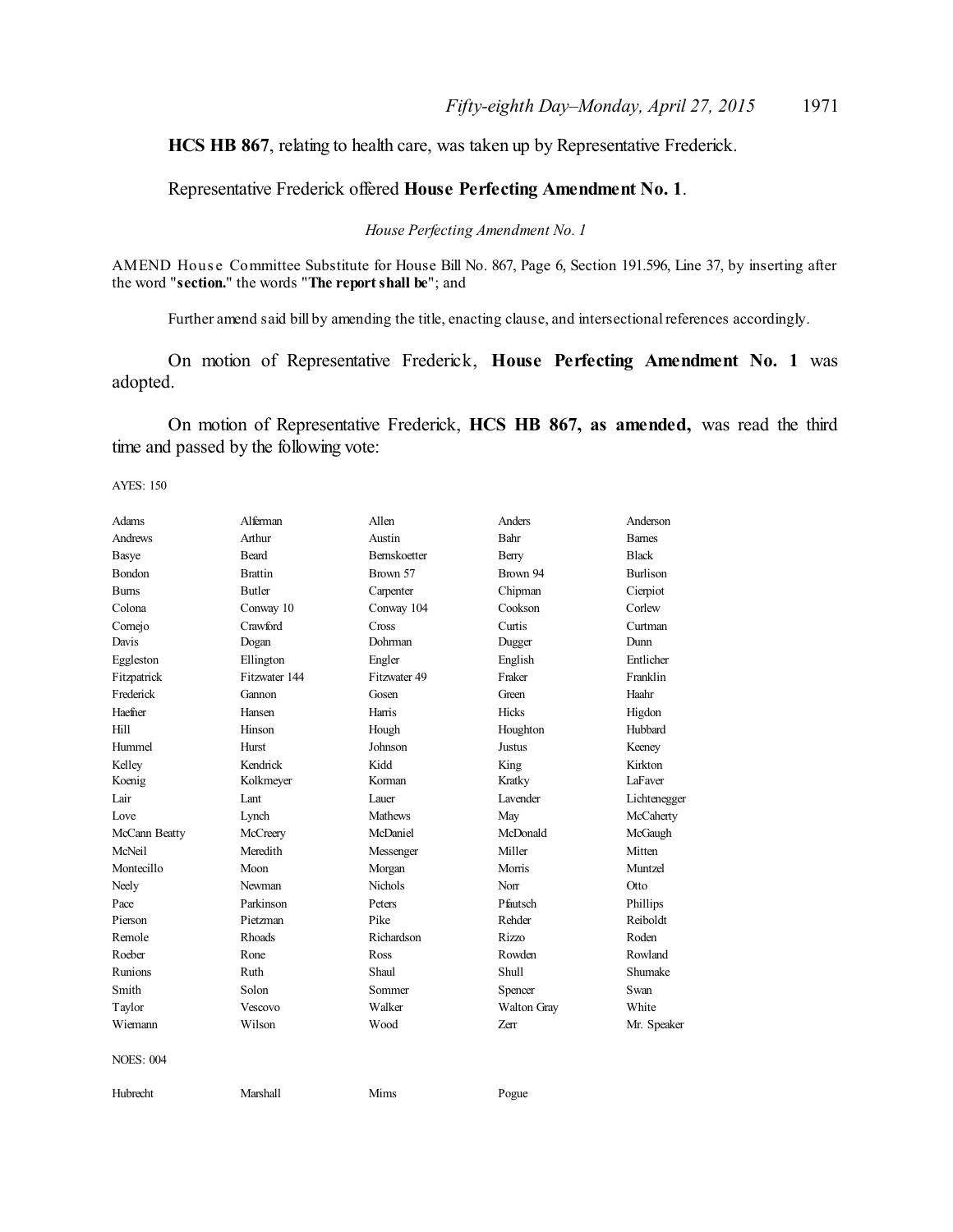**HCS HB 867**, relating to health care, was taken up by Representative Frederick.

Representative Frederick offered **House Perfecting Amendment No. 1**.

*House Perfecting Amendment No. 1*

AMEND House Committee Substitute for House Bill No. 867, Page 6, Section 191.596, Line 37, by inserting after the word "**section.**" the words "**The report shall be**"; and

Further amend said bill by amending the title, enacting clause, and intersectional references accordingly.

On motion of Representative Frederick, **House Perfecting Amendment No. 1** was adopted.

On motion of Representative Frederick, **HCS HB 867, as amended,** was read the third time and passed by the following vote:

AYES: 150

| | | | | |
|---|---|---|---|---|
| Adams | Alferman | Allen | Anders | Anderson |
| Andrews | Arthur | Austin | Bahr | Barnes |
| Basye | Beard | Bernskoetter | Berry | Black |
| Bondon | Brattin | Brown 57 | Brown 94 | Burlison |
| Burns | Butler | Carpenter | Chipman | Cierpiot |
| Colona | Conway 10 | Conway 104 | Cookson | Corlew |
| Cornejo | Crawford | Cross | Curtis | Curtman |
| Davis | Dogan | Dohrman | Dugger | Dunn |
| Eggleston | Ellington | Engler | English | Entlicher |
| Fitzpatrick | Fitzwater 144 | Fitzwater 49 | Fraker | Franklin |
| Frederick | Gannon | Gosen | Green | Haahr |
| Haefner | Hansen | Harris | Hicks | Higdon |
| Hill | Hinson | Hough | Houghton | Hubbard |
| Hummel | Hurst | Johnson | Justus | Keeney |
| Kelley | Kendrick | Kidd | King | Kirkton |
| Koenig | Kolkmeyer | Korman | Kratky | LaFaver |
| Lair | Lant | Lauer | Lavender | Lichtenegger |
| Love | Lynch | Mathews | May | McCaherty |
| McCann Beatty | McCreery | McDaniel | McDonald | McGaugh |
| McNeil | Meredith | Messenger | Miller | Mitten |
| Montecillo | Moon | Morgan | Morris | Muntzel |
| Neely | Newman | Nichols | Norr | Otto |
| Pace | Parkinson | Peters | Pfautsch | Phillips |
| Pierson | Pietzman | Pike | Rehder | Reiboldt |
| Remole | Rhoads | Richardson | Rizzo | Roden |
| Roeber | Rone | Ross | Rowden | Rowland |
| Runions | Ruth | Shaul | Shull | Shumake |
| Smith | Solon | Sommer | Spencer | Swan |
| Taylor | Vescovo | Walker | Walton Gray | White |
| Wiemann | Wilson | Wood | Zerr | Mr. Speaker |

NOES: 004

| | | | |
|---|---|---|---|
| Hubrecht | Marshall | Mims | Pogue |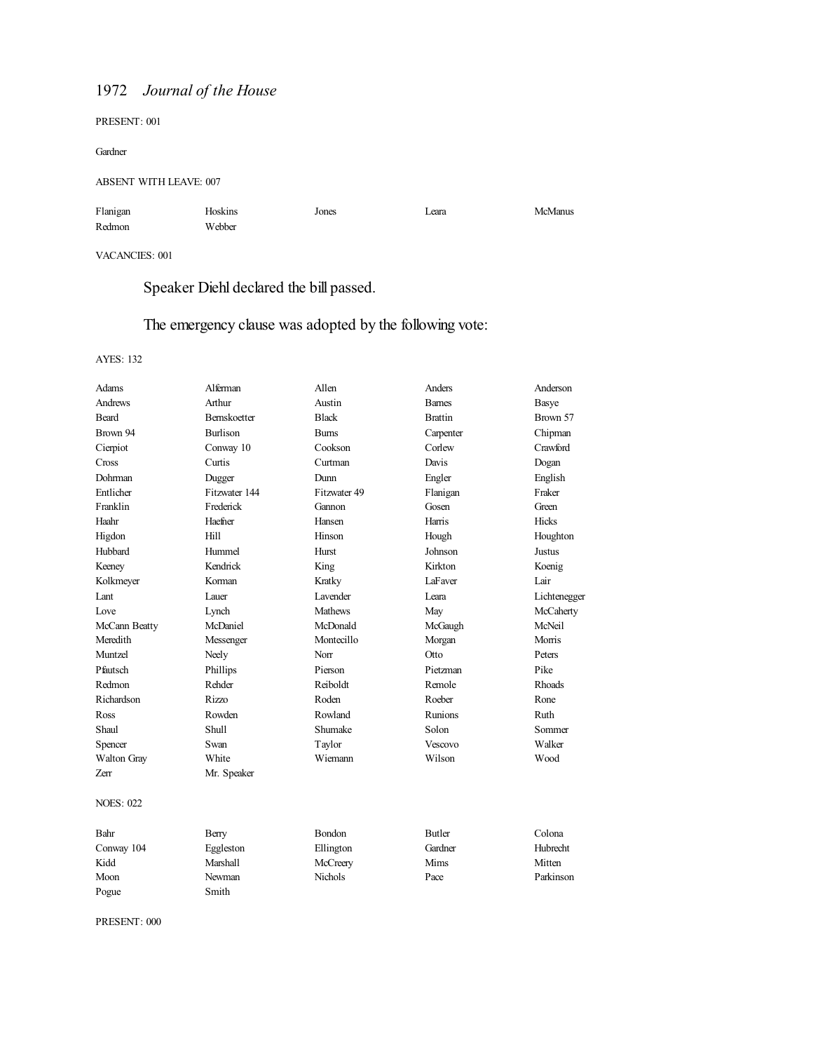PRESENT: 001

Gardner

ABSENT WITH LEAVE: 007

| | | | | |
|---|---|---|---|---|
| Flanigan | Hoskins | Jones | Leara | McManus |
| Redmon | Webber | | | |

VACANCIES: 001

Speaker Diehl declared the bill passed.

The emergency clause was adopted by the following vote:

AYES: 132

| | | | | |
|---|---|---|---|---|
| Adams | Alferman | Allen | Anders | Anderson |
| Andrews | Arthur | Austin | Barnes | Basye |
| Beard | Bernskoetter | Black | Brattin | Brown 57 |
| Brown 94 | Burlison | Burns | Carpenter | Chipman |
| Cierpiot | Conway 10 | Cookson | Corlew | Crawford |
| Cross | Curtis | Curtman | Davis | Dogan |
| Dohrman | Dugger | Dunn | Engler | English |
| Entlicher | Fitzwater 144 | Fitzwater 49 | Flanigan | Fraker |
| Franklin | Frederick | Gannon | Gosen | Green |
| Haahr | Haefner | Hansen | Harris | Hicks |
| Higdon | Hill | Hinson | Hough | Houghton |
| Hubbard | Hummel | Hurst | Johnson | Justus |
| Keeney | Kendrick | King | Kirkton | Koenig |
| Kolkmeyer | Korman | Kratky | LaFaver | Lair |
| Lant | Lauer | Lavender | Leara | Lichtenegger |
| Love | Lynch | Mathews | May | McCaherty |
| McCann Beatty | McDaniel | McDonald | McGaugh | McNeil |
| Meredith | Messenger | Montecillo | Morgan | Morris |
| Muntzel | Neely | Norr | Otto | Peters |
| Pfautsch | Phillips | Pierson | Pietzman | Pike |
| Redmon | Rehder | Reiboldt | Remole | Rhoads |
| Richardson | Rizzo | Roden | Roeber | Rone |
| Ross | Rowden | Rowland | Runions | Ruth |
| Shaul | Shull | Shumake | Solon | Sommer |
| Spencer | Swan | Taylor | Vescovo | Walker |
| Walton Gray | White | Wiemann | Wilson | Wood |
| Zerr | Mr. Speaker | | | |

NOES: 022

| | | | | |
|---|---|---|---|---|
| Bahr | Berry | Bondon | Butler | Colona |
| Conway 104 | Eggleston | Ellington | Gardner | Hubrecht |
| Kidd | Marshall | McCreery | Mims | Mitten |
| Moon | Newman | Nichols | Pace | Parkinson |
| Pogue | Smith | | | |

PRESENT: 000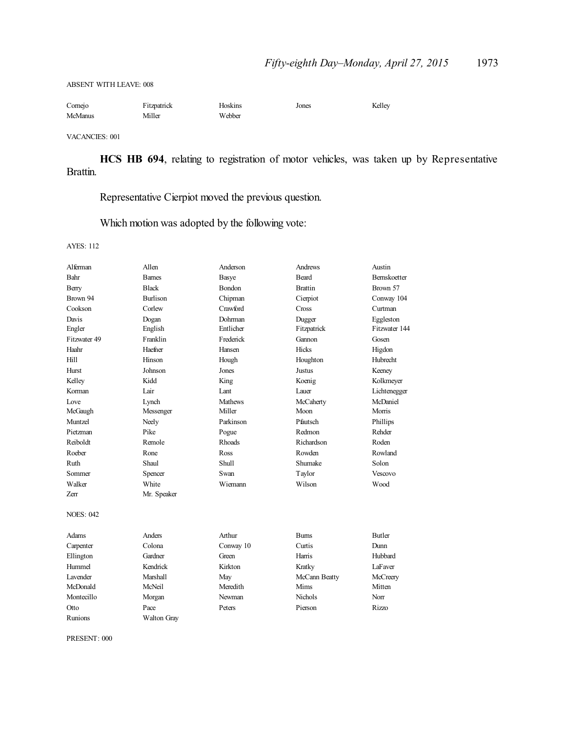ABSENT WITH LEAVE: 008

| | | | | |
|---|---|---|---|---|
| Cornejo | Fitzpatrick | Hoskins | Jones | Kelley |
| McManus | Miller | Webber | | |

VACANCIES: 001

**HCS HB 694**, relating to registration of motor vehicles, was taken up by Representative Brattin.

Representative Cierpiot moved the previous question.

Which motion was adopted by the following vote:

AYES: 112

| | | | | |
|---|---|---|---|---|
| Alferman | Allen | Anderson | Andrews | Austin |
| Bahr | Barnes | Basye | Beard | Bernskoetter |
| Berry | Black | Bondon | Brattin | Brown 57 |
| Brown 94 | Burlison | Chipman | Cierpiot | Conway 104 |
| Cookson | Corlew | Crawford | Cross | Curtman |
| Davis | Dogan | Dohrman | Dugger | Eggleston |
| Engler | English | Entlicher | Fitzpatrick | Fitzwater 144 |
| Fitzwater 49 | Franklin | Frederick | Gannon | Gosen |
| Haahr | Haefner | Hansen | Hicks | Higdon |
| Hill | Hinson | Hough | Houghton | Hubrecht |
| Hurst | Johnson | Jones | Justus | Keeney |
| Kelley | Kidd | King | Koenig | Kolkmeyer |
| Korman | Lair | Lant | Lauer | Lichtenegger |
| Love | Lynch | Mathews | McCaherty | McDaniel |
| McGaugh | Messenger | Miller | Moon | Morris |
| Muntzel | Neely | Parkinson | Pfautsch | Phillips |
| Pietzman | Pike | Pogue | Redmon | Rehder |
| Reiboldt | Remole | Rhoads | Richardson | Roden |
| Roeber | Rone | Ross | Rowden | Rowland |
| Ruth | Shaul | Shull | Shumake | Solon |
| Sommer | Spencer | Swan | Taylor | Vescovo |
| Walker | White | Wiemann | Wilson | Wood |
| Zerr | Mr. Speaker | | | |

NOES: 042

| | | | | |
|---|---|---|---|---|
| Adams | Anders | Arthur | Burns | Butler |
| Carpenter | Colona | Conway 10 | Curtis | Dunn |
| Ellington | Gardner | Green | Harris | Hubbard |
| Hummel | Kendrick | Kirkton | Kratky | LaFaver |
| Lavender | Marshall | May | McCann Beatty | McCreery |
| McDonald | McNeil | Meredith | Mims | Mitten |
| Montecillo | Morgan | Newman | Nichols | Norr |
| Otto | Pace | Peters | Pierson | Rizzo |
| Runions | Walton Gray | | | |

PRESENT: 000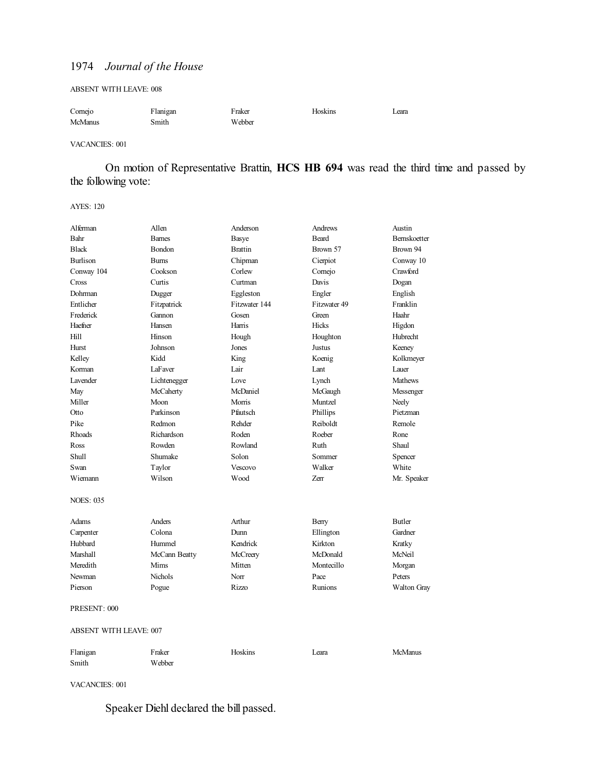ABSENT WITH LEAVE: 008

| | | | | |
|---|---|---|---|---|
| Cornejo | Flanigan | Fraker | Hoskins | Leara |
| McManus | Smith | Webber | | |

VACANCIES: 001

On motion of Representative Brattin, **HCS HB 694** was read the third time and passed by the following vote:

AYES: 120

| | | | | |
|---|---|---|---|---|
| Alferman | Allen | Anderson | Andrews | Austin |
| Bahr | Barnes | Basye | Beard | Bernskoetter |
| Black | Bondon | Brattin | Brown 57 | Brown 94 |
| Burlison | Burns | Chipman | Cierpiot | Conway 10 |
| Conway 104 | Cookson | Corlew | Cornejo | Crawford |
| Cross | Curtis | Curtman | Davis | Dogan |
| Dohrman | Dugger | Eggleston | Engler | English |
| Entlicher | Fitzpatrick | Fitzwater 144 | Fitzwater 49 | Franklin |
| Frederick | Gannon | Gosen | Green | Haahr |
| Haefner | Hansen | Harris | Hicks | Higdon |
| Hill | Hinson | Hough | Houghton | Hubrecht |
| Hurst | Johnson | Jones | Justus | Keeney |
| Kelley | Kidd | King | Koenig | Kolkmeyer |
| Korman | LaFaver | Lair | Lant | Lauer |
| Lavender | Lichtenegger | Love | Lynch | Mathews |
| May | McCaherty | McDaniel | McGaugh | Messenger |
| Miller | Moon | Morris | Muntzel | Neely |
| Otto | Parkinson | Pfautsch | Phillips | Pietzman |
| Pike | Redmon | Rehder | Reiboldt | Remole |
| Rhoads | Richardson | Roden | Roeber | Rone |
| Ross | Rowden | Rowland | Ruth | Shaul |
| Shull | Shumake | Solon | Sommer | Spencer |
| Swan | Taylor | Vescovo | Walker | White |
| Wiemann | Wilson | Wood | Zerr | Mr. Speaker |

NOES: 035

| | | | | |
|---|---|---|---|---|
| Adams | Anders | Arthur | Berry | Butler |
| Carpenter | Colona | Dunn | Ellington | Gardner |
| Hubbard | Hummel | Kendrick | Kirkton | Kratky |
| Marshall | McCann Beatty | McCreery | McDonald | McNeil |
| Meredith | Mims | Mitten | Montecillo | Morgan |
| Newman | Nichols | Norr | Pace | Peters |
| Pierson | Pogue | Rizzo | Runions | Walton Gray |

PRESENT: 000

ABSENT WITH LEAVE: 007

| | | | | |
|---|---|---|---|---|
| Flanigan | Fraker | Hoskins | Leara | McManus |
| Smith | Webber | | | |

VACANCIES: 001

Speaker Diehl declared the bill passed.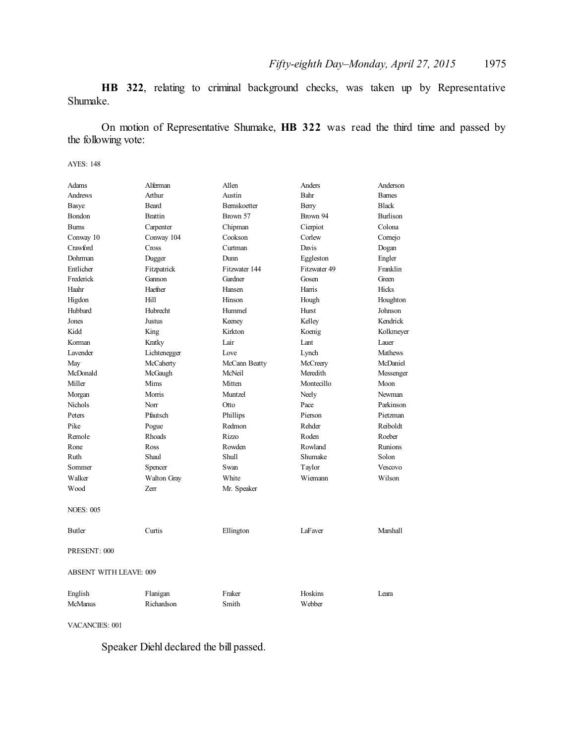**HB 322**, relating to criminal background checks, was taken up by Representative Shumake.

On motion of Representative Shumake, **HB 322** was read the third time and passed by the following vote:

AYES: 148

| | | | | |
|---|---|---|---|---|
| Adams | Alferman | Allen | Anders | Anderson |
| Andrews | Arthur | Austin | Bahr | Barnes |
| Basye | Beard | Bernskoetter | Berry | Black |
| Bondon | Brattin | Brown 57 | Brown 94 | Burlison |
| Burns | Carpenter | Chipman | Cierpiot | Colona |
| Conway 10 | Conway 104 | Cookson | Corlew | Cornejo |
| Crawford | Cross | Curtman | Davis | Dogan |
| Dohrman | Dugger | Dunn | Eggleston | Engler |
| Entlicher | Fitzpatrick | Fitzwater 144 | Fitzwater 49 | Franklin |
| Frederick | Gannon | Gardner | Gosen | Green |
| Haahr | Haefner | Hansen | Harris | Hicks |
| Higdon | Hill | Hinson | Hough | Houghton |
| Hubbard | Hubrecht | Hummel | Hurst | Johnson |
| Jones | Justus | Keeney | Kelley | Kendrick |
| Kidd | King | Kirkton | Koenig | Kolkmeyer |
| Korman | Kratky | Lair | Lant | Lauer |
| Lavender | Lichtenegger | Love | Lynch | Mathews |
| May | McCaherty | McCann Beatty | McCreery | McDaniel |
| McDonald | McGaugh | McNeil | Meredith | Messenger |
| Miller | Mims | Mitten | Montecillo | Moon |
| Morgan | Morris | Muntzel | Neely | Newman |
| Nichols | Norr | Otto | Pace | Parkinson |
| Peters | Pfautsch | Phillips | Pierson | Pietzman |
| Pike | Pogue | Redmon | Rehder | Reiboldt |
| Remole | Rhoads | Rizzo | Roden | Roeber |
| Rone | Ross | Rowden | Rowland | Runions |
| Ruth | Shaul | Shull | Shumake | Solon |
| Sommer | Spencer | Swan | Taylor | Vescovo |
| Walker | Walton Gray | White | Wiemann | Wilson |
| Wood | Zerr | Mr. Speaker | | |

NOES: 005

| | | | | |
|---|---|---|---|---|
| Butler | Curtis | Ellington | LaFaver | Marshall |

PRESENT: 000

ABSENT WITH LEAVE: 009

| | | | | |
|---|---|---|---|---|
| English | Flanigan | Fraker | Hoskins | Leara |
| McManus | Richardson | Smith | Webber | |

VACANCIES: 001

Speaker Diehl declared the bill passed.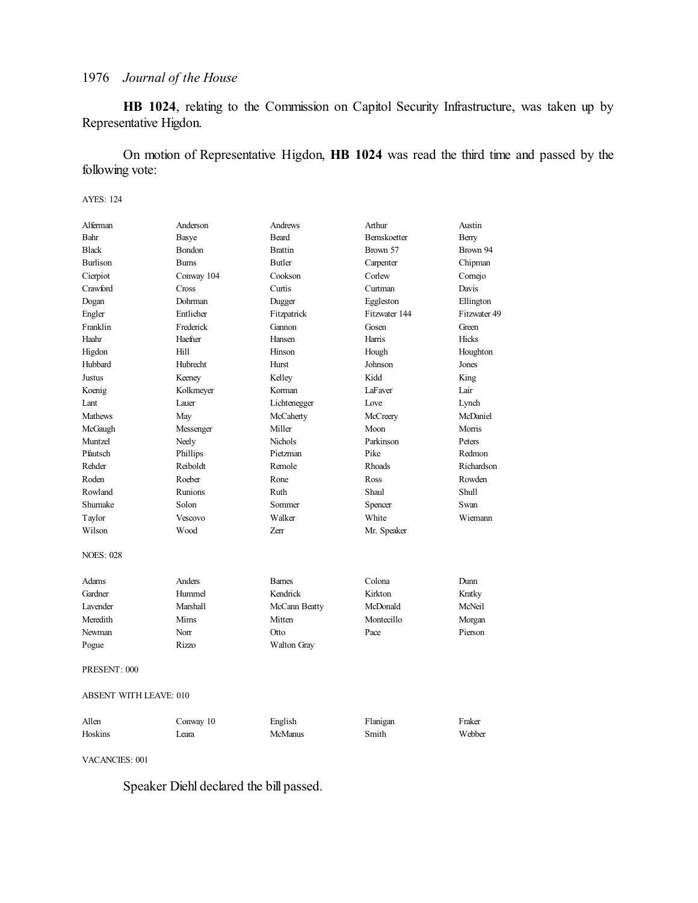**HB 1024**, relating to the Commission on Capitol Security Infrastructure, was taken up by Representative Higdon.

On motion of Representative Higdon, **HB 1024** was read the third time and passed by the following vote:

AYES: 124

| | | | | |
|---|---|---|---|---|
| Alferman | Anderson | Andrews | Arthur | Austin |
| Bahr | Basye | Beard | Bernskoetter | Berry |
| Black | Bondon | Brattin | Brown 57 | Brown 94 |
| Burlison | Burns | Butler | Carpenter | Chipman |
| Cierpiot | Conway 104 | Cookson | Corlew | Cornejo |
| Crawford | Cross | Curtis | Curtman | Davis |
| Dogan | Dohrman | Dugger | Eggleston | Ellington |
| Engler | Entlicher | Fitzpatrick | Fitzwater 144 | Fitzwater 49 |
| Franklin | Frederick | Gannon | Gosen | Green |
| Haahr | Haefner | Hansen | Harris | Hicks |
| Higdon | Hill | Hinson | Hough | Houghton |
| Hubbard | Hubrecht | Hurst | Johnson | Jones |
| Justus | Keeney | Kelley | Kidd | King |
| Koenig | Kolkmeyer | Korman | LaFaver | Lair |
| Lant | Lauer | Lichtenegger | Love | Lynch |
| Mathews | May | McCaherty | McCreery | McDaniel |
| McGaugh | Messenger | Miller | Moon | Morris |
| Muntzel | Neely | Nichols | Parkinson | Peters |
| Pfautsch | Phillips | Pietzman | Pike | Redmon |
| Rehder | Reiboldt | Remole | Rhoads | Richardson |
| Roden | Roeber | Rone | Ross | Rowden |
| Rowland | Runions | Ruth | Shaul | Shull |
| Shumake | Solon | Sommer | Spencer | Swan |
| Taylor | Vescovo | Walker | White | Wiemann |
| Wilson | Wood | Zerr | Mr. Speaker | |

NOES: 028

| | | | | |
|---|---|---|---|---|
| Adams | Anders | Barnes | Colona | Dunn |
| Gardner | Hummel | Kendrick | Kirkton | Kratky |
| Lavender | Marshall | McCann Beatty | McDonald | McNeil |
| Meredith | Mims | Mitten | Montecillo | Morgan |
| Newman | Norr | Otto | Pace | Pierson |
| Pogue | Rizzo | Walton Gray | | |

PRESENT: 000

ABSENT WITH LEAVE: 010

| | | | | |
|---|---|---|---|---|
| Allen | Conway 10 | English | Flanigan | Fraker |
| Hoskins | Leara | McManus | Smith | Webber |

VACANCIES: 001

Speaker Diehl declared the bill passed.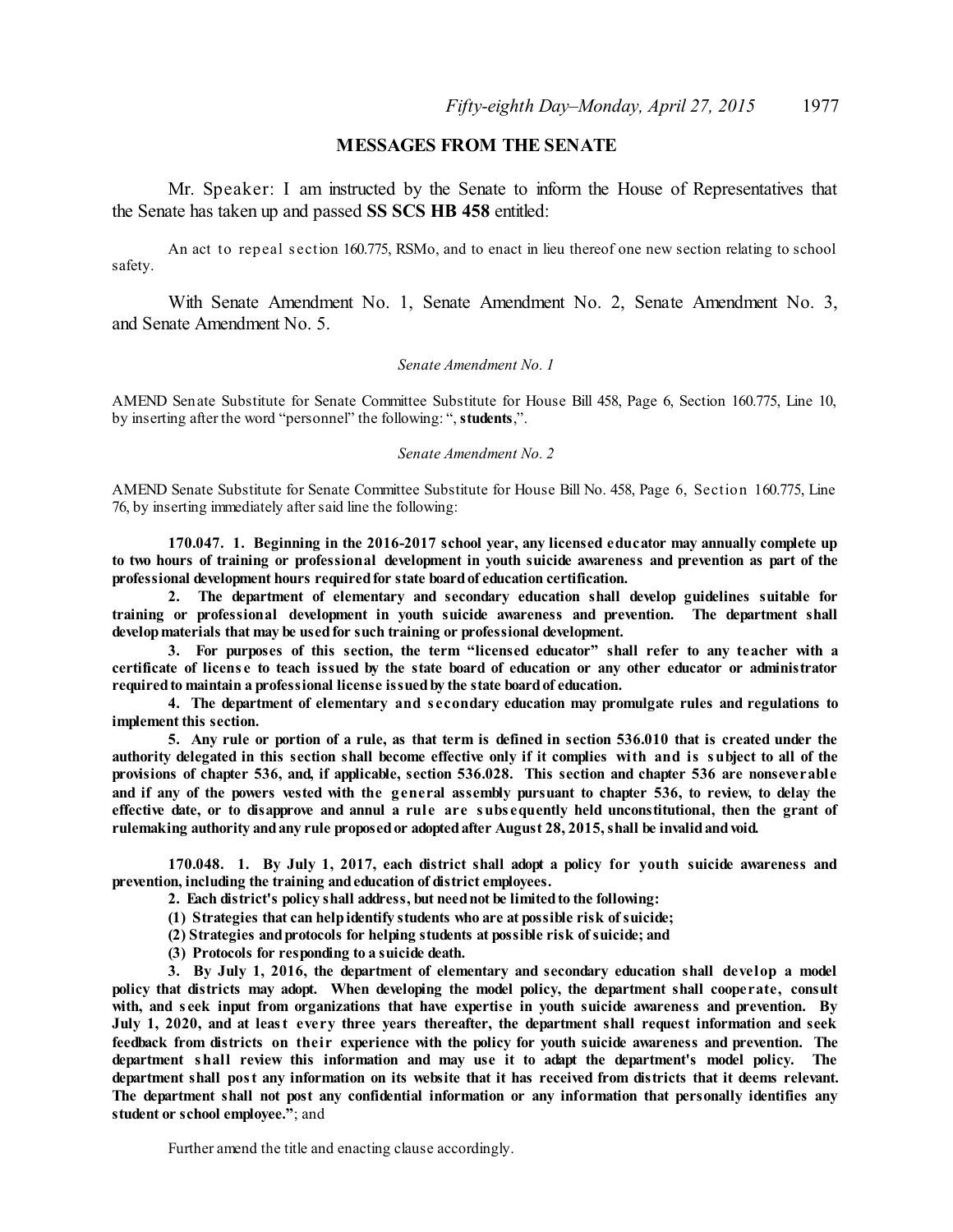## MESSAGES FROM THE SENATE

Mr. Speaker: I am instructed by the Senate to inform the House of Representatives that the Senate has taken up and passed **SS SCS HB 458** entitled:

An act to repeal section 160.775, RSMo, and to enact in lieu thereof one new section relating to school safety.

With Senate Amendment No. 1, Senate Amendment No. 2, Senate Amendment No. 3, and Senate Amendment No. 5.

*Senate Amendment No. 1*

AMEND Senate Substitute for Senate Committee Substitute for House Bill 458, Page 6, Section 160.775, Line 10, by inserting after the word "personnel" the following: ", **students**,".

*Senate Amendment No. 2*

AMEND Senate Substitute for Senate Committee Substitute for House Bill No. 458, Page 6, Section 160.775, Line 76, by inserting immediately after said line the following:

**170.047. 1. Beginning in the 2016-2017 school year, any licensed educator may annually complete up to two hours of training or professional development in youth suicide awareness and prevention as part of the professional development hours required for state board of education certification.**

**2. The department of elementary and secondary education shall develop guidelines suitable for training or professional development in youth suicide awareness and prevention. The department shall develop materials that may be used for such training or professional development.**

**3. For purposes of this section, the term "licensed educator" shall refer to any teacher with a certificate of license to teach issued by the state board of education or any other educator or administrator required to maintain a professional license issued by the state board of education.**

**4. The department of elementary and secondary education may promulgate rules and regulations to implement this section.**

**5. Any rule or portion of a rule, as that term is defined in section 536.010 that is created under the authority delegated in this section shall become effective only if it complies with and is subject to all of the provisions of chapter 536, and, if applicable, section 536.028. This section and chapter 536 are nonseverable and if any of the powers vested with the general assembly pursuant to chapter 536, to review, to delay the effective date, or to disapprove and annul a rule are subsequently held unconstitutional, then the grant of rulemaking authority and any rule proposed or adopted after August 28, 2015, shall be invalid and void.**

**170.048. 1. By July 1, 2017, each district shall adopt a policy for youth suicide awareness and prevention, including the training and education of district employees.**

**2. Each district's policy shall address, but need not be limited to the following:**

**(1) Strategies that can help identify students who are at possible risk of suicide;**

**(2) Strategies and protocols for helping students at possible risk of suicide; and**

**(3) Protocols for responding to a suicide death.**

**3. By July 1, 2016, the department of elementary and secondary education shall develop a model policy that districts may adopt. When developing the model policy, the department shall cooperate, consult with, and seek input from organizations that have expertise in youth suicide awareness and prevention. By July 1, 2020, and at least every three years thereafter, the department shall request information and seek feedback from districts on their experience with the policy for youth suicide awareness and prevention. The department shall review this information and may use it to adapt the department's model policy. The department shall post any information on its website that it has received from districts that it deems relevant. The department shall not post any confidential information or any information that personally identifies any student or school employee."**; and

Further amend the title and enacting clause accordingly.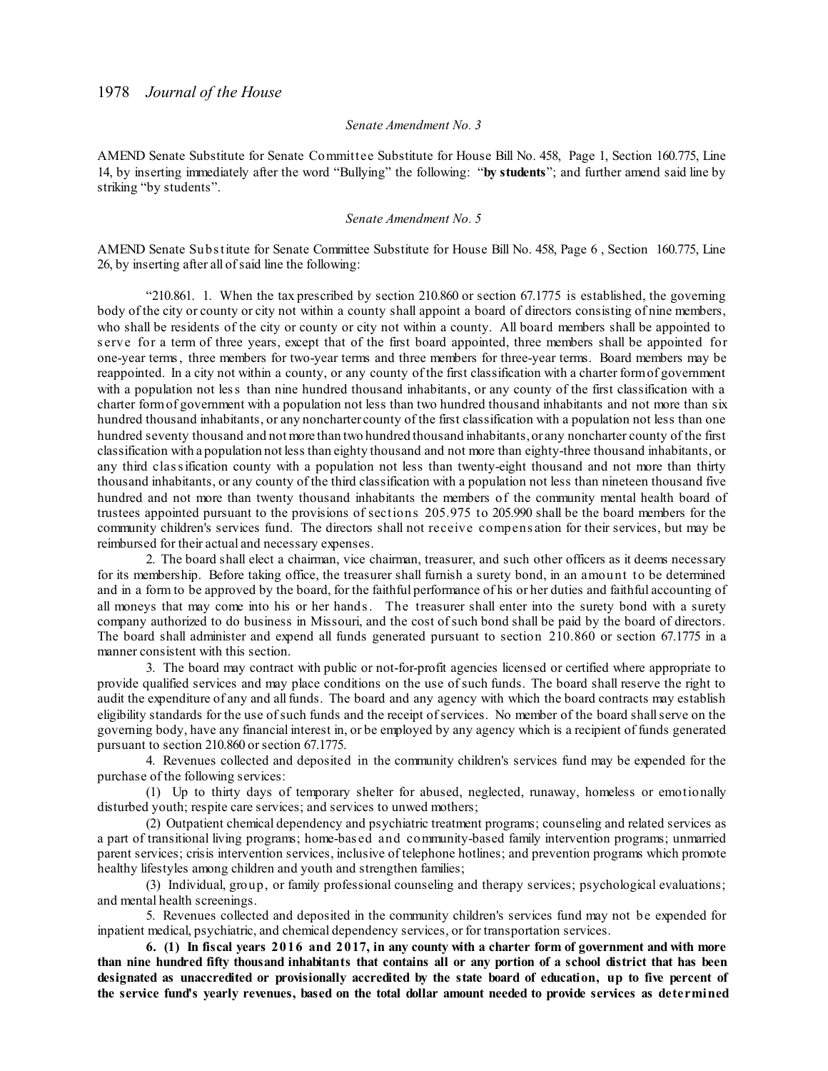*Senate Amendment No. 3*

AMEND Senate Substitute for Senate Committee Substitute for House Bill No. 458, Page 1, Section 160.775, Line 14, by inserting immediately after the word "Bullying" the following: "**by students**"; and further amend said line by striking "by students".

*Senate Amendment No. 5*

AMEND Senate Substitute for Senate Committee Substitute for House Bill No. 458, Page 6 , Section 160.775, Line 26, by inserting after all of said line the following:

"210.861. 1. When the tax prescribed by section 210.860 or section 67.1775 is established, the governing body of the city or county or city not within a county shall appoint a board of directors consisting of nine members, who shall be residents of the city or county or city not within a county. All board members shall be appointed to serve for a term of three years, except that of the first board appointed, three members shall be appointed for one-year terms, three members for two-year terms and three members for three-year terms. Board members may be reappointed. In a city not within a county, or any county of the first classification with a charter form of government with a population not less than nine hundred thousand inhabitants, or any county of the first classification with a charter form of government with a population not less than two hundred thousand inhabitants and not more than six hundred thousand inhabitants, or any noncharter county of the first classification with a population not less than one hundred seventy thousand and not more than two hundred thousand inhabitants, or any noncharter county of the first classification with a population not less than eighty thousand and not more than eighty-three thousand inhabitants, or any third classification county with a population not less than twenty-eight thousand and not more than thirty thousand inhabitants, or any county of the third classification with a population not less than nineteen thousand five hundred and not more than twenty thousand inhabitants the members of the community mental health board of trustees appointed pursuant to the provisions of sections 205.975 to 205.990 shall be the board members for the community children's services fund. The directors shall not receive compensation for their services, but may be reimbursed for their actual and necessary expenses.

2. The board shall elect a chairman, vice chairman, treasurer, and such other officers as it deems necessary for its membership. Before taking office, the treasurer shall furnish a surety bond, in an amount to be determined and in a form to be approved by the board, for the faithful performance of his or her duties and faithful accounting of all moneys that may come into his or her hands. The treasurer shall enter into the surety bond with a surety company authorized to do business in Missouri, and the cost of such bond shall be paid by the board of directors. The board shall administer and expend all funds generated pursuant to section 210.860 or section 67.1775 in a manner consistent with this section.

3. The board may contract with public or not-for-profit agencies licensed or certified where appropriate to provide qualified services and may place conditions on the use of such funds. The board shall reserve the right to audit the expenditure of any and all funds. The board and any agency with which the board contracts may establish eligibility standards for the use of such funds and the receipt of services. No member of the board shall serve on the governing body, have any financial interest in, or be employed by any agency which is a recipient of funds generated pursuant to section 210.860 or section 67.1775.

4. Revenues collected and deposited in the community children's services fund may be expended for the purchase of the following services:

(1) Up to thirty days of temporary shelter for abused, neglected, runaway, homeless or emotionally disturbed youth; respite care services; and services to unwed mothers;

(2) Outpatient chemical dependency and psychiatric treatment programs; counseling and related services as a part of transitional living programs; home-based and community-based family intervention programs; unmarried parent services; crisis intervention services, inclusive of telephone hotlines; and prevention programs which promote healthy lifestyles among children and youth and strengthen families;

(3) Individual, group, or family professional counseling and therapy services; psychological evaluations; and mental health screenings.

5. Revenues collected and deposited in the community children's services fund may not be expended for inpatient medical, psychiatric, and chemical dependency services, or for transportation services.

**6. (1) In fiscal years 2016 and 2017, in any county with a charter form of government and with more than nine hundred fifty thousand inhabitants that contains all or any portion of a school district that has been designated as unaccredited or provisionally accredited by the state board of education, up to five percent of the service fund's yearly revenues, based on the total dollar amount needed to provide services as determined**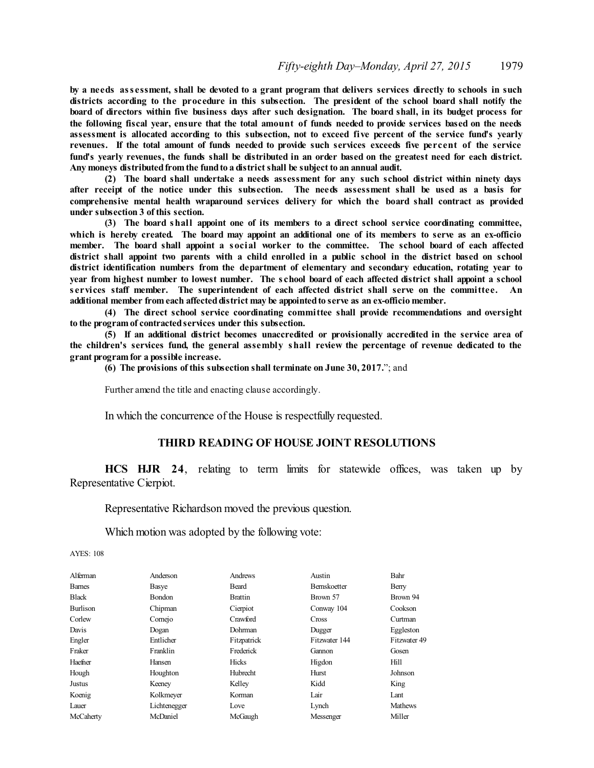**by a needs assessment, shall be devoted to a grant program that delivers services directly to schools in such districts according to the procedure in this subsection. The president of the school board shall notify the board of directors within five business days after such designation. The board shall, in its budget process for the following fiscal year, ensure that the total amount of funds needed to provide services based on the needs assessment is allocated according to this subsection, not to exceed five percent of the service fund's yearly revenues. If the total amount of funds needed to provide such services exceeds five percent of the service fund's yearly revenues, the funds shall be distributed in an order based on the greatest need for each district. Any moneys distributed from the fund to a district shall be subject to an annual audit.**

**(2) The board shall undertake a needs assessment for any such school district within ninety days after receipt of the notice under this subsection. The needs assessment shall be used as a basis for comprehensive mental health wraparound services delivery for which the board shall contract as provided under subsection 3 of this section.**

**(3) The board shall appoint one of its members to a direct school service coordinating committee, which is hereby created. The board may appoint an additional one of its members to serve as an ex-officio member. The board shall appoint a social worker to the committee. The school board of each affected district shall appoint two parents with a child enrolled in a public school in the district based on school district identification numbers from the department of elementary and secondary education, rotating year to year from highest number to lowest number. The school board of each affected district shall appoint a school services staff member. The superintendent of each affected district shall serve on the committee. An additional member from each affected district may be appointed to serve as an ex-officio member.**

**(4) The direct school service coordinating committee shall provide recommendations and oversight to the program of contracted services under this subsection.**

**(5) If an additional district becomes unaccredited or provisionally accredited in the service area of the children's services fund, the general assembly shall review the percentage of revenue dedicated to the grant program for a possible increase.**

**(6) The provisions of this subsection shall terminate on June 30, 2017.**"; and

Further amend the title and enacting clause accordingly.

In which the concurrence of the House is respectfully requested.

## THIRD READING OF HOUSE JOINT RESOLUTIONS

**HCS HJR 24**, relating to term limits for statewide offices, was taken up by Representative Cierpiot.

Representative Richardson moved the previous question.

Which motion was adopted by the following vote:

AYES: 108

| | | | | |
|---|---|---|---|---|
| Alferman | Anderson | Andrews | Austin | Bahr |
| Barnes | Basye | Beard | Bernskoetter | Berry |
| Black | Bondon | Brattin | Brown 57 | Brown 94 |
| Burlison | Chipman | Cierpiot | Conway 104 | Cookson |
| Corlew | Cornejo | Crawford | Cross | Curtman |
| Davis | Dogan | Dohrman | Dugger | Eggleston |
| Engler | Entlicher | Fitzpatrick | Fitzwater 144 | Fitzwater 49 |
| Fraker | Franklin | Frederick | Gannon | Gosen |
| Haefner | Hansen | Hicks | Higdon | Hill |
| Hough | Houghton | Hubrecht | Hurst | Johnson |
| Justus | Keeney | Kelley | Kidd | King |
| Koenig | Kolkmeyer | Korman | Lair | Lant |
| Lauer | Lichtenegger | Love | Lynch | Mathews |
| McCaherty | McDaniel | McGaugh | Messenger | Miller |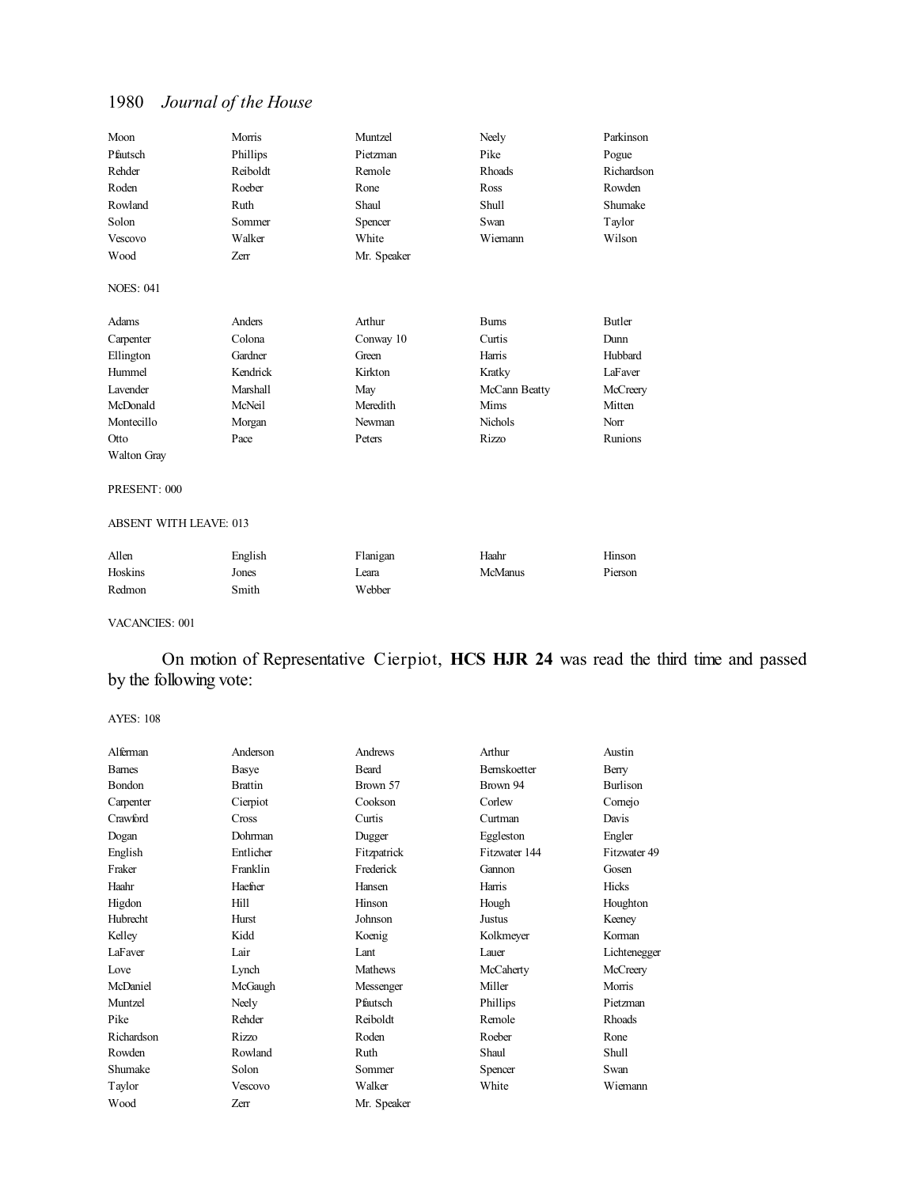| | | | | |
|---|---|---|---|---|
| Moon | Morris | Muntzel | Neely | Parkinson |
| Pfautsch | Phillips | Pietzman | Pike | Pogue |
| Rehder | Reiboldt | Remole | Rhoads | Richardson |
| Roden | Roeber | Rone | Ross | Rowden |
| Rowland | Ruth | Shaul | Shull | Shumake |
| Solon | Sommer | Spencer | Swan | Taylor |
| Vescovo | Walker | White | Wiemann | Wilson |
| Wood | Zerr | Mr. Speaker | | |

NOES: 041

| | | | | |
|---|---|---|---|---|
| Adams | Anders | Arthur | Burns | Butler |
| Carpenter | Colona | Conway 10 | Curtis | Dunn |
| Ellington | Gardner | Green | Harris | Hubbard |
| Hummel | Kendrick | Kirkton | Kratky | LaFaver |
| Lavender | Marshall | May | McCann Beatty | McCreery |
| McDonald | McNeil | Meredith | Mims | Mitten |
| Montecillo | Morgan | Newman | Nichols | Norr |
| Otto | Pace | Peters | Rizzo | Runions |
| Walton Gray | | | | |

PRESENT: 000

ABSENT WITH LEAVE: 013

| | | | | |
|---|---|---|---|---|
| Allen | English | Flanigan | Haahr | Hinson |
| Hoskins | Jones | Leara | McManus | Pierson |
| Redmon | Smith | Webber | | |

VACANCIES: 001

On motion of Representative Cierpiot, **HCS HJR 24** was read the third time and passed by the following vote:

AYES: 108

| | | | | |
|---|---|---|---|---|
| Alferman | Anderson | Andrews | Arthur | Austin |
| Barnes | Basye | Beard | Bernskoetter | Berry |
| Bondon | Brattin | Brown 57 | Brown 94 | Burlison |
| Carpenter | Cierpiot | Cookson | Corlew | Cornejo |
| Crawford | Cross | Curtis | Curtman | Davis |
| Dogan | Dohrman | Dugger | Eggleston | Engler |
| English | Entlicher | Fitzpatrick | Fitzwater 144 | Fitzwater 49 |
| Fraker | Franklin | Frederick | Gannon | Gosen |
| Haahr | Haefner | Hansen | Harris | Hicks |
| Higdon | Hill | Hinson | Hough | Houghton |
| Hubrecht | Hurst | Johnson | Justus | Keeney |
| Kelley | Kidd | Koenig | Kolkmeyer | Korman |
| LaFaver | Lair | Lant | Lauer | Lichtenegger |
| Love | Lynch | Mathews | McCaherty | McCreery |
| McDaniel | McGaugh | Messenger | Miller | Morris |
| Muntzel | Neely | Pfautsch | Phillips | Pietzman |
| Pike | Rehder | Reiboldt | Remole | Rhoads |
| Richardson | Rizzo | Roden | Roeber | Rone |
| Rowden | Rowland | Ruth | Shaul | Shull |
| Shumake | Solon | Sommer | Spencer | Swan |
| Taylor | Vescovo | Walker | White | Wiemann |
| Wood | Zerr | Mr. Speaker | | |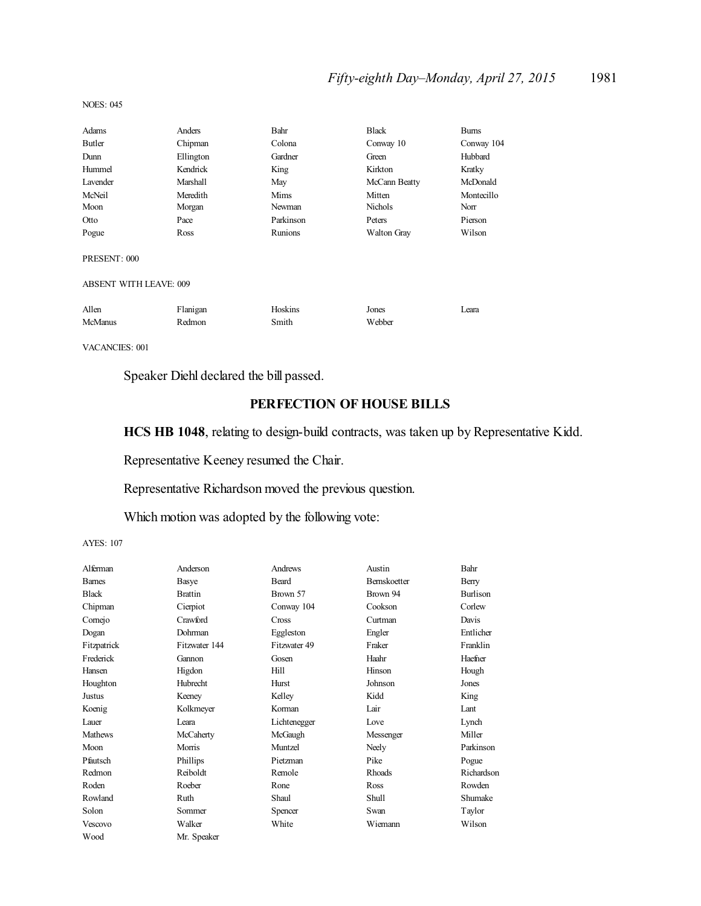NOES: 045

| | | | | |
|---|---|---|---|---|
| Adams | Anders | Bahr | Black | Burns |
| Butler | Chipman | Colona | Conway 10 | Conway 104 |
| Dunn | Ellington | Gardner | Green | Hubbard |
| Hummel | Kendrick | King | Kirkton | Kratky |
| Lavender | Marshall | May | McCann Beatty | McDonald |
| McNeil | Meredith | Mims | Mitten | Montecillo |
| Moon | Morgan | Newman | Nichols | Norr |
| Otto | Pace | Parkinson | Peters | Pierson |
| Pogue | Ross | Runions | Walton Gray | Wilson |

PRESENT: 000

ABSENT WITH LEAVE: 009

| | | | | |
|---|---|---|---|---|
| Allen | Flanigan | Hoskins | Jones | Leara |
| McManus | Redmon | Smith | Webber | |

VACANCIES: 001

Speaker Diehl declared the bill passed.

## PERFECTION OF HOUSE BILLS

**HCS HB 1048**, relating to design-build contracts, was taken up by Representative Kidd.

Representative Keeney resumed the Chair.

Representative Richardson moved the previous question.

Which motion was adopted by the following vote:

AYES: 107

| | | | | |
|---|---|---|---|---|
| Alferman | Anderson | Andrews | Austin | Bahr |
| Barnes | Basye | Beard | Bernskoetter | Berry |
| Black | Brattin | Brown 57 | Brown 94 | Burlison |
| Chipman | Cierpiot | Conway 104 | Cookson | Corlew |
| Cornejo | Crawford | Cross | Curtman | Davis |
| Dogan | Dohrman | Eggleston | Engler | Entlicher |
| Fitzpatrick | Fitzwater 144 | Fitzwater 49 | Fraker | Franklin |
| Frederick | Gannon | Gosen | Haahr | Haefner |
| Hansen | Higdon | Hill | Hinson | Hough |
| Houghton | Hubrecht | Hurst | Johnson | Jones |
| Justus | Keeney | Kelley | Kidd | King |
| Koenig | Kolkmeyer | Korman | Lair | Lant |
| Lauer | Leara | Lichtenegger | Love | Lynch |
| Mathews | McCaherty | McGaugh | Messenger | Miller |
| Moon | Morris | Muntzel | Neely | Parkinson |
| Pfautsch | Phillips | Pietzman | Pike | Pogue |
| Redmon | Reiboldt | Remole | Rhoads | Richardson |
| Roden | Roeber | Rone | Ross | Rowden |
| Rowland | Ruth | Shaul | Shull | Shumake |
| Solon | Sommer | Spencer | Swan | Taylor |
| Vescovo | Walker | White | Wiemann | Wilson |
| Wood | Mr. Speaker | | | |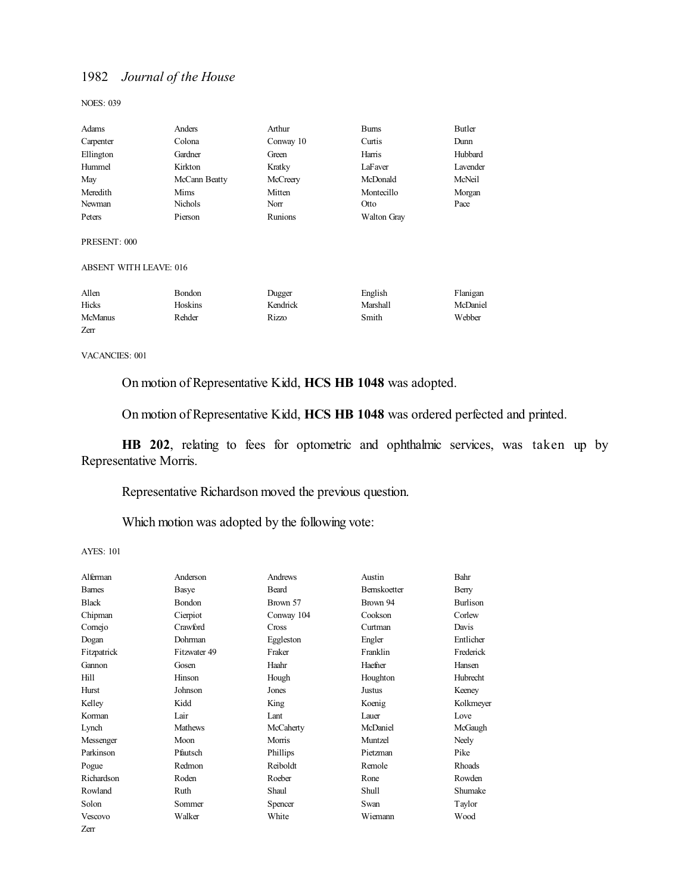NOES: 039

| | | | | |
|---|---|---|---|---|
| Adams | Anders | Arthur | Burns | Butler |
| Carpenter | Colona | Conway 10 | Curtis | Dunn |
| Ellington | Gardner | Green | Harris | Hubbard |
| Hummel | Kirkton | Kratky | LaFaver | Lavender |
| May | McCann Beatty | McCreery | McDonald | McNeil |
| Meredith | Mims | Mitten | Montecillo | Morgan |
| Newman | Nichols | Norr | Otto | Pace |
| Peters | Pierson | Runions | Walton Gray | |

PRESENT: 000

ABSENT WITH LEAVE: 016

| | | | | |
|---|---|---|---|---|
| Allen | Bondon | Dugger | English | Flanigan |
| Hicks | Hoskins | Kendrick | Marshall | McDaniel |
| McManus | Rehder | Rizzo | Smith | Webber |
| Zerr | | | | |

VACANCIES: 001

On motion of Representative Kidd, **HCS HB 1048** was adopted.

On motion of Representative Kidd, **HCS HB 1048** was ordered perfected and printed.

**HB 202**, relating to fees for optometric and ophthalmic services, was taken up by Representative Morris.

Representative Richardson moved the previous question.

Which motion was adopted by the following vote:

AYES: 101

| | | | | |
|---|---|---|---|---|
| Alferman | Anderson | Andrews | Austin | Bahr |
| Barnes | Basye | Beard | Bernskoetter | Berry |
| Black | Bondon | Brown 57 | Brown 94 | Burlison |
| Chipman | Cierpiot | Conway 104 | Cookson | Corlew |
| Cornejo | Crawford | Cross | Curtman | Davis |
| Dogan | Dohrman | Eggleston | Engler | Entlicher |
| Fitzpatrick | Fitzwater 49 | Fraker | Franklin | Frederick |
| Gannon | Gosen | Haahr | Haefner | Hansen |
| Hill | Hinson | Hough | Houghton | Hubrecht |
| Hurst | Johnson | Jones | Justus | Keeney |
| Kelley | Kidd | King | Koenig | Kolkmeyer |
| Korman | Lair | Lant | Lauer | Love |
| Lynch | Mathews | McCaherty | McDaniel | McGaugh |
| Messenger | Moon | Morris | Muntzel | Neely |
| Parkinson | Pfautsch | Phillips | Pietzman | Pike |
| Pogue | Redmon | Reiboldt | Remole | Rhoads |
| Richardson | Roden | Roeber | Rone | Rowden |
| Rowland | Ruth | Shaul | Shull | Shumake |
| Solon | Sommer | Spencer | Swan | Taylor |
| Vescovo | Walker | White | Wiemann | Wood |
| Zerr | | | | |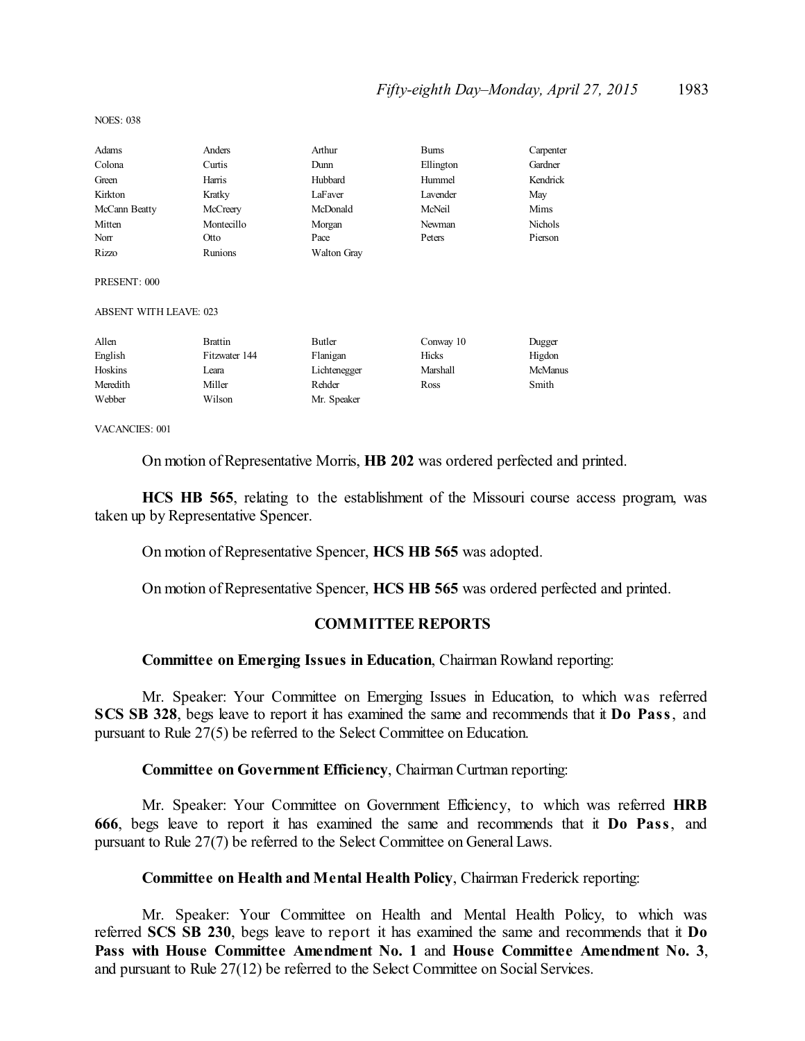NOES: 038

| | | | | |
|---|---|---|---|---|
| Adams | Anders | Arthur | Burns | Carpenter |
| Colona | Curtis | Dunn | Ellington | Gardner |
| Green | Harris | Hubbard | Hummel | Kendrick |
| Kirkton | Kratky | LaFaver | Lavender | May |
| McCann Beatty | McCreery | McDonald | McNeil | Mims |
| Mitten | Montecillo | Morgan | Newman | Nichols |
| Norr | Otto | Pace | Peters | Pierson |
| Rizzo | Runions | Walton Gray | | |

PRESENT: 000

ABSENT WITH LEAVE: 023

| | | | | |
|---|---|---|---|---|
| Allen | Brattin | Butler | Conway 10 | Dugger |
| English | Fitzwater 144 | Flanigan | Hicks | Higdon |
| Hoskins | Leara | Lichtenegger | Marshall | McManus |
| Meredith | Miller | Rehder | Ross | Smith |
| Webber | Wilson | Mr. Speaker | | |

VACANCIES: 001

On motion of Representative Morris, **HB 202** was ordered perfected and printed.

**HCS HB 565**, relating to the establishment of the Missouri course access program, was taken up by Representative Spencer.

On motion of Representative Spencer, **HCS HB 565** was adopted.

On motion of Representative Spencer, **HCS HB 565** was ordered perfected and printed.

## COMMITTEE REPORTS

**Committee on Emerging Issues in Education**, Chairman Rowland reporting:

Mr. Speaker: Your Committee on Emerging Issues in Education, to which was referred **SCS SB 328**, begs leave to report it has examined the same and recommends that it **Do Pass**, and pursuant to Rule 27(5) be referred to the Select Committee on Education.

**Committee on Government Efficiency**, Chairman Curtman reporting:

Mr. Speaker: Your Committee on Government Efficiency, to which was referred **HRB 666**, begs leave to report it has examined the same and recommends that it **Do Pass**, and pursuant to Rule 27(7) be referred to the Select Committee on General Laws.

**Committee on Health and Mental Health Policy**, Chairman Frederick reporting:

Mr. Speaker: Your Committee on Health and Mental Health Policy, to which was referred **SCS SB 230**, begs leave to report it has examined the same and recommends that it **Do Pass with House Committee Amendment No. 1** and **House Committee Amendment No. 3**, and pursuant to Rule 27(12) be referred to the Select Committee on Social Services.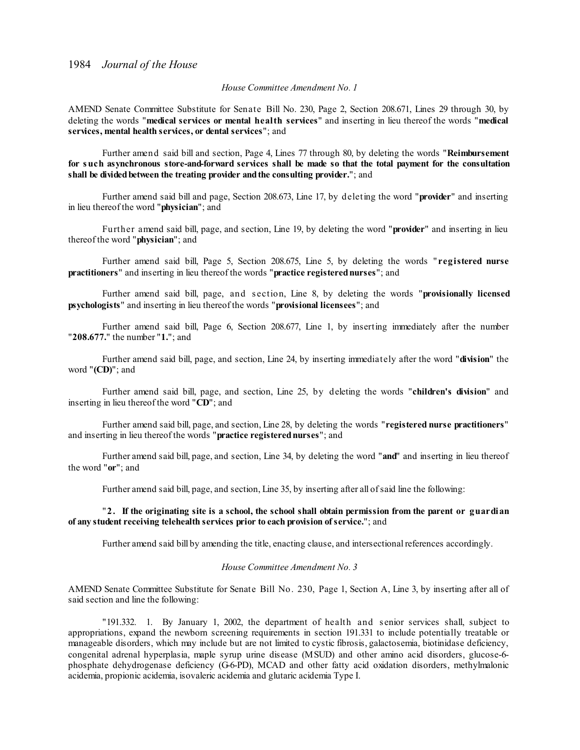*House Committee Amendment No. 1*

AMEND Senate Committee Substitute for Senate Bill No. 230, Page 2, Section 208.671, Lines 29 through 30, by deleting the words "**medical services or mental health services**" and inserting in lieu thereof the words "**medical services, mental health services, or dental services**"; and

Further amend said bill and section, Page 4, Lines 77 through 80, by deleting the words "**Reimbursement for such asynchronous store-and-forward services shall be made so that the total payment for the consultation shall be divided between the treating provider and the consulting provider.**"; and

Further amend said bill and page, Section 208.673, Line 17, by deleting the word "**provider**" and inserting in lieu thereof the word "**physician**"; and

Further amend said bill, page, and section, Line 19, by deleting the word "**provider**" and inserting in lieu thereof the word "**physician**"; and

Further amend said bill, Page 5, Section 208.675, Line 5, by deleting the words "**registered nurse practitioners**" and inserting in lieu thereof the words "**practice registered nurses**"; and

Further amend said bill, page, and section, Line 8, by deleting the words "**provisionally licensed psychologists**" and inserting in lieu thereof the words "**provisional licensees**"; and

Further amend said bill, Page 6, Section 208.677, Line 1, by inserting immediately after the number "**208.677.**" the number "**1.**"; and

Further amend said bill, page, and section, Line 24, by inserting immediately after the word "**division**" the word "**(CD)**"; and

Further amend said bill, page, and section, Line 25, by deleting the words "**children's division**" and inserting in lieu thereof the word "**CD**"; and

Further amend said bill, page, and section, Line 28, by deleting the words "**registered nurse practitioners**" and inserting in lieu thereof the words "**practice registered nurses**"; and

Further amend said bill, page, and section, Line 34, by deleting the word "**and**" and inserting in lieu thereof the word "**or**"; and

Further amend said bill, page, and section, Line 35, by inserting after all of said line the following:

"**2. If the originating site is a school, the school shall obtain permission from the parent or guardian of any student receiving telehealth services prior to each provision of service.**"; and

Further amend said bill by amending the title, enacting clause, and intersectional references accordingly.

*House Committee Amendment No. 3*

AMEND Senate Committee Substitute for Senate Bill No. 230, Page 1, Section A, Line 3, by inserting after all of said section and line the following:

"191.332. 1. By January 1, 2002, the department of health and senior services shall, subject to appropriations, expand the newborn screening requirements in section 191.331 to include potentially treatable or manageable disorders, which may include but are not limited to cystic fibrosis, galactosemia, biotinidase deficiency, congenital adrenal hyperplasia, maple syrup urine disease (MSUD) and other amino acid disorders, glucose-6-phosphate dehydrogenase deficiency (G-6-PD), MCAD and other fatty acid oxidation disorders, methylmalonic acidemia, propionic acidemia, isovaleric acidemia and glutaric acidemia Type I.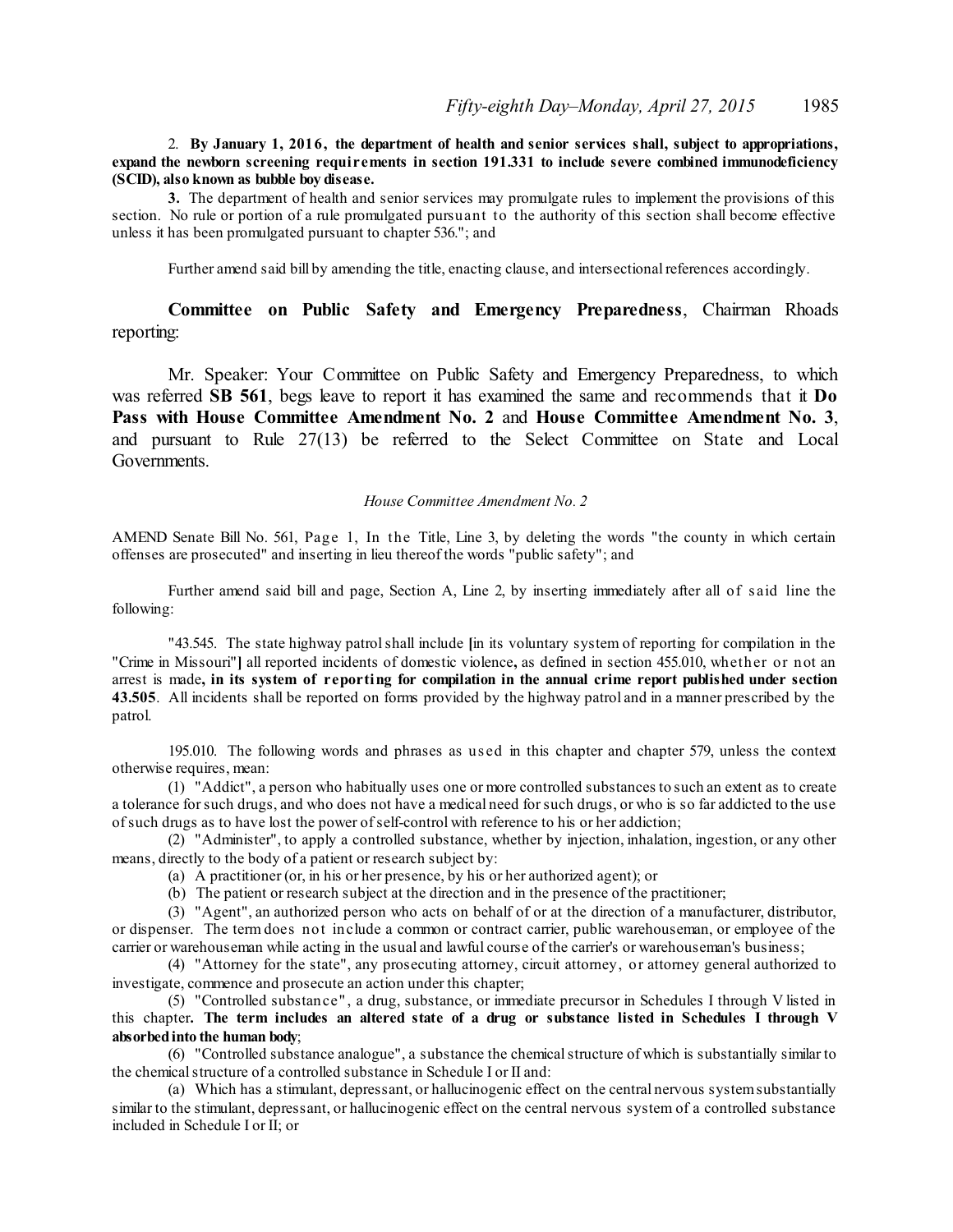2. **By January 1, 2016, the department of health and senior services shall, subject to appropriations, expand the newborn screening requirements in section 191.331 to include severe combined immunodeficiency (SCID), also known as bubble boy disease.**

**3.** The department of health and senior services may promulgate rules to implement the provisions of this section. No rule or portion of a rule promulgated pursuant to the authority of this section shall become effective unless it has been promulgated pursuant to chapter 536."; and

Further amend said bill by amending the title, enacting clause, and intersectional references accordingly.

**Committee on Public Safety and Emergency Preparedness**, Chairman Rhoads reporting:

Mr. Speaker: Your Committee on Public Safety and Emergency Preparedness, to which was referred **SB 561**, begs leave to report it has examined the same and recommends that it **Do Pass with House Committee Amendment No. 2** and **House Committee Amendment No. 3**, and pursuant to Rule 27(13) be referred to the Select Committee on State and Local Governments.

*House Committee Amendment No. 2*

AMEND Senate Bill No. 561, Page 1, In the Title, Line 3, by deleting the words "the county in which certain offenses are prosecuted" and inserting in lieu thereof the words "public safety"; and

Further amend said bill and page, Section A, Line 2, by inserting immediately after all of said line the following:

"43.545. The state highway patrol shall include **[**in its voluntary system of reporting for compilation in the "Crime in Missouri"**]** all reported incidents of domestic violence**,** as defined in section 455.010, whether or not an arrest is made**, in its system of reporting for compilation in the annual crime report published under section 43.505**. All incidents shall be reported on forms provided by the highway patrol and in a manner prescribed by the patrol.

195.010. The following words and phrases as used in this chapter and chapter 579, unless the context otherwise requires, mean:

(1) "Addict", a person who habitually uses one or more controlled substances to such an extent as to create a tolerance for such drugs, and who does not have a medical need for such drugs, or who is so far addicted to the use of such drugs as to have lost the power of self-control with reference to his or her addiction;

(2) "Administer", to apply a controlled substance, whether by injection, inhalation, ingestion, or any other means, directly to the body of a patient or research subject by:

(a) A practitioner (or, in his or her presence, by his or her authorized agent); or

(b) The patient or research subject at the direction and in the presence of the practitioner;

(3) "Agent", an authorized person who acts on behalf of or at the direction of a manufacturer, distributor, or dispenser. The term does not include a common or contract carrier, public warehouseman, or employee of the carrier or warehouseman while acting in the usual and lawful course of the carrier's or warehouseman's business;

(4) "Attorney for the state", any prosecuting attorney, circuit attorney, or attorney general authorized to investigate, commence and prosecute an action under this chapter;

(5) "Controlled substance", a drug, substance, or immediate precursor in Schedules I through V listed in this chapter**. The term includes an altered state of a drug or substance listed in Schedules I through V absorbed into the human body**;

(6) "Controlled substance analogue", a substance the chemical structure of which is substantially similar to the chemical structure of a controlled substance in Schedule I or II and:

(a) Which has a stimulant, depressant, or hallucinogenic effect on the central nervous system substantially similar to the stimulant, depressant, or hallucinogenic effect on the central nervous system of a controlled substance included in Schedule I or II; or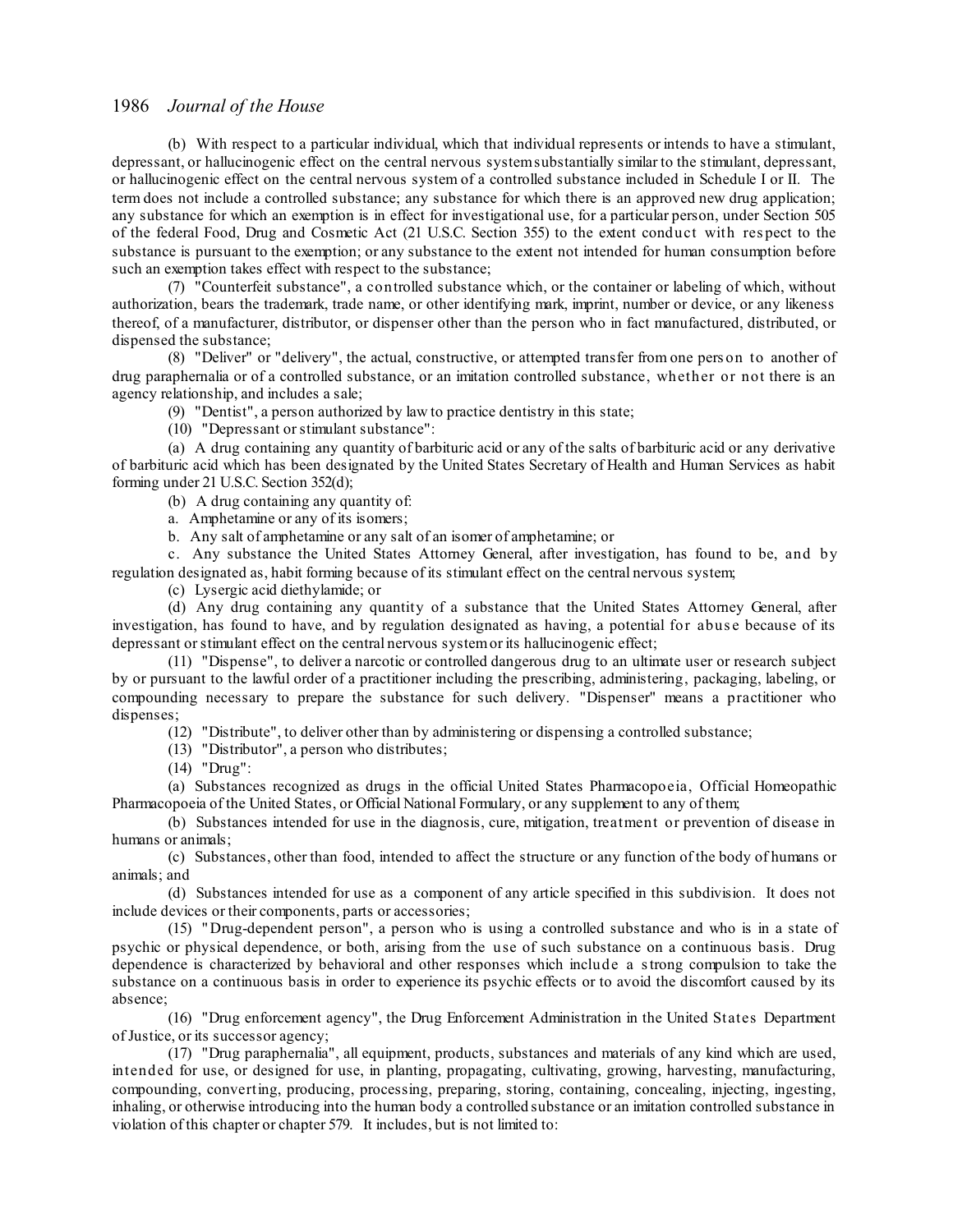(b) With respect to a particular individual, which that individual represents or intends to have a stimulant, depressant, or hallucinogenic effect on the central nervous system substantially similar to the stimulant, depressant, or hallucinogenic effect on the central nervous system of a controlled substance included in Schedule I or II. The term does not include a controlled substance; any substance for which there is an approved new drug application; any substance for which an exemption is in effect for investigational use, for a particular person, under Section 505 of the federal Food, Drug and Cosmetic Act (21 U.S.C. Section 355) to the extent conduct with respect to the substance is pursuant to the exemption; or any substance to the extent not intended for human consumption before such an exemption takes effect with respect to the substance;

(7) "Counterfeit substance", a controlled substance which, or the container or labeling of which, without authorization, bears the trademark, trade name, or other identifying mark, imprint, number or device, or any likeness thereof, of a manufacturer, distributor, or dispenser other than the person who in fact manufactured, distributed, or dispensed the substance;

(8) "Deliver" or "delivery", the actual, constructive, or attempted transfer from one person to another of drug paraphernalia or of a controlled substance, or an imitation controlled substance, whether or not there is an agency relationship, and includes a sale;

(9) "Dentist", a person authorized by law to practice dentistry in this state;

(10) "Depressant or stimulant substance":

(a) A drug containing any quantity of barbituric acid or any of the salts of barbituric acid or any derivative of barbituric acid which has been designated by the United States Secretary of Health and Human Services as habit forming under 21 U.S.C. Section 352(d);

(b) A drug containing any quantity of:

a. Amphetamine or any of its isomers;

b. Any salt of amphetamine or any salt of an isomer of amphetamine; or

c. Any substance the United States Attorney General, after investigation, has found to be, and by regulation designated as, habit forming because of its stimulant effect on the central nervous system;

(c) Lysergic acid diethylamide; or

(d) Any drug containing any quantity of a substance that the United States Attorney General, after investigation, has found to have, and by regulation designated as having, a potential for abuse because of its depressant or stimulant effect on the central nervous system or its hallucinogenic effect;

(11) "Dispense", to deliver a narcotic or controlled dangerous drug to an ultimate user or research subject by or pursuant to the lawful order of a practitioner including the prescribing, administering, packaging, labeling, or compounding necessary to prepare the substance for such delivery. "Dispenser" means a practitioner who dispenses;

(12) "Distribute", to deliver other than by administering or dispensing a controlled substance;

(13) "Distributor", a person who distributes;

(14) "Drug":

(a) Substances recognized as drugs in the official United States Pharmacopoeia, Official Homeopathic Pharmacopoeia of the United States, or Official National Formulary, or any supplement to any of them;

(b) Substances intended for use in the diagnosis, cure, mitigation, treatment or prevention of disease in humans or animals;

(c) Substances, other than food, intended to affect the structure or any function of the body of humans or animals; and

(d) Substances intended for use as a component of any article specified in this subdivision. It does not include devices or their components, parts or accessories;

(15) "Drug-dependent person", a person who is using a controlled substance and who is in a state of psychic or physical dependence, or both, arising from the use of such substance on a continuous basis. Drug dependence is characterized by behavioral and other responses which include a strong compulsion to take the substance on a continuous basis in order to experience its psychic effects or to avoid the discomfort caused by its absence;

(16) "Drug enforcement agency", the Drug Enforcement Administration in the United States Department of Justice, or its successor agency;

(17) "Drug paraphernalia", all equipment, products, substances and materials of any kind which are used, intended for use, or designed for use, in planting, propagating, cultivating, growing, harvesting, manufacturing, compounding, converting, producing, processing, preparing, storing, containing, concealing, injecting, ingesting, inhaling, or otherwise introducing into the human body a controlled substance or an imitation controlled substance in violation of this chapter or chapter 579. It includes, but is not limited to: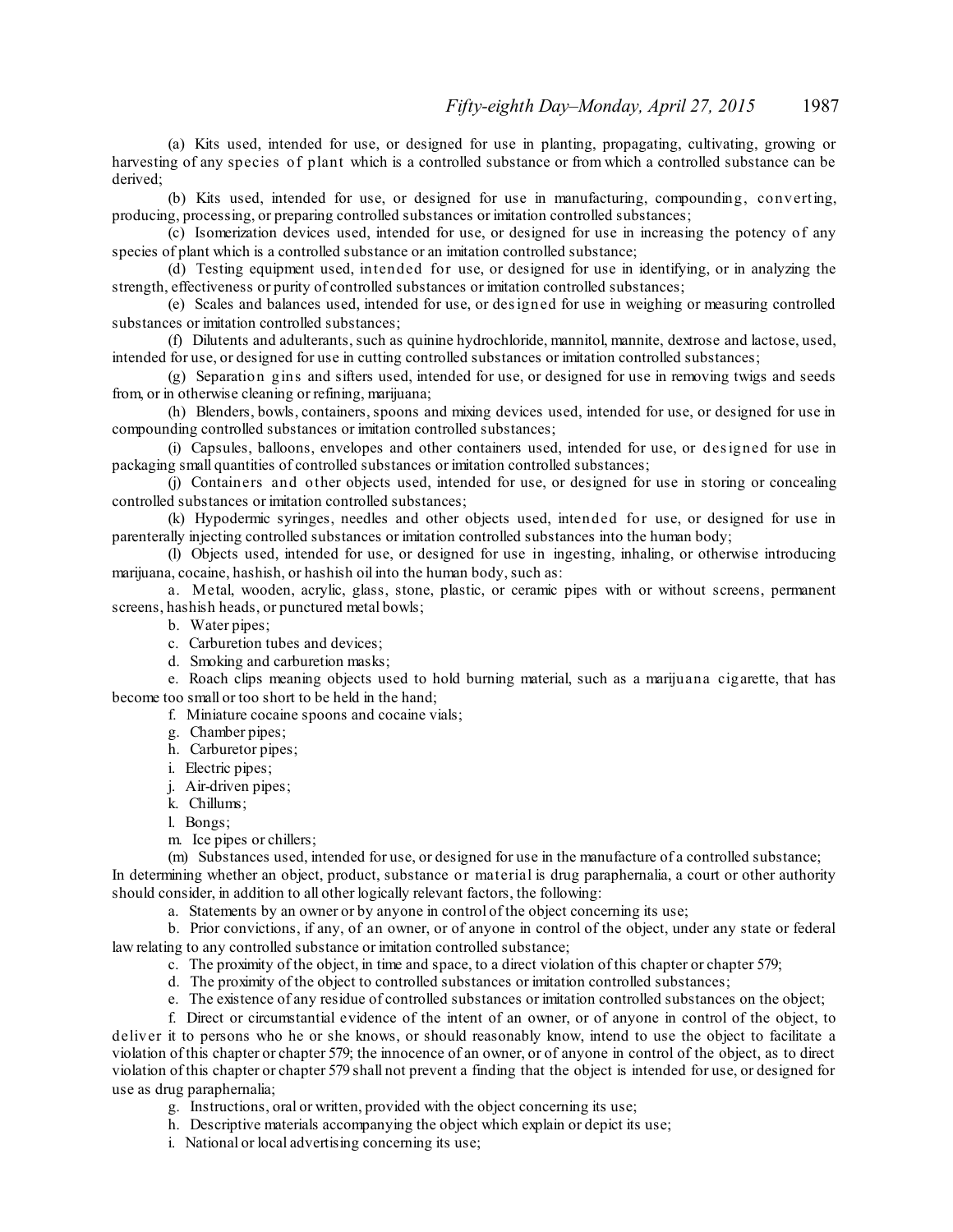(a) Kits used, intended for use, or designed for use in planting, propagating, cultivating, growing or harvesting of any species of plant which is a controlled substance or from which a controlled substance can be derived;

(b) Kits used, intended for use, or designed for use in manufacturing, compounding, converting, producing, processing, or preparing controlled substances or imitation controlled substances;

(c) Isomerization devices used, intended for use, or designed for use in increasing the potency of any species of plant which is a controlled substance or an imitation controlled substance;

(d) Testing equipment used, intended for use, or designed for use in identifying, or in analyzing the strength, effectiveness or purity of controlled substances or imitation controlled substances;

(e) Scales and balances used, intended for use, or designed for use in weighing or measuring controlled substances or imitation controlled substances;

(f) Dilutents and adulterants, such as quinine hydrochloride, mannitol, mannite, dextrose and lactose, used, intended for use, or designed for use in cutting controlled substances or imitation controlled substances;

(g) Separation gins and sifters used, intended for use, or designed for use in removing twigs and seeds from, or in otherwise cleaning or refining, marijuana;

(h) Blenders, bowls, containers, spoons and mixing devices used, intended for use, or designed for use in compounding controlled substances or imitation controlled substances;

(i) Capsules, balloons, envelopes and other containers used, intended for use, or designed for use in packaging small quantities of controlled substances or imitation controlled substances;

(j) Containers and other objects used, intended for use, or designed for use in storing or concealing controlled substances or imitation controlled substances;

(k) Hypodermic syringes, needles and other objects used, intended for use, or designed for use in parenterally injecting controlled substances or imitation controlled substances into the human body;

(l) Objects used, intended for use, or designed for use in ingesting, inhaling, or otherwise introducing marijuana, cocaine, hashish, or hashish oil into the human body, such as:

a. Metal, wooden, acrylic, glass, stone, plastic, or ceramic pipes with or without screens, permanent screens, hashish heads, or punctured metal bowls;

b. Water pipes;

c. Carburetion tubes and devices;

d. Smoking and carburetion masks;

e. Roach clips meaning objects used to hold burning material, such as a marijuana cigarette, that has become too small or too short to be held in the hand;

f. Miniature cocaine spoons and cocaine vials;

g. Chamber pipes;

h. Carburetor pipes;

i. Electric pipes;

j. Air-driven pipes;

k. Chillums;

l. Bongs;

m. Ice pipes or chillers;

(m) Substances used, intended for use, or designed for use in the manufacture of a controlled substance;

In determining whether an object, product, substance or material is drug paraphernalia, a court or other authority should consider, in addition to all other logically relevant factors, the following:

a. Statements by an owner or by anyone in control of the object concerning its use;

b. Prior convictions, if any, of an owner, or of anyone in control of the object, under any state or federal law relating to any controlled substance or imitation controlled substance;

c. The proximity of the object, in time and space, to a direct violation of this chapter or chapter 579;

d. The proximity of the object to controlled substances or imitation controlled substances;

e. The existence of any residue of controlled substances or imitation controlled substances on the object;

f. Direct or circumstantial evidence of the intent of an owner, or of anyone in control of the object, to deliver it to persons who he or she knows, or should reasonably know, intend to use the object to facilitate a violation of this chapter or chapter 579; the innocence of an owner, or of anyone in control of the object, as to direct violation of this chapter or chapter 579 shall not prevent a finding that the object is intended for use, or designed for use as drug paraphernalia;

g. Instructions, oral or written, provided with the object concerning its use;

h. Descriptive materials accompanying the object which explain or depict its use;

i. National or local advertising concerning its use;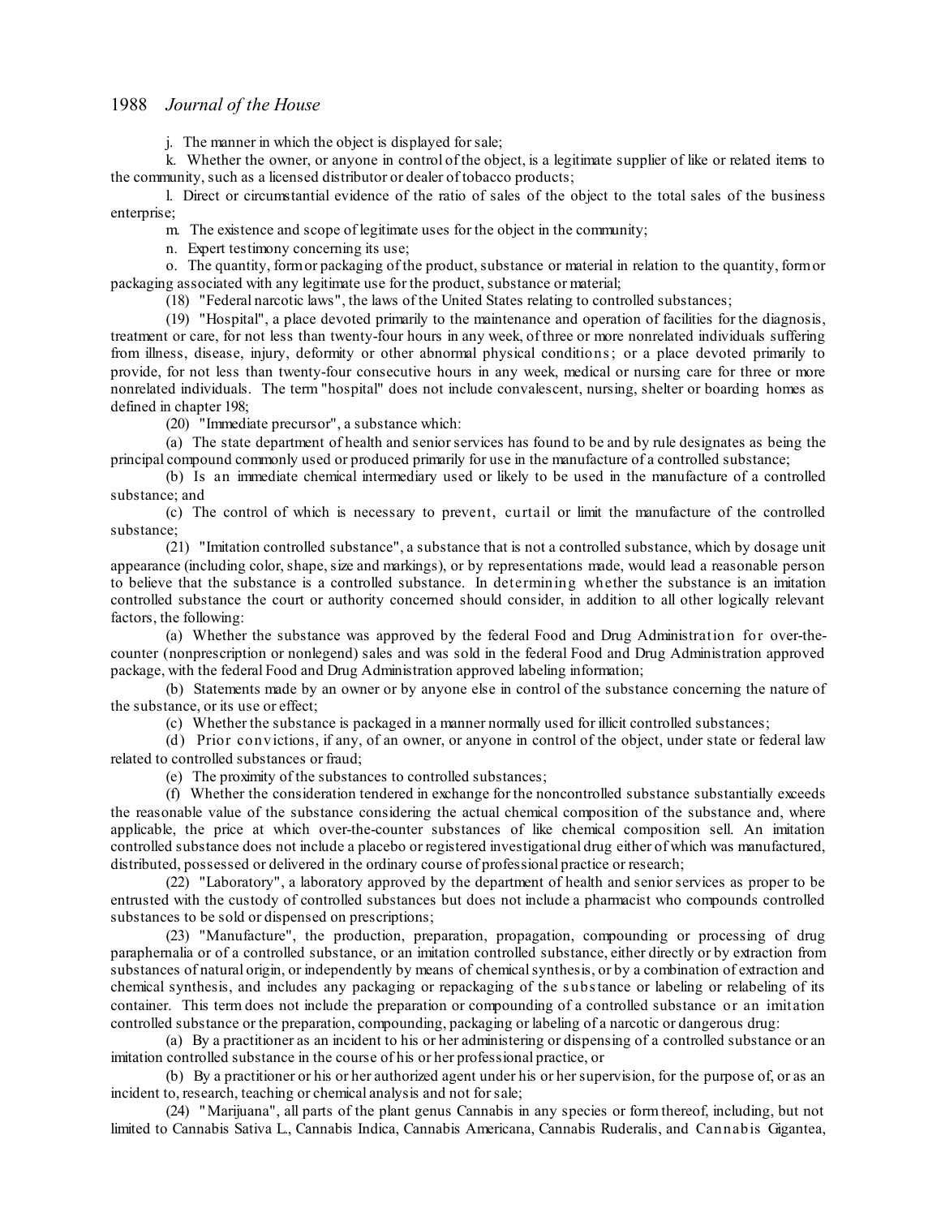j. The manner in which the object is displayed for sale;

k. Whether the owner, or anyone in control of the object, is a legitimate supplier of like or related items to the community, such as a licensed distributor or dealer of tobacco products;

l. Direct or circumstantial evidence of the ratio of sales of the object to the total sales of the business enterprise;

m. The existence and scope of legitimate uses for the object in the community;

n. Expert testimony concerning its use;

o. The quantity, form or packaging of the product, substance or material in relation to the quantity, form or packaging associated with any legitimate use for the product, substance or material;

(18) "Federal narcotic laws", the laws of the United States relating to controlled substances;

(19) "Hospital", a place devoted primarily to the maintenance and operation of facilities for the diagnosis, treatment or care, for not less than twenty-four hours in any week, of three or more nonrelated individuals suffering from illness, disease, injury, deformity or other abnormal physical conditions; or a place devoted primarily to provide, for not less than twenty-four consecutive hours in any week, medical or nursing care for three or more nonrelated individuals. The term "hospital" does not include convalescent, nursing, shelter or boarding homes as defined in chapter 198;

(20) "Immediate precursor", a substance which:

(a) The state department of health and senior services has found to be and by rule designates as being the principal compound commonly used or produced primarily for use in the manufacture of a controlled substance;

(b) Is an immediate chemical intermediary used or likely to be used in the manufacture of a controlled substance; and

(c) The control of which is necessary to prevent, curtail or limit the manufacture of the controlled substance;

(21) "Imitation controlled substance", a substance that is not a controlled substance, which by dosage unit appearance (including color, shape, size and markings), or by representations made, would lead a reasonable person to believe that the substance is a controlled substance. In determining whether the substance is an imitation controlled substance the court or authority concerned should consider, in addition to all other logically relevant factors, the following:

(a) Whether the substance was approved by the federal Food and Drug Administration for over-the-counter (nonprescription or nonlegend) sales and was sold in the federal Food and Drug Administration approved package, with the federal Food and Drug Administration approved labeling information;

(b) Statements made by an owner or by anyone else in control of the substance concerning the nature of the substance, or its use or effect;

(c) Whether the substance is packaged in a manner normally used for illicit controlled substances;

(d) Prior convictions, if any, of an owner, or anyone in control of the object, under state or federal law related to controlled substances or fraud;

(e) The proximity of the substances to controlled substances;

(f) Whether the consideration tendered in exchange for the noncontrolled substance substantially exceeds the reasonable value of the substance considering the actual chemical composition of the substance and, where applicable, the price at which over-the-counter substances of like chemical composition sell. An imitation controlled substance does not include a placebo or registered investigational drug either of which was manufactured, distributed, possessed or delivered in the ordinary course of professional practice or research;

(22) "Laboratory", a laboratory approved by the department of health and senior services as proper to be entrusted with the custody of controlled substances but does not include a pharmacist who compounds controlled substances to be sold or dispensed on prescriptions;

(23) "Manufacture", the production, preparation, propagation, compounding or processing of drug paraphernalia or of a controlled substance, or an imitation controlled substance, either directly or by extraction from substances of natural origin, or independently by means of chemical synthesis, or by a combination of extraction and chemical synthesis, and includes any packaging or repackaging of the substance or labeling or relabeling of its container. This term does not include the preparation or compounding of a controlled substance or an imitation controlled substance or the preparation, compounding, packaging or labeling of a narcotic or dangerous drug:

(a) By a practitioner as an incident to his or her administering or dispensing of a controlled substance or an imitation controlled substance in the course of his or her professional practice, or

(b) By a practitioner or his or her authorized agent under his or her supervision, for the purpose of, or as an incident to, research, teaching or chemical analysis and not for sale;

(24) "Marijuana", all parts of the plant genus Cannabis in any species or form thereof, including, but not limited to Cannabis Sativa L., Cannabis Indica, Cannabis Americana, Cannabis Ruderalis, and Cannabis Gigantea,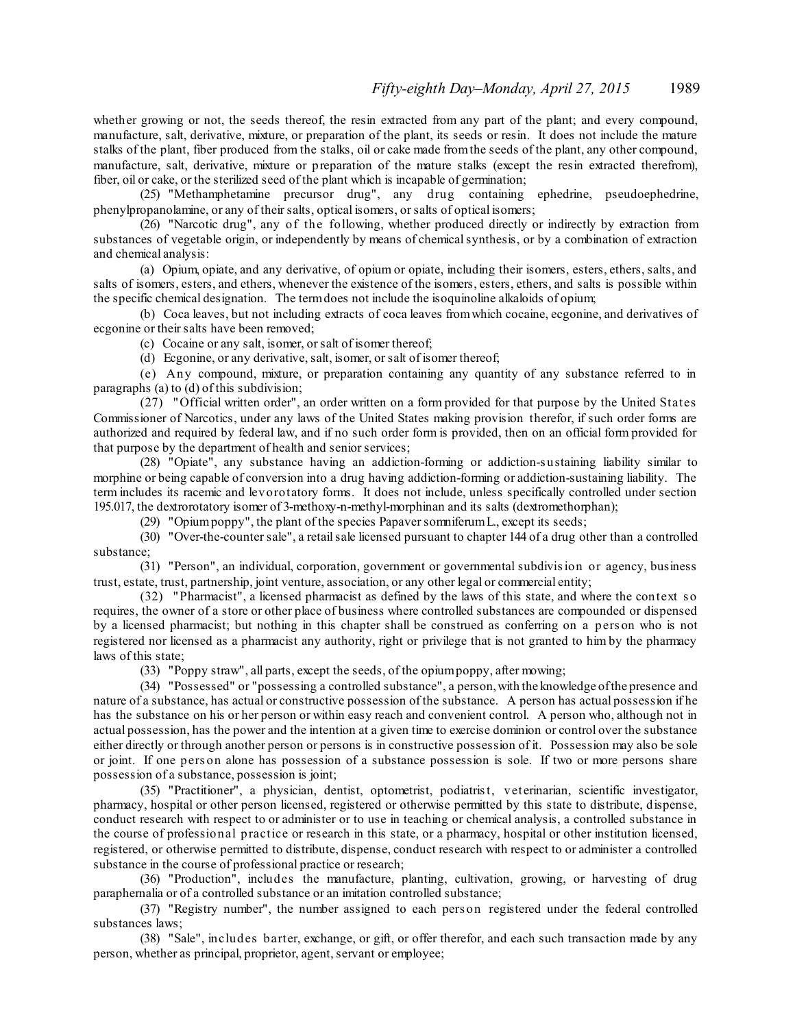whether growing or not, the seeds thereof, the resin extracted from any part of the plant; and every compound, manufacture, salt, derivative, mixture, or preparation of the plant, its seeds or resin. It does not include the mature stalks of the plant, fiber produced from the stalks, oil or cake made from the seeds of the plant, any other compound, manufacture, salt, derivative, mixture or preparation of the mature stalks (except the resin extracted therefrom), fiber, oil or cake, or the sterilized seed of the plant which is incapable of germination;

(25) "Methamphetamine precursor drug", any drug containing ephedrine, pseudoephedrine, phenylpropanolamine, or any of their salts, optical isomers, or salts of optical isomers;

(26) "Narcotic drug", any of the following, whether produced directly or indirectly by extraction from substances of vegetable origin, or independently by means of chemical synthesis, or by a combination of extraction and chemical analysis:

(a) Opium, opiate, and any derivative, of opium or opiate, including their isomers, esters, ethers, salts, and salts of isomers, esters, and ethers, whenever the existence of the isomers, esters, ethers, and salts is possible within the specific chemical designation. The term does not include the isoquinoline alkaloids of opium;

(b) Coca leaves, but not including extracts of coca leaves from which cocaine, ecgonine, and derivatives of ecgonine or their salts have been removed;

(c) Cocaine or any salt, isomer, or salt of isomer thereof;

(d) Ecgonine, or any derivative, salt, isomer, or salt of isomer thereof;

(e) Any compound, mixture, or preparation containing any quantity of any substance referred to in paragraphs (a) to (d) of this subdivision;

(27) "Official written order", an order written on a form provided for that purpose by the United States Commissioner of Narcotics, under any laws of the United States making provision therefor, if such order forms are authorized and required by federal law, and if no such order form is provided, then on an official form provided for that purpose by the department of health and senior services;

(28) "Opiate", any substance having an addiction-forming or addiction-sustaining liability similar to morphine or being capable of conversion into a drug having addiction-forming or addiction-sustaining liability. The term includes its racemic and levorotatory forms. It does not include, unless specifically controlled under section 195.017, the dextrorotatory isomer of 3-methoxy-n-methyl-morphinan and its salts (dextromethorphan);

(29) "Opium poppy", the plant of the species Papaver somniferum L., except its seeds;

(30) "Over-the-counter sale", a retail sale licensed pursuant to chapter 144 of a drug other than a controlled substance;

(31) "Person", an individual, corporation, government or governmental subdivision or agency, business trust, estate, trust, partnership, joint venture, association, or any other legal or commercial entity;

(32) "Pharmacist", a licensed pharmacist as defined by the laws of this state, and where the context so requires, the owner of a store or other place of business where controlled substances are compounded or dispensed by a licensed pharmacist; but nothing in this chapter shall be construed as conferring on a person who is not registered nor licensed as a pharmacist any authority, right or privilege that is not granted to him by the pharmacy laws of this state;

(33) "Poppy straw", all parts, except the seeds, of the opium poppy, after mowing;

(34) "Possessed" or "possessing a controlled substance", a person, with the knowledge of the presence and nature of a substance, has actual or constructive possession of the substance. A person has actual possession if he has the substance on his or her person or within easy reach and convenient control. A person who, although not in actual possession, has the power and the intention at a given time to exercise dominion or control over the substance either directly or through another person or persons is in constructive possession of it. Possession may also be sole or joint. If one person alone has possession of a substance possession is sole. If two or more persons share possession of a substance, possession is joint;

(35) "Practitioner", a physician, dentist, optometrist, podiatrist, veterinarian, scientific investigator, pharmacy, hospital or other person licensed, registered or otherwise permitted by this state to distribute, dispense, conduct research with respect to or administer or to use in teaching or chemical analysis, a controlled substance in the course of professional practice or research in this state, or a pharmacy, hospital or other institution licensed, registered, or otherwise permitted to distribute, dispense, conduct research with respect to or administer a controlled substance in the course of professional practice or research;

(36) "Production", includes the manufacture, planting, cultivation, growing, or harvesting of drug paraphernalia or of a controlled substance or an imitation controlled substance;

(37) "Registry number", the number assigned to each person registered under the federal controlled substances laws;

(38) "Sale", includes barter, exchange, or gift, or offer therefor, and each such transaction made by any person, whether as principal, proprietor, agent, servant or employee;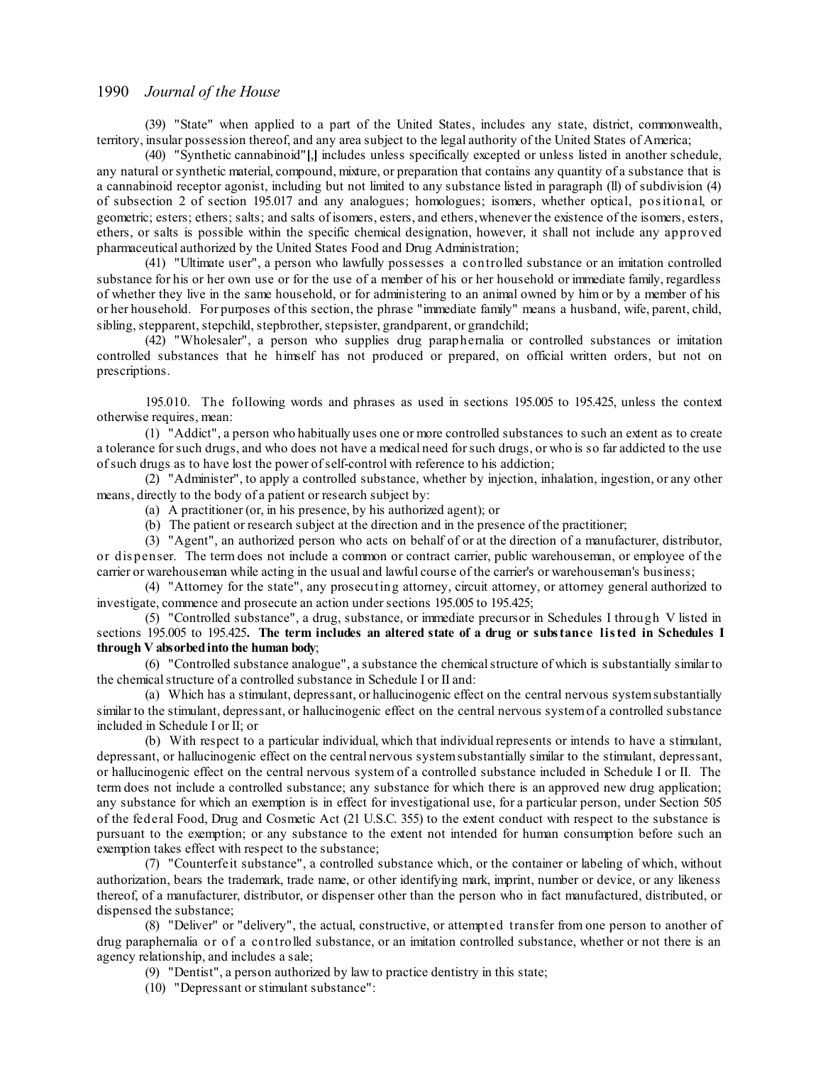(39) "State" when applied to a part of the United States, includes any state, district, commonwealth, territory, insular possession thereof, and any area subject to the legal authority of the United States of America;

(40) "Synthetic cannabinoid"[,] includes unless specifically excepted or unless listed in another schedule, any natural or synthetic material, compound, mixture, or preparation that contains any quantity of a substance that is a cannabinoid receptor agonist, including but not limited to any substance listed in paragraph (ll) of subdivision (4) of subsection 2 of section 195.017 and any analogues; homologues; isomers, whether optical, positional, or geometric; esters; ethers; salts; and salts of isomers, esters, and ethers, whenever the existence of the isomers, esters, ethers, or salts is possible within the specific chemical designation, however, it shall not include any approved pharmaceutical authorized by the United States Food and Drug Administration;

(41) "Ultimate user", a person who lawfully possesses a controlled substance or an imitation controlled substance for his or her own use or for the use of a member of his or her household or immediate family, regardless of whether they live in the same household, or for administering to an animal owned by him or by a member of his or her household. For purposes of this section, the phrase "immediate family" means a husband, wife, parent, child, sibling, stepparent, stepchild, stepbrother, stepsister, grandparent, or grandchild;

(42) "Wholesaler", a person who supplies drug paraphernalia or controlled substances or imitation controlled substances that he himself has not produced or prepared, on official written orders, but not on prescriptions.

195.010. The following words and phrases as used in sections 195.005 to 195.425, unless the context otherwise requires, mean:

(1) "Addict", a person who habitually uses one or more controlled substances to such an extent as to create a tolerance for such drugs, and who does not have a medical need for such drugs, or who is so far addicted to the use of such drugs as to have lost the power of self-control with reference to his addiction;

(2) "Administer", to apply a controlled substance, whether by injection, inhalation, ingestion, or any other means, directly to the body of a patient or research subject by:

(a) A practitioner (or, in his presence, by his authorized agent); or

(b) The patient or research subject at the direction and in the presence of the practitioner;

(3) "Agent", an authorized person who acts on behalf of or at the direction of a manufacturer, distributor, or dispenser. The term does not include a common or contract carrier, public warehouseman, or employee of the carrier or warehouseman while acting in the usual and lawful course of the carrier's or warehouseman's business;

(4) "Attorney for the state", any prosecuting attorney, circuit attorney, or attorney general authorized to investigate, commence and prosecute an action under sections 195.005 to 195.425;

(5) "Controlled substance", a drug, substance, or immediate precursor in Schedules I through V listed in sections 195.005 to 195.425**. The term includes an altered state of a drug or substance listed in Schedules I through V absorbed into the human body**;

(6) "Controlled substance analogue", a substance the chemical structure of which is substantially similar to the chemical structure of a controlled substance in Schedule I or II and:

(a) Which has a stimulant, depressant, or hallucinogenic effect on the central nervous system substantially similar to the stimulant, depressant, or hallucinogenic effect on the central nervous system of a controlled substance included in Schedule I or II; or

(b) With respect to a particular individual, which that individual represents or intends to have a stimulant, depressant, or hallucinogenic effect on the central nervous system substantially similar to the stimulant, depressant, or hallucinogenic effect on the central nervous system of a controlled substance included in Schedule I or II. The term does not include a controlled substance; any substance for which there is an approved new drug application; any substance for which an exemption is in effect for investigational use, for a particular person, under Section 505 of the federal Food, Drug and Cosmetic Act (21 U.S.C. 355) to the extent conduct with respect to the substance is pursuant to the exemption; or any substance to the extent not intended for human consumption before such an exemption takes effect with respect to the substance;

(7) "Counterfeit substance", a controlled substance which, or the container or labeling of which, without authorization, bears the trademark, trade name, or other identifying mark, imprint, number or device, or any likeness thereof, of a manufacturer, distributor, or dispenser other than the person who in fact manufactured, distributed, or dispensed the substance;

(8) "Deliver" or "delivery", the actual, constructive, or attempted transfer from one person to another of drug paraphernalia or of a controlled substance, or an imitation controlled substance, whether or not there is an agency relationship, and includes a sale;

(9) "Dentist", a person authorized by law to practice dentistry in this state;

(10) "Depressant or stimulant substance":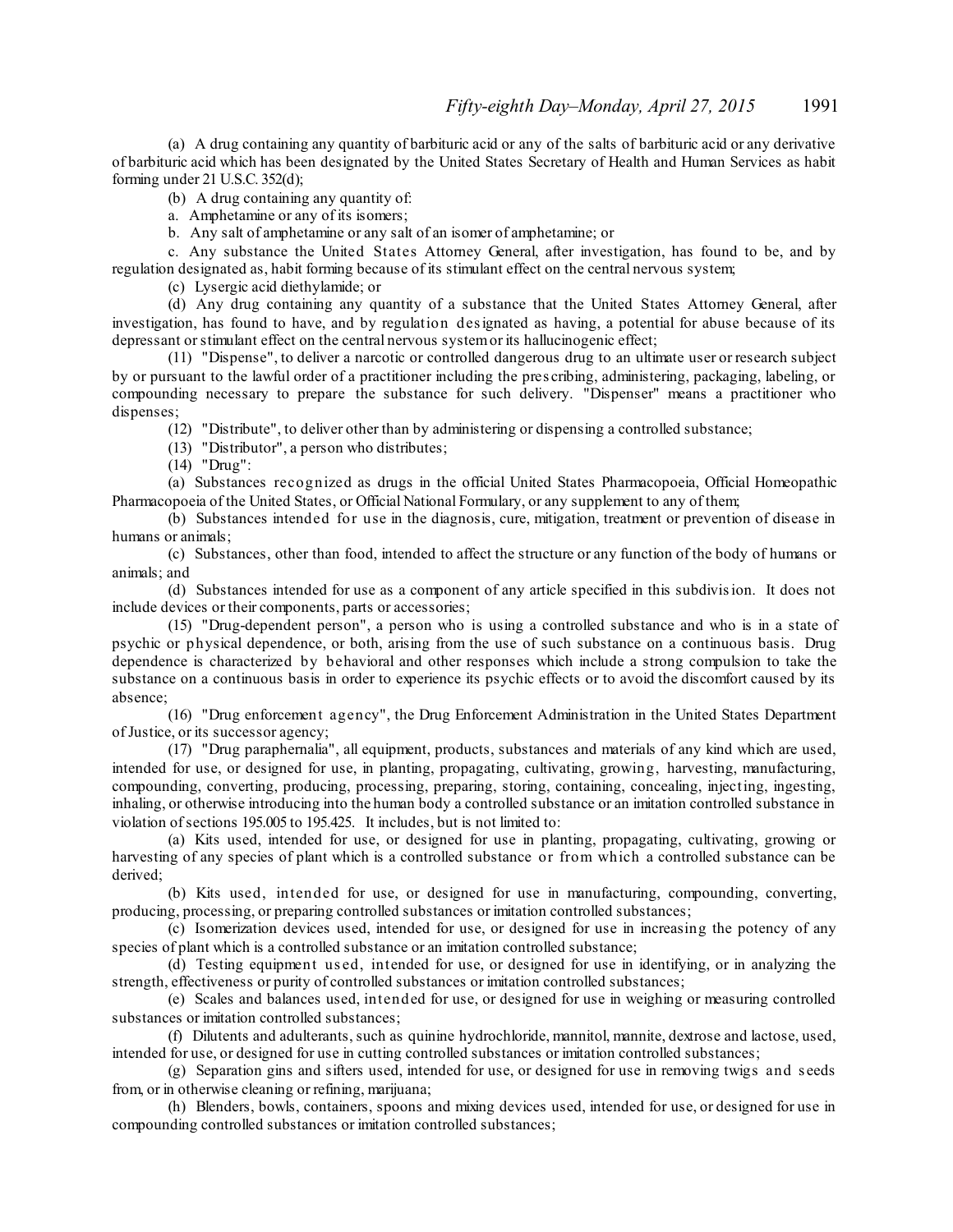(a) A drug containing any quantity of barbituric acid or any of the salts of barbituric acid or any derivative of barbituric acid which has been designated by the United States Secretary of Health and Human Services as habit forming under 21 U.S.C. 352(d);

(b) A drug containing any quantity of:

a. Amphetamine or any of its isomers;

b. Any salt of amphetamine or any salt of an isomer of amphetamine; or

c. Any substance the United States Attorney General, after investigation, has found to be, and by regulation designated as, habit forming because of its stimulant effect on the central nervous system;

(c) Lysergic acid diethylamide; or

(d) Any drug containing any quantity of a substance that the United States Attorney General, after investigation, has found to have, and by regulation designated as having, a potential for abuse because of its depressant or stimulant effect on the central nervous system or its hallucinogenic effect;

(11) "Dispense", to deliver a narcotic or controlled dangerous drug to an ultimate user or research subject by or pursuant to the lawful order of a practitioner including the prescribing, administering, packaging, labeling, or compounding necessary to prepare the substance for such delivery. "Dispenser" means a practitioner who dispenses;

(12) "Distribute", to deliver other than by administering or dispensing a controlled substance;

(13) "Distributor", a person who distributes;

(14) "Drug":

(a) Substances recognized as drugs in the official United States Pharmacopoeia, Official Homeopathic Pharmacopoeia of the United States, or Official National Formulary, or any supplement to any of them;

(b) Substances intended for use in the diagnosis, cure, mitigation, treatment or prevention of disease in humans or animals;

(c) Substances, other than food, intended to affect the structure or any function of the body of humans or animals; and

(d) Substances intended for use as a component of any article specified in this subdivision. It does not include devices or their components, parts or accessories;

(15) "Drug-dependent person", a person who is using a controlled substance and who is in a state of psychic or physical dependence, or both, arising from the use of such substance on a continuous basis. Drug dependence is characterized by behavioral and other responses which include a strong compulsion to take the substance on a continuous basis in order to experience its psychic effects or to avoid the discomfort caused by its absence;

(16) "Drug enforcement agency", the Drug Enforcement Administration in the United States Department of Justice, or its successor agency;

(17) "Drug paraphernalia", all equipment, products, substances and materials of any kind which are used, intended for use, or designed for use, in planting, propagating, cultivating, growing, harvesting, manufacturing, compounding, converting, producing, processing, preparing, storing, containing, concealing, injecting, ingesting, inhaling, or otherwise introducing into the human body a controlled substance or an imitation controlled substance in violation of sections 195.005 to 195.425. It includes, but is not limited to:

(a) Kits used, intended for use, or designed for use in planting, propagating, cultivating, growing or harvesting of any species of plant which is a controlled substance or from which a controlled substance can be derived;

(b) Kits used, intended for use, or designed for use in manufacturing, compounding, converting, producing, processing, or preparing controlled substances or imitation controlled substances;

(c) Isomerization devices used, intended for use, or designed for use in increasing the potency of any species of plant which is a controlled substance or an imitation controlled substance;

(d) Testing equipment used, intended for use, or designed for use in identifying, or in analyzing the strength, effectiveness or purity of controlled substances or imitation controlled substances;

(e) Scales and balances used, intended for use, or designed for use in weighing or measuring controlled substances or imitation controlled substances;

(f) Dilutents and adulterants, such as quinine hydrochloride, mannitol, mannite, dextrose and lactose, used, intended for use, or designed for use in cutting controlled substances or imitation controlled substances;

(g) Separation gins and sifters used, intended for use, or designed for use in removing twigs and seeds from, or in otherwise cleaning or refining, marijuana;

(h) Blenders, bowls, containers, spoons and mixing devices used, intended for use, or designed for use in compounding controlled substances or imitation controlled substances;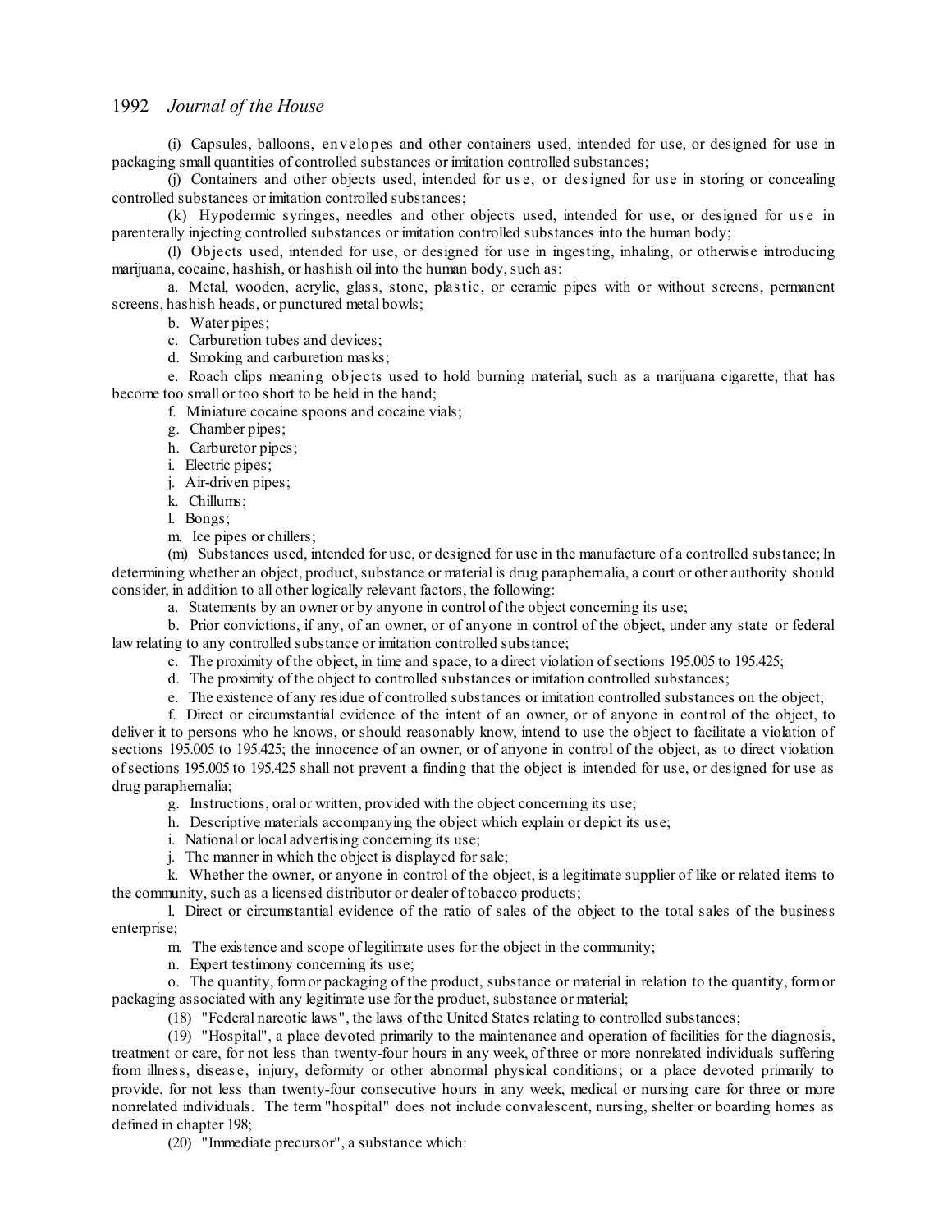(i) Capsules, balloons, envelopes and other containers used, intended for use, or designed for use in packaging small quantities of controlled substances or imitation controlled substances;

(j) Containers and other objects used, intended for use, or designed for use in storing or concealing controlled substances or imitation controlled substances;

(k) Hypodermic syringes, needles and other objects used, intended for use, or designed for use in parenterally injecting controlled substances or imitation controlled substances into the human body;

(l) Objects used, intended for use, or designed for use in ingesting, inhaling, or otherwise introducing marijuana, cocaine, hashish, or hashish oil into the human body, such as:

a. Metal, wooden, acrylic, glass, stone, plastic, or ceramic pipes with or without screens, permanent screens, hashish heads, or punctured metal bowls;

b. Water pipes;

c. Carburetion tubes and devices;

d. Smoking and carburetion masks;

e. Roach clips meaning objects used to hold burning material, such as a marijuana cigarette, that has become too small or too short to be held in the hand;

f. Miniature cocaine spoons and cocaine vials;

g. Chamber pipes;

h. Carburetor pipes;

i. Electric pipes;

j. Air-driven pipes;

k. Chillums;

l. Bongs;

m. Ice pipes or chillers;

(m) Substances used, intended for use, or designed for use in the manufacture of a controlled substance; In determining whether an object, product, substance or material is drug paraphernalia, a court or other authority should consider, in addition to all other logically relevant factors, the following:

a. Statements by an owner or by anyone in control of the object concerning its use;

b. Prior convictions, if any, of an owner, or of anyone in control of the object, under any state or federal law relating to any controlled substance or imitation controlled substance;

c. The proximity of the object, in time and space, to a direct violation of sections 195.005 to 195.425;

d. The proximity of the object to controlled substances or imitation controlled substances;

e. The existence of any residue of controlled substances or imitation controlled substances on the object;

f. Direct or circumstantial evidence of the intent of an owner, or of anyone in control of the object, to deliver it to persons who he knows, or should reasonably know, intend to use the object to facilitate a violation of sections 195.005 to 195.425; the innocence of an owner, or of anyone in control of the object, as to direct violation of sections 195.005 to 195.425 shall not prevent a finding that the object is intended for use, or designed for use as drug paraphernalia;

g. Instructions, oral or written, provided with the object concerning its use;

h. Descriptive materials accompanying the object which explain or depict its use;

i. National or local advertising concerning its use;

j. The manner in which the object is displayed for sale;

k. Whether the owner, or anyone in control of the object, is a legitimate supplier of like or related items to the community, such as a licensed distributor or dealer of tobacco products;

l. Direct or circumstantial evidence of the ratio of sales of the object to the total sales of the business enterprise;

m. The existence and scope of legitimate uses for the object in the community;

n. Expert testimony concerning its use;

o. The quantity, form or packaging of the product, substance or material in relation to the quantity, form or packaging associated with any legitimate use for the product, substance or material;

(18) "Federal narcotic laws", the laws of the United States relating to controlled substances;

(19) "Hospital", a place devoted primarily to the maintenance and operation of facilities for the diagnosis, treatment or care, for not less than twenty-four hours in any week, of three or more nonrelated individuals suffering from illness, disease, injury, deformity or other abnormal physical conditions; or a place devoted primarily to provide, for not less than twenty-four consecutive hours in any week, medical or nursing care for three or more nonrelated individuals. The term "hospital" does not include convalescent, nursing, shelter or boarding homes as defined in chapter 198;

(20) "Immediate precursor", a substance which: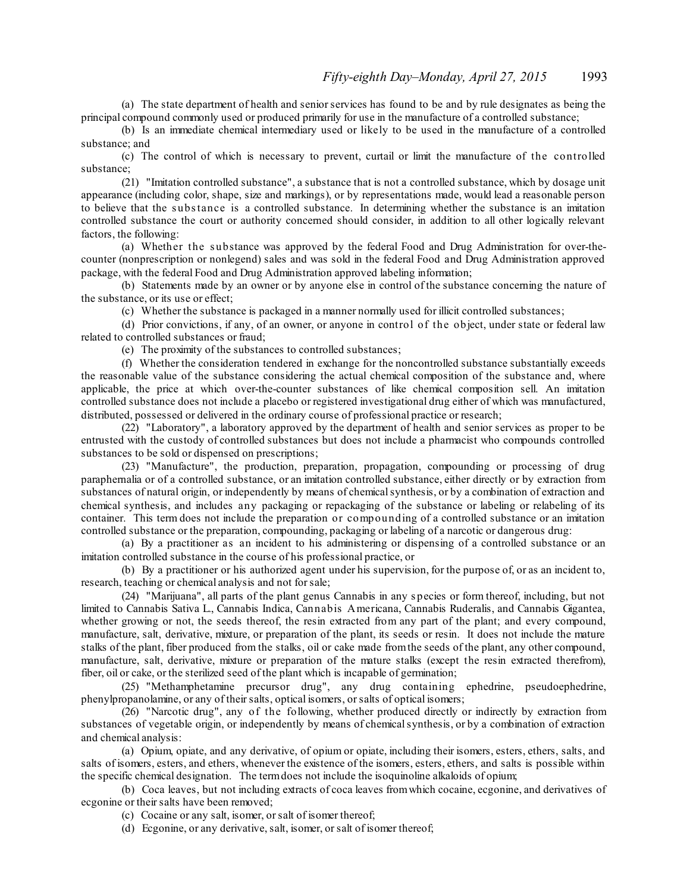(a) The state department of health and senior services has found to be and by rule designates as being the principal compound commonly used or produced primarily for use in the manufacture of a controlled substance;

(b) Is an immediate chemical intermediary used or likely to be used in the manufacture of a controlled substance; and

(c) The control of which is necessary to prevent, curtail or limit the manufacture of the controlled substance;

(21) "Imitation controlled substance", a substance that is not a controlled substance, which by dosage unit appearance (including color, shape, size and markings), or by representations made, would lead a reasonable person to believe that the substance is a controlled substance. In determining whether the substance is an imitation controlled substance the court or authority concerned should consider, in addition to all other logically relevant factors, the following:

(a) Whether the substance was approved by the federal Food and Drug Administration for over-the-counter (nonprescription or nonlegend) sales and was sold in the federal Food and Drug Administration approved package, with the federal Food and Drug Administration approved labeling information;

(b) Statements made by an owner or by anyone else in control of the substance concerning the nature of the substance, or its use or effect;

(c) Whether the substance is packaged in a manner normally used for illicit controlled substances;

(d) Prior convictions, if any, of an owner, or anyone in control of the object, under state or federal law related to controlled substances or fraud;

(e) The proximity of the substances to controlled substances;

(f) Whether the consideration tendered in exchange for the noncontrolled substance substantially exceeds the reasonable value of the substance considering the actual chemical composition of the substance and, where applicable, the price at which over-the-counter substances of like chemical composition sell. An imitation controlled substance does not include a placebo or registered investigational drug either of which was manufactured, distributed, possessed or delivered in the ordinary course of professional practice or research;

(22) "Laboratory", a laboratory approved by the department of health and senior services as proper to be entrusted with the custody of controlled substances but does not include a pharmacist who compounds controlled substances to be sold or dispensed on prescriptions;

(23) "Manufacture", the production, preparation, propagation, compounding or processing of drug paraphernalia or of a controlled substance, or an imitation controlled substance, either directly or by extraction from substances of natural origin, or independently by means of chemical synthesis, or by a combination of extraction and chemical synthesis, and includes any packaging or repackaging of the substance or labeling or relabeling of its container. This term does not include the preparation or compounding of a controlled substance or an imitation controlled substance or the preparation, compounding, packaging or labeling of a narcotic or dangerous drug:

(a) By a practitioner as an incident to his administering or dispensing of a controlled substance or an imitation controlled substance in the course of his professional practice, or

(b) By a practitioner or his authorized agent under his supervision, for the purpose of, or as an incident to, research, teaching or chemical analysis and not for sale;

(24) "Marijuana", all parts of the plant genus Cannabis in any species or form thereof, including, but not limited to Cannabis Sativa L., Cannabis Indica, Cannabis Americana, Cannabis Ruderalis, and Cannabis Gigantea, whether growing or not, the seeds thereof, the resin extracted from any part of the plant; and every compound, manufacture, salt, derivative, mixture, or preparation of the plant, its seeds or resin. It does not include the mature stalks of the plant, fiber produced from the stalks, oil or cake made from the seeds of the plant, any other compound, manufacture, salt, derivative, mixture or preparation of the mature stalks (except the resin extracted therefrom), fiber, oil or cake, or the sterilized seed of the plant which is incapable of germination;

(25) "Methamphetamine precursor drug", any drug containing ephedrine, pseudoephedrine, phenylpropanolamine, or any of their salts, optical isomers, or salts of optical isomers;

(26) "Narcotic drug", any of the following, whether produced directly or indirectly by extraction from substances of vegetable origin, or independently by means of chemical synthesis, or by a combination of extraction and chemical analysis:

(a) Opium, opiate, and any derivative, of opium or opiate, including their isomers, esters, ethers, salts, and salts of isomers, esters, and ethers, whenever the existence of the isomers, esters, ethers, and salts is possible within the specific chemical designation. The term does not include the isoquinoline alkaloids of opium;

(b) Coca leaves, but not including extracts of coca leaves from which cocaine, ecgonine, and derivatives of ecgonine or their salts have been removed;

(c) Cocaine or any salt, isomer, or salt of isomer thereof;

(d) Ecgonine, or any derivative, salt, isomer, or salt of isomer thereof;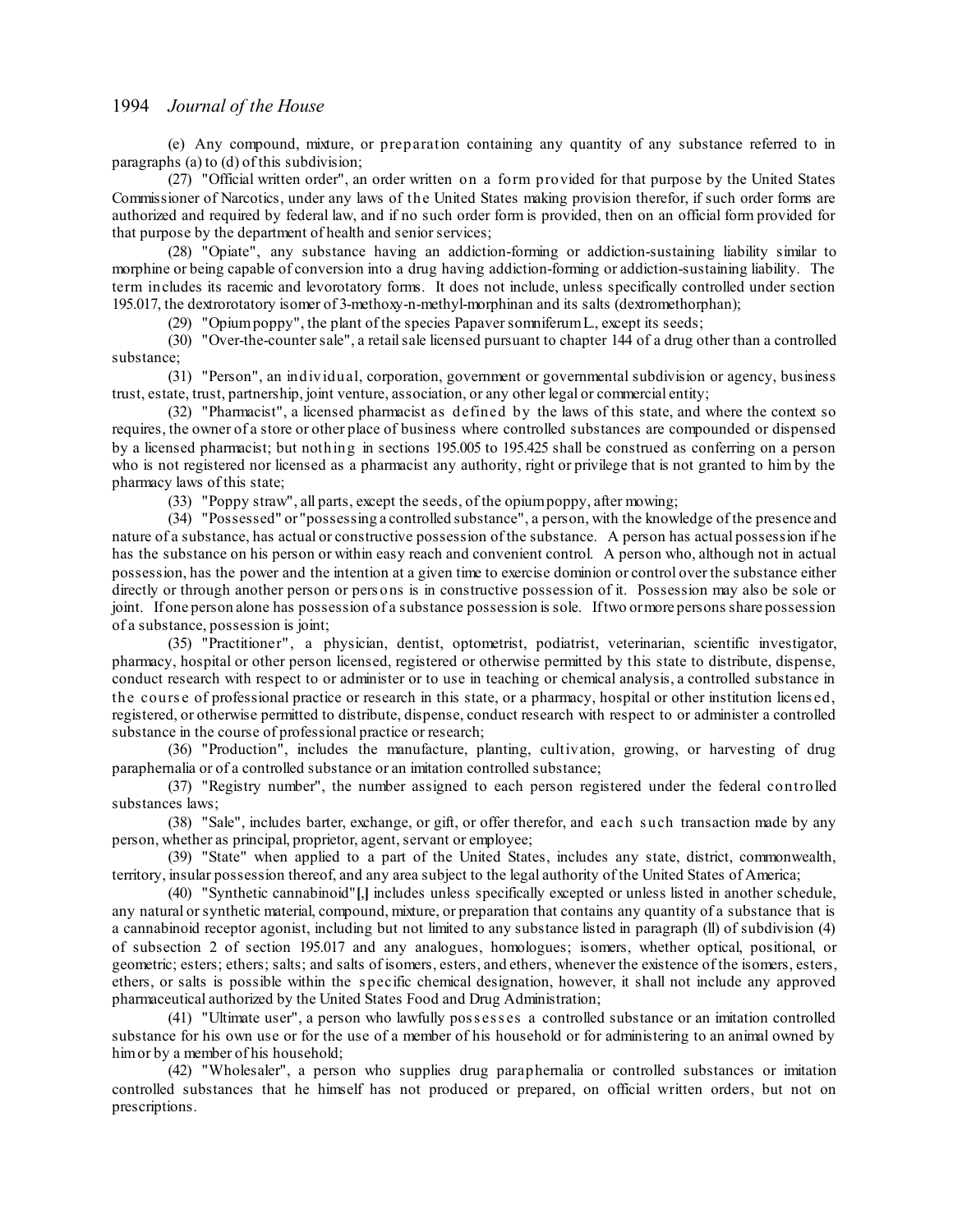(e) Any compound, mixture, or preparation containing any quantity of any substance referred to in paragraphs (a) to (d) of this subdivision;

(27) "Official written order", an order written on a form provided for that purpose by the United States Commissioner of Narcotics, under any laws of the United States making provision therefor, if such order forms are authorized and required by federal law, and if no such order form is provided, then on an official form provided for that purpose by the department of health and senior services;

(28) "Opiate", any substance having an addiction-forming or addiction-sustaining liability similar to morphine or being capable of conversion into a drug having addiction-forming or addiction-sustaining liability. The term includes its racemic and levorotatory forms. It does not include, unless specifically controlled under section 195.017, the dextrorotatory isomer of 3-methoxy-n-methyl-morphinan and its salts (dextromethorphan);

(29) "Opium poppy", the plant of the species Papaver somniferum L., except its seeds;

(30) "Over-the-counter sale", a retail sale licensed pursuant to chapter 144 of a drug other than a controlled substance;

(31) "Person", an individual, corporation, government or governmental subdivision or agency, business trust, estate, trust, partnership, joint venture, association, or any other legal or commercial entity;

(32) "Pharmacist", a licensed pharmacist as defined by the laws of this state, and where the context so requires, the owner of a store or other place of business where controlled substances are compounded or dispensed by a licensed pharmacist; but nothing in sections 195.005 to 195.425 shall be construed as conferring on a person who is not registered nor licensed as a pharmacist any authority, right or privilege that is not granted to him by the pharmacy laws of this state;

(33) "Poppy straw", all parts, except the seeds, of the opium poppy, after mowing;

(34) "Possessed" or "possessing a controlled substance", a person, with the knowledge of the presence and nature of a substance, has actual or constructive possession of the substance. A person has actual possession if he has the substance on his person or within easy reach and convenient control. A person who, although not in actual possession, has the power and the intention at a given time to exercise dominion or control over the substance either directly or through another person or persons is in constructive possession of it. Possession may also be sole or joint. If one person alone has possession of a substance possession is sole. If two or more persons share possession of a substance, possession is joint;

(35) "Practitioner", a physician, dentist, optometrist, podiatrist, veterinarian, scientific investigator, pharmacy, hospital or other person licensed, registered or otherwise permitted by this state to distribute, dispense, conduct research with respect to or administer or to use in teaching or chemical analysis, a controlled substance in the course of professional practice or research in this state, or a pharmacy, hospital or other institution licensed, registered, or otherwise permitted to distribute, dispense, conduct research with respect to or administer a controlled substance in the course of professional practice or research;

(36) "Production", includes the manufacture, planting, cultivation, growing, or harvesting of drug paraphernalia or of a controlled substance or an imitation controlled substance;

(37) "Registry number", the number assigned to each person registered under the federal controlled substances laws;

(38) "Sale", includes barter, exchange, or gift, or offer therefor, and each such transaction made by any person, whether as principal, proprietor, agent, servant or employee;

(39) "State" when applied to a part of the United States, includes any state, district, commonwealth, territory, insular possession thereof, and any area subject to the legal authority of the United States of America;

(40) "Synthetic cannabinoid"**[,]** includes unless specifically excepted or unless listed in another schedule, any natural or synthetic material, compound, mixture, or preparation that contains any quantity of a substance that is a cannabinoid receptor agonist, including but not limited to any substance listed in paragraph (ll) of subdivision (4) of subsection 2 of section 195.017 and any analogues; homologues; isomers, whether optical, positional, or geometric; esters; ethers; salts; and salts of isomers, esters, and ethers, whenever the existence of the isomers, esters, ethers, or salts is possible within the specific chemical designation, however, it shall not include any approved pharmaceutical authorized by the United States Food and Drug Administration;

(41) "Ultimate user", a person who lawfully possesses a controlled substance or an imitation controlled substance for his own use or for the use of a member of his household or for administering to an animal owned by him or by a member of his household;

(42) "Wholesaler", a person who supplies drug paraphernalia or controlled substances or imitation controlled substances that he himself has not produced or prepared, on official written orders, but not on prescriptions.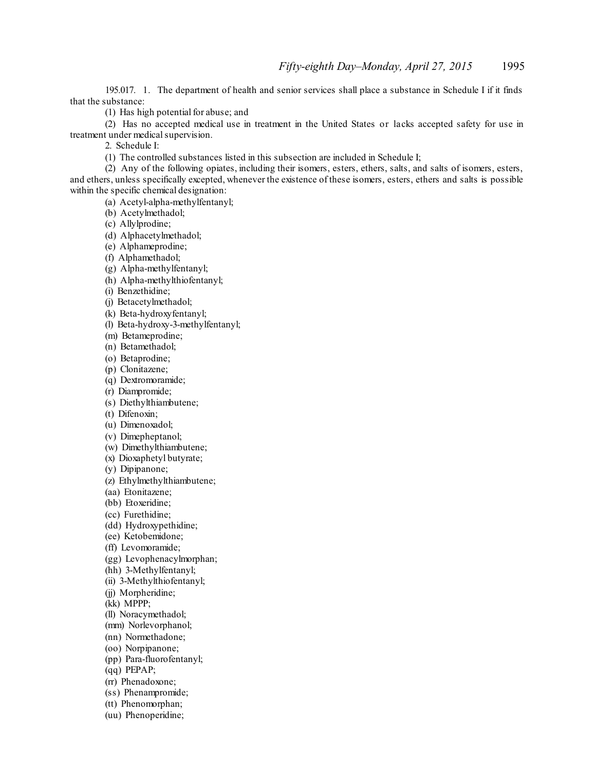195.017. 1. The department of health and senior services shall place a substance in Schedule I if it finds that the substance:

(1) Has high potential for abuse; and

(2) Has no accepted medical use in treatment in the United States or lacks accepted safety for use in treatment under medical supervision.

2. Schedule I:

(1) The controlled substances listed in this subsection are included in Schedule I;

(2) Any of the following opiates, including their isomers, esters, ethers, salts, and salts of isomers, esters, and ethers, unless specifically excepted, whenever the existence of these isomers, esters, ethers and salts is possible within the specific chemical designation:

(a) Acetyl-alpha-methylfentanyl;

(b) Acetylmethadol;

(c) Allylprodine;

(d) Alphacetylmethadol;

(e) Alphameprodine;

(f) Alphamethadol;

(g) Alpha-methylfentanyl;

(h) Alpha-methylthiofentanyl;

(i) Benzethidine;

(j) Betacetylmethadol;

(k) Beta-hydroxyfentanyl;

(l) Beta-hydroxy-3-methylfentanyl;

(m) Betameprodine;

(n) Betamethadol;

(o) Betaprodine;

(p) Clonitazene;

(q) Dextromoramide;

(r) Diampromide;

(s) Diethylthiambutene;

(t) Difenoxin;

(u) Dimenoxadol;

(v) Dimepheptanol;

(w) Dimethylthiambutene;

(x) Dioxaphetyl butyrate;

(y) Dipipanone;

(z) Ethylmethylthiambutene;

(aa) Etonitazene;

(bb) Etoxeridine;

(cc) Furethidine;

(dd) Hydroxypethidine;

(ee) Ketobemidone;

(ff) Levomoramide;

(gg) Levophenacylmorphan;

(hh) 3-Methylfentanyl;

(ii) 3-Methylthiofentanyl;

(jj) Morpheridine;

(kk) MPPP;

(ll) Noracymethadol;

(mm) Norlevorphanol;

(nn) Normethadone;

(oo) Norpipanone;

(pp) Para-fluorofentanyl;

(qq) PEPAP;

(rr) Phenadoxone;

(ss) Phenampromide;

(tt) Phenomorphan;

(uu) Phenoperidine;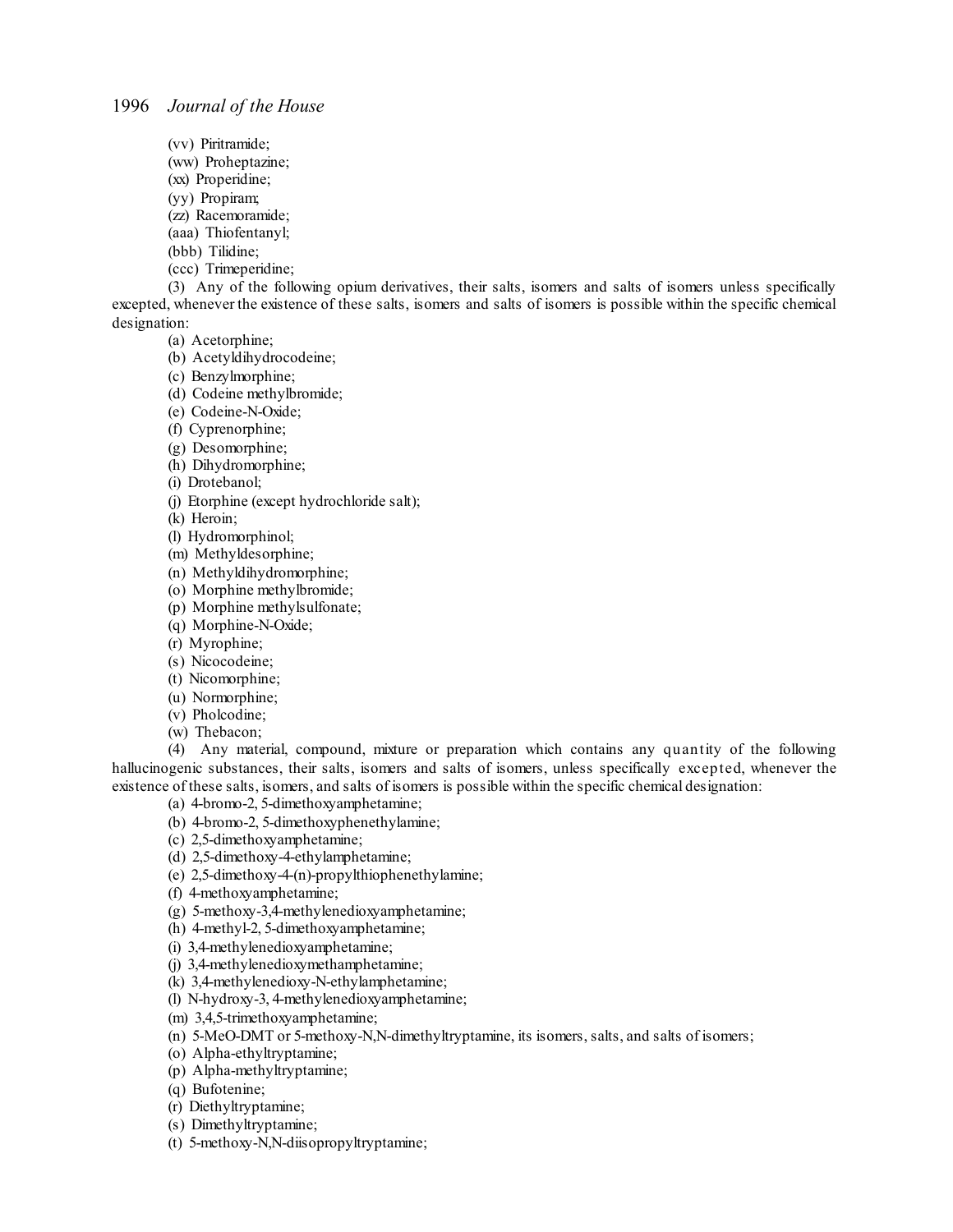(vv) Piritramide;

(ww) Proheptazine;

(xx) Properidine;

(yy) Propiram;

(zz) Racemoramide;

(aaa) Thiofentanyl;

(bbb) Tilidine;

(ccc) Trimeperidine;

(3) Any of the following opium derivatives, their salts, isomers and salts of isomers unless specifically excepted, whenever the existence of these salts, isomers and salts of isomers is possible within the specific chemical designation:

(a) Acetorphine;

(b) Acetyldihydrocodeine;

(c) Benzylmorphine;

(d) Codeine methylbromide;

(e) Codeine-N-Oxide;

(f) Cyprenorphine;

(g) Desomorphine;

(h) Dihydromorphine;

(i) Drotebanol;

(j) Etorphine (except hydrochloride salt);

(k) Heroin;

(l) Hydromorphinol;

(m) Methyldesorphine;

(n) Methyldihydromorphine;

(o) Morphine methylbromide;

(p) Morphine methylsulfonate;

(q) Morphine-N-Oxide;

(r) Myrophine;

(s) Nicocodeine;

(t) Nicomorphine;

(u) Normorphine;

(v) Pholcodine;

(w) Thebacon;

(4) Any material, compound, mixture or preparation which contains any quantity of the following hallucinogenic substances, their salts, isomers and salts of isomers, unless specifically excepted, whenever the existence of these salts, isomers, and salts of isomers is possible within the specific chemical designation:

(a) 4-bromo-2, 5-dimethoxyamphetamine;

(b) 4-bromo-2, 5-dimethoxyphenethylamine;

(c) 2,5-dimethoxyamphetamine;

(d) 2,5-dimethoxy-4-ethylamphetamine;

(e) 2,5-dimethoxy-4-(n)-propylthiophenethylamine;

(f) 4-methoxyamphetamine;

(g) 5-methoxy-3,4-methylenedioxyamphetamine;

(h) 4-methyl-2, 5-dimethoxyamphetamine;

(i) 3,4-methylenedioxyamphetamine;

(j) 3,4-methylenedioxymethamphetamine;

(k) 3,4-methylenedioxy-N-ethylamphetamine;

(l) N-hydroxy-3, 4-methylenedioxyamphetamine;

(m) 3,4,5-trimethoxyamphetamine;

(n) 5-MeO-DMT or 5-methoxy-N,N-dimethyltryptamine, its isomers, salts, and salts of isomers;

(o) Alpha-ethyltryptamine;

(p) Alpha-methyltryptamine;

(q) Bufotenine;

(r) Diethyltryptamine;

(s) Dimethyltryptamine;

(t) 5-methoxy-N,N-diisopropyltryptamine;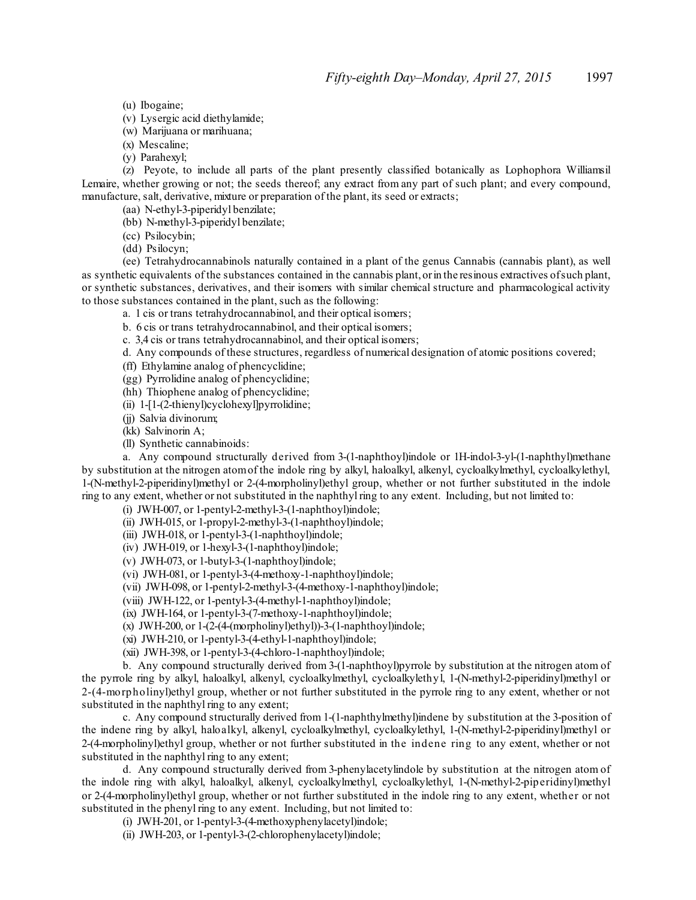(u) Ibogaine;

(v) Lysergic acid diethylamide;

(w) Marijuana or marihuana;

(x) Mescaline;

(y) Parahexyl;

(z) Peyote, to include all parts of the plant presently classified botanically as Lophophora Williamsil Lemaire, whether growing or not; the seeds thereof; any extract from any part of such plant; and every compound, manufacture, salt, derivative, mixture or preparation of the plant, its seed or extracts;

(aa) N-ethyl-3-piperidyl benzilate;

(bb) N-methyl-3-piperidyl benzilate;

(cc) Psilocybin;

(dd) Psilocyn;

(ee) Tetrahydrocannabinols naturally contained in a plant of the genus Cannabis (cannabis plant), as well as synthetic equivalents of the substances contained in the cannabis plant, or in the resinous extractives of such plant, or synthetic substances, derivatives, and their isomers with similar chemical structure and pharmacological activity to those substances contained in the plant, such as the following:

a. 1 cis or trans tetrahydrocannabinol, and their optical isomers;

b. 6 cis or trans tetrahydrocannabinol, and their optical isomers;

c. 3,4 cis or trans tetrahydrocannabinol, and their optical isomers;

d. Any compounds of these structures, regardless of numerical designation of atomic positions covered;

(ff) Ethylamine analog of phencyclidine;

(gg) Pyrrolidine analog of phencyclidine;

(hh) Thiophene analog of phencyclidine;

(ii) 1-[1-(2-thienyl)cyclohexyl]pyrrolidine;

(jj) Salvia divinorum;

(kk) Salvinorin A;

(ll) Synthetic cannabinoids:

a. Any compound structurally derived from 3-(1-naphthoyl)indole or 1H-indol-3-yl-(1-naphthyl)methane by substitution at the nitrogen atom of the indole ring by alkyl, haloalkyl, alkenyl, cycloalkylmethyl, cycloalkylethyl, 1-(N-methyl-2-piperidinyl)methyl or 2-(4-morpholinyl)ethyl group, whether or not further substituted in the indole ring to any extent, whether or not substituted in the naphthyl ring to any extent. Including, but not limited to:

(i) JWH-007, or 1-pentyl-2-methyl-3-(1-naphthoyl)indole;

(ii) JWH-015, or 1-propyl-2-methyl-3-(1-naphthoyl)indole;

(iii) JWH-018, or 1-pentyl-3-(1-naphthoyl)indole;

(iv) JWH-019, or 1-hexyl-3-(1-naphthoyl)indole;

(v) JWH-073, or 1-butyl-3-(1-naphthoyl)indole;

(vi) JWH-081, or 1-pentyl-3-(4-methoxy-1-naphthoyl)indole;

(vii) JWH-098, or 1-pentyl-2-methyl-3-(4-methoxy-1-naphthoyl)indole;

(viii) JWH-122, or 1-pentyl-3-(4-methyl-1-naphthoyl)indole;

(ix) JWH-164, or 1-pentyl-3-(7-methoxy-1-naphthoyl)indole;

(x) JWH-200, or 1-(2-(4-(morpholinyl)ethyl))-3-(1-naphthoyl)indole;

(xi) JWH-210, or 1-pentyl-3-(4-ethyl-1-naphthoyl)indole;

(xii) JWH-398, or 1-pentyl-3-(4-chloro-1-naphthoyl)indole;

b. Any compound structurally derived from 3-(1-naphthoyl)pyrrole by substitution at the nitrogen atom of the pyrrole ring by alkyl, haloalkyl, alkenyl, cycloalkylmethyl, cycloalkylethyl, 1-(N-methyl-2-piperidinyl)methyl or 2-(4-morpholinyl)ethyl group, whether or not further substituted in the pyrrole ring to any extent, whether or not substituted in the naphthyl ring to any extent;

c. Any compound structurally derived from 1-(1-naphthylmethyl)indene by substitution at the 3-position of the indene ring by alkyl, haloalkyl, alkenyl, cycloalkylmethyl, cycloalkylethyl, 1-(N-methyl-2-piperidinyl)methyl or 2-(4-morpholinyl)ethyl group, whether or not further substituted in the indene ring to any extent, whether or not substituted in the naphthyl ring to any extent;

d. Any compound structurally derived from 3-phenylacetylindole by substitution at the nitrogen atom of the indole ring with alkyl, haloalkyl, alkenyl, cycloalkylmethyl, cycloalkylethyl, 1-(N-methyl-2-piperidinyl)methyl or 2-(4-morpholinyl)ethyl group, whether or not further substituted in the indole ring to any extent, whether or not substituted in the phenyl ring to any extent. Including, but not limited to:

(i) JWH-201, or 1-pentyl-3-(4-methoxyphenylacetyl)indole;

(ii) JWH-203, or 1-pentyl-3-(2-chlorophenylacetyl)indole;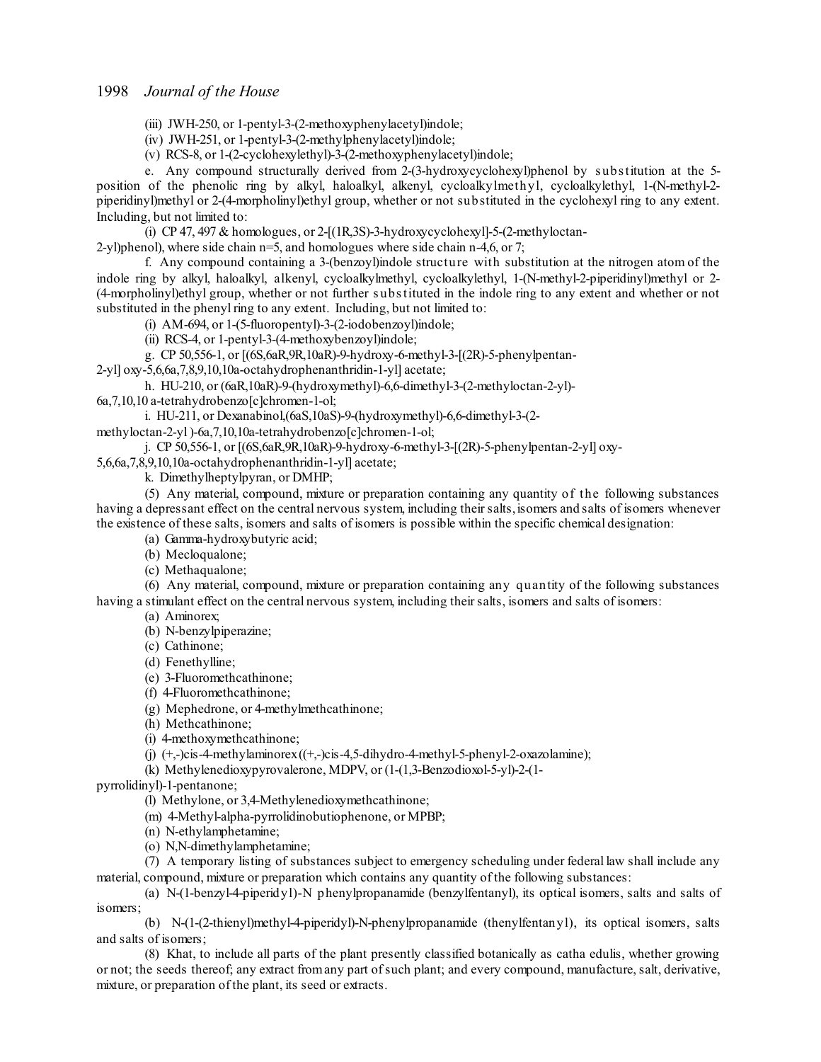(iii) JWH-250, or 1-pentyl-3-(2-methoxyphenylacetyl)indole;

(iv) JWH-251, or 1-pentyl-3-(2-methylphenylacetyl)indole;

(v) RCS-8, or 1-(2-cyclohexylethyl)-3-(2-methoxyphenylacetyl)indole;

e. Any compound structurally derived from 2-(3-hydroxycyclohexyl)phenol by substitution at the 5-position of the phenolic ring by alkyl, haloalkyl, alkenyl, cycloalkylmethyl, cycloalkylethyl, 1-(N-methyl-2-piperidinyl)methyl or 2-(4-morpholinyl)ethyl group, whether or not substituted in the cyclohexyl ring to any extent. Including, but not limited to:

(i) CP 47, 497 & homologues, or 2-[(1R,3S)-3-hydroxycyclohexyl]-5-(2-methyloctan-2-yl)phenol), where side chain n=5, and homologues where side chain n-4,6, or 7;

f. Any compound containing a 3-(benzoyl)indole structure with substitution at the nitrogen atom of the indole ring by alkyl, haloalkyl, alkenyl, cycloalkylmethyl, cycloalkylethyl, 1-(N-methyl-2-piperidinyl)methyl or 2-(4-morpholinyl)ethyl group, whether or not further substituted in the indole ring to any extent and whether or not substituted in the phenyl ring to any extent. Including, but not limited to:

(i) AM-694, or 1-(5-fluoropentyl)-3-(2-iodobenzoyl)indole;

(ii) RCS-4, or 1-pentyl-3-(4-methoxybenzoyl)indole;

g. CP 50,556-1, or [(6S,6aR,9R,10aR)-9-hydroxy-6-methyl-3-[(2R)-5-phenylpentan-2-yl] oxy-5,6,6a,7,8,9,10,10a-octahydrophenanthridin-1-yl] acetate;

h. HU-210, or (6aR,10aR)-9-(hydroxymethyl)-6,6-dimethyl-3-(2-methyloctan-2-yl)-6a,7,10,10 a-tetrahydrobenzo[c]chromen-1-ol;

i. HU-211, or Dexanabinol,(6aS,10aS)-9-(hydroxymethyl)-6,6-dimethyl-3-(2-methyloctan-2-yl )-6a,7,10,10a-tetrahydrobenzo[c]chromen-1-ol;

j. CP 50,556-1, or [(6S,6aR,9R,10aR)-9-hydroxy-6-methyl-3-[(2R)-5-phenylpentan-2-yl] oxy-5,6,6a,7,8,9,10,10a-octahydrophenanthridin-1-yl] acetate;

k. Dimethylheptylpyran, or DMHP;

(5) Any material, compound, mixture or preparation containing any quantity of the following substances having a depressant effect on the central nervous system, including their salts, isomers and salts of isomers whenever the existence of these salts, isomers and salts of isomers is possible within the specific chemical designation:

(a) Gamma-hydroxybutyric acid;

(b) Mecloqualone;

(c) Methaqualone;

(6) Any material, compound, mixture or preparation containing any quantity of the following substances having a stimulant effect on the central nervous system, including their salts, isomers and salts of isomers:

(a) Aminorex;

(b) N-benzylpiperazine;

(c) Cathinone;

(d) Fenethylline;

(e) 3-Fluoromethcathinone;

(f) 4-Fluoromethcathinone;

(g) Mephedrone, or 4-methylmethcathinone;

(h) Methcathinone;

(i) 4-methoxymethcathinone;

(j) (+,-)cis-4-methylaminorex ((+,-)cis-4,5-dihydro-4-methyl-5-phenyl-2-oxazolamine);

(k) Methylenedioxypyrovalerone, MDPV, or (1-(1,3-Benzodioxol-5-yl)-2-(1-pyrrolidinyl)-1-pentanone;

(l) Methylone, or 3,4-Methylenedioxymethcathinone;

(m) 4-Methyl-alpha-pyrrolidinobutiophenone, or MPBP;

(n) N-ethylamphetamine;

(o) N,N-dimethylamphetamine;

(7) A temporary listing of substances subject to emergency scheduling under federal law shall include any material, compound, mixture or preparation which contains any quantity of the following substances:

(a) N-(1-benzyl-4-piperidyl)-N phenylpropanamide (benzylfentanyl), its optical isomers, salts and salts of isomers;

(b) N-(1-(2-thienyl)methyl-4-piperidyl)-N-phenylpropanamide (thenylfentanyl), its optical isomers, salts and salts of isomers;

(8) Khat, to include all parts of the plant presently classified botanically as catha edulis, whether growing or not; the seeds thereof; any extract from any part of such plant; and every compound, manufacture, salt, derivative, mixture, or preparation of the plant, its seed or extracts.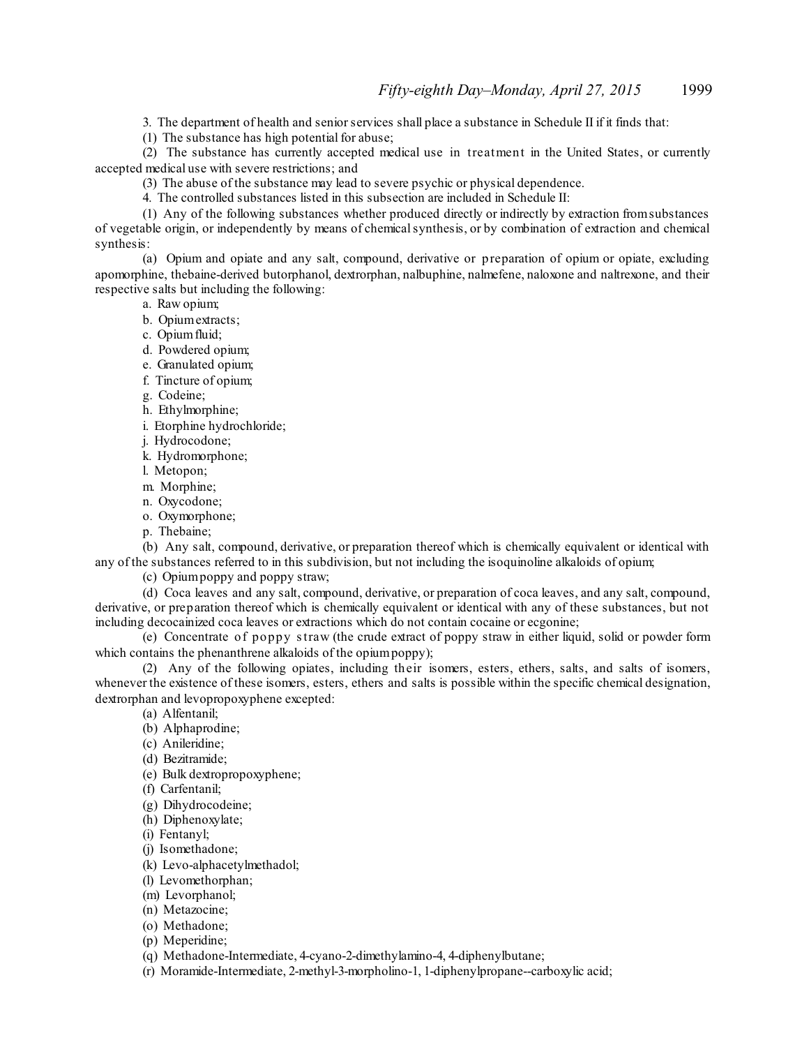3. The department of health and senior services shall place a substance in Schedule II if it finds that:

(1) The substance has high potential for abuse;

(2) The substance has currently accepted medical use in treatment in the United States, or currently accepted medical use with severe restrictions; and

(3) The abuse of the substance may lead to severe psychic or physical dependence.

4. The controlled substances listed in this subsection are included in Schedule II:

(1) Any of the following substances whether produced directly or indirectly by extraction from substances of vegetable origin, or independently by means of chemical synthesis, or by combination of extraction and chemical synthesis:

(a) Opium and opiate and any salt, compound, derivative or preparation of opium or opiate, excluding apomorphine, thebaine-derived butorphanol, dextrorphan, nalbuphine, nalmefene, naloxone and naltrexone, and their respective salts but including the following:

a. Raw opium;

b. Opium extracts;

c. Opium fluid;

d. Powdered opium;

e. Granulated opium;

f. Tincture of opium;

g. Codeine;

h. Ethylmorphine;

i. Etorphine hydrochloride;

j. Hydrocodone;

k. Hydromorphone;

l. Metopon;

m. Morphine;

n. Oxycodone;

o. Oxymorphone;

p. Thebaine;

(b) Any salt, compound, derivative, or preparation thereof which is chemically equivalent or identical with any of the substances referred to in this subdivision, but not including the isoquinoline alkaloids of opium;

(c) Opium poppy and poppy straw;

(d) Coca leaves and any salt, compound, derivative, or preparation of coca leaves, and any salt, compound, derivative, or preparation thereof which is chemically equivalent or identical with any of these substances, but not including decocainized coca leaves or extractions which do not contain cocaine or ecgonine;

(e) Concentrate of poppy straw (the crude extract of poppy straw in either liquid, solid or powder form which contains the phenanthrene alkaloids of the opium poppy);

(2) Any of the following opiates, including their isomers, esters, ethers, salts, and salts of isomers, whenever the existence of these isomers, esters, ethers and salts is possible within the specific chemical designation, dextrorphan and levopropoxyphene excepted:

(a) Alfentanil;

(b) Alphaprodine;

(c) Anileridine;

(d) Bezitramide;

(e) Bulk dextropropoxyphene;

(f) Carfentanil;

(g) Dihydrocodeine;

(h) Diphenoxylate;

(i) Fentanyl;

(j) Isomethadone;

(k) Levo-alphacetylmethadol;

(l) Levomethorphan;

(m) Levorphanol;

(n) Metazocine;

(o) Methadone;

(p) Meperidine;

(q) Methadone-Intermediate, 4-cyano-2-dimethylamino-4, 4-diphenylbutane;

(r) Moramide-Intermediate, 2-methyl-3-morpholino-1, 1-diphenylpropane--carboxylic acid;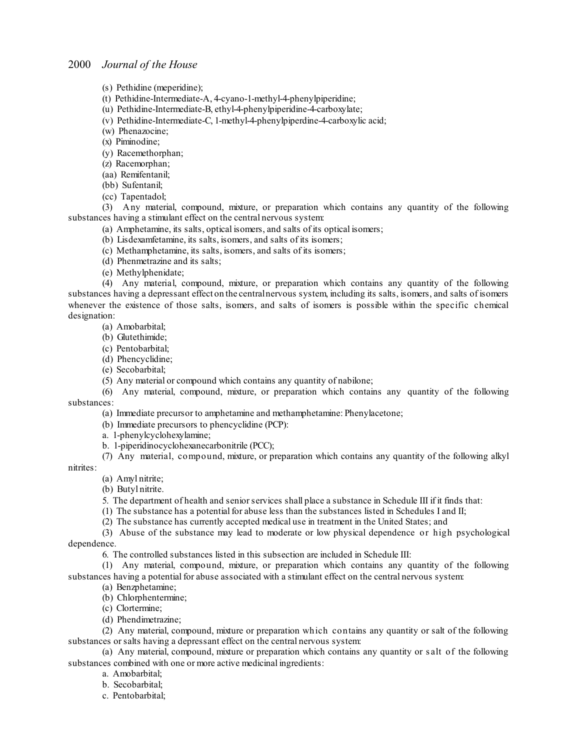(s) Pethidine (meperidine);

(t) Pethidine-Intermediate-A, 4-cyano-1-methyl-4-phenylpiperidine;

(u) Pethidine-Intermediate-B, ethyl-4-phenylpiperidine-4-carboxylate;

(v) Pethidine-Intermediate-C, 1-methyl-4-phenylpiperdine-4-carboxylic acid;

(w) Phenazocine;

(x) Piminodine;

(y) Racemethorphan;

(z) Racemorphan;

(aa) Remifentanil;

(bb) Sufentanil;

(cc) Tapentadol;

(3) Any material, compound, mixture, or preparation which contains any quantity of the following substances having a stimulant effect on the central nervous system:

(a) Amphetamine, its salts, optical isomers, and salts of its optical isomers;

(b) Lisdexamfetamine, its salts, isomers, and salts of its isomers;

(c) Methamphetamine, its salts, isomers, and salts of its isomers;

(d) Phenmetrazine and its salts;

(e) Methylphenidate;

(4) Any material, compound, mixture, or preparation which contains any quantity of the following substances having a depressant effect on the central nervous system, including its salts, isomers, and salts of isomers whenever the existence of those salts, isomers, and salts of isomers is possible within the specific chemical designation:

(a) Amobarbital;

(b) Glutethimide;

(c) Pentobarbital;

(d) Phencyclidine;

(e) Secobarbital;

(5) Any material or compound which contains any quantity of nabilone;

(6) Any material, compound, mixture, or preparation which contains any quantity of the following substances:

(a) Immediate precursor to amphetamine and methamphetamine: Phenylacetone;

(b) Immediate precursors to phencyclidine (PCP):

a. 1-phenylcyclohexylamine;

b. 1-piperidinocyclohexanecarbonitrile (PCC);

(7) Any material, compound, mixture, or preparation which contains any quantity of the following alkyl nitrites:

(a) Amyl nitrite;

(b) Butyl nitrite.

5. The department of health and senior services shall place a substance in Schedule III if it finds that:

(1) The substance has a potential for abuse less than the substances listed in Schedules I and II;

(2) The substance has currently accepted medical use in treatment in the United States; and

(3) Abuse of the substance may lead to moderate or low physical dependence or high psychological dependence.

6. The controlled substances listed in this subsection are included in Schedule III:

(1) Any material, compound, mixture, or preparation which contains any quantity of the following substances having a potential for abuse associated with a stimulant effect on the central nervous system:

(a) Benzphetamine;

(b) Chlorphentermine;

(c) Clortermine;

(d) Phendimetrazine;

(2) Any material, compound, mixture or preparation which contains any quantity or salt of the following substances or salts having a depressant effect on the central nervous system:

(a) Any material, compound, mixture or preparation which contains any quantity or salt of the following substances combined with one or more active medicinal ingredients:

a. Amobarbital;

b. Secobarbital;

c. Pentobarbital;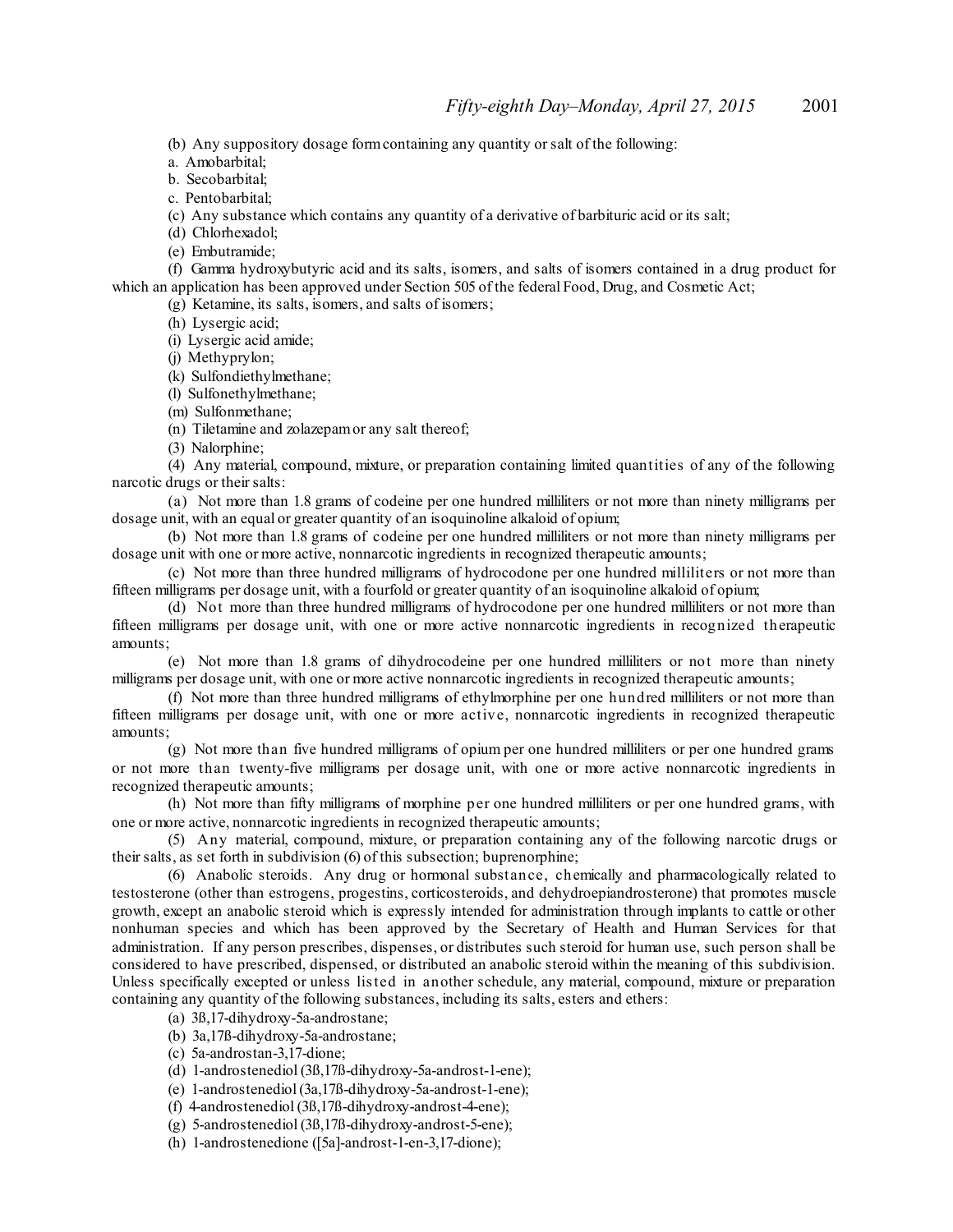(b) Any suppository dosage form containing any quantity or salt of the following:

a. Amobarbital;

b. Secobarbital;

c. Pentobarbital;

(c) Any substance which contains any quantity of a derivative of barbituric acid or its salt;

(d) Chlorhexadol;

(e) Embutramide;

(f) Gamma hydroxybutyric acid and its salts, isomers, and salts of isomers contained in a drug product for which an application has been approved under Section 505 of the federal Food, Drug, and Cosmetic Act;

(g) Ketamine, its salts, isomers, and salts of isomers;

(h) Lysergic acid;

(i) Lysergic acid amide;

(j) Methyprylon;

(k) Sulfondiethylmethane;

(l) Sulfonethylmethane;

(m) Sulfonmethane;

(n) Tiletamine and zolazepam or any salt thereof;

(3) Nalorphine;

(4) Any material, compound, mixture, or preparation containing limited quantities of any of the following narcotic drugs or their salts:

(a) Not more than 1.8 grams of codeine per one hundred milliliters or not more than ninety milligrams per dosage unit, with an equal or greater quantity of an isoquinoline alkaloid of opium;

(b) Not more than 1.8 grams of codeine per one hundred milliliters or not more than ninety milligrams per dosage unit with one or more active, nonnarcotic ingredients in recognized therapeutic amounts;

(c) Not more than three hundred milligrams of hydrocodone per one hundred milliliters or not more than fifteen milligrams per dosage unit, with a fourfold or greater quantity of an isoquinoline alkaloid of opium;

(d) Not more than three hundred milligrams of hydrocodone per one hundred milliliters or not more than fifteen milligrams per dosage unit, with one or more active nonnarcotic ingredients in recognized therapeutic amounts;

(e) Not more than 1.8 grams of dihydrocodeine per one hundred milliliters or not more than ninety milligrams per dosage unit, with one or more active nonnarcotic ingredients in recognized therapeutic amounts;

(f) Not more than three hundred milligrams of ethylmorphine per one hundred milliliters or not more than fifteen milligrams per dosage unit, with one or more active, nonnarcotic ingredients in recognized therapeutic amounts;

(g) Not more than five hundred milligrams of opium per one hundred milliliters or per one hundred grams or not more than twenty-five milligrams per dosage unit, with one or more active nonnarcotic ingredients in recognized therapeutic amounts;

(h) Not more than fifty milligrams of morphine per one hundred milliliters or per one hundred grams, with one or more active, nonnarcotic ingredients in recognized therapeutic amounts;

(5) Any material, compound, mixture, or preparation containing any of the following narcotic drugs or their salts, as set forth in subdivision (6) of this subsection; buprenorphine;

(6) Anabolic steroids. Any drug or hormonal substance, chemically and pharmacologically related to testosterone (other than estrogens, progestins, corticosteroids, and dehydroepiandrosterone) that promotes muscle growth, except an anabolic steroid which is expressly intended for administration through implants to cattle or other nonhuman species and which has been approved by the Secretary of Health and Human Services for that administration. If any person prescribes, dispenses, or distributes such steroid for human use, such person shall be considered to have prescribed, dispensed, or distributed an anabolic steroid within the meaning of this subdivision. Unless specifically excepted or unless listed in another schedule, any material, compound, mixture or preparation containing any quantity of the following substances, including its salts, esters and ethers:

(a) 3ß,17-dihydroxy-5a-androstane;

(b) 3a,17ß-dihydroxy-5a-androstane;

(c) 5a-androstan-3,17-dione;

(d) 1-androstenediol (3ß,17ß-dihydroxy-5a-androst-1-ene);

(e) 1-androstenediol (3a,17ß-dihydroxy-5a-androst-1-ene);

(f) 4-androstenediol (3ß,17ß-dihydroxy-androst-4-ene);

(g) 5-androstenediol (3ß,17ß-dihydroxy-androst-5-ene);

(h) 1-androstenedione ([5a]-androst-1-en-3,17-dione);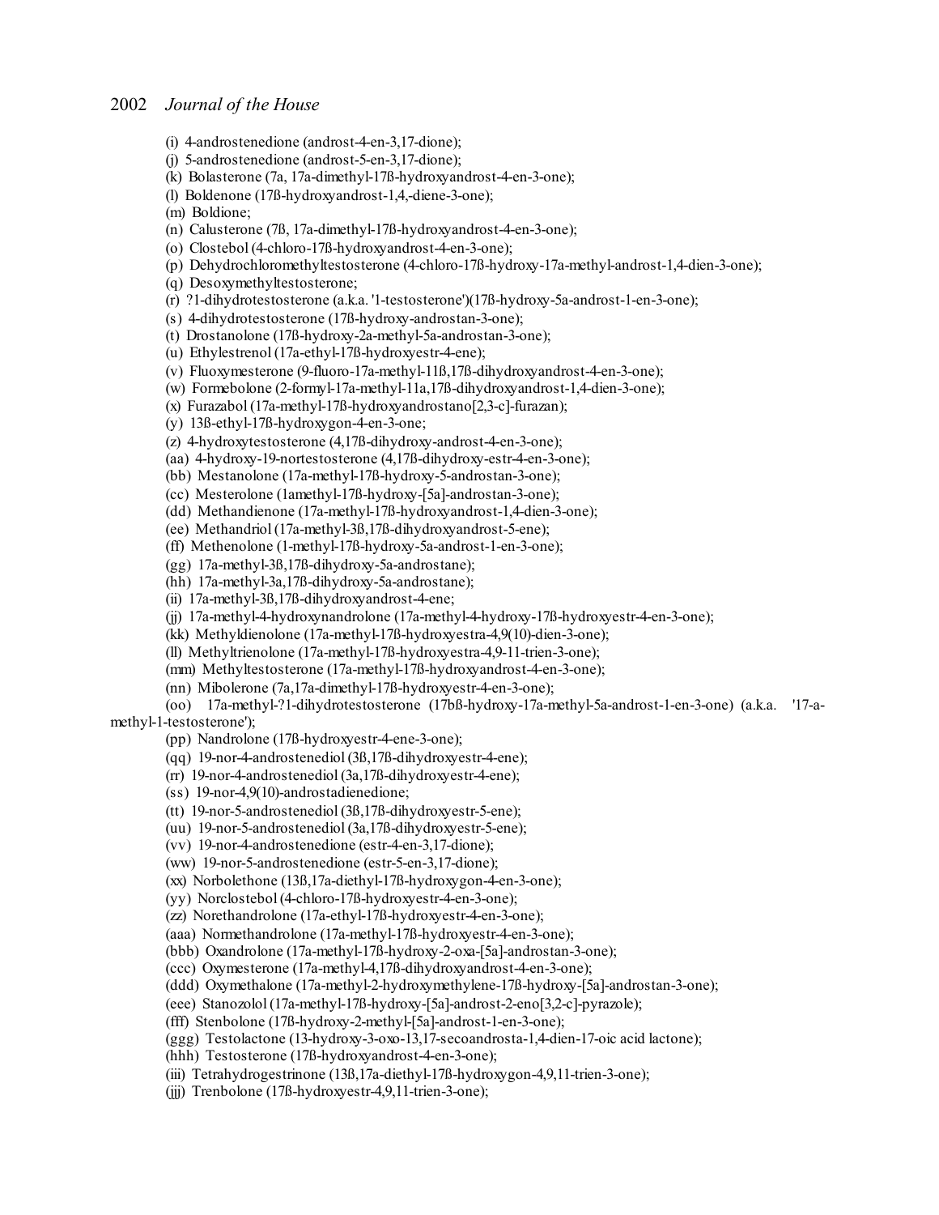(i) 4-androstenedione (androst-4-en-3,17-dione);

(j) 5-androstenedione (androst-5-en-3,17-dione);

(k) Bolasterone (7a, 17a-dimethyl-17ß-hydroxyandrost-4-en-3-one);

(l) Boldenone (17ß-hydroxyandrost-1,4,-diene-3-one);

(m) Boldione;

(n) Calusterone (7ß, 17a-dimethyl-17ß-hydroxyandrost-4-en-3-one);

(o) Clostebol (4-chloro-17ß-hydroxyandrost-4-en-3-one);

(p) Dehydrochloromethyltestosterone (4-chloro-17ß-hydroxy-17a-methyl-androst-1,4-dien-3-one);

(q) Desoxymethyltestosterone;

(r) ?1-dihydrotestosterone (a.k.a. '1-testosterone')(17ß-hydroxy-5a-androst-1-en-3-one);

(s) 4-dihydrotestosterone (17ß-hydroxy-androstan-3-one);

(t) Drostanolone (17ß-hydroxy-2a-methyl-5a-androstan-3-one);

(u) Ethylestrenol (17a-ethyl-17ß-hydroxyestr-4-ene);

(v) Fluoxymesterone (9-fluoro-17a-methyl-11ß,17ß-dihydroxyandrost-4-en-3-one);

(w) Formebolone (2-formyl-17a-methyl-11a,17ß-dihydroxyandrost-1,4-dien-3-one);

(x) Furazabol (17a-methyl-17ß-hydroxyandrostano[2,3-c]-furazan);

(y) 13ß-ethyl-17ß-hydroxygon-4-en-3-one;

(z) 4-hydroxytestosterone (4,17ß-dihydroxy-androst-4-en-3-one);

(aa) 4-hydroxy-19-nortestosterone (4,17ß-dihydroxy-estr-4-en-3-one);

(bb) Mestanolone (17a-methyl-17ß-hydroxy-5-androstan-3-one);

(cc) Mesterolone (1amethyl-17ß-hydroxy-[5a]-androstan-3-one);

(dd) Methandienone (17a-methyl-17ß-hydroxyandrost-1,4-dien-3-one);

(ee) Methandriol (17a-methyl-3ß,17ß-dihydroxyandrost-5-ene);

(ff) Methenolone (1-methyl-17ß-hydroxy-5a-androst-1-en-3-one);

(gg) 17a-methyl-3ß,17ß-dihydroxy-5a-androstane);

(hh) 17a-methyl-3a,17ß-dihydroxy-5a-androstane);

(ii) 17a-methyl-3ß,17ß-dihydroxyandrost-4-ene;

(jj) 17a-methyl-4-hydroxynandrolone (17a-methyl-4-hydroxy-17ß-hydroxyestr-4-en-3-one);

(kk) Methyldienolone (17a-methyl-17ß-hydroxyestra-4,9(10)-dien-3-one);

(ll) Methyltrienolone (17a-methyl-17ß-hydroxyestra-4,9-11-trien-3-one);

(mm) Methyltestosterone (17a-methyl-17ß-hydroxyandrost-4-en-3-one);

(nn) Mibolerone (7a,17a-dimethyl-17ß-hydroxyestr-4-en-3-one);

(oo) 17a-methyl-?1-dihydrotestosterone (17bß-hydroxy-17a-methyl-5a-androst-1-en-3-one) (a.k.a. '17-a-methyl-1-testosterone');

(pp) Nandrolone (17ß-hydroxyestr-4-ene-3-one);

(qq) 19-nor-4-androstenediol (3ß,17ß-dihydroxyestr-4-ene);

(rr) 19-nor-4-androstenediol (3a,17ß-dihydroxyestr-4-ene);

(ss) 19-nor-4,9(10)-androstadienedione;

(tt) 19-nor-5-androstenediol (3ß,17ß-dihydroxyestr-5-ene);

(uu) 19-nor-5-androstenediol (3a,17ß-dihydroxyestr-5-ene);

(vv) 19-nor-4-androstenedione (estr-4-en-3,17-dione);

(ww) 19-nor-5-androstenedione (estr-5-en-3,17-dione);

(xx) Norbolethone (13ß,17a-diethyl-17ß-hydroxygon-4-en-3-one);

(yy) Norclostebol (4-chloro-17ß-hydroxyestr-4-en-3-one);

(zz) Norethandrolone (17a-ethyl-17ß-hydroxyestr-4-en-3-one);

(aaa) Normethandrolone (17a-methyl-17ß-hydroxyestr-4-en-3-one);

(bbb) Oxandrolone (17a-methyl-17ß-hydroxy-2-oxa-[5a]-androstan-3-one);

(ccc) Oxymesterone (17a-methyl-4,17ß-dihydroxyandrost-4-en-3-one);

(ddd) Oxymethalone (17a-methyl-2-hydroxymethylene-17ß-hydroxy-[5a]-androstan-3-one);

(eee) Stanozolol (17a-methyl-17ß-hydroxy-[5a]-androst-2-eno[3,2-c]-pyrazole);

(fff) Stenbolone (17ß-hydroxy-2-methyl-[5a]-androst-1-en-3-one);

(ggg) Testolactone (13-hydroxy-3-oxo-13,17-secoandrosta-1,4-dien-17-oic acid lactone);

(hhh) Testosterone (17ß-hydroxyandrost-4-en-3-one);

(iii) Tetrahydrogestrinone (13ß,17a-diethyl-17ß-hydroxygon-4,9,11-trien-3-one);

(jjj) Trenbolone (17ß-hydroxyestr-4,9,11-trien-3-one);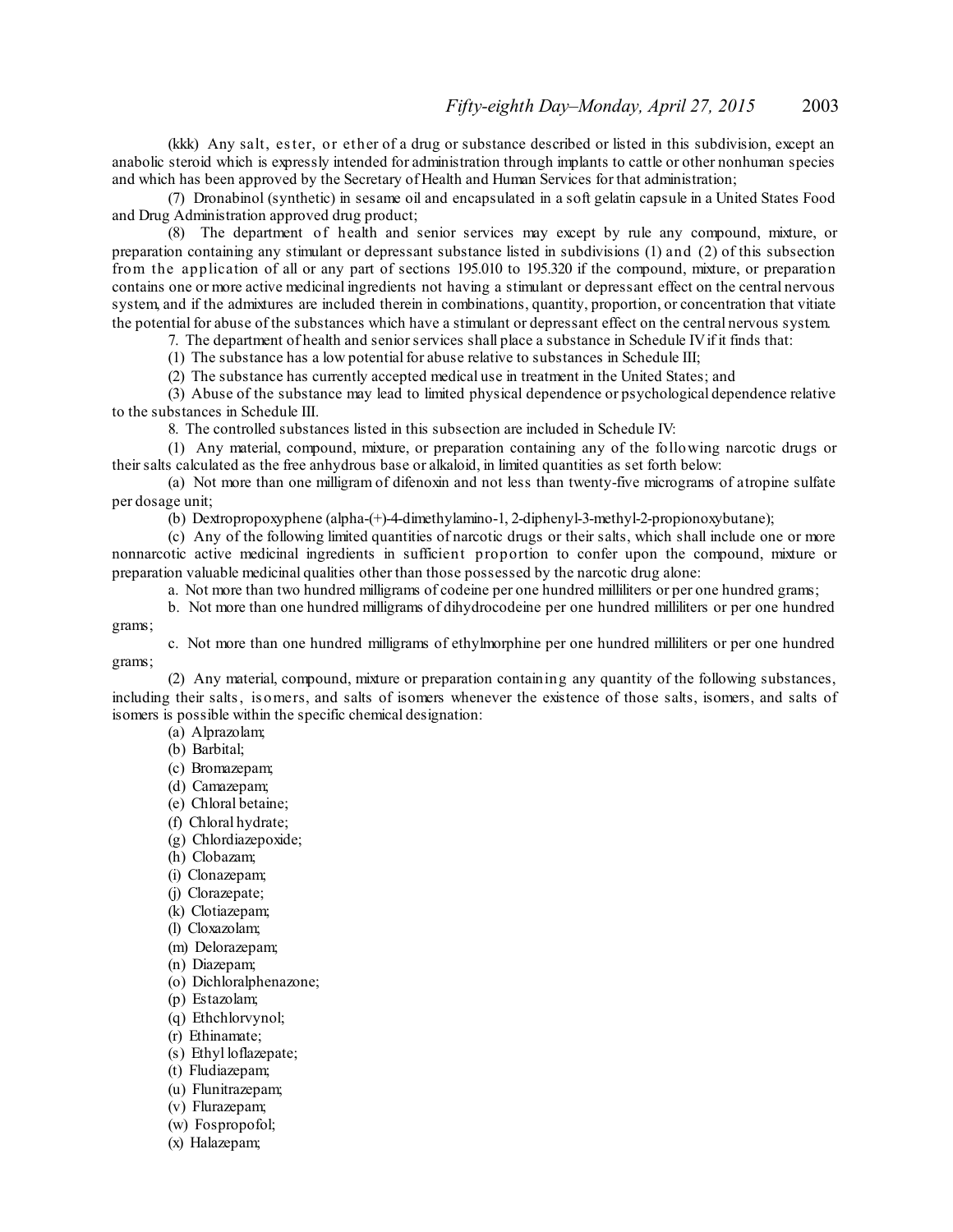(kkk) Any salt, ester, or ether of a drug or substance described or listed in this subdivision, except an anabolic steroid which is expressly intended for administration through implants to cattle or other nonhuman species and which has been approved by the Secretary of Health and Human Services for that administration;

(7) Dronabinol (synthetic) in sesame oil and encapsulated in a soft gelatin capsule in a United States Food and Drug Administration approved drug product;

(8) The department of health and senior services may except by rule any compound, mixture, or preparation containing any stimulant or depressant substance listed in subdivisions (1) and (2) of this subsection from the application of all or any part of sections 195.010 to 195.320 if the compound, mixture, or preparation contains one or more active medicinal ingredients not having a stimulant or depressant effect on the central nervous system, and if the admixtures are included therein in combinations, quantity, proportion, or concentration that vitiate the potential for abuse of the substances which have a stimulant or depressant effect on the central nervous system.

7. The department of health and senior services shall place a substance in Schedule IV if it finds that:

(1) The substance has a low potential for abuse relative to substances in Schedule III;

(2) The substance has currently accepted medical use in treatment in the United States; and

(3) Abuse of the substance may lead to limited physical dependence or psychological dependence relative to the substances in Schedule III.

8. The controlled substances listed in this subsection are included in Schedule IV:

(1) Any material, compound, mixture, or preparation containing any of the following narcotic drugs or their salts calculated as the free anhydrous base or alkaloid, in limited quantities as set forth below:

(a) Not more than one milligram of difenoxin and not less than twenty-five micrograms of atropine sulfate per dosage unit;

(b) Dextropropoxyphene (alpha-(+)-4-dimethylamino-1, 2-diphenyl-3-methyl-2-propionoxybutane);

(c) Any of the following limited quantities of narcotic drugs or their salts, which shall include one or more nonnarcotic active medicinal ingredients in sufficient proportion to confer upon the compound, mixture or preparation valuable medicinal qualities other than those possessed by the narcotic drug alone:

a. Not more than two hundred milligrams of codeine per one hundred milliliters or per one hundred grams;

b. Not more than one hundred milligrams of dihydrocodeine per one hundred milliliters or per one hundred grams;

c. Not more than one hundred milligrams of ethylmorphine per one hundred milliliters or per one hundred grams;

(2) Any material, compound, mixture or preparation containing any quantity of the following substances, including their salts, isomers, and salts of isomers whenever the existence of those salts, isomers, and salts of isomers is possible within the specific chemical designation:

(a) Alprazolam;

(b) Barbital;

(c) Bromazepam;

(d) Camazepam;

(e) Chloral betaine;

(f) Chloral hydrate;

(g) Chlordiazepoxide;

(h) Clobazam;

(i) Clonazepam;

(j) Clorazepate;

(k) Clotiazepam;

(l) Cloxazolam;

(m) Delorazepam;

(n) Diazepam;

(o) Dichloralphenazone;

(p) Estazolam;

(q) Ethchlorvynol;

(r) Ethinamate;

(s) Ethyl loflazepate;

(t) Fludiazepam;

(u) Flunitrazepam;

(v) Flurazepam;

(w) Fospropofol;

(x) Halazepam;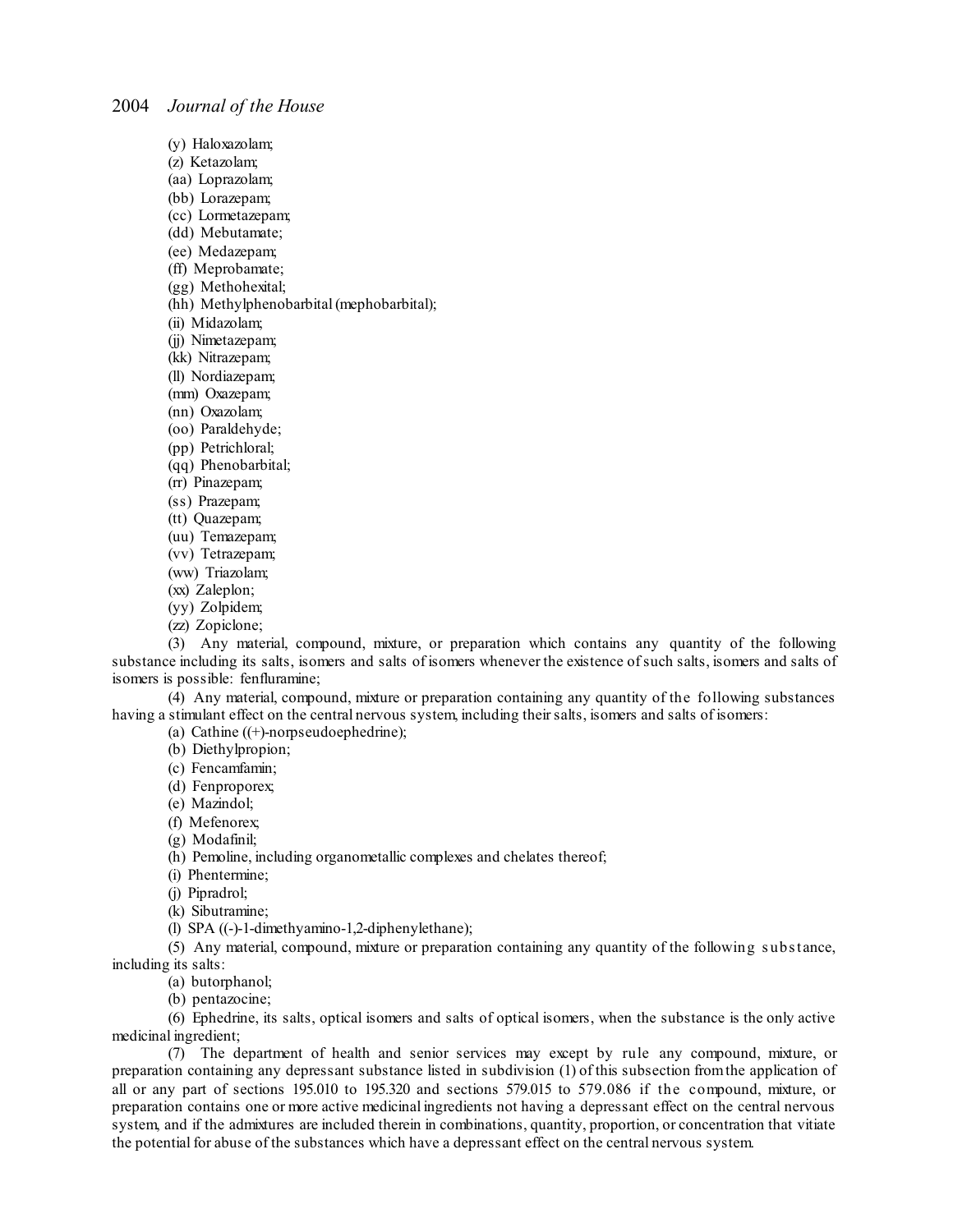(y) Haloxazolam;

(z) Ketazolam;

(aa) Loprazolam;

(bb) Lorazepam;

(cc) Lormetazepam;

(dd) Mebutamate;

(ee) Medazepam;

(ff) Meprobamate;

(gg) Methohexital;

(hh) Methylphenobarbital (mephobarbital);

(ii) Midazolam;

(jj) Nimetazepam;

(kk) Nitrazepam;

(ll) Nordiazepam;

(mm) Oxazepam;

(nn) Oxazolam;

(oo) Paraldehyde;

(pp) Petrichloral;

(qq) Phenobarbital;

(rr) Pinazepam;

(ss) Prazepam;

(tt) Quazepam;

(uu) Temazepam;

(vv) Tetrazepam;

(ww) Triazolam;

(xx) Zaleplon;

(yy) Zolpidem;

(zz) Zopiclone;

(3) Any material, compound, mixture, or preparation which contains any quantity of the following substance including its salts, isomers and salts of isomers whenever the existence of such salts, isomers and salts of isomers is possible: fenfluramine;

(4) Any material, compound, mixture or preparation containing any quantity of the following substances having a stimulant effect on the central nervous system, including their salts, isomers and salts of isomers:

(a) Cathine ((+)-norpseudoephedrine);

(b) Diethylpropion;

(c) Fencamfamin;

(d) Fenproporex;

(e) Mazindol;

(f) Mefenorex;

(g) Modafinil;

(h) Pemoline, including organometallic complexes and chelates thereof;

(i) Phentermine;

(j) Pipradrol;

(k) Sibutramine;

(l) SPA ((-)-1-dimethyamino-1,2-diphenylethane);

(5) Any material, compound, mixture or preparation containing any quantity of the following substance, including its salts:

(a) butorphanol;

(b) pentazocine;

(6) Ephedrine, its salts, optical isomers and salts of optical isomers, when the substance is the only active medicinal ingredient;

(7) The department of health and senior services may except by rule any compound, mixture, or preparation containing any depressant substance listed in subdivision (1) of this subsection from the application of all or any part of sections 195.010 to 195.320 and sections 579.015 to 579.086 if the compound, mixture, or preparation contains one or more active medicinal ingredients not having a depressant effect on the central nervous system, and if the admixtures are included therein in combinations, quantity, proportion, or concentration that vitiate the potential for abuse of the substances which have a depressant effect on the central nervous system.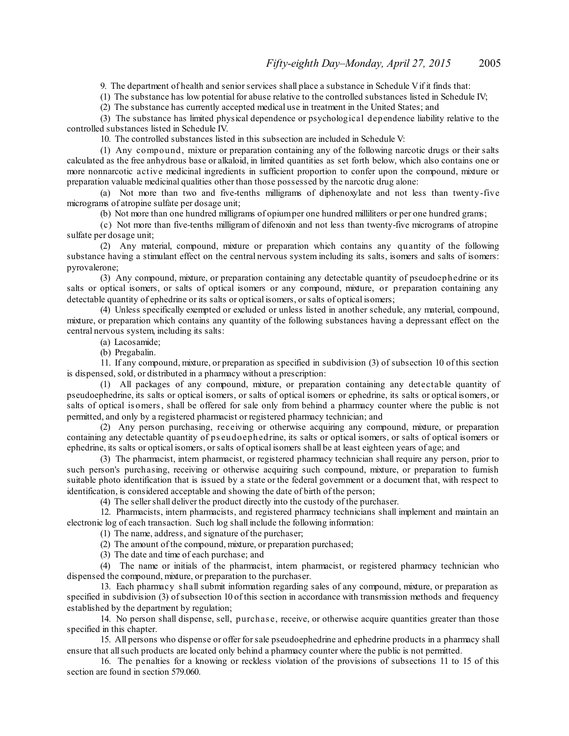9. The department of health and senior services shall place a substance in Schedule V if it finds that:

(1) The substance has low potential for abuse relative to the controlled substances listed in Schedule IV;

(2) The substance has currently accepted medical use in treatment in the United States; and

(3) The substance has limited physical dependence or psychological dependence liability relative to the controlled substances listed in Schedule IV.

10. The controlled substances listed in this subsection are included in Schedule V:

(1) Any compound, mixture or preparation containing any of the following narcotic drugs or their salts calculated as the free anhydrous base or alkaloid, in limited quantities as set forth below, which also contains one or more nonnarcotic active medicinal ingredients in sufficient proportion to confer upon the compound, mixture or preparation valuable medicinal qualities other than those possessed by the narcotic drug alone:

(a) Not more than two and five-tenths milligrams of diphenoxylate and not less than twenty-five micrograms of atropine sulfate per dosage unit;

(b) Not more than one hundred milligrams of opium per one hundred milliliters or per one hundred grams;

(c) Not more than five-tenths milligram of difenoxin and not less than twenty-five micrograms of atropine sulfate per dosage unit;

(2) Any material, compound, mixture or preparation which contains any quantity of the following substance having a stimulant effect on the central nervous system including its salts, isomers and salts of isomers: pyrovalerone;

(3) Any compound, mixture, or preparation containing any detectable quantity of pseudoephedrine or its salts or optical isomers, or salts of optical isomers or any compound, mixture, or preparation containing any detectable quantity of ephedrine or its salts or optical isomers, or salts of optical isomers;

(4) Unless specifically exempted or excluded or unless listed in another schedule, any material, compound, mixture, or preparation which contains any quantity of the following substances having a depressant effect on the central nervous system, including its salts:

(a) Lacosamide;

(b) Pregabalin.

11. If any compound, mixture, or preparation as specified in subdivision (3) of subsection 10 of this section is dispensed, sold, or distributed in a pharmacy without a prescription:

(1) All packages of any compound, mixture, or preparation containing any detectable quantity of pseudoephedrine, its salts or optical isomers, or salts of optical isomers or ephedrine, its salts or optical isomers, or salts of optical isomers, shall be offered for sale only from behind a pharmacy counter where the public is not permitted, and only by a registered pharmacist or registered pharmacy technician; and

(2) Any person purchasing, receiving or otherwise acquiring any compound, mixture, or preparation containing any detectable quantity of pseudoephedrine, its salts or optical isomers, or salts of optical isomers or ephedrine, its salts or optical isomers, or salts of optical isomers shall be at least eighteen years of age; and

(3) The pharmacist, intern pharmacist, or registered pharmacy technician shall require any person, prior to such person's purchasing, receiving or otherwise acquiring such compound, mixture, or preparation to furnish suitable photo identification that is issued by a state or the federal government or a document that, with respect to identification, is considered acceptable and showing the date of birth of the person;

(4) The seller shall deliver the product directly into the custody of the purchaser.

12. Pharmacists, intern pharmacists, and registered pharmacy technicians shall implement and maintain an electronic log of each transaction. Such log shall include the following information:

(1) The name, address, and signature of the purchaser;

(2) The amount of the compound, mixture, or preparation purchased;

(3) The date and time of each purchase; and

(4) The name or initials of the pharmacist, intern pharmacist, or registered pharmacy technician who dispensed the compound, mixture, or preparation to the purchaser.

13. Each pharmacy shall submit information regarding sales of any compound, mixture, or preparation as specified in subdivision (3) of subsection 10 of this section in accordance with transmission methods and frequency established by the department by regulation;

14. No person shall dispense, sell, purchase, receive, or otherwise acquire quantities greater than those specified in this chapter.

15. All persons who dispense or offer for sale pseudoephedrine and ephedrine products in a pharmacy shall ensure that all such products are located only behind a pharmacy counter where the public is not permitted.

16. The penalties for a knowing or reckless violation of the provisions of subsections 11 to 15 of this section are found in section 579.060.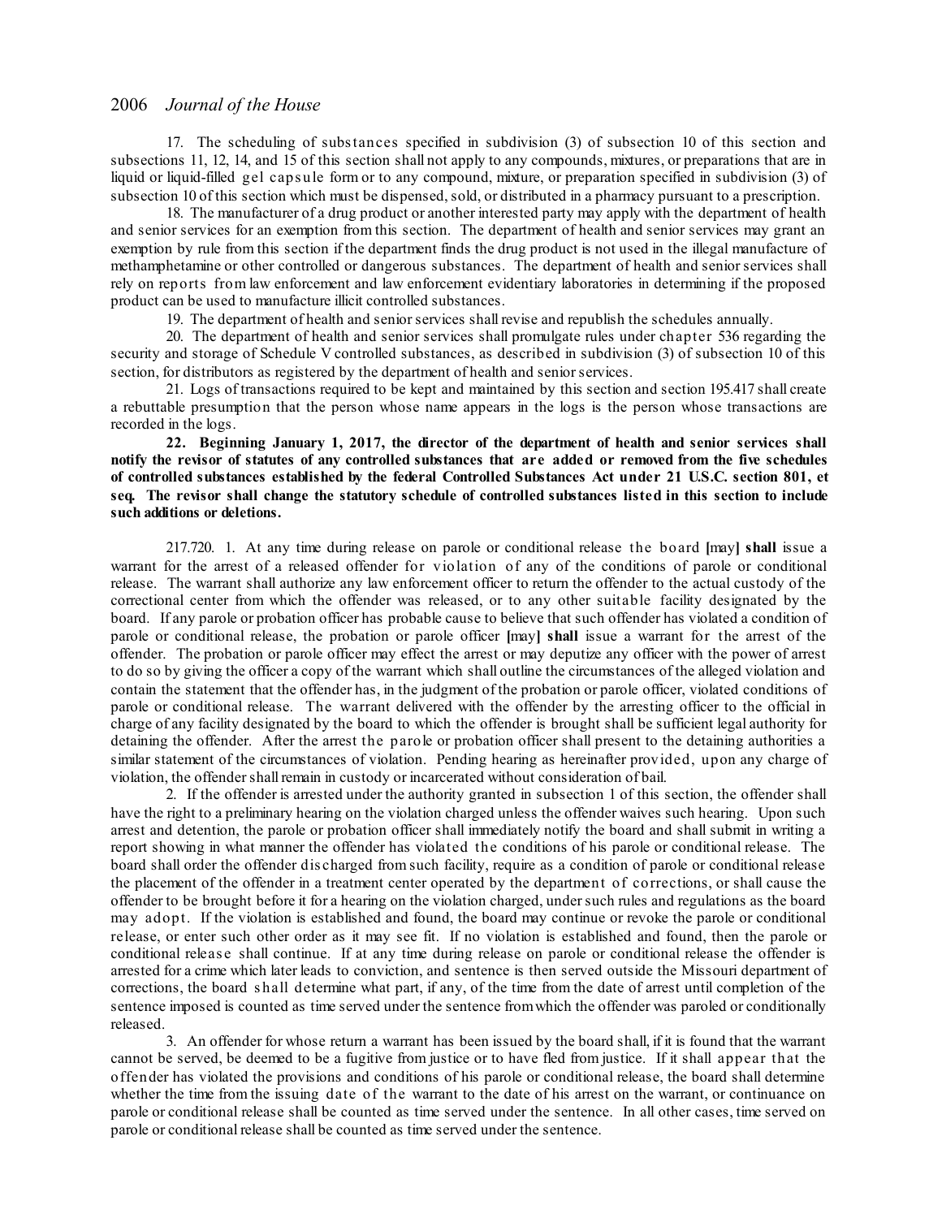17. The scheduling of substances specified in subdivision (3) of subsection 10 of this section and subsections 11, 12, 14, and 15 of this section shall not apply to any compounds, mixtures, or preparations that are in liquid or liquid-filled gel capsule form or to any compound, mixture, or preparation specified in subdivision (3) of subsection 10 of this section which must be dispensed, sold, or distributed in a pharmacy pursuant to a prescription.

18. The manufacturer of a drug product or another interested party may apply with the department of health and senior services for an exemption from this section. The department of health and senior services may grant an exemption by rule from this section if the department finds the drug product is not used in the illegal manufacture of methamphetamine or other controlled or dangerous substances. The department of health and senior services shall rely on reports from law enforcement and law enforcement evidentiary laboratories in determining if the proposed product can be used to manufacture illicit controlled substances.

19. The department of health and senior services shall revise and republish the schedules annually.

20. The department of health and senior services shall promulgate rules under chapter 536 regarding the security and storage of Schedule V controlled substances, as described in subdivision (3) of subsection 10 of this section, for distributors as registered by the department of health and senior services.

21. Logs of transactions required to be kept and maintained by this section and section 195.417 shall create a rebuttable presumption that the person whose name appears in the logs is the person whose transactions are recorded in the logs.

**22. Beginning January 1, 2017, the director of the department of health and senior services shall notify the revisor of statutes of any controlled substances that are added or removed from the five schedules of controlled substances established by the federal Controlled Substances Act under 21 U.S.C. section 801, et seq. The revisor shall change the statutory schedule of controlled substances listed in this section to include such additions or deletions.**

217.720. 1. At any time during release on parole or conditional release the board [may] **shall** issue a warrant for the arrest of a released offender for violation of any of the conditions of parole or conditional release. The warrant shall authorize any law enforcement officer to return the offender to the actual custody of the correctional center from which the offender was released, or to any other suitable facility designated by the board. If any parole or probation officer has probable cause to believe that such offender has violated a condition of parole or conditional release, the probation or parole officer [may] **shall** issue a warrant for the arrest of the offender. The probation or parole officer may effect the arrest or may deputize any officer with the power of arrest to do so by giving the officer a copy of the warrant which shall outline the circumstances of the alleged violation and contain the statement that the offender has, in the judgment of the probation or parole officer, violated conditions of parole or conditional release. The warrant delivered with the offender by the arresting officer to the official in charge of any facility designated by the board to which the offender is brought shall be sufficient legal authority for detaining the offender. After the arrest the parole or probation officer shall present to the detaining authorities a similar statement of the circumstances of violation. Pending hearing as hereinafter provided, upon any charge of violation, the offender shall remain in custody or incarcerated without consideration of bail.

2. If the offender is arrested under the authority granted in subsection 1 of this section, the offender shall have the right to a preliminary hearing on the violation charged unless the offender waives such hearing. Upon such arrest and detention, the parole or probation officer shall immediately notify the board and shall submit in writing a report showing in what manner the offender has violated the conditions of his parole or conditional release. The board shall order the offender discharged from such facility, require as a condition of parole or conditional release the placement of the offender in a treatment center operated by the department of corrections, or shall cause the offender to be brought before it for a hearing on the violation charged, under such rules and regulations as the board may adopt. If the violation is established and found, the board may continue or revoke the parole or conditional release, or enter such other order as it may see fit. If no violation is established and found, then the parole or conditional release shall continue. If at any time during release on parole or conditional release the offender is arrested for a crime which later leads to conviction, and sentence is then served outside the Missouri department of corrections, the board shall determine what part, if any, of the time from the date of arrest until completion of the sentence imposed is counted as time served under the sentence from which the offender was paroled or conditionally released.

3. An offender for whose return a warrant has been issued by the board shall, if it is found that the warrant cannot be served, be deemed to be a fugitive from justice or to have fled from justice. If it shall appear that the offender has violated the provisions and conditions of his parole or conditional release, the board shall determine whether the time from the issuing date of the warrant to the date of his arrest on the warrant, or continuance on parole or conditional release shall be counted as time served under the sentence. In all other cases, time served on parole or conditional release shall be counted as time served under the sentence.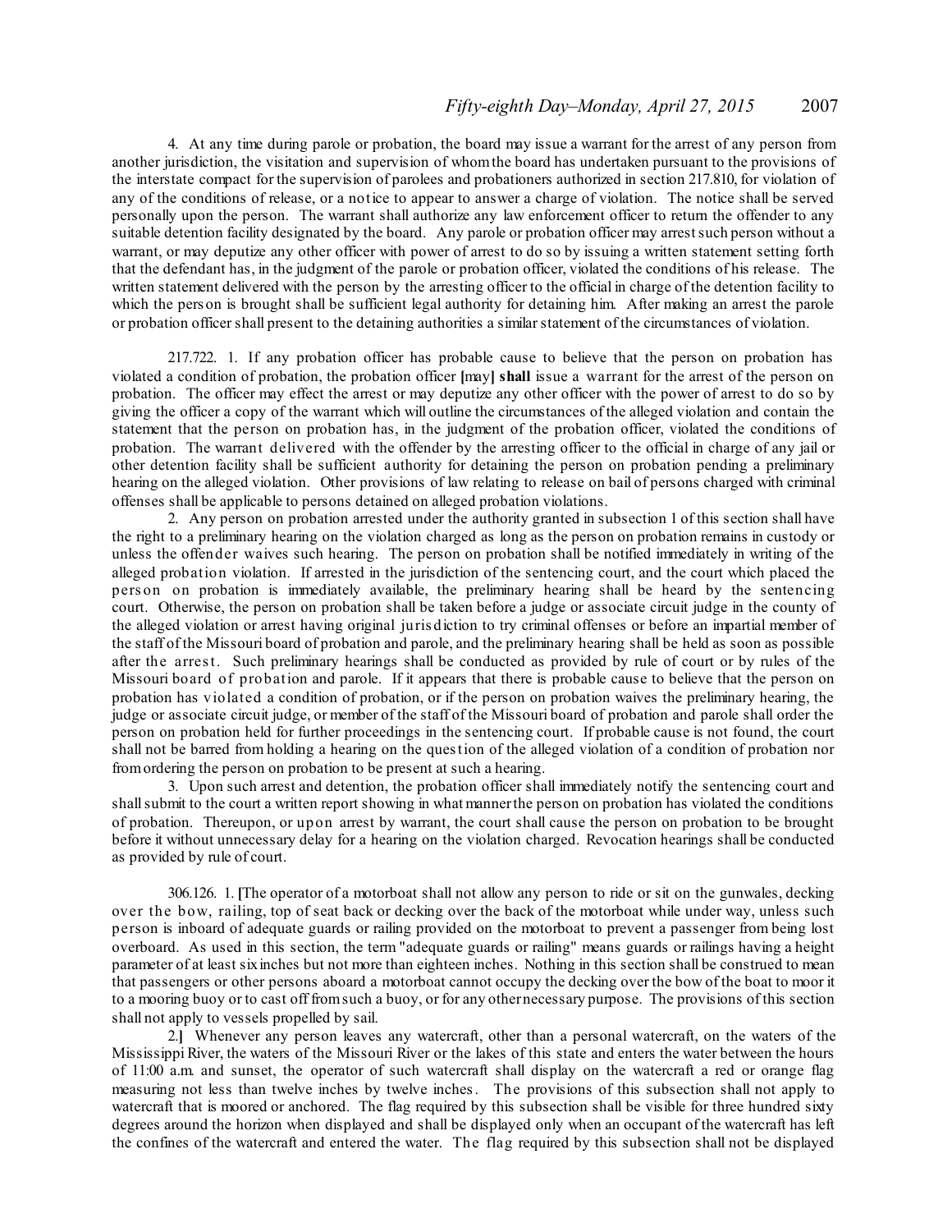4. At any time during parole or probation, the board may issue a warrant for the arrest of any person from another jurisdiction, the visitation and supervision of whom the board has undertaken pursuant to the provisions of the interstate compact for the supervision of parolees and probationers authorized in section 217.810, for violation of any of the conditions of release, or a notice to appear to answer a charge of violation. The notice shall be served personally upon the person. The warrant shall authorize any law enforcement officer to return the offender to any suitable detention facility designated by the board. Any parole or probation officer may arrest such person without a warrant, or may deputize any other officer with power of arrest to do so by issuing a written statement setting forth that the defendant has, in the judgment of the parole or probation officer, violated the conditions of his release. The written statement delivered with the person by the arresting officer to the official in charge of the detention facility to which the person is brought shall be sufficient legal authority for detaining him. After making an arrest the parole or probation officer shall present to the detaining authorities a similar statement of the circumstances of violation.

217.722. 1. If any probation officer has probable cause to believe that the person on probation has violated a condition of probation, the probation officer [may] **shall** issue a warrant for the arrest of the person on probation. The officer may effect the arrest or may deputize any other officer with the power of arrest to do so by giving the officer a copy of the warrant which will outline the circumstances of the alleged violation and contain the statement that the person on probation has, in the judgment of the probation officer, violated the conditions of probation. The warrant delivered with the offender by the arresting officer to the official in charge of any jail or other detention facility shall be sufficient authority for detaining the person on probation pending a preliminary hearing on the alleged violation. Other provisions of law relating to release on bail of persons charged with criminal offenses shall be applicable to persons detained on alleged probation violations.

2. Any person on probation arrested under the authority granted in subsection 1 of this section shall have the right to a preliminary hearing on the violation charged as long as the person on probation remains in custody or unless the offender waives such hearing. The person on probation shall be notified immediately in writing of the alleged probation violation. If arrested in the jurisdiction of the sentencing court, and the court which placed the person on probation is immediately available, the preliminary hearing shall be heard by the sentencing court. Otherwise, the person on probation shall be taken before a judge or associate circuit judge in the county of the alleged violation or arrest having original jurisdiction to try criminal offenses or before an impartial member of the staff of the Missouri board of probation and parole, and the preliminary hearing shall be held as soon as possible after the arrest. Such preliminary hearings shall be conducted as provided by rule of court or by rules of the Missouri board of probation and parole. If it appears that there is probable cause to believe that the person on probation has violated a condition of probation, or if the person on probation waives the preliminary hearing, the judge or associate circuit judge, or member of the staff of the Missouri board of probation and parole shall order the person on probation held for further proceedings in the sentencing court. If probable cause is not found, the court shall not be barred from holding a hearing on the question of the alleged violation of a condition of probation nor from ordering the person on probation to be present at such a hearing.

3. Upon such arrest and detention, the probation officer shall immediately notify the sentencing court and shall submit to the court a written report showing in what manner the person on probation has violated the conditions of probation. Thereupon, or upon arrest by warrant, the court shall cause the person on probation to be brought before it without unnecessary delay for a hearing on the violation charged. Revocation hearings shall be conducted as provided by rule of court.

306.126. 1. [The operator of a motorboat shall not allow any person to ride or sit on the gunwales, decking over the bow, railing, top of seat back or decking over the back of the motorboat while under way, unless such person is inboard of adequate guards or railing provided on the motorboat to prevent a passenger from being lost overboard. As used in this section, the term "adequate guards or railing" means guards or railings having a height parameter of at least six inches but not more than eighteen inches. Nothing in this section shall be construed to mean that passengers or other persons aboard a motorboat cannot occupy the decking over the bow of the boat to moor it to a mooring buoy or to cast off from such a buoy, or for any other necessary purpose. The provisions of this section shall not apply to vessels propelled by sail.

2.] Whenever any person leaves any watercraft, other than a personal watercraft, on the waters of the Mississippi River, the waters of the Missouri River or the lakes of this state and enters the water between the hours of 11:00 a.m. and sunset, the operator of such watercraft shall display on the watercraft a red or orange flag measuring not less than twelve inches by twelve inches. The provisions of this subsection shall not apply to watercraft that is moored or anchored. The flag required by this subsection shall be visible for three hundred sixty degrees around the horizon when displayed and shall be displayed only when an occupant of the watercraft has left the confines of the watercraft and entered the water. The flag required by this subsection shall not be displayed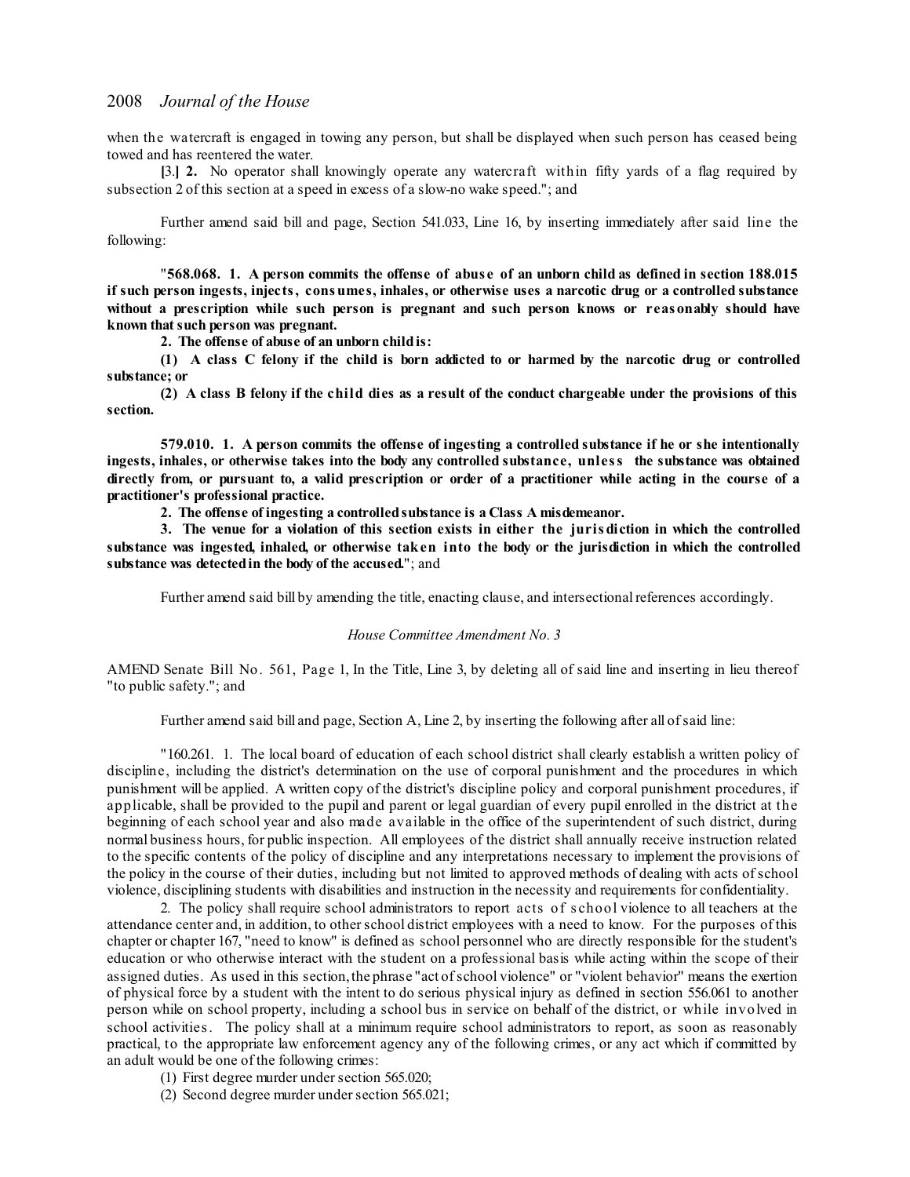when the watercraft is engaged in towing any person, but shall be displayed when such person has ceased being towed and has reentered the water.

[3.] **2.** No operator shall knowingly operate any watercraft within fifty yards of a flag required by subsection 2 of this section at a speed in excess of a slow-no wake speed."; and

Further amend said bill and page, Section 541.033, Line 16, by inserting immediately after said line the following:

"**568.068. 1. A person commits the offense of abuse of an unborn child as defined in section 188.015 if such person ingests, injects, consumes, inhales, or otherwise uses a narcotic drug or a controlled substance without a prescription while such person is pregnant and such person knows or reasonably should have known that such person was pregnant.**

**2. The offense of abuse of an unborn child is:**

**(1) A class C felony if the child is born addicted to or harmed by the narcotic drug or controlled substance; or**

**(2) A class B felony if the child dies as a result of the conduct chargeable under the provisions of this section.**

**579.010. 1. A person commits the offense of ingesting a controlled substance if he or she intentionally ingests, inhales, or otherwise takes into the body any controlled substance, unless the substance was obtained directly from, or pursuant to, a valid prescription or order of a practitioner while acting in the course of a practitioner's professional practice.**

**2. The offense of ingesting a controlled substance is a Class A misdemeanor.**

**3. The venue for a violation of this section exists in either the jurisdiction in which the controlled substance was ingested, inhaled, or otherwise taken into the body or the jurisdiction in which the controlled substance was detected in the body of the accused.**"; and

Further amend said bill by amending the title, enacting clause, and intersectional references accordingly.

*House Committee Amendment No. 3*

AMEND Senate Bill No. 561, Page 1, In the Title, Line 3, by deleting all of said line and inserting in lieu thereof "to public safety."; and

Further amend said bill and page, Section A, Line 2, by inserting the following after all of said line:

"160.261. 1. The local board of education of each school district shall clearly establish a written policy of discipline, including the district's determination on the use of corporal punishment and the procedures in which punishment will be applied. A written copy of the district's discipline policy and corporal punishment procedures, if applicable, shall be provided to the pupil and parent or legal guardian of every pupil enrolled in the district at the beginning of each school year and also made available in the office of the superintendent of such district, during normal business hours, for public inspection. All employees of the district shall annually receive instruction related to the specific contents of the policy of discipline and any interpretations necessary to implement the provisions of the policy in the course of their duties, including but not limited to approved methods of dealing with acts of school violence, disciplining students with disabilities and instruction in the necessity and requirements for confidentiality.

2. The policy shall require school administrators to report acts of school violence to all teachers at the attendance center and, in addition, to other school district employees with a need to know. For the purposes of this chapter or chapter 167, "need to know" is defined as school personnel who are directly responsible for the student's education or who otherwise interact with the student on a professional basis while acting within the scope of their assigned duties. As used in this section, the phrase "act of school violence" or "violent behavior" means the exertion of physical force by a student with the intent to do serious physical injury as defined in section 556.061 to another person while on school property, including a school bus in service on behalf of the district, or while involved in school activities. The policy shall at a minimum require school administrators to report, as soon as reasonably practical, to the appropriate law enforcement agency any of the following crimes, or any act which if committed by an adult would be one of the following crimes:

(1) First degree murder under section 565.020;

(2) Second degree murder under section 565.021;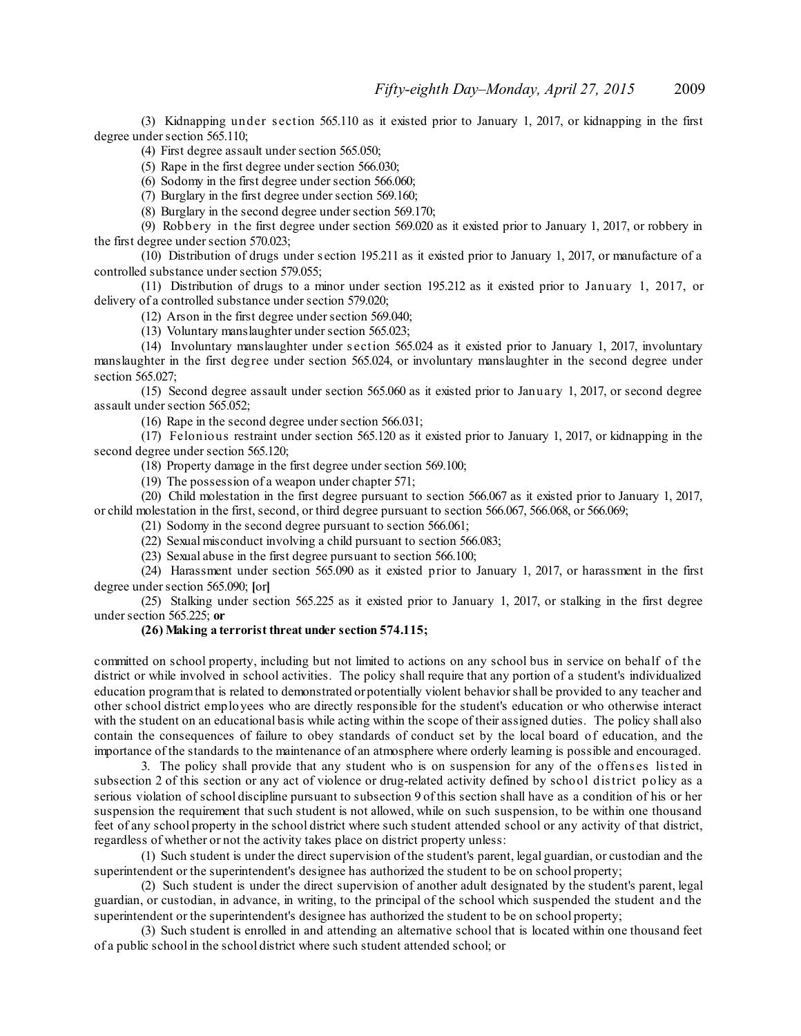(3) Kidnapping under section 565.110 as it existed prior to January 1, 2017, or kidnapping in the first degree under section 565.110;

(4) First degree assault under section 565.050;

(5) Rape in the first degree under section 566.030;

(6) Sodomy in the first degree under section 566.060;

(7) Burglary in the first degree under section 569.160;

(8) Burglary in the second degree under section 569.170;

(9) Robbery in the first degree under section 569.020 as it existed prior to January 1, 2017, or robbery in the first degree under section 570.023;

(10) Distribution of drugs under section 195.211 as it existed prior to January 1, 2017, or manufacture of a controlled substance under section 579.055;

(11) Distribution of drugs to a minor under section 195.212 as it existed prior to January 1, 2017, or delivery of a controlled substance under section 579.020;

(12) Arson in the first degree under section 569.040;

(13) Voluntary manslaughter under section 565.023;

(14) Involuntary manslaughter under section 565.024 as it existed prior to January 1, 2017, involuntary manslaughter in the first degree under section 565.024, or involuntary manslaughter in the second degree under section 565.027;

(15) Second degree assault under section 565.060 as it existed prior to January 1, 2017, or second degree assault under section 565.052;

(16) Rape in the second degree under section 566.031;

(17) Felonious restraint under section 565.120 as it existed prior to January 1, 2017, or kidnapping in the second degree under section 565.120;

(18) Property damage in the first degree under section 569.100;

(19) The possession of a weapon under chapter 571;

(20) Child molestation in the first degree pursuant to section 566.067 as it existed prior to January 1, 2017, or child molestation in the first, second, or third degree pursuant to section 566.067, 566.068, or 566.069;

(21) Sodomy in the second degree pursuant to section 566.061;

(22) Sexual misconduct involving a child pursuant to section 566.083;

(23) Sexual abuse in the first degree pursuant to section 566.100;

(24) Harassment under section 565.090 as it existed prior to January 1, 2017, or harassment in the first degree under section 565.090; **[**or**]**

(25) Stalking under section 565.225 as it existed prior to January 1, 2017, or stalking in the first degree under section 565.225; **or**

**(26) Making a terrorist threat under section 574.115;**

committed on school property, including but not limited to actions on any school bus in service on behalf of the district or while involved in school activities. The policy shall require that any portion of a student's individualized education program that is related to demonstrated or potentially violent behavior shall be provided to any teacher and other school district employees who are directly responsible for the student's education or who otherwise interact with the student on an educational basis while acting within the scope of their assigned duties. The policy shall also contain the consequences of failure to obey standards of conduct set by the local board of education, and the importance of the standards to the maintenance of an atmosphere where orderly learning is possible and encouraged.

3. The policy shall provide that any student who is on suspension for any of the offenses listed in subsection 2 of this section or any act of violence or drug-related activity defined by school district policy as a serious violation of school discipline pursuant to subsection 9 of this section shall have as a condition of his or her suspension the requirement that such student is not allowed, while on such suspension, to be within one thousand feet of any school property in the school district where such student attended school or any activity of that district, regardless of whether or not the activity takes place on district property unless:

(1) Such student is under the direct supervision of the student's parent, legal guardian, or custodian and the superintendent or the superintendent's designee has authorized the student to be on school property;

(2) Such student is under the direct supervision of another adult designated by the student's parent, legal guardian, or custodian, in advance, in writing, to the principal of the school which suspended the student and the superintendent or the superintendent's designee has authorized the student to be on school property;

(3) Such student is enrolled in and attending an alternative school that is located within one thousand feet of a public school in the school district where such student attended school; or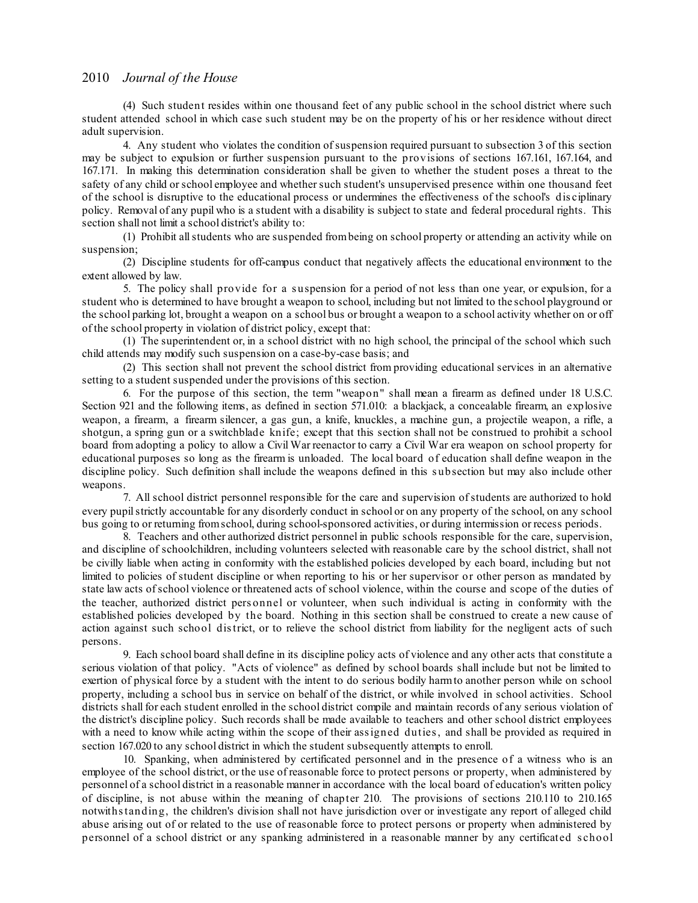(4) Such student resides within one thousand feet of any public school in the school district where such student attended school in which case such student may be on the property of his or her residence without direct adult supervision.

4. Any student who violates the condition of suspension required pursuant to subsection 3 of this section may be subject to expulsion or further suspension pursuant to the provisions of sections 167.161, 167.164, and 167.171. In making this determination consideration shall be given to whether the student poses a threat to the safety of any child or school employee and whether such student's unsupervised presence within one thousand feet of the school is disruptive to the educational process or undermines the effectiveness of the school's disciplinary policy. Removal of any pupil who is a student with a disability is subject to state and federal procedural rights. This section shall not limit a school district's ability to:

(1) Prohibit all students who are suspended from being on school property or attending an activity while on suspension;

(2) Discipline students for off-campus conduct that negatively affects the educational environment to the extent allowed by law.

5. The policy shall provide for a suspension for a period of not less than one year, or expulsion, for a student who is determined to have brought a weapon to school, including but not limited to the school playground or the school parking lot, brought a weapon on a school bus or brought a weapon to a school activity whether on or off of the school property in violation of district policy, except that:

(1) The superintendent or, in a school district with no high school, the principal of the school which such child attends may modify such suspension on a case-by-case basis; and

(2) This section shall not prevent the school district from providing educational services in an alternative setting to a student suspended under the provisions of this section.

6. For the purpose of this section, the term "weapon" shall mean a firearm as defined under 18 U.S.C. Section 921 and the following items, as defined in section 571.010: a blackjack, a concealable firearm, an explosive weapon, a firearm, a firearm silencer, a gas gun, a knife, knuckles, a machine gun, a projectile weapon, a rifle, a shotgun, a spring gun or a switchblade knife; except that this section shall not be construed to prohibit a school board from adopting a policy to allow a Civil War reenactor to carry a Civil War era weapon on school property for educational purposes so long as the firearm is unloaded. The local board of education shall define weapon in the discipline policy. Such definition shall include the weapons defined in this subsection but may also include other weapons.

7. All school district personnel responsible for the care and supervision of students are authorized to hold every pupil strictly accountable for any disorderly conduct in school or on any property of the school, on any school bus going to or returning from school, during school-sponsored activities, or during intermission or recess periods.

8. Teachers and other authorized district personnel in public schools responsible for the care, supervision, and discipline of schoolchildren, including volunteers selected with reasonable care by the school district, shall not be civilly liable when acting in conformity with the established policies developed by each board, including but not limited to policies of student discipline or when reporting to his or her supervisor or other person as mandated by state law acts of school violence or threatened acts of school violence, within the course and scope of the duties of the teacher, authorized district personnel or volunteer, when such individual is acting in conformity with the established policies developed by the board. Nothing in this section shall be construed to create a new cause of action against such school district, or to relieve the school district from liability for the negligent acts of such persons.

9. Each school board shall define in its discipline policy acts of violence and any other acts that constitute a serious violation of that policy. "Acts of violence" as defined by school boards shall include but not be limited to exertion of physical force by a student with the intent to do serious bodily harm to another person while on school property, including a school bus in service on behalf of the district, or while involved in school activities. School districts shall for each student enrolled in the school district compile and maintain records of any serious violation of the district's discipline policy. Such records shall be made available to teachers and other school district employees with a need to know while acting within the scope of their assigned duties, and shall be provided as required in section 167.020 to any school district in which the student subsequently attempts to enroll.

10. Spanking, when administered by certificated personnel and in the presence of a witness who is an employee of the school district, or the use of reasonable force to protect persons or property, when administered by personnel of a school district in a reasonable manner in accordance with the local board of education's written policy of discipline, is not abuse within the meaning of chapter 210. The provisions of sections 210.110 to 210.165 notwithstanding, the children's division shall not have jurisdiction over or investigate any report of alleged child abuse arising out of or related to the use of reasonable force to protect persons or property when administered by personnel of a school district or any spanking administered in a reasonable manner by any certificated school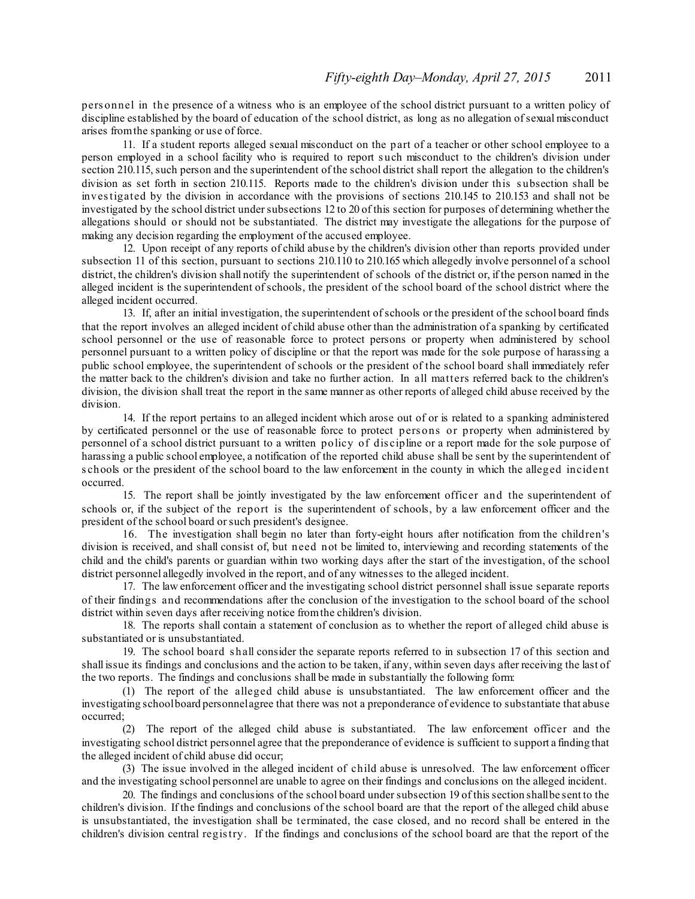personnel in the presence of a witness who is an employee of the school district pursuant to a written policy of discipline established by the board of education of the school district, as long as no allegation of sexual misconduct arises from the spanking or use of force.

11. If a student reports alleged sexual misconduct on the part of a teacher or other school employee to a person employed in a school facility who is required to report such misconduct to the children's division under section 210.115, such person and the superintendent of the school district shall report the allegation to the children's division as set forth in section 210.115. Reports made to the children's division under this subsection shall be investigated by the division in accordance with the provisions of sections 210.145 to 210.153 and shall not be investigated by the school district under subsections 12 to 20 of this section for purposes of determining whether the allegations should or should not be substantiated. The district may investigate the allegations for the purpose of making any decision regarding the employment of the accused employee.

12. Upon receipt of any reports of child abuse by the children's division other than reports provided under subsection 11 of this section, pursuant to sections 210.110 to 210.165 which allegedly involve personnel of a school district, the children's division shall notify the superintendent of schools of the district or, if the person named in the alleged incident is the superintendent of schools, the president of the school board of the school district where the alleged incident occurred.

13. If, after an initial investigation, the superintendent of schools or the president of the school board finds that the report involves an alleged incident of child abuse other than the administration of a spanking by certificated school personnel or the use of reasonable force to protect persons or property when administered by school personnel pursuant to a written policy of discipline or that the report was made for the sole purpose of harassing a public school employee, the superintendent of schools or the president of the school board shall immediately refer the matter back to the children's division and take no further action. In all matters referred back to the children's division, the division shall treat the report in the same manner as other reports of alleged child abuse received by the division.

14. If the report pertains to an alleged incident which arose out of or is related to a spanking administered by certificated personnel or the use of reasonable force to protect persons or property when administered by personnel of a school district pursuant to a written policy of discipline or a report made for the sole purpose of harassing a public school employee, a notification of the reported child abuse shall be sent by the superintendent of schools or the president of the school board to the law enforcement in the county in which the alleged incident occurred.

15. The report shall be jointly investigated by the law enforcement officer and the superintendent of schools or, if the subject of the report is the superintendent of schools, by a law enforcement officer and the president of the school board or such president's designee.

16. The investigation shall begin no later than forty-eight hours after notification from the children's division is received, and shall consist of, but need not be limited to, interviewing and recording statements of the child and the child's parents or guardian within two working days after the start of the investigation, of the school district personnel allegedly involved in the report, and of any witnesses to the alleged incident.

17. The law enforcement officer and the investigating school district personnel shall issue separate reports of their findings and recommendations after the conclusion of the investigation to the school board of the school district within seven days after receiving notice from the children's division.

18. The reports shall contain a statement of conclusion as to whether the report of alleged child abuse is substantiated or is unsubstantiated.

19. The school board shall consider the separate reports referred to in subsection 17 of this section and shall issue its findings and conclusions and the action to be taken, if any, within seven days after receiving the last of the two reports. The findings and conclusions shall be made in substantially the following form:

(1) The report of the alleged child abuse is unsubstantiated. The law enforcement officer and the investigating school board personnel agree that there was not a preponderance of evidence to substantiate that abuse occurred;

(2) The report of the alleged child abuse is substantiated. The law enforcement officer and the investigating school district personnel agree that the preponderance of evidence is sufficient to support a finding that the alleged incident of child abuse did occur;

(3) The issue involved in the alleged incident of child abuse is unresolved. The law enforcement officer and the investigating school personnel are unable to agree on their findings and conclusions on the alleged incident.

20. The findings and conclusions of the school board under subsection 19 of this section shall be sent to the children's division. If the findings and conclusions of the school board are that the report of the alleged child abuse is unsubstantiated, the investigation shall be terminated, the case closed, and no record shall be entered in the children's division central registry. If the findings and conclusions of the school board are that the report of the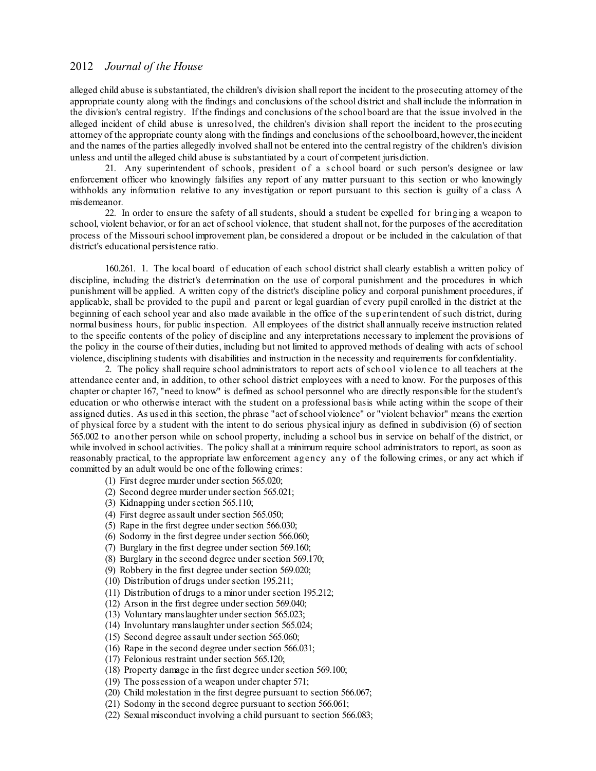alleged child abuse is substantiated, the children's division shall report the incident to the prosecuting attorney of the appropriate county along with the findings and conclusions of the school district and shall include the information in the division's central registry. If the findings and conclusions of the school board are that the issue involved in the alleged incident of child abuse is unresolved, the children's division shall report the incident to the prosecuting attorney of the appropriate county along with the findings and conclusions of the school board, however, the incident and the names of the parties allegedly involved shall not be entered into the central registry of the children's division unless and until the alleged child abuse is substantiated by a court of competent jurisdiction.

21. Any superintendent of schools, president of a school board or such person's designee or law enforcement officer who knowingly falsifies any report of any matter pursuant to this section or who knowingly withholds any information relative to any investigation or report pursuant to this section is guilty of a class A misdemeanor.

22. In order to ensure the safety of all students, should a student be expelled for bringing a weapon to school, violent behavior, or for an act of school violence, that student shall not, for the purposes of the accreditation process of the Missouri school improvement plan, be considered a dropout or be included in the calculation of that district's educational persistence ratio.

160.261. 1. The local board of education of each school district shall clearly establish a written policy of discipline, including the district's determination on the use of corporal punishment and the procedures in which punishment will be applied. A written copy of the district's discipline policy and corporal punishment procedures, if applicable, shall be provided to the pupil and parent or legal guardian of every pupil enrolled in the district at the beginning of each school year and also made available in the office of the superintendent of such district, during normal business hours, for public inspection. All employees of the district shall annually receive instruction related to the specific contents of the policy of discipline and any interpretations necessary to implement the provisions of the policy in the course of their duties, including but not limited to approved methods of dealing with acts of school violence, disciplining students with disabilities and instruction in the necessity and requirements for confidentiality.

2. The policy shall require school administrators to report acts of school violence to all teachers at the attendance center and, in addition, to other school district employees with a need to know. For the purposes of this chapter or chapter 167, "need to know" is defined as school personnel who are directly responsible for the student's education or who otherwise interact with the student on a professional basis while acting within the scope of their assigned duties. As used in this section, the phrase "act of school violence" or "violent behavior" means the exertion of physical force by a student with the intent to do serious physical injury as defined in subdivision (6) of section 565.002 to another person while on school property, including a school bus in service on behalf of the district, or while involved in school activities. The policy shall at a minimum require school administrators to report, as soon as reasonably practical, to the appropriate law enforcement agency any of the following crimes, or any act which if committed by an adult would be one of the following crimes:

(1) First degree murder under section 565.020;

(2) Second degree murder under section 565.021;

(3) Kidnapping under section 565.110;

(4) First degree assault under section 565.050;

(5) Rape in the first degree under section 566.030;

(6) Sodomy in the first degree under section 566.060;

(7) Burglary in the first degree under section 569.160;

(8) Burglary in the second degree under section 569.170;

(9) Robbery in the first degree under section 569.020;

(10) Distribution of drugs under section 195.211;

(11) Distribution of drugs to a minor under section 195.212;

(12) Arson in the first degree under section 569.040;

(13) Voluntary manslaughter under section 565.023;

(14) Involuntary manslaughter under section 565.024;

(15) Second degree assault under section 565.060;

(16) Rape in the second degree under section 566.031;

(17) Felonious restraint under section 565.120;

(18) Property damage in the first degree under section 569.100;

(19) The possession of a weapon under chapter 571;

(20) Child molestation in the first degree pursuant to section 566.067;

(21) Sodomy in the second degree pursuant to section 566.061;

(22) Sexual misconduct involving a child pursuant to section 566.083;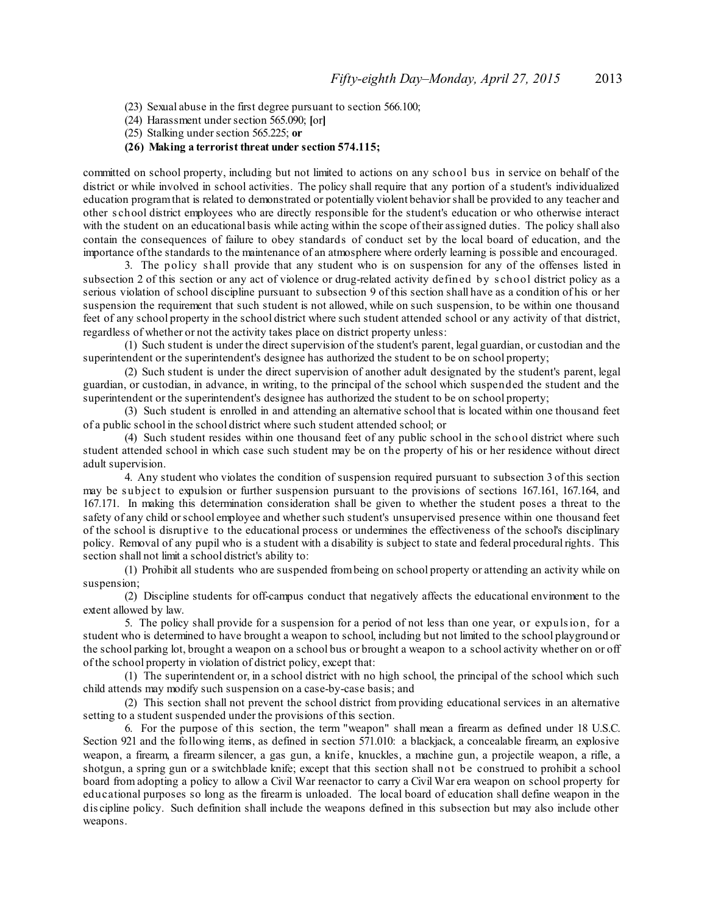(23) Sexual abuse in the first degree pursuant to section 566.100;

(24) Harassment under section 565.090; [or]

(25) Stalking under section 565.225; **or**

**(26) Making a terrorist threat under section 574.115;**

committed on school property, including but not limited to actions on any school bus in service on behalf of the district or while involved in school activities. The policy shall require that any portion of a student's individualized education program that is related to demonstrated or potentially violent behavior shall be provided to any teacher and other school district employees who are directly responsible for the student's education or who otherwise interact with the student on an educational basis while acting within the scope of their assigned duties. The policy shall also contain the consequences of failure to obey standards of conduct set by the local board of education, and the importance of the standards to the maintenance of an atmosphere where orderly learning is possible and encouraged.

3. The policy shall provide that any student who is on suspension for any of the offenses listed in subsection 2 of this section or any act of violence or drug-related activity defined by school district policy as a serious violation of school discipline pursuant to subsection 9 of this section shall have as a condition of his or her suspension the requirement that such student is not allowed, while on such suspension, to be within one thousand feet of any school property in the school district where such student attended school or any activity of that district, regardless of whether or not the activity takes place on district property unless:

(1) Such student is under the direct supervision of the student's parent, legal guardian, or custodian and the superintendent or the superintendent's designee has authorized the student to be on school property;

(2) Such student is under the direct supervision of another adult designated by the student's parent, legal guardian, or custodian, in advance, in writing, to the principal of the school which suspended the student and the superintendent or the superintendent's designee has authorized the student to be on school property;

(3) Such student is enrolled in and attending an alternative school that is located within one thousand feet of a public school in the school district where such student attended school; or

(4) Such student resides within one thousand feet of any public school in the school district where such student attended school in which case such student may be on the property of his or her residence without direct adult supervision.

4. Any student who violates the condition of suspension required pursuant to subsection 3 of this section may be subject to expulsion or further suspension pursuant to the provisions of sections 167.161, 167.164, and 167.171. In making this determination consideration shall be given to whether the student poses a threat to the safety of any child or school employee and whether such student's unsupervised presence within one thousand feet of the school is disruptive to the educational process or undermines the effectiveness of the school's disciplinary policy. Removal of any pupil who is a student with a disability is subject to state and federal procedural rights. This section shall not limit a school district's ability to:

(1) Prohibit all students who are suspended from being on school property or attending an activity while on suspension;

(2) Discipline students for off-campus conduct that negatively affects the educational environment to the extent allowed by law.

5. The policy shall provide for a suspension for a period of not less than one year, or expulsion, for a student who is determined to have brought a weapon to school, including but not limited to the school playground or the school parking lot, brought a weapon on a school bus or brought a weapon to a school activity whether on or off of the school property in violation of district policy, except that:

(1) The superintendent or, in a school district with no high school, the principal of the school which such child attends may modify such suspension on a case-by-case basis; and

(2) This section shall not prevent the school district from providing educational services in an alternative setting to a student suspended under the provisions of this section.

6. For the purpose of this section, the term "weapon" shall mean a firearm as defined under 18 U.S.C. Section 921 and the following items, as defined in section 571.010: a blackjack, a concealable firearm, an explosive weapon, a firearm, a firearm silencer, a gas gun, a knife, knuckles, a machine gun, a projectile weapon, a rifle, a shotgun, a spring gun or a switchblade knife; except that this section shall not be construed to prohibit a school board from adopting a policy to allow a Civil War reenactor to carry a Civil War era weapon on school property for educational purposes so long as the firearm is unloaded. The local board of education shall define weapon in the discipline policy. Such definition shall include the weapons defined in this subsection but may also include other weapons.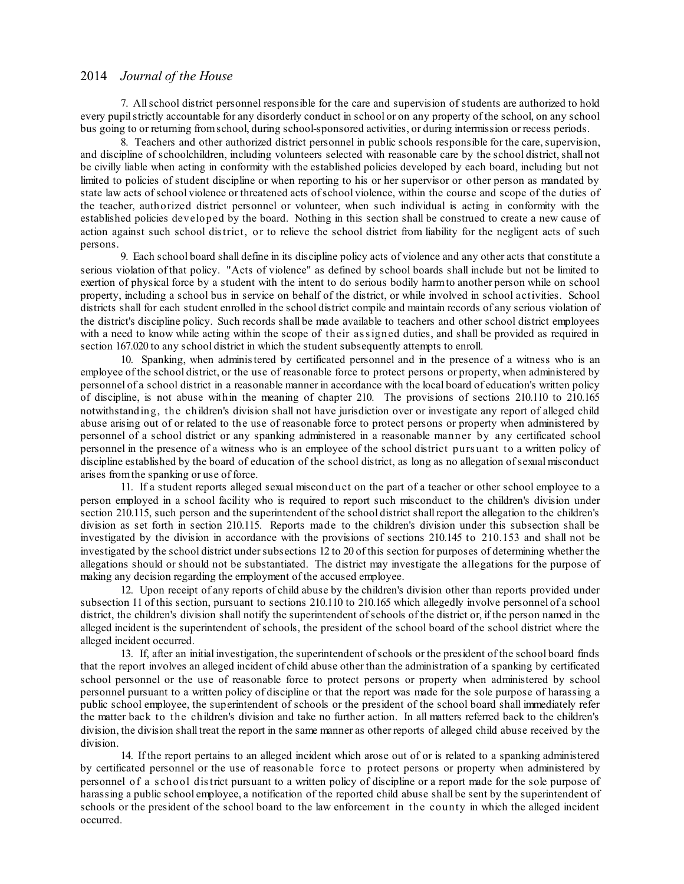7. All school district personnel responsible for the care and supervision of students are authorized to hold every pupil strictly accountable for any disorderly conduct in school or on any property of the school, on any school bus going to or returning from school, during school-sponsored activities, or during intermission or recess periods.

8. Teachers and other authorized district personnel in public schools responsible for the care, supervision, and discipline of schoolchildren, including volunteers selected with reasonable care by the school district, shall not be civilly liable when acting in conformity with the established policies developed by each board, including but not limited to policies of student discipline or when reporting to his or her supervisor or other person as mandated by state law acts of school violence or threatened acts of school violence, within the course and scope of the duties of the teacher, authorized district personnel or volunteer, when such individual is acting in conformity with the established policies developed by the board. Nothing in this section shall be construed to create a new cause of action against such school district, or to relieve the school district from liability for the negligent acts of such persons.

9. Each school board shall define in its discipline policy acts of violence and any other acts that constitute a serious violation of that policy. "Acts of violence" as defined by school boards shall include but not be limited to exertion of physical force by a student with the intent to do serious bodily harm to another person while on school property, including a school bus in service on behalf of the district, or while involved in school activities. School districts shall for each student enrolled in the school district compile and maintain records of any serious violation of the district's discipline policy. Such records shall be made available to teachers and other school district employees with a need to know while acting within the scope of their assigned duties, and shall be provided as required in section 167.020 to any school district in which the student subsequently attempts to enroll.

10. Spanking, when administered by certificated personnel and in the presence of a witness who is an employee of the school district, or the use of reasonable force to protect persons or property, when administered by personnel of a school district in a reasonable manner in accordance with the local board of education's written policy of discipline, is not abuse within the meaning of chapter 210. The provisions of sections 210.110 to 210.165 notwithstanding, the children's division shall not have jurisdiction over or investigate any report of alleged child abuse arising out of or related to the use of reasonable force to protect persons or property when administered by personnel of a school district or any spanking administered in a reasonable manner by any certificated school personnel in the presence of a witness who is an employee of the school district pursuant to a written policy of discipline established by the board of education of the school district, as long as no allegation of sexual misconduct arises from the spanking or use of force.

11. If a student reports alleged sexual misconduct on the part of a teacher or other school employee to a person employed in a school facility who is required to report such misconduct to the children's division under section 210.115, such person and the superintendent of the school district shall report the allegation to the children's division as set forth in section 210.115. Reports made to the children's division under this subsection shall be investigated by the division in accordance with the provisions of sections 210.145 to 210.153 and shall not be investigated by the school district under subsections 12 to 20 of this section for purposes of determining whether the allegations should or should not be substantiated. The district may investigate the allegations for the purpose of making any decision regarding the employment of the accused employee.

12. Upon receipt of any reports of child abuse by the children's division other than reports provided under subsection 11 of this section, pursuant to sections 210.110 to 210.165 which allegedly involve personnel of a school district, the children's division shall notify the superintendent of schools of the district or, if the person named in the alleged incident is the superintendent of schools, the president of the school board of the school district where the alleged incident occurred.

13. If, after an initial investigation, the superintendent of schools or the president of the school board finds that the report involves an alleged incident of child abuse other than the administration of a spanking by certificated school personnel or the use of reasonable force to protect persons or property when administered by school personnel pursuant to a written policy of discipline or that the report was made for the sole purpose of harassing a public school employee, the superintendent of schools or the president of the school board shall immediately refer the matter back to the children's division and take no further action. In all matters referred back to the children's division, the division shall treat the report in the same manner as other reports of alleged child abuse received by the division.

14. If the report pertains to an alleged incident which arose out of or is related to a spanking administered by certificated personnel or the use of reasonable force to protect persons or property when administered by personnel of a school district pursuant to a written policy of discipline or a report made for the sole purpose of harassing a public school employee, a notification of the reported child abuse shall be sent by the superintendent of schools or the president of the school board to the law enforcement in the county in which the alleged incident occurred.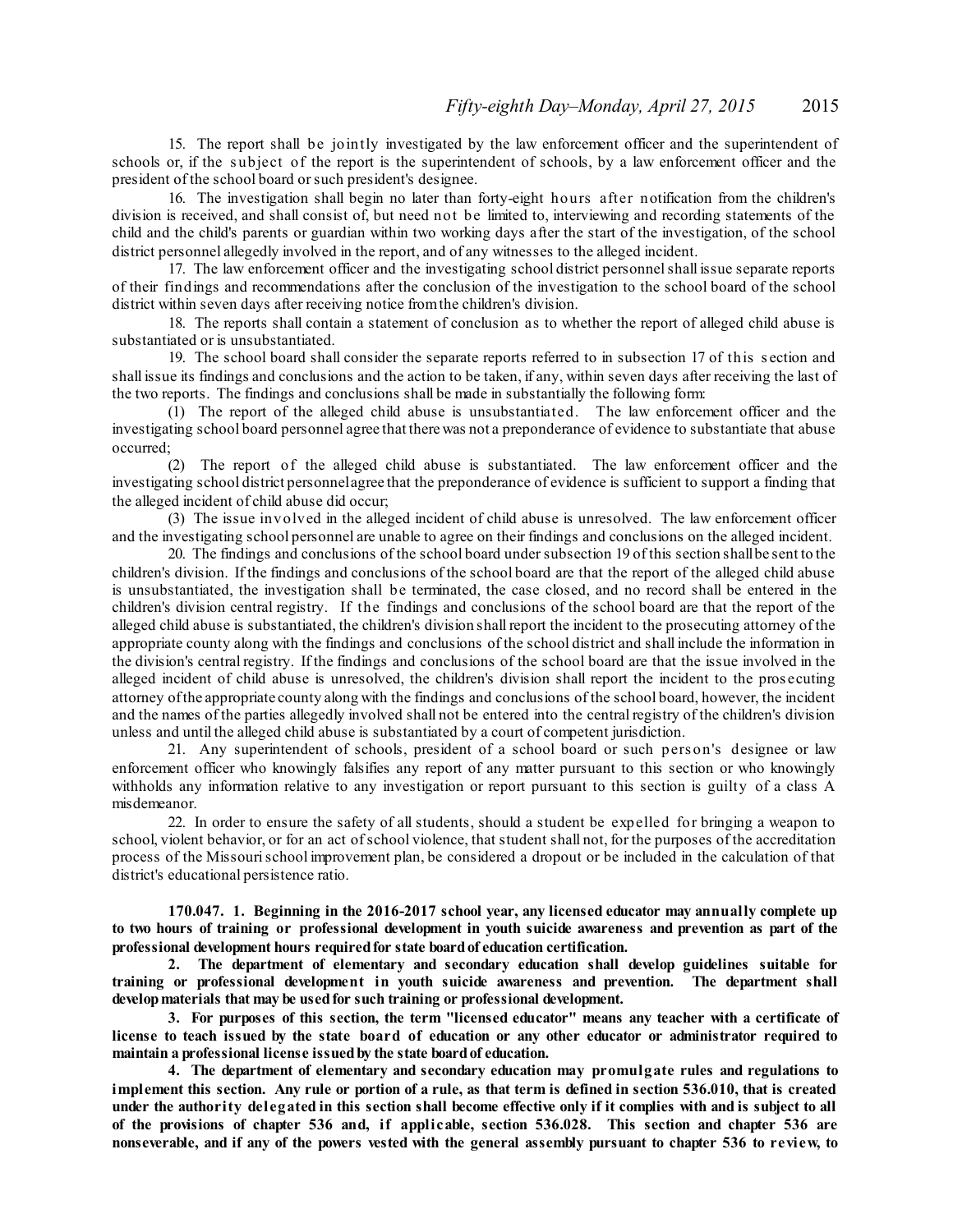15. The report shall be jointly investigated by the law enforcement officer and the superintendent of schools or, if the subject of the report is the superintendent of schools, by a law enforcement officer and the president of the school board or such president's designee.

16. The investigation shall begin no later than forty-eight hours after notification from the children's division is received, and shall consist of, but need not be limited to, interviewing and recording statements of the child and the child's parents or guardian within two working days after the start of the investigation, of the school district personnel allegedly involved in the report, and of any witnesses to the alleged incident.

17. The law enforcement officer and the investigating school district personnel shall issue separate reports of their findings and recommendations after the conclusion of the investigation to the school board of the school district within seven days after receiving notice from the children's division.

18. The reports shall contain a statement of conclusion as to whether the report of alleged child abuse is substantiated or is unsubstantiated.

19. The school board shall consider the separate reports referred to in subsection 17 of this section and shall issue its findings and conclusions and the action to be taken, if any, within seven days after receiving the last of the two reports. The findings and conclusions shall be made in substantially the following form:

(1) The report of the alleged child abuse is unsubstantiated. The law enforcement officer and the investigating school board personnel agree that there was not a preponderance of evidence to substantiate that abuse occurred;

(2) The report of the alleged child abuse is substantiated. The law enforcement officer and the investigating school district personnel agree that the preponderance of evidence is sufficient to support a finding that the alleged incident of child abuse did occur;

(3) The issue involved in the alleged incident of child abuse is unresolved. The law enforcement officer and the investigating school personnel are unable to agree on their findings and conclusions on the alleged incident.

20. The findings and conclusions of the school board under subsection 19 of this section shall be sent to the children's division. If the findings and conclusions of the school board are that the report of the alleged child abuse is unsubstantiated, the investigation shall be terminated, the case closed, and no record shall be entered in the children's division central registry. If the findings and conclusions of the school board are that the report of the alleged child abuse is substantiated, the children's division shall report the incident to the prosecuting attorney of the appropriate county along with the findings and conclusions of the school district and shall include the information in the division's central registry. If the findings and conclusions of the school board are that the issue involved in the alleged incident of child abuse is unresolved, the children's division shall report the incident to the prosecuting attorney of the appropriate county along with the findings and conclusions of the school board, however, the incident and the names of the parties allegedly involved shall not be entered into the central registry of the children's division unless and until the alleged child abuse is substantiated by a court of competent jurisdiction.

21. Any superintendent of schools, president of a school board or such person's designee or law enforcement officer who knowingly falsifies any report of any matter pursuant to this section or who knowingly withholds any information relative to any investigation or report pursuant to this section is guilty of a class A misdemeanor.

22. In order to ensure the safety of all students, should a student be expelled for bringing a weapon to school, violent behavior, or for an act of school violence, that student shall not, for the purposes of the accreditation process of the Missouri school improvement plan, be considered a dropout or be included in the calculation of that district's educational persistence ratio.

**170.047. 1. Beginning in the 2016-2017 school year, any licensed educator may annually complete up to two hours of training or professional development in youth suicide awareness and prevention as part of the professional development hours required for state board of education certification.**

**2. The department of elementary and secondary education shall develop guidelines suitable for training or professional development in youth suicide awareness and prevention. The department shall develop materials that may be used for such training or professional development.**

**3. For purposes of this section, the term "licensed educator" means any teacher with a certificate of license to teach issued by the state board of education or any other educator or administrator required to maintain a professional license issued by the state board of education.**

**4. The department of elementary and secondary education may promulgate rules and regulations to implement this section. Any rule or portion of a rule, as that term is defined in section 536.010, that is created under the authority delegated in this section shall become effective only if it complies with and is subject to all of the provisions of chapter 536 and, if applicable, section 536.028. This section and chapter 536 are nonseverable, and if any of the powers vested with the general assembly pursuant to chapter 536 to review, to**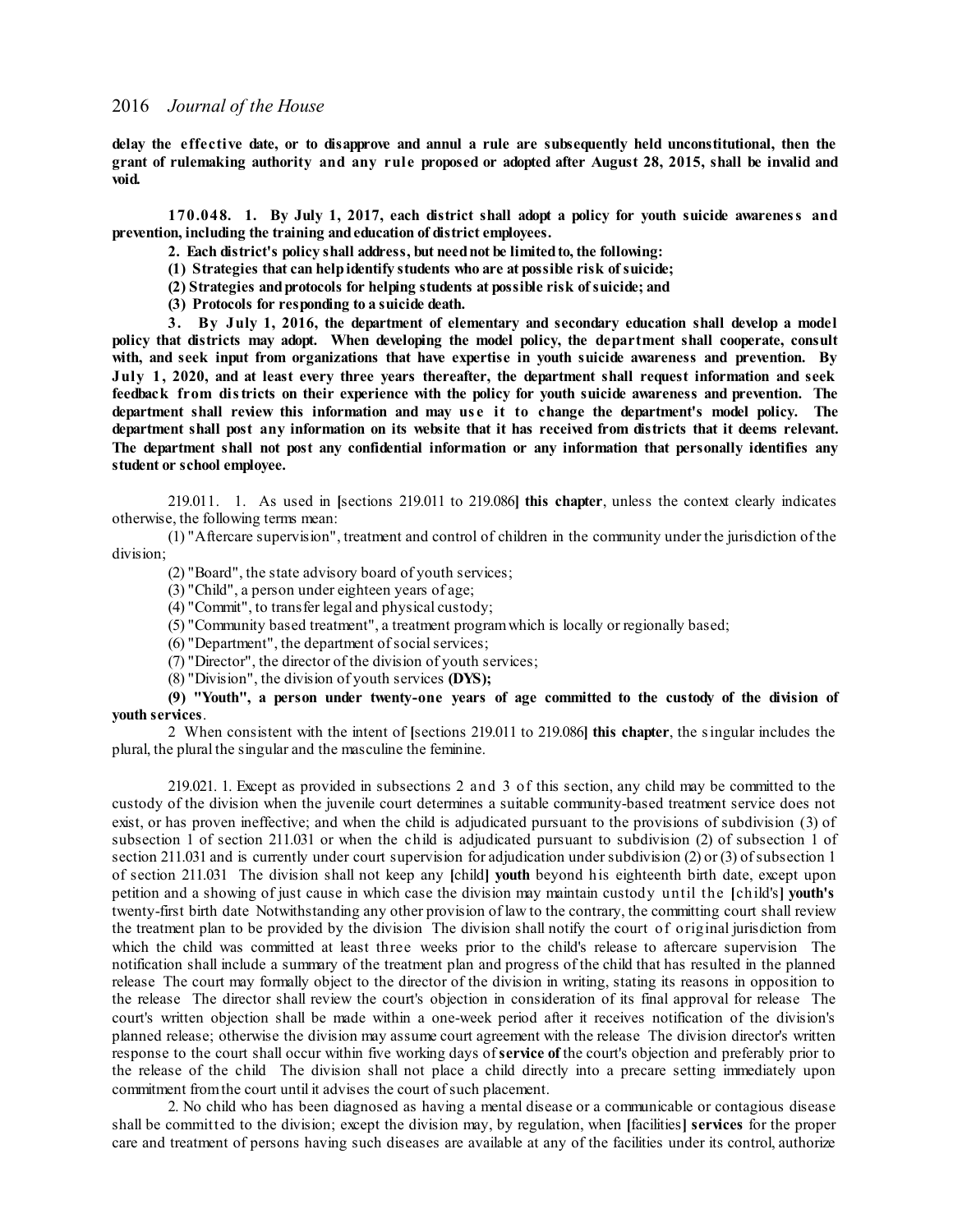**delay the effective date, or to disapprove and annul a rule are subsequently held unconstitutional, then the grant of rulemaking authority and any rule proposed or adopted after August 28, 2015, shall be invalid and void.**

**170.048. 1. By July 1, 2017, each district shall adopt a policy for youth suicide awareness and prevention, including the training and education of district employees.**

**2. Each district's policy shall address, but need not be limited to, the following:**

**(1) Strategies that can help identify students who are at possible risk of suicide;**

**(2) Strategies and protocols for helping students at possible risk of suicide; and**

**(3) Protocols for responding to a suicide death.**

**3. By July 1, 2016, the department of elementary and secondary education shall develop a model policy that districts may adopt. When developing the model policy, the department shall cooperate, consult with, and seek input from organizations that have expertise in youth suicide awareness and prevention. By July 1, 2020, and at least every three years thereafter, the department shall request information and seek feedback from districts on their experience with the policy for youth suicide awareness and prevention. The department shall review this information and may use it to change the department's model policy. The department shall post any information on its website that it has received from districts that it deems relevant. The department shall not post any confidential information or any information that personally identifies any student or school employee.**

219.011. 1. As used in **[**sections 219.011 to 219.086**] this chapter**, unless the context clearly indicates otherwise, the following terms mean:

(1) "Aftercare supervision", treatment and control of children in the community under the jurisdiction of the division;

(2) "Board", the state advisory board of youth services;

(3) "Child", a person under eighteen years of age;

(4) "Commit", to transfer legal and physical custody;

(5) "Community based treatment", a treatment program which is locally or regionally based;

(6) "Department", the department of social services;

(7) "Director", the director of the division of youth services;

(8) "Division", the division of youth services **(DYS);**

**(9) "Youth", a person under twenty-one years of age committed to the custody of the division of youth services**.

2 When consistent with the intent of **[**sections 219.011 to 219.086**] this chapter**, the singular includes the plural, the plural the singular and the masculine the feminine.

219.021. 1. Except as provided in subsections 2 and 3 of this section, any child may be committed to the custody of the division when the juvenile court determines a suitable community-based treatment service does not exist, or has proven ineffective; and when the child is adjudicated pursuant to the provisions of subdivision (3) of subsection 1 of section 211.031 or when the child is adjudicated pursuant to subdivision (2) of subsection 1 of section 211.031 and is currently under court supervision for adjudication under subdivision (2) or (3) of subsection 1 of section 211.031 The division shall not keep any **[**child**] youth** beyond his eighteenth birth date, except upon petition and a showing of just cause in which case the division may maintain custody until the **[**child's**] youth's** twenty-first birth date Notwithstanding any other provision of law to the contrary, the committing court shall review the treatment plan to be provided by the division The division shall notify the court of original jurisdiction from which the child was committed at least three weeks prior to the child's release to aftercare supervision The notification shall include a summary of the treatment plan and progress of the child that has resulted in the planned release The court may formally object to the director of the division in writing, stating its reasons in opposition to the release The director shall review the court's objection in consideration of its final approval for release The court's written objection shall be made within a one-week period after it receives notification of the division's planned release; otherwise the division may assume court agreement with the release The division director's written response to the court shall occur within five working days of **service of** the court's objection and preferably prior to the release of the child The division shall not place a child directly into a precare setting immediately upon commitment from the court until it advises the court of such placement.

2. No child who has been diagnosed as having a mental disease or a communicable or contagious disease shall be committed to the division; except the division may, by regulation, when **[**facilities**] services** for the proper care and treatment of persons having such diseases are available at any of the facilities under its control, authorize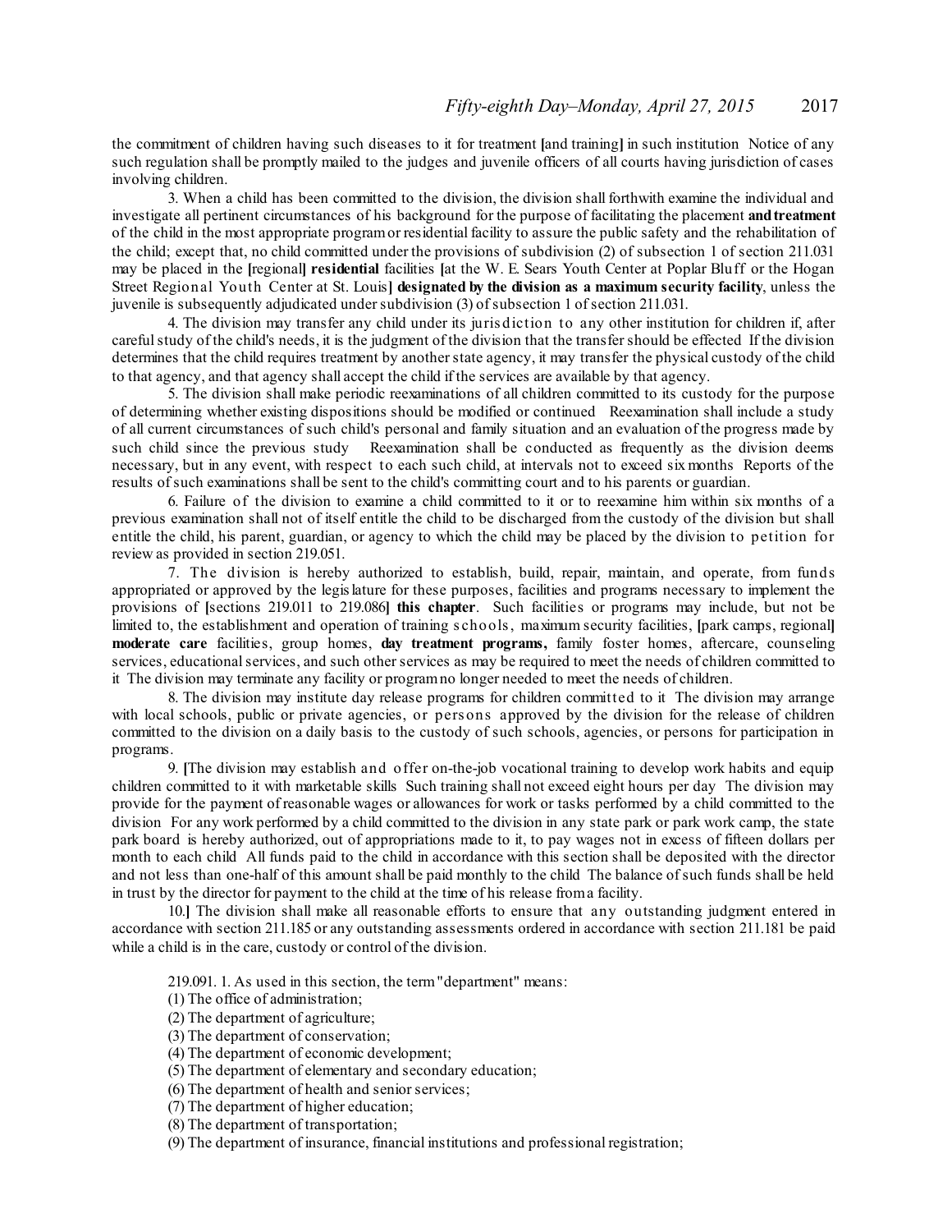the commitment of children having such diseases to it for treatment [and training] in such institution Notice of any such regulation shall be promptly mailed to the judges and juvenile officers of all courts having jurisdiction of cases involving children.

3. When a child has been committed to the division, the division shall forthwith examine the individual and investigate all pertinent circumstances of his background for the purpose of facilitating the placement **and treatment** of the child in the most appropriate program or residential facility to assure the public safety and the rehabilitation of the child; except that, no child committed under the provisions of subdivision (2) of subsection 1 of section 211.031 may be placed in the [regional] **residential** facilities [at the W. E. Sears Youth Center at Poplar Bluff or the Hogan Street Regional Youth Center at St. Louis] **designated by the division as a maximum security facility**, unless the juvenile is subsequently adjudicated under subdivision (3) of subsection 1 of section 211.031.

4. The division may transfer any child under its jurisdiction to any other institution for children if, after careful study of the child's needs, it is the judgment of the division that the transfer should be effected If the division determines that the child requires treatment by another state agency, it may transfer the physical custody of the child to that agency, and that agency shall accept the child if the services are available by that agency.

5. The division shall make periodic reexaminations of all children committed to its custody for the purpose of determining whether existing dispositions should be modified or continued Reexamination shall include a study of all current circumstances of such child's personal and family situation and an evaluation of the progress made by such child since the previous study Reexamination shall be conducted as frequently as the division deems necessary, but in any event, with respect to each such child, at intervals not to exceed six months Reports of the results of such examinations shall be sent to the child's committing court and to his parents or guardian.

6. Failure of the division to examine a child committed to it or to reexamine him within six months of a previous examination shall not of itself entitle the child to be discharged from the custody of the division but shall entitle the child, his parent, guardian, or agency to which the child may be placed by the division to petition for review as provided in section 219.051.

7. The division is hereby authorized to establish, build, repair, maintain, and operate, from funds appropriated or approved by the legislature for these purposes, facilities and programs necessary to implement the provisions of [sections 219.011 to 219.086] **this chapter**. Such facilities or programs may include, but not be limited to, the establishment and operation of training schools, maximum security facilities, [park camps, regional] **moderate care** facilities, group homes, **day treatment programs,** family foster homes, aftercare, counseling services, educational services, and such other services as may be required to meet the needs of children committed to it The division may terminate any facility or program no longer needed to meet the needs of children.

8. The division may institute day release programs for children committed to it The division may arrange with local schools, public or private agencies, or persons approved by the division for the release of children committed to the division on a daily basis to the custody of such schools, agencies, or persons for participation in programs.

9. [The division may establish and offer on-the-job vocational training to develop work habits and equip children committed to it with marketable skills Such training shall not exceed eight hours per day The division may provide for the payment of reasonable wages or allowances for work or tasks performed by a child committed to the division For any work performed by a child committed to the division in any state park or park work camp, the state park board is hereby authorized, out of appropriations made to it, to pay wages not in excess of fifteen dollars per month to each child All funds paid to the child in accordance with this section shall be deposited with the director and not less than one-half of this amount shall be paid monthly to the child The balance of such funds shall be held in trust by the director for payment to the child at the time of his release from a facility.

10.] The division shall make all reasonable efforts to ensure that any outstanding judgment entered in accordance with section 211.185 or any outstanding assessments ordered in accordance with section 211.181 be paid while a child is in the care, custody or control of the division.

219.091. 1. As used in this section, the term "department" means:

(1) The office of administration;

(2) The department of agriculture;

(3) The department of conservation;

(4) The department of economic development;

(5) The department of elementary and secondary education;

(6) The department of health and senior services;

(7) The department of higher education;

(8) The department of transportation;

(9) The department of insurance, financial institutions and professional registration;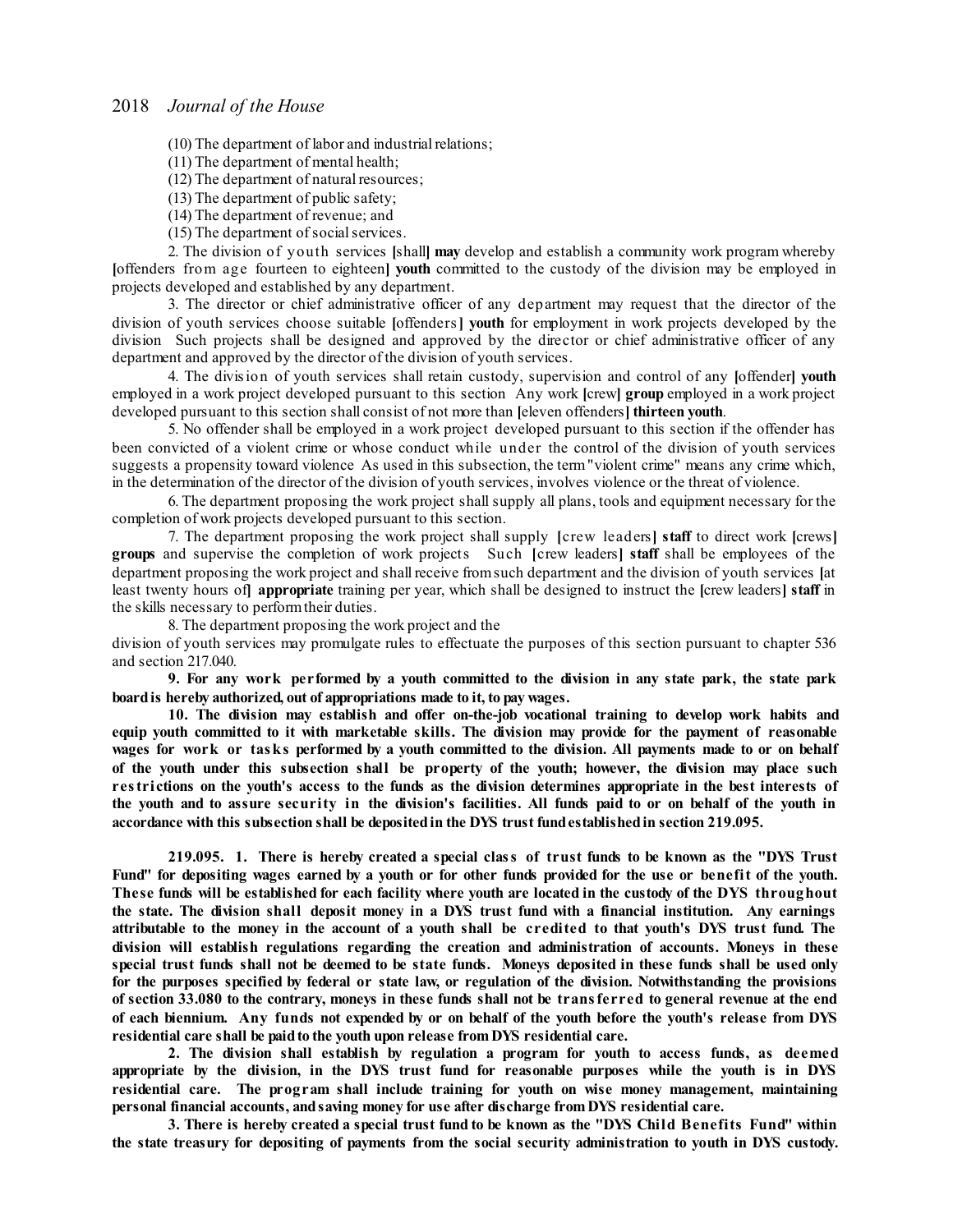(10) The department of labor and industrial relations;

(11) The department of mental health;

(12) The department of natural resources;

(13) The department of public safety;

(14) The department of revenue; and

(15) The department of social services.

2. The division of youth services [shall] **may** develop and establish a community work program whereby [offenders from age fourteen to eighteen] **youth** committed to the custody of the division may be employed in projects developed and established by any department.

3. The director or chief administrative officer of any department may request that the director of the division of youth services choose suitable [offenders] **youth** for employment in work projects developed by the division Such projects shall be designed and approved by the director or chief administrative officer of any department and approved by the director of the division of youth services.

4. The division of youth services shall retain custody, supervision and control of any [offender] **youth** employed in a work project developed pursuant to this section Any work [crew] **group** employed in a work project developed pursuant to this section shall consist of not more than [eleven offenders] **thirteen youth**.

5. No offender shall be employed in a work project developed pursuant to this section if the offender has been convicted of a violent crime or whose conduct while under the control of the division of youth services suggests a propensity toward violence As used in this subsection, the term "violent crime" means any crime which, in the determination of the director of the division of youth services, involves violence or the threat of violence.

6. The department proposing the work project shall supply all plans, tools and equipment necessary for the completion of work projects developed pursuant to this section.

7. The department proposing the work project shall supply [crew leaders] **staff** to direct work [crews] **groups** and supervise the completion of work projects Such [crew leaders] **staff** shall be employees of the department proposing the work project and shall receive from such department and the division of youth services [at least twenty hours of] **appropriate** training per year, which shall be designed to instruct the [crew leaders] **staff** in the skills necessary to perform their duties.

8. The department proposing the work project and the division of youth services may promulgate rules to effectuate the purposes of this section pursuant to chapter 536 and section 217.040.

**9. For any work performed by a youth committed to the division in any state park, the state park board is hereby authorized, out of appropriations made to it, to pay wages.**

**10. The division may establish and offer on-the-job vocational training to develop work habits and equip youth committed to it with marketable skills. The division may provide for the payment of reasonable wages for work or tasks performed by a youth committed to the division. All payments made to or on behalf of the youth under this subsection shall be property of the youth; however, the division may place such restrictions on the youth's access to the funds as the division determines appropriate in the best interests of the youth and to assure security in the division's facilities. All funds paid to or on behalf of the youth in accordance with this subsection shall be deposited in the DYS trust fund established in section 219.095.**

**219.095. 1. There is hereby created a special class of trust funds to be known as the "DYS Trust Fund" for depositing wages earned by a youth or for other funds provided for the use or benefit of the youth. These funds will be established for each facility where youth are located in the custody of the DYS throughout the state. The division shall deposit money in a DYS trust fund with a financial institution. Any earnings attributable to the money in the account of a youth shall be credited to that youth's DYS trust fund. The division will establish regulations regarding the creation and administration of accounts. Moneys in these special trust funds shall not be deemed to be state funds. Moneys deposited in these funds shall be used only for the purposes specified by federal or state law, or regulation of the division. Notwithstanding the provisions of section 33.080 to the contrary, moneys in these funds shall not be transferred to general revenue at the end of each biennium. Any funds not expended by or on behalf of the youth before the youth's release from DYS residential care shall be paid to the youth upon release from DYS residential care.**

**2. The division shall establish by regulation a program for youth to access funds, as deemed appropriate by the division, in the DYS trust fund for reasonable purposes while the youth is in DYS residential care. The program shall include training for youth on wise money management, maintaining personal financial accounts, and saving money for use after discharge from DYS residential care.**

**3. There is hereby created a special trust fund to be known as the "DYS Child Benefits Fund" within the state treasury for depositing of payments from the social security administration to youth in DYS custody.**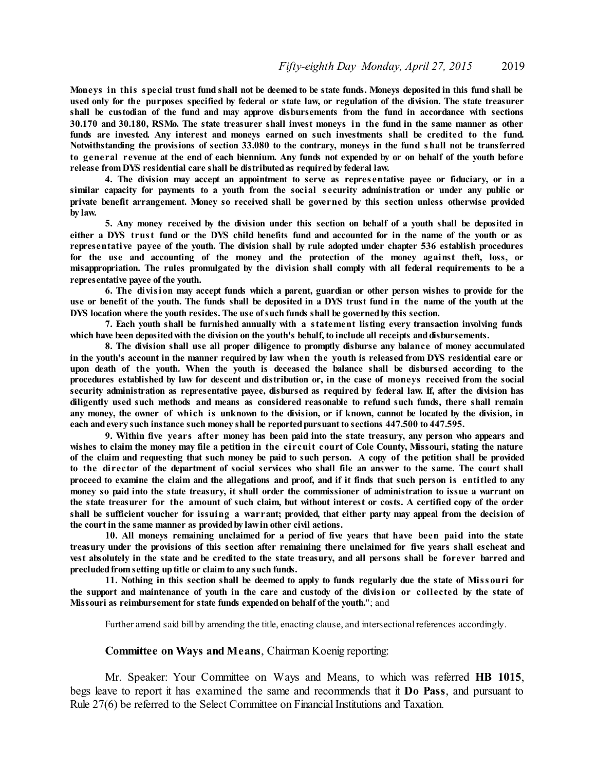**Moneys in this special trust fund shall not be deemed to be state funds. Moneys deposited in this fund shall be used only for the purposes specified by federal or state law, or regulation of the division. The state treasurer shall be custodian of the fund and may approve disbursements from the fund in accordance with sections 30.170 and 30.180, RSMo. The state treasurer shall invest moneys in the fund in the same manner as other funds are invested. Any interest and moneys earned on such investments shall be credited to the fund. Notwithstanding the provisions of section 33.080 to the contrary, moneys in the fund shall not be transferred to general revenue at the end of each biennium. Any funds not expended by or on behalf of the youth before release from DYS residential care shall be distributed as required by federal law.**

**4. The division may accept an appointment to serve as representative payee or fiduciary, or in a similar capacity for payments to a youth from the social security administration or under any public or private benefit arrangement. Money so received shall be governed by this section unless otherwise provided by law.**

**5. Any money received by the division under this section on behalf of a youth shall be deposited in either a DYS trust fund or the DYS child benefits fund and accounted for in the name of the youth or as representative payee of the youth. The division shall by rule adopted under chapter 536 establish procedures for the use and accounting of the money and the protection of the money against theft, loss, or misappropriation. The rules promulgated by the division shall comply with all federal requirements to be a representative payee of the youth.**

**6. The division may accept funds which a parent, guardian or other person wishes to provide for the use or benefit of the youth. The funds shall be deposited in a DYS trust fund in the name of the youth at the DYS location where the youth resides. The use of such funds shall be governed by this section.**

**7. Each youth shall be furnished annually with a statement listing every transaction involving funds which have been deposited with the division on the youth's behalf, to include all receipts and disbursements.**

**8. The division shall use all proper diligence to promptly disburse any balance of money accumulated in the youth's account in the manner required by law when the youth is released from DYS residential care or upon death of the youth. When the youth is deceased the balance shall be disbursed according to the procedures established by law for descent and distribution or, in the case of moneys received from the social security administration as representative payee, disbursed as required by federal law. If, after the division has diligently used such methods and means as considered reasonable to refund such funds, there shall remain any money, the owner of which is unknown to the division, or if known, cannot be located by the division, in each and every such instance such money shall be reported pursuant to sections 447.500 to 447.595.**

**9. Within five years after money has been paid into the state treasury, any person who appears and wishes to claim the money may file a petition in the circuit court of Cole County, Missouri, stating the nature of the claim and requesting that such money be paid to such person. A copy of the petition shall be provided to the director of the department of social services who shall file an answer to the same. The court shall proceed to examine the claim and the allegations and proof, and if it finds that such person is entitled to any money so paid into the state treasury, it shall order the commissioner of administration to issue a warrant on the state treasurer for the amount of such claim, but without interest or costs. A certified copy of the order shall be sufficient voucher for issuing a warrant; provided, that either party may appeal from the decision of the court in the same manner as provided by law in other civil actions.**

**10. All moneys remaining unclaimed for a period of five years that have been paid into the state treasury under the provisions of this section after remaining there unclaimed for five years shall escheat and vest absolutely in the state and be credited to the state treasury, and all persons shall be forever barred and precluded from setting up title or claim to any such funds.**

**11. Nothing in this section shall be deemed to apply to funds regularly due the state of Missouri for the support and maintenance of youth in the care and custody of the division or collected by the state of Missouri as reimbursement for state funds expended on behalf of the youth.**"; and

Further amend said bill by amending the title, enacting clause, and intersectional references accordingly.

**Committee on Ways and Means**, Chairman Koenig reporting:

Mr. Speaker: Your Committee on Ways and Means, to which was referred **HB 1015**, begs leave to report it has examined the same and recommends that it **Do Pass**, and pursuant to Rule 27(6) be referred to the Select Committee on Financial Institutions and Taxation.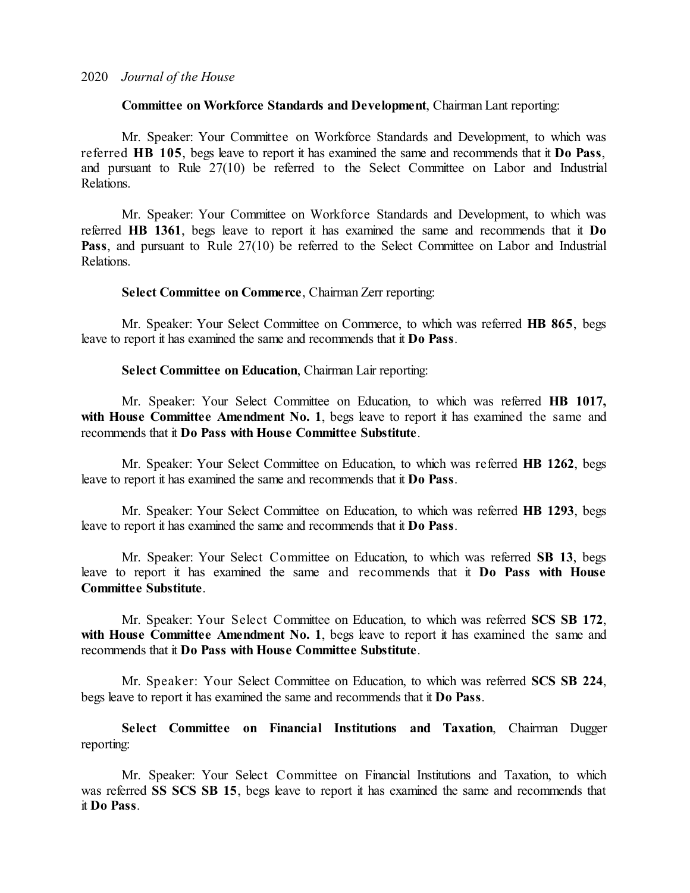**Committee on Workforce Standards and Development**, Chairman Lant reporting:

Mr. Speaker: Your Committee on Workforce Standards and Development, to which was referred **HB 105**, begs leave to report it has examined the same and recommends that it **Do Pass**, and pursuant to Rule 27(10) be referred to the Select Committee on Labor and Industrial Relations.

Mr. Speaker: Your Committee on Workforce Standards and Development, to which was referred **HB 1361**, begs leave to report it has examined the same and recommends that it **Do Pass**, and pursuant to Rule 27(10) be referred to the Select Committee on Labor and Industrial Relations.

**Select Committee on Commerce**, Chairman Zerr reporting:

Mr. Speaker: Your Select Committee on Commerce, to which was referred **HB 865**, begs leave to report it has examined the same and recommends that it **Do Pass**.

**Select Committee on Education**, Chairman Lair reporting:

Mr. Speaker: Your Select Committee on Education, to which was referred **HB 1017, with House Committee Amendment No. 1**, begs leave to report it has examined the same and recommends that it **Do Pass with House Committee Substitute**.

Mr. Speaker: Your Select Committee on Education, to which was referred **HB 1262**, begs leave to report it has examined the same and recommends that it **Do Pass**.

Mr. Speaker: Your Select Committee on Education, to which was referred **HB 1293**, begs leave to report it has examined the same and recommends that it **Do Pass**.

Mr. Speaker: Your Select Committee on Education, to which was referred **SB 13**, begs leave to report it has examined the same and recommends that it **Do Pass with House Committee Substitute**.

Mr. Speaker: Your Select Committee on Education, to which was referred **SCS SB 172**, **with House Committee Amendment No. 1**, begs leave to report it has examined the same and recommends that it **Do Pass with House Committee Substitute**.

Mr. Speaker: Your Select Committee on Education, to which was referred **SCS SB 224**, begs leave to report it has examined the same and recommends that it **Do Pass**.

**Select Committee on Financial Institutions and Taxation**, Chairman Dugger reporting:

Mr. Speaker: Your Select Committee on Financial Institutions and Taxation, to which was referred **SS SCS SB 15**, begs leave to report it has examined the same and recommends that it **Do Pass**.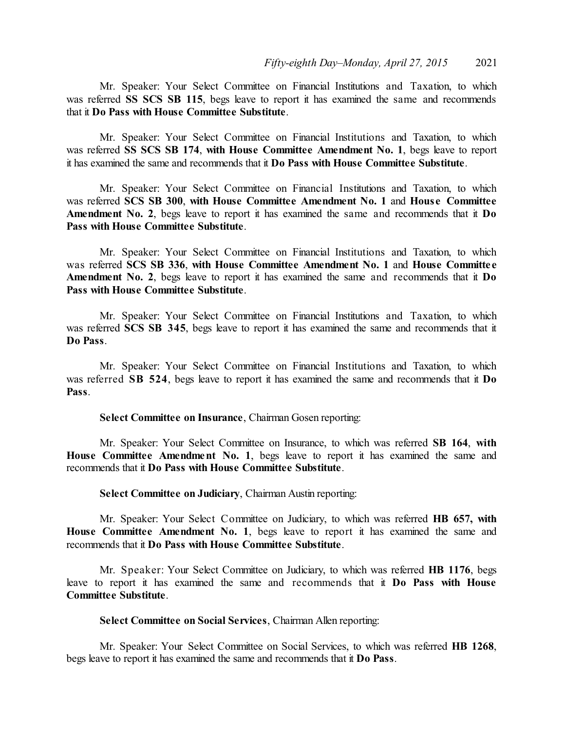Mr. Speaker: Your Select Committee on Financial Institutions and Taxation, to which was referred **SS SCS SB 115**, begs leave to report it has examined the same and recommends that it **Do Pass with House Committee Substitute**.

Mr. Speaker: Your Select Committee on Financial Institutions and Taxation, to which was referred **SS SCS SB 174**, **with House Committee Amendment No. 1**, begs leave to report it has examined the same and recommends that it **Do Pass with House Committee Substitute**.

Mr. Speaker: Your Select Committee on Financial Institutions and Taxation, to which was referred **SCS SB 300**, **with House Committee Amendment No. 1** and **House Committee Amendment No. 2**, begs leave to report it has examined the same and recommends that it **Do Pass with House Committee Substitute**.

Mr. Speaker: Your Select Committee on Financial Institutions and Taxation, to which was referred **SCS SB 336**, **with House Committee Amendment No. 1** and **House Committee Amendment No. 2**, begs leave to report it has examined the same and recommends that it **Do Pass with House Committee Substitute**.

Mr. Speaker: Your Select Committee on Financial Institutions and Taxation, to which was referred **SCS SB 345**, begs leave to report it has examined the same and recommends that it **Do Pass**.

Mr. Speaker: Your Select Committee on Financial Institutions and Taxation, to which was referred **SB 524**, begs leave to report it has examined the same and recommends that it **Do Pass**.

**Select Committee on Insurance**, Chairman Gosen reporting:

Mr. Speaker: Your Select Committee on Insurance, to which was referred **SB 164**, **with House Committee Amendment No. 1**, begs leave to report it has examined the same and recommends that it **Do Pass with House Committee Substitute**.

**Select Committee on Judiciary**, Chairman Austin reporting:

Mr. Speaker: Your Select Committee on Judiciary, to which was referred **HB 657, with House Committee Amendment No. 1**, begs leave to report it has examined the same and recommends that it **Do Pass with House Committee Substitute**.

Mr. Speaker: Your Select Committee on Judiciary, to which was referred **HB 1176**, begs leave to report it has examined the same and recommends that it **Do Pass with House Committee Substitute**.

**Select Committee on Social Services**, Chairman Allen reporting:

Mr. Speaker: Your Select Committee on Social Services, to which was referred **HB 1268**, begs leave to report it has examined the same and recommends that it **Do Pass**.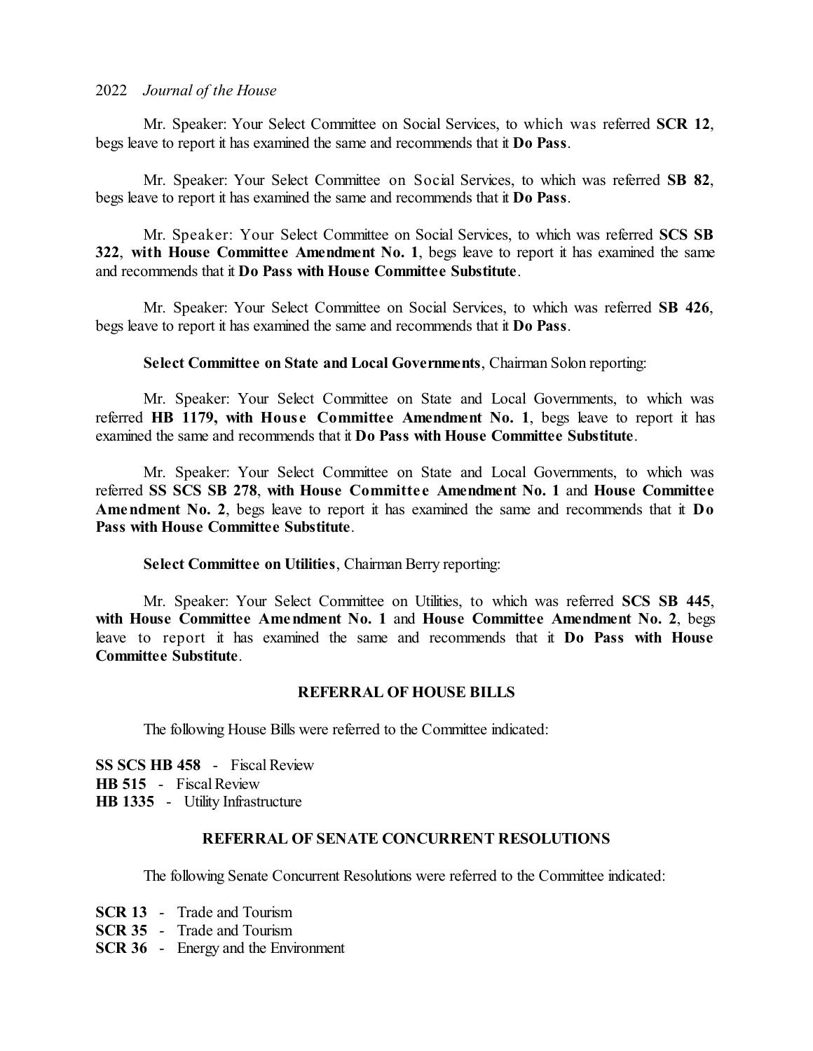Mr. Speaker: Your Select Committee on Social Services, to which was referred **SCR 12**, begs leave to report it has examined the same and recommends that it **Do Pass**.

Mr. Speaker: Your Select Committee on Social Services, to which was referred **SB 82**, begs leave to report it has examined the same and recommends that it **Do Pass**.

Mr. Speaker: Your Select Committee on Social Services, to which was referred **SCS SB 322**, **with House Committee Amendment No. 1**, begs leave to report it has examined the same and recommends that it **Do Pass with House Committee Substitute**.

Mr. Speaker: Your Select Committee on Social Services, to which was referred **SB 426**, begs leave to report it has examined the same and recommends that it **Do Pass**.

**Select Committee on State and Local Governments**, Chairman Solon reporting:

Mr. Speaker: Your Select Committee on State and Local Governments, to which was referred **HB 1179, with House Committee Amendment No. 1**, begs leave to report it has examined the same and recommends that it **Do Pass with House Committee Substitute**.

Mr. Speaker: Your Select Committee on State and Local Governments, to which was referred **SS SCS SB 278**, **with House Committee Amendment No. 1** and **House Committee Amendment No. 2**, begs leave to report it has examined the same and recommends that it **Do Pass with House Committee Substitute**.

**Select Committee on Utilities**, Chairman Berry reporting:

Mr. Speaker: Your Select Committee on Utilities, to which was referred **SCS SB 445**, **with House Committee Amendment No. 1** and **House Committee Amendment No. 2**, begs leave to report it has examined the same and recommends that it **Do Pass with House Committee Substitute**.

## REFERRAL OF HOUSE BILLS

The following House Bills were referred to the Committee indicated:

**SS SCS HB 458** - Fiscal Review
**HB 515** - Fiscal Review
**HB 1335** - Utility Infrastructure

## REFERRAL OF SENATE CONCURRENT RESOLUTIONS

The following Senate Concurrent Resolutions were referred to the Committee indicated:

**SCR 13** - Trade and Tourism
**SCR 35** - Trade and Tourism
**SCR 36** - Energy and the Environment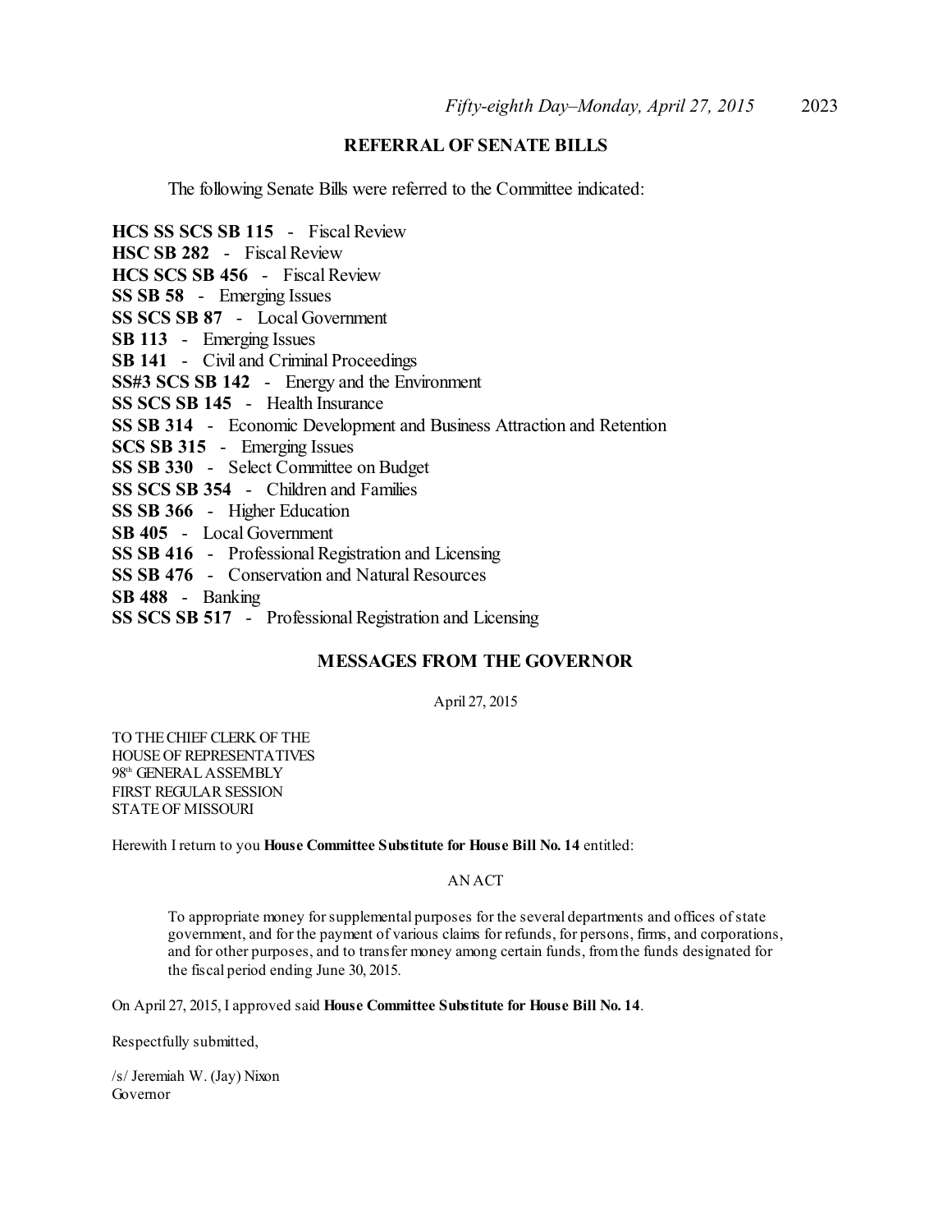## REFERRAL OF SENATE BILLS

The following Senate Bills were referred to the Committee indicated:

**HCS SS SCS SB 115** - Fiscal Review
**HSC SB 282** - Fiscal Review
**HCS SCS SB 456** - Fiscal Review
**SS SB 58** - Emerging Issues
**SS SCS SB 87** - Local Government
**SB 113** - Emerging Issues
**SB 141** - Civil and Criminal Proceedings
**SS#3 SCS SB 142** - Energy and the Environment
**SS SCS SB 145** - Health Insurance
**SS SB 314** - Economic Development and Business Attraction and Retention
**SCS SB 315** - Emerging Issues
**SS SB 330** - Select Committee on Budget
**SS SCS SB 354** - Children and Families
**SS SB 366** - Higher Education
**SB 405** - Local Government
**SS SB 416** - Professional Registration and Licensing
**SS SB 476** - Conservation and Natural Resources
**SB 488** - Banking
**SS SCS SB 517** - Professional Registration and Licensing

## MESSAGES FROM THE GOVERNOR

April 27, 2015

TO THE CHIEF CLERK OF THE
HOUSE OF REPRESENTATIVES
98th GENERAL ASSEMBLY
FIRST REGULAR SESSION
STATE OF MISSOURI

Herewith I return to you **House Committee Substitute for House Bill No. 14** entitled:

AN ACT

To appropriate money for supplemental purposes for the several departments and offices of state government, and for the payment of various claims for refunds, for persons, firms, and corporations, and for other purposes, and to transfer money among certain funds, from the funds designated for the fiscal period ending June 30, 2015.

On April 27, 2015, I approved said **House Committee Substitute for House Bill No. 14**.

Respectfully submitted,

/s/ Jeremiah W. (Jay) Nixon
Governor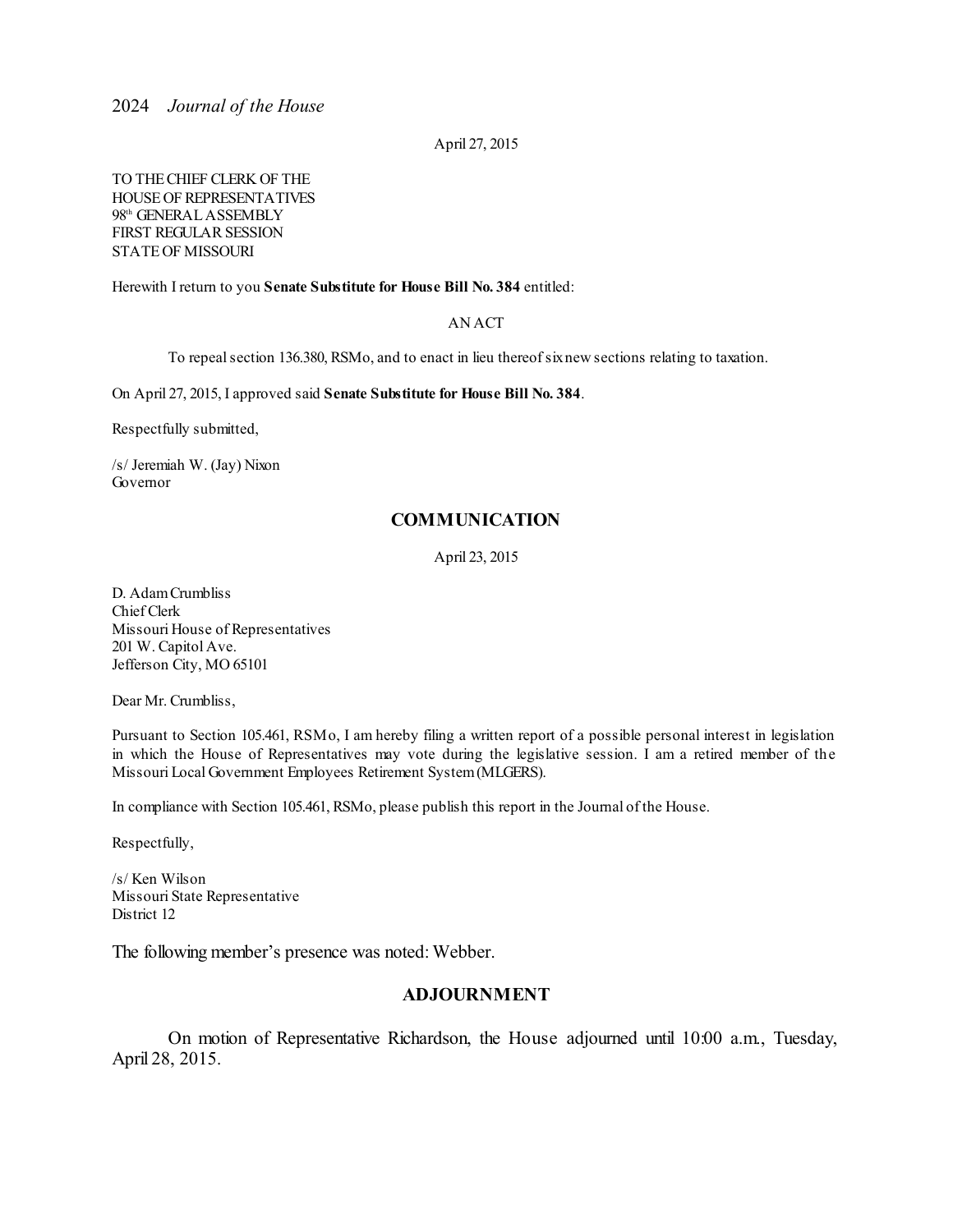April 27, 2015

TO THE CHIEF CLERK OF THE
HOUSE OF REPRESENTATIVES
98th GENERAL ASSEMBLY
FIRST REGULAR SESSION
STATE OF MISSOURI

Herewith I return to you **Senate Substitute for House Bill No. 384** entitled:

AN ACT

To repeal section 136.380, RSMo, and to enact in lieu thereof six new sections relating to taxation.

On April 27, 2015, I approved said **Senate Substitute for House Bill No. 384**.

Respectfully submitted,

/s/ Jeremiah W. (Jay) Nixon
Governor

## COMMUNICATION

April 23, 2015

D. Adam Crumbliss
Chief Clerk
Missouri House of Representatives
201 W. Capitol Ave.
Jefferson City, MO 65101

Dear Mr. Crumbliss,

Pursuant to Section 105.461, RSMo, I am hereby filing a written report of a possible personal interest in legislation in which the House of Representatives may vote during the legislative session. I am a retired member of the Missouri Local Government Employees Retirement System (MLGERS).

In compliance with Section 105.461, RSMo, please publish this report in the Journal of the House.

Respectfully,

/s/ Ken Wilson
Missouri State Representative
District 12

The following member's presence was noted: Webber.

## ADJOURNMENT

On motion of Representative Richardson, the House adjourned until 10:00 a.m., Tuesday, April 28, 2015.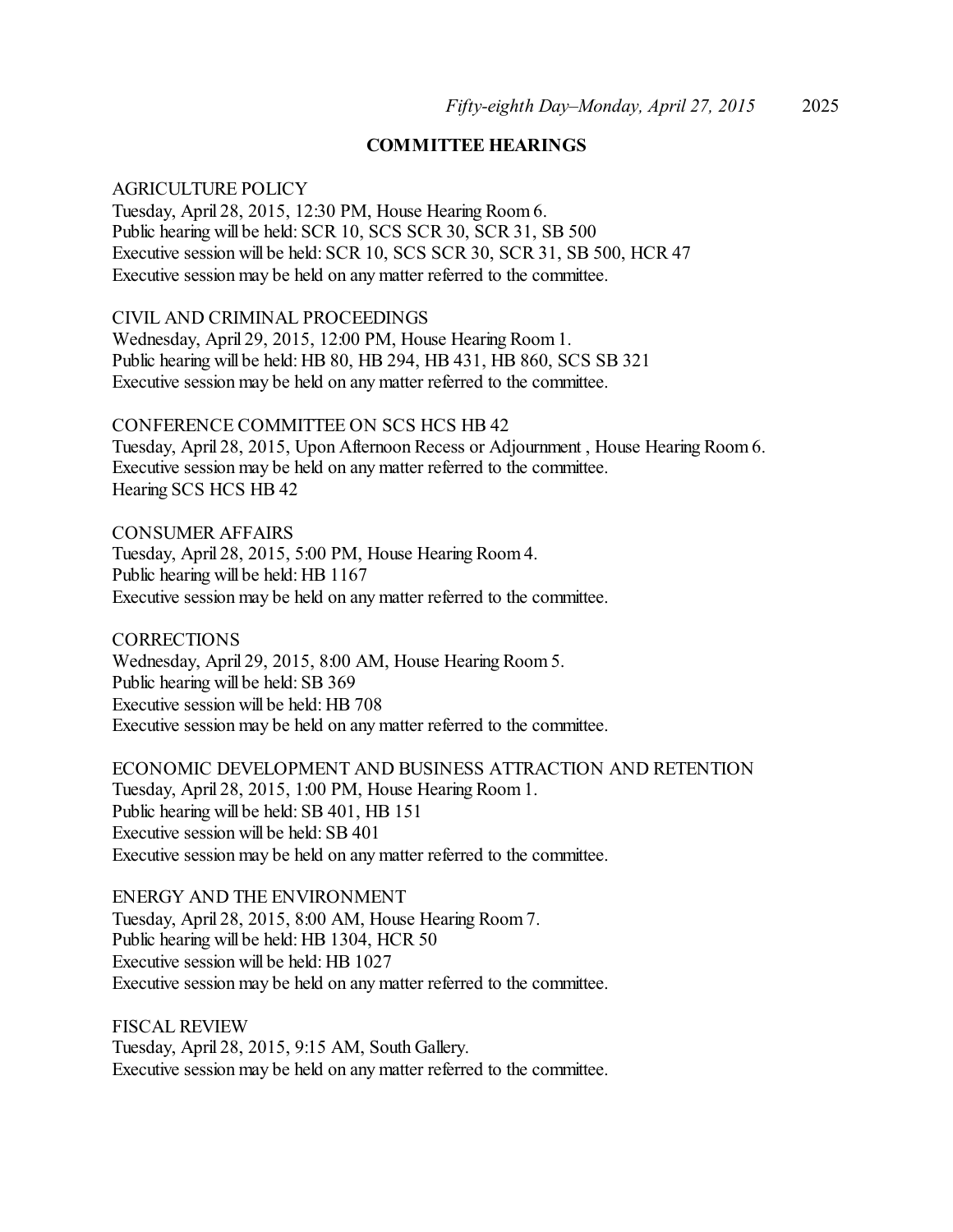## COMMITTEE HEARINGS

AGRICULTURE POLICY
Tuesday, April 28, 2015, 12:30 PM, House Hearing Room 6.
Public hearing will be held: SCR 10, SCS SCR 30, SCR 31, SB 500
Executive session will be held: SCR 10, SCS SCR 30, SCR 31, SB 500, HCR 47
Executive session may be held on any matter referred to the committee.

CIVIL AND CRIMINAL PROCEEDINGS
Wednesday, April 29, 2015, 12:00 PM, House Hearing Room 1.
Public hearing will be held: HB 80, HB 294, HB 431, HB 860, SCS SB 321
Executive session may be held on any matter referred to the committee.

CONFERENCE COMMITTEE ON SCS HCS HB 42
Tuesday, April 28, 2015, Upon Afternoon Recess or Adjournment , House Hearing Room 6.
Executive session may be held on any matter referred to the committee.
Hearing SCS HCS HB 42

CONSUMER AFFAIRS
Tuesday, April 28, 2015, 5:00 PM, House Hearing Room 4.
Public hearing will be held: HB 1167
Executive session may be held on any matter referred to the committee.

CORRECTIONS
Wednesday, April 29, 2015, 8:00 AM, House Hearing Room 5.
Public hearing will be held: SB 369
Executive session will be held: HB 708
Executive session may be held on any matter referred to the committee.

ECONOMIC DEVELOPMENT AND BUSINESS ATTRACTION AND RETENTION
Tuesday, April 28, 2015, 1:00 PM, House Hearing Room 1.
Public hearing will be held: SB 401, HB 151
Executive session will be held: SB 401
Executive session may be held on any matter referred to the committee.

ENERGY AND THE ENVIRONMENT
Tuesday, April 28, 2015, 8:00 AM, House Hearing Room 7.
Public hearing will be held: HB 1304, HCR 50
Executive session will be held: HB 1027
Executive session may be held on any matter referred to the committee.

FISCAL REVIEW
Tuesday, April 28, 2015, 9:15 AM, South Gallery.
Executive session may be held on any matter referred to the committee.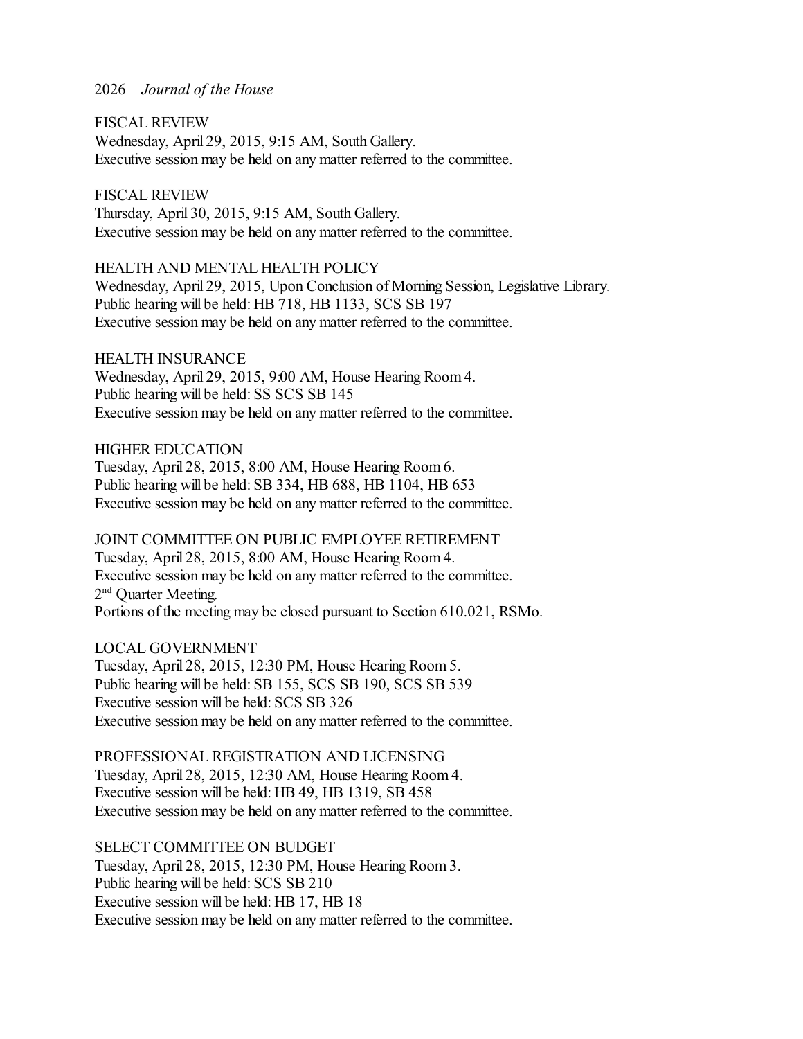FISCAL REVIEW
Wednesday, April 29, 2015, 9:15 AM, South Gallery.
Executive session may be held on any matter referred to the committee.

FISCAL REVIEW
Thursday, April 30, 2015, 9:15 AM, South Gallery.
Executive session may be held on any matter referred to the committee.

HEALTH AND MENTAL HEALTH POLICY
Wednesday, April 29, 2015, Upon Conclusion of Morning Session, Legislative Library.
Public hearing will be held: HB 718, HB 1133, SCS SB 197
Executive session may be held on any matter referred to the committee.

HEALTH INSURANCE
Wednesday, April 29, 2015, 9:00 AM, House Hearing Room 4.
Public hearing will be held: SS SCS SB 145
Executive session may be held on any matter referred to the committee.

HIGHER EDUCATION
Tuesday, April 28, 2015, 8:00 AM, House Hearing Room 6.
Public hearing will be held: SB 334, HB 688, HB 1104, HB 653
Executive session may be held on any matter referred to the committee.

JOINT COMMITTEE ON PUBLIC EMPLOYEE RETIREMENT
Tuesday, April 28, 2015, 8:00 AM, House Hearing Room 4.
Executive session may be held on any matter referred to the committee.
2nd Quarter Meeting.
Portions of the meeting may be closed pursuant to Section 610.021, RSMo.

LOCAL GOVERNMENT
Tuesday, April 28, 2015, 12:30 PM, House Hearing Room 5.
Public hearing will be held: SB 155, SCS SB 190, SCS SB 539
Executive session will be held: SCS SB 326
Executive session may be held on any matter referred to the committee.

PROFESSIONAL REGISTRATION AND LICENSING
Tuesday, April 28, 2015, 12:30 AM, House Hearing Room 4.
Executive session will be held: HB 49, HB 1319, SB 458
Executive session may be held on any matter referred to the committee.

SELECT COMMITTEE ON BUDGET
Tuesday, April 28, 2015, 12:30 PM, House Hearing Room 3.
Public hearing will be held: SCS SB 210
Executive session will be held: HB 17, HB 18
Executive session may be held on any matter referred to the committee.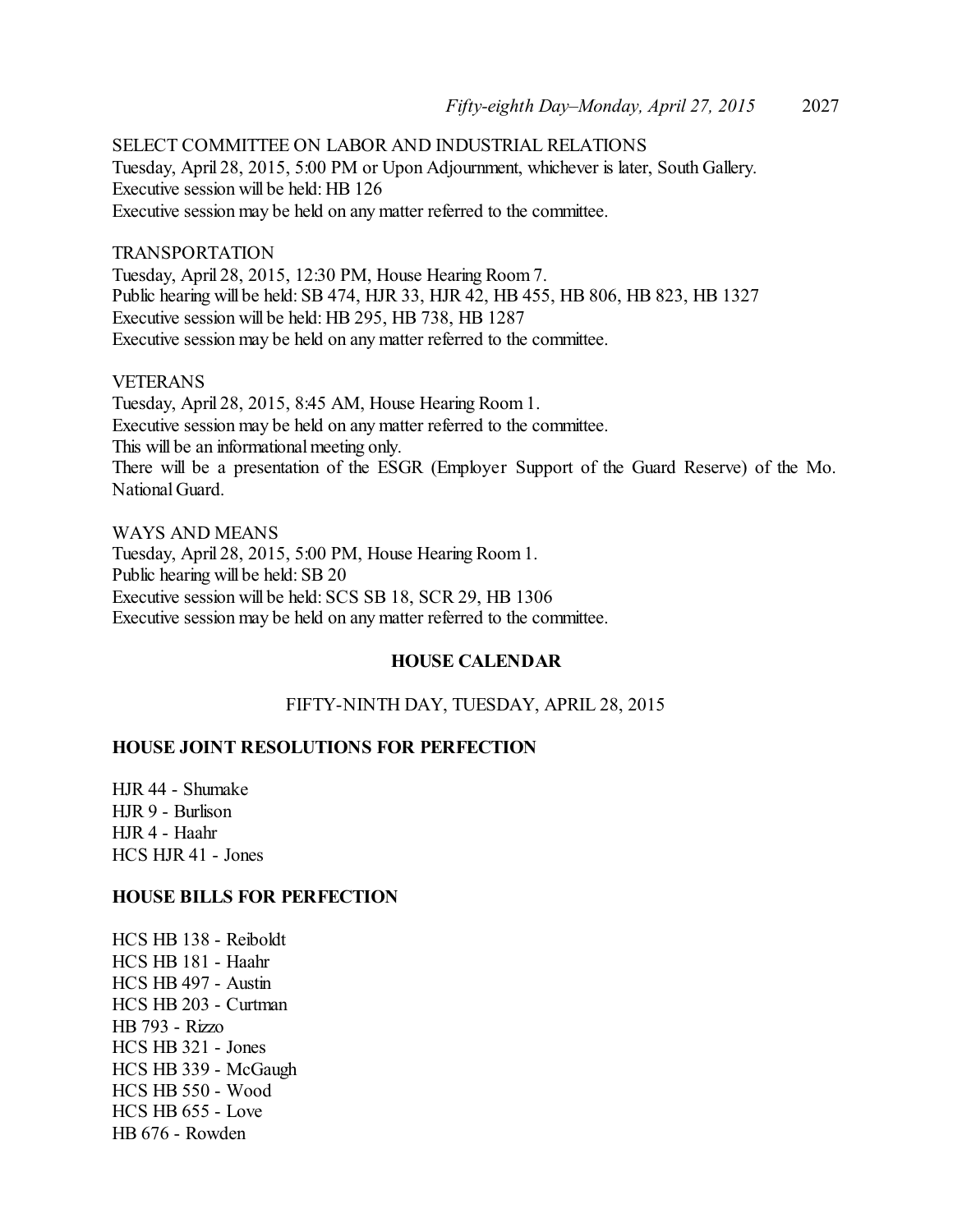SELECT COMMITTEE ON LABOR AND INDUSTRIAL RELATIONS
Tuesday, April 28, 2015, 5:00 PM or Upon Adjournment, whichever is later, South Gallery.
Executive session will be held: HB 126
Executive session may be held on any matter referred to the committee.

TRANSPORTATION
Tuesday, April 28, 2015, 12:30 PM, House Hearing Room 7.
Public hearing will be held: SB 474, HJR 33, HJR 42, HB 455, HB 806, HB 823, HB 1327
Executive session will be held: HB 295, HB 738, HB 1287
Executive session may be held on any matter referred to the committee.

VETERANS
Tuesday, April 28, 2015, 8:45 AM, House Hearing Room 1.
Executive session may be held on any matter referred to the committee.
This will be an informational meeting only.
There will be a presentation of the ESGR (Employer Support of the Guard Reserve) of the Mo. National Guard.

WAYS AND MEANS
Tuesday, April 28, 2015, 5:00 PM, House Hearing Room 1.
Public hearing will be held: SB 20
Executive session will be held: SCS SB 18, SCR 29, HB 1306
Executive session may be held on any matter referred to the committee.

## HOUSE CALENDAR

FIFTY-NINTH DAY, TUESDAY, APRIL 28, 2015

### HOUSE JOINT RESOLUTIONS FOR PERFECTION

HJR 44 - Shumake
HJR 9 - Burlison
HJR 4 - Haahr
HCS HJR 41 - Jones

### HOUSE BILLS FOR PERFECTION

HCS HB 138 - Reiboldt
HCS HB 181 - Haahr
HCS HB 497 - Austin
HCS HB 203 - Curtman
HB 793 - Rizzo
HCS HB 321 - Jones
HCS HB 339 - McGaugh
HCS HB 550 - Wood
HCS HB 655 - Love
HB 676 - Rowden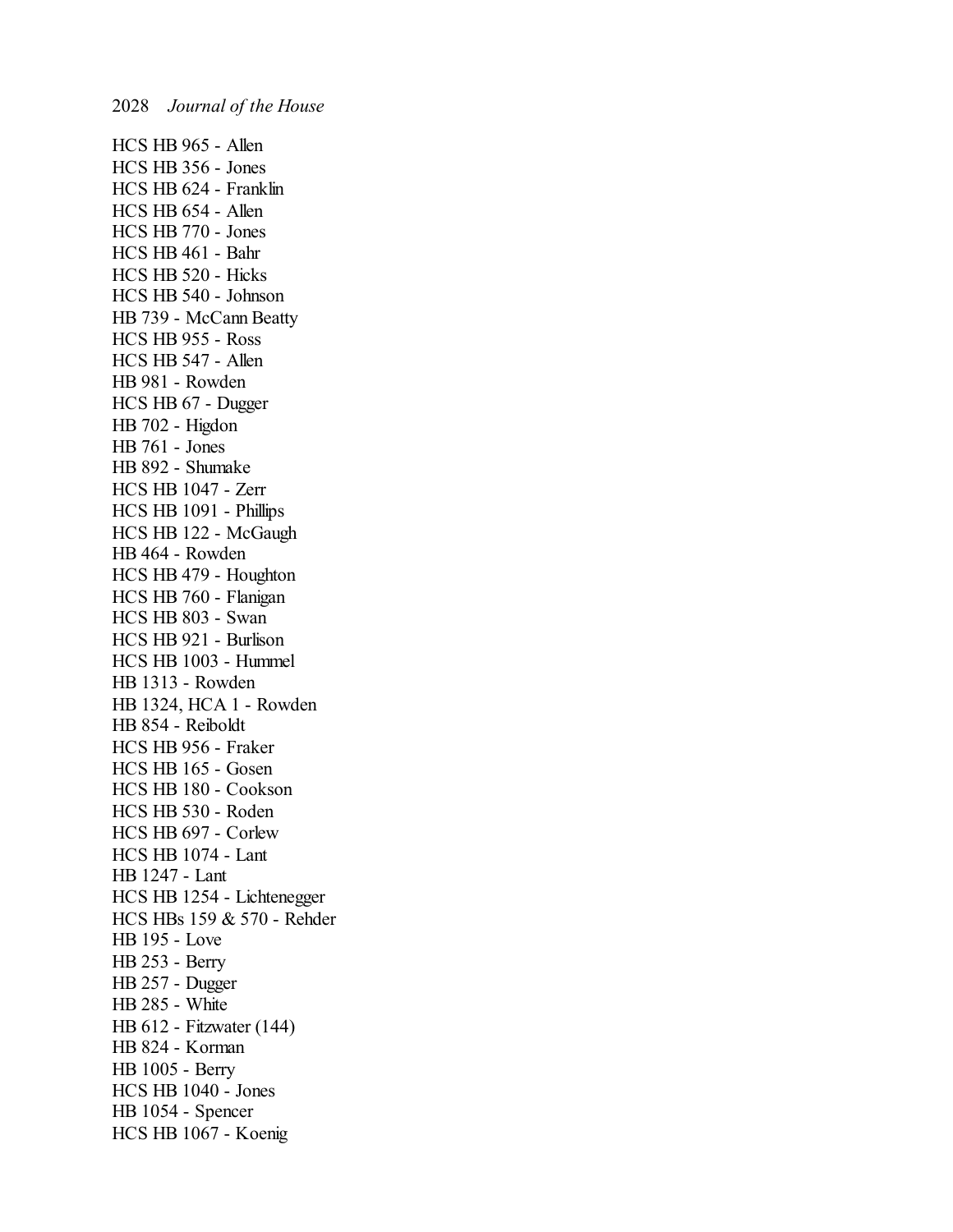HCS HB 965 - Allen
HCS HB 356 - Jones
HCS HB 624 - Franklin
HCS HB 654 - Allen
HCS HB 770 - Jones
HCS HB 461 - Bahr
HCS HB 520 - Hicks
HCS HB 540 - Johnson
HB 739 - McCann Beatty
HCS HB 955 - Ross
HCS HB 547 - Allen
HB 981 - Rowden
HCS HB 67 - Dugger
HB 702 - Higdon
HB 761 - Jones
HB 892 - Shumake
HCS HB 1047 - Zerr
HCS HB 1091 - Phillips
HCS HB 122 - McGaugh
HB 464 - Rowden
HCS HB 479 - Houghton
HCS HB 760 - Flanigan
HCS HB 803 - Swan
HCS HB 921 - Burlison
HCS HB 1003 - Hummel
HB 1313 - Rowden
HB 1324, HCA 1 - Rowden
HB 854 - Reiboldt
HCS HB 956 - Fraker
HCS HB 165 - Gosen
HCS HB 180 - Cookson
HCS HB 530 - Roden
HCS HB 697 - Corlew
HCS HB 1074 - Lant
HB 1247 - Lant
HCS HB 1254 - Lichtenegger
HCS HBs 159 & 570 - Rehder
HB 195 - Love
HB 253 - Berry
HB 257 - Dugger
HB 285 - White
HB 612 - Fitzwater (144)
HB 824 - Korman
HB 1005 - Berry
HCS HB 1040 - Jones
HB 1054 - Spencer
HCS HB 1067 - Koenig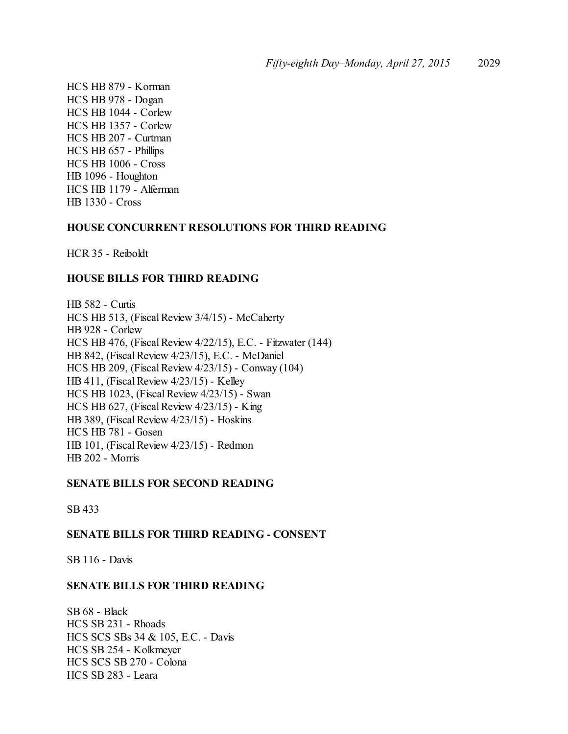HCS HB 879 - Korman
HCS HB 978 - Dogan
HCS HB 1044 - Corlew
HCS HB 1357 - Corlew
HCS HB 207 - Curtman
HCS HB 657 - Phillips
HCS HB 1006 - Cross
HB 1096 - Houghton
HCS HB 1179 - Alferman
HB 1330 - Cross

**HOUSE CONCURRENT RESOLUTIONS FOR THIRD READING**

HCR 35 - Reiboldt

**HOUSE BILLS FOR THIRD READING**

HB 582 - Curtis
HCS HB 513, (Fiscal Review 3/4/15) - McCaherty
HB 928 - Corlew
HCS HB 476, (Fiscal Review 4/22/15), E.C. - Fitzwater (144)
HB 842, (Fiscal Review 4/23/15), E.C. - McDaniel
HCS HB 209, (Fiscal Review 4/23/15) - Conway (104)
HB 411, (Fiscal Review 4/23/15) - Kelley
HCS HB 1023, (Fiscal Review 4/23/15) - Swan
HCS HB 627, (Fiscal Review 4/23/15) - King
HB 389, (Fiscal Review 4/23/15) - Hoskins
HCS HB 781 - Gosen
HB 101, (Fiscal Review 4/23/15) - Redmon
HB 202 - Morris

**SENATE BILLS FOR SECOND READING**

SB 433

**SENATE BILLS FOR THIRD READING - CONSENT**

SB 116 - Davis

**SENATE BILLS FOR THIRD READING**

SB 68 - Black
HCS SB 231 - Rhoads
HCS SCS SBs 34 & 105, E.C. - Davis
HCS SB 254 - Kolkmeyer
HCS SCS SB 270 - Colona
HCS SB 283 - Leara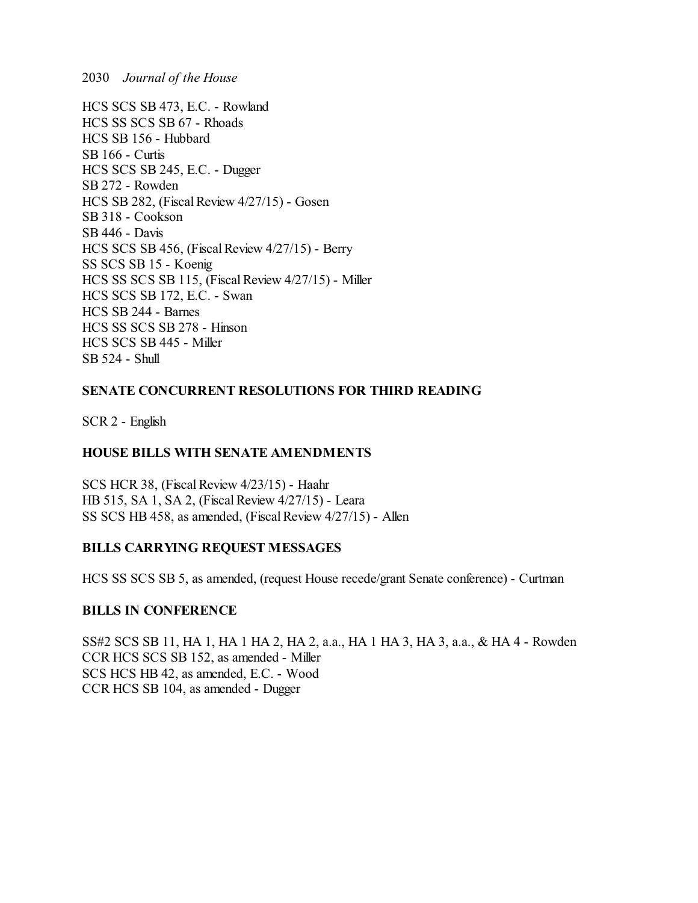HCS SCS SB 473, E.C. - Rowland
HCS SS SCS SB 67 - Rhoads
HCS SB 156 - Hubbard
SB 166 - Curtis
HCS SCS SB 245, E.C. - Dugger
SB 272 - Rowden
HCS SB 282, (Fiscal Review 4/27/15) - Gosen
SB 318 - Cookson
SB 446 - Davis
HCS SCS SB 456, (Fiscal Review 4/27/15) - Berry
SS SCS SB 15 - Koenig
HCS SS SCS SB 115, (Fiscal Review 4/27/15) - Miller
HCS SCS SB 172, E.C. - Swan
HCS SB 244 - Barnes
HCS SS SCS SB 278 - Hinson
HCS SCS SB 445 - Miller
SB 524 - Shull

**SENATE CONCURRENT RESOLUTIONS FOR THIRD READING**

SCR 2 - English

**HOUSE BILLS WITH SENATE AMENDMENTS**

SCS HCR 38, (Fiscal Review 4/23/15) - Haahr
HB 515, SA 1, SA 2, (Fiscal Review 4/27/15) - Leara
SS SCS HB 458, as amended, (Fiscal Review 4/27/15) - Allen

**BILLS CARRYING REQUEST MESSAGES**

HCS SS SCS SB 5, as amended, (request House recede/grant Senate conference) - Curtman

**BILLS IN CONFERENCE**

SS#2 SCS SB 11, HA 1, HA 1 HA 2, HA 2, a.a., HA 1 HA 3, HA 3, a.a., & HA 4 - Rowden
CCR HCS SCS SB 152, as amended - Miller
SCS HCS HB 42, as amended, E.C. - Wood
CCR HCS SB 104, as amended - Dugger